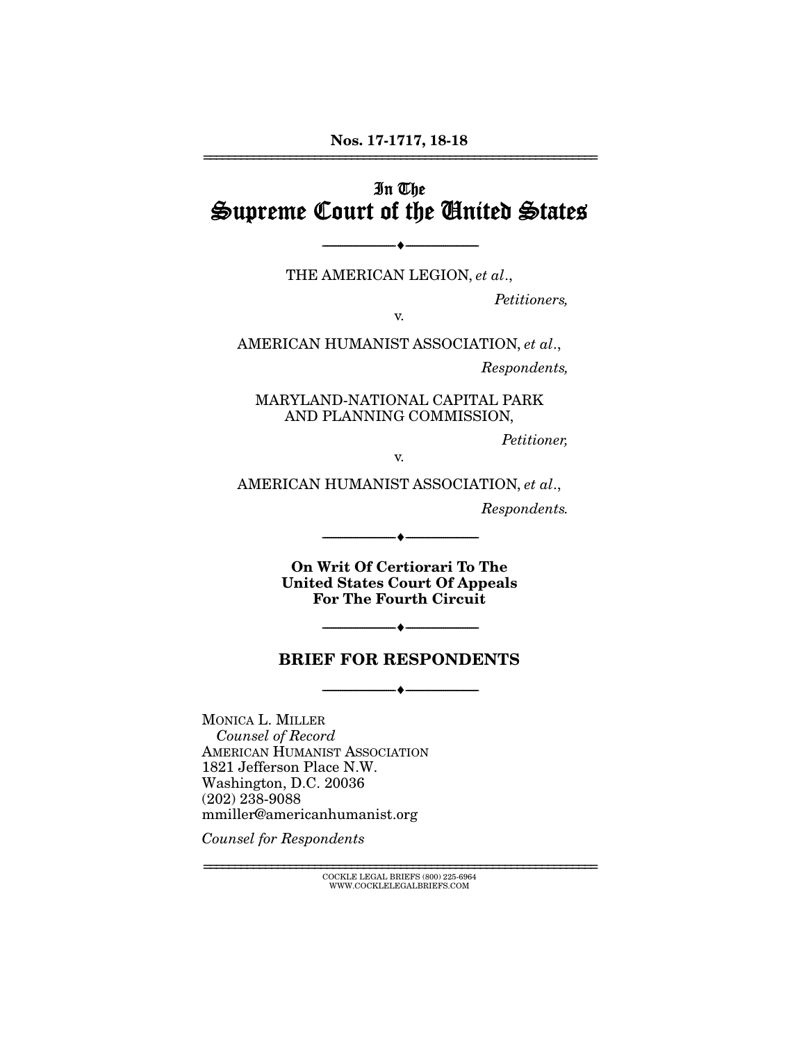Nos. 17-1717, 18-18

---

In The

# Supreme Court of the United States

---

THE AMERICAN LEGION, *et al*.,

*Petitioners,*

v.

AMERICAN HUMANIST ASSOCIATION, *et al*.,

*Respondents,*

MARYLAND-NATIONAL CAPITAL PARK AND PLANNING COMMISSION,

*Petitioner,*

v.

AMERICAN HUMANIST ASSOCIATION, *et al*.,

*Respondents.*

---

**On Writ Of Certiorari To The United States Court Of Appeals For The Fourth Circuit**

---

## BRIEF FOR RESPONDENTS

---

MONICA L. MILLER
*Counsel of Record*
AMERICAN HUMANIST ASSOCIATION
1821 Jefferson Place N.W.
Washington, D.C. 20036
(202) 238-9088
mmiller@americanhumanist.org

*Counsel for Respondents*

---

COCKLE LEGAL BRIEFS (800) 225-6964
WWW.COCKLELEGALBRIEFS.COM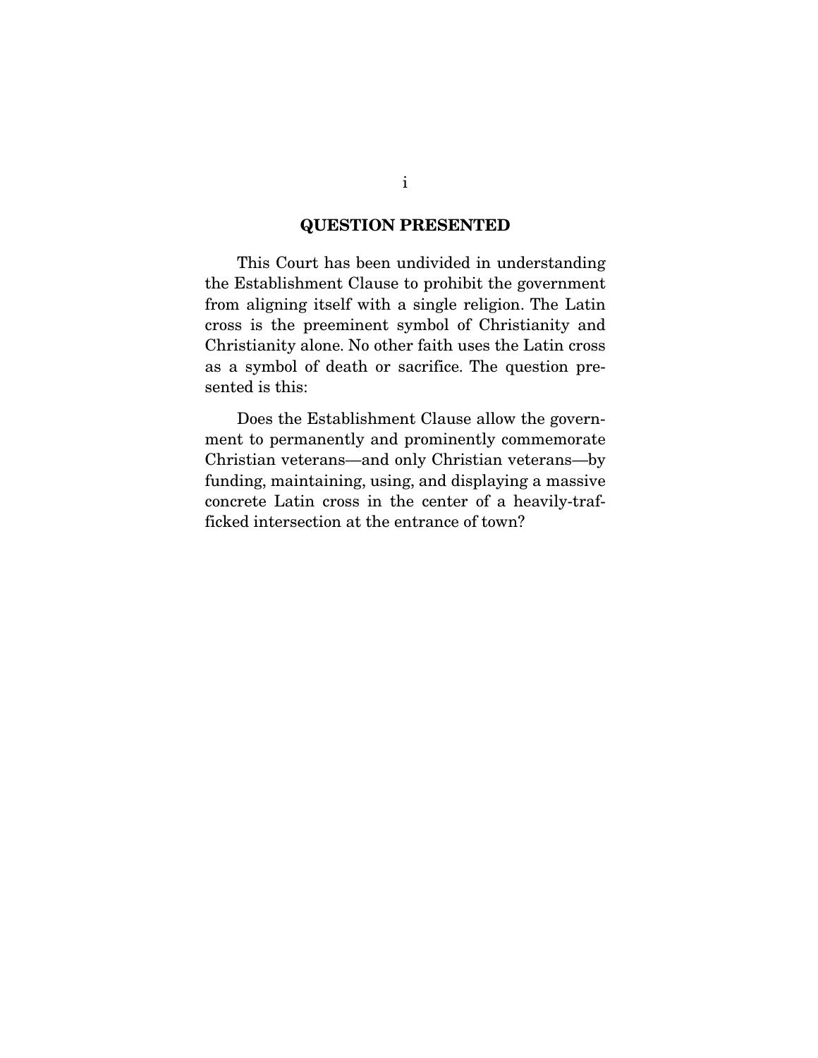## QUESTION PRESENTED

This Court has been undivided in understanding the Establishment Clause to prohibit the government from aligning itself with a single religion. The Latin cross is the preeminent symbol of Christianity and Christianity alone. No other faith uses the Latin cross as a symbol of death or sacrifice. The question presented is this:

Does the Establishment Clause allow the government to permanently and prominently commemorate Christian veterans—and only Christian veterans—by funding, maintaining, using, and displaying a massive concrete Latin cross in the center of a heavily-trafficked intersection at the entrance of town?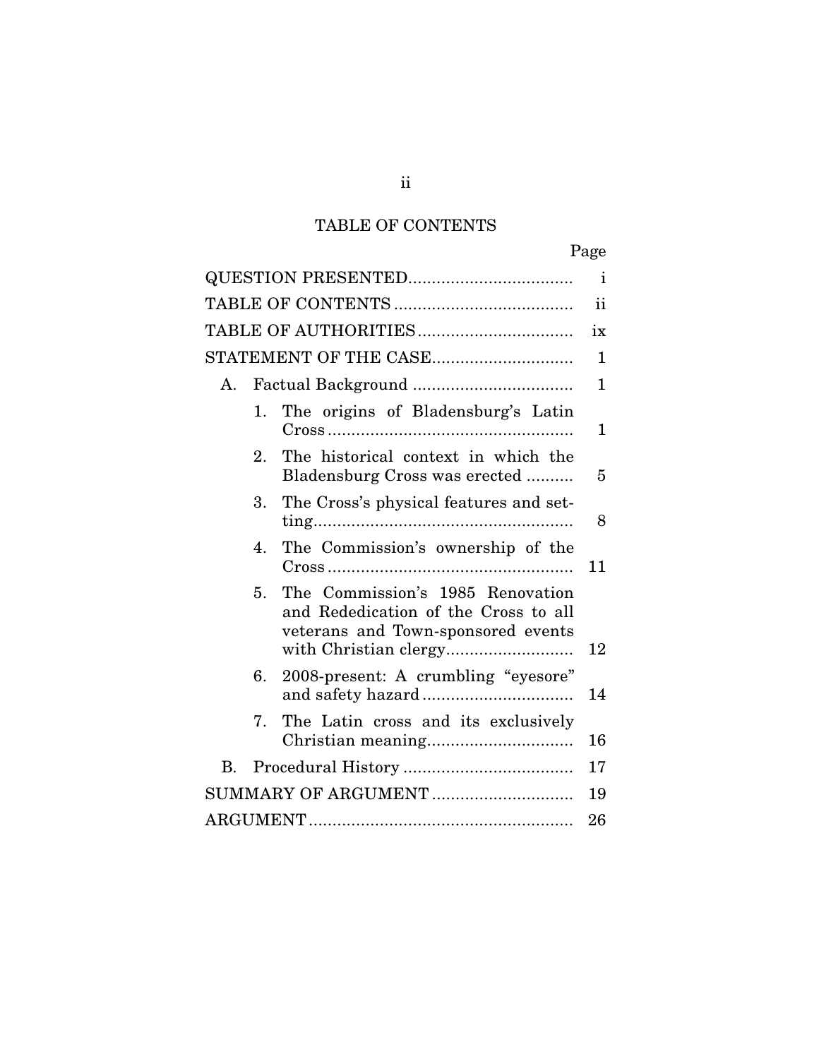# TABLE OF CONTENTS

| | Page |
|---|---|
| QUESTION PRESENTED | i |
| TABLE OF CONTENTS | ii |
| TABLE OF AUTHORITIES | ix |
| STATEMENT OF THE CASE | 1 |
| A. Factual Background | 1 |
| 1. The origins of Bladensburg's Latin Cross | 1 |
| 2. The historical context in which the Bladensburg Cross was erected | 5 |
| 3. The Cross's physical features and setting | 8 |
| 4. The Commission's ownership of the Cross | 11 |
| 5. The Commission's 1985 Renovation and Rededication of the Cross to all veterans and Town-sponsored events with Christian clergy | 12 |
| 6. 2008-present: A crumbling "eyesore" and safety hazard | 14 |
| 7. The Latin cross and its exclusively Christian meaning | 16 |
| B. Procedural History | 17 |
| SUMMARY OF ARGUMENT | 19 |
| ARGUMENT | 26 |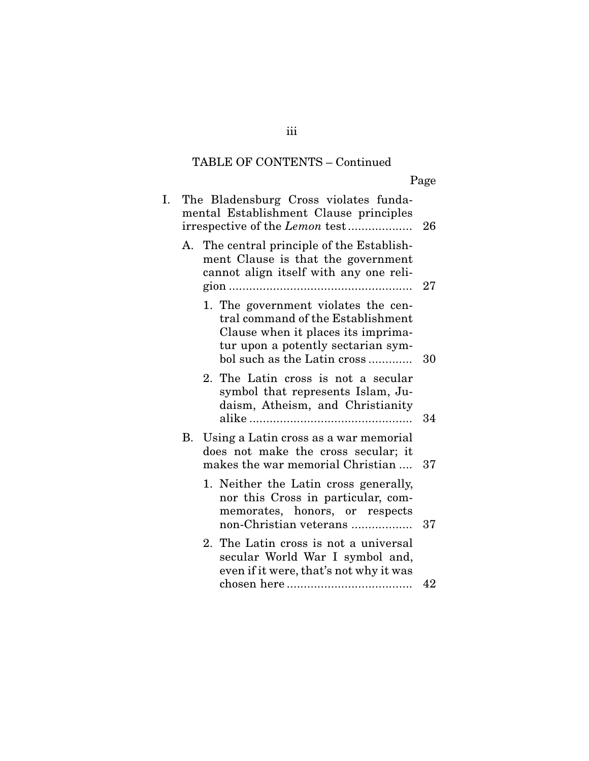TABLE OF CONTENTS – Continued

| | Page |
|---|---|
| I. The Bladensburg Cross violates fundamental Establishment Clause principles irrespective of the *Lemon* test | 26 |
| A. The central principle of the Establishment Clause is that the government cannot align itself with any one religion | 27 |
| 1. The government violates the central command of the Establishment Clause when it places its imprimatur upon a potently sectarian symbol such as the Latin cross | 30 |
| 2. The Latin cross is not a secular symbol that represents Islam, Judaism, Atheism, and Christianity alike | 34 |
| B. Using a Latin cross as a war memorial does not make the cross secular; it makes the war memorial Christian | 37 |
| 1. Neither the Latin cross generally, nor this Cross in particular, commemorates, honors, or respects non-Christian veterans | 37 |
| 2. The Latin cross is not a universal secular World War I symbol and, even if it were, that's not why it was chosen here | 42 |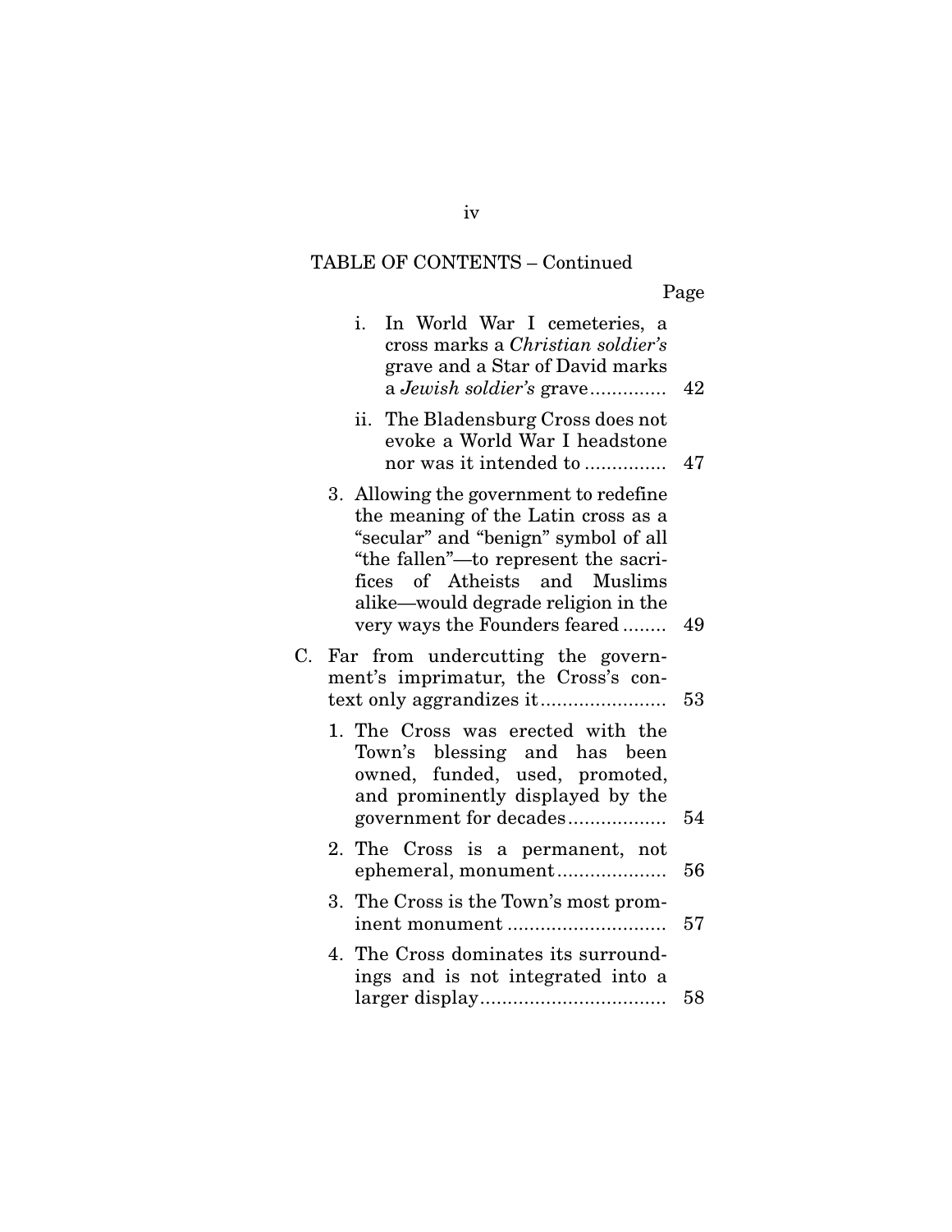TABLE OF CONTENTS – Continued

| | Page |
|---|---|
| i. In World War I cemeteries, a cross marks a *Christian soldier's* grave and a Star of David marks a *Jewish soldier's* grave | 42 |
| ii. The Bladensburg Cross does not evoke a World War I headstone nor was it intended to | 47 |
| 3. Allowing the government to redefine the meaning of the Latin cross as a "secular" and "benign" symbol of all "the fallen"—to represent the sacrifices of Atheists and Muslims alike—would degrade religion in the very ways the Founders feared | 49 |
| C. Far from undercutting the government's imprimatur, the Cross's context only aggrandizes it | 53 |
| 1. The Cross was erected with the Town's blessing and has been owned, funded, used, promoted, and prominently displayed by the government for decades | 54 |
| 2. The Cross is a permanent, not ephemeral, monument | 56 |
| 3. The Cross is the Town's most prominent monument | 57 |
| 4. The Cross dominates its surroundings and is not integrated into a larger display | 58 |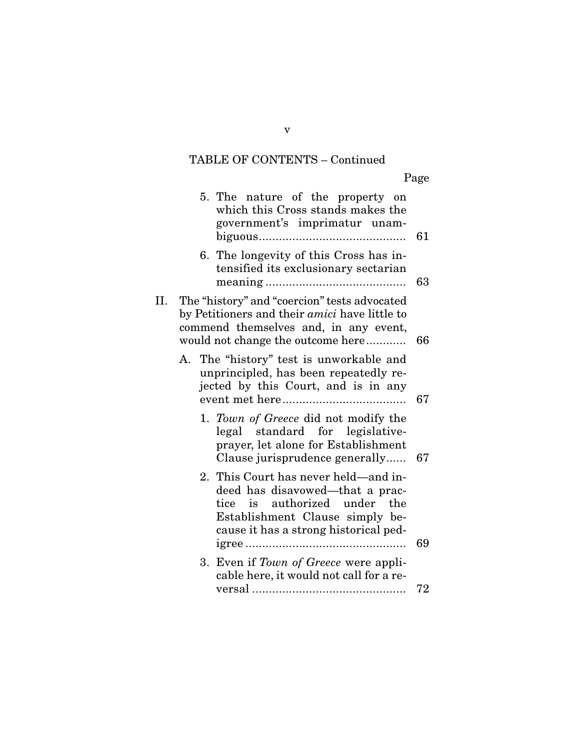TABLE OF CONTENTS – Continued

| | Page |
|---|---|
| 5. The nature of the property on which this Cross stands makes the government's imprimatur unambiguous | 61 |
| 6. The longevity of this Cross has intensified its exclusionary sectarian meaning | 63 |
| II. The "history" and "coercion" tests advocated by Petitioners and their *amici* have little to commend themselves and, in any event, would not change the outcome here | 66 |
| A. The "history" test is unworkable and unprincipled, has been repeatedly rejected by this Court, and is in any event met here | 67 |
| 1. *Town of Greece* did not modify the legal standard for legislative-prayer, let alone for Establishment Clause jurisprudence generally | 67 |
| 2. This Court has never held—and indeed has disavowed—that a practice is authorized under the Establishment Clause simply because it has a strong historical pedigree | 69 |
| 3. Even if *Town of Greece* were applicable here, it would not call for a reversal | 72 |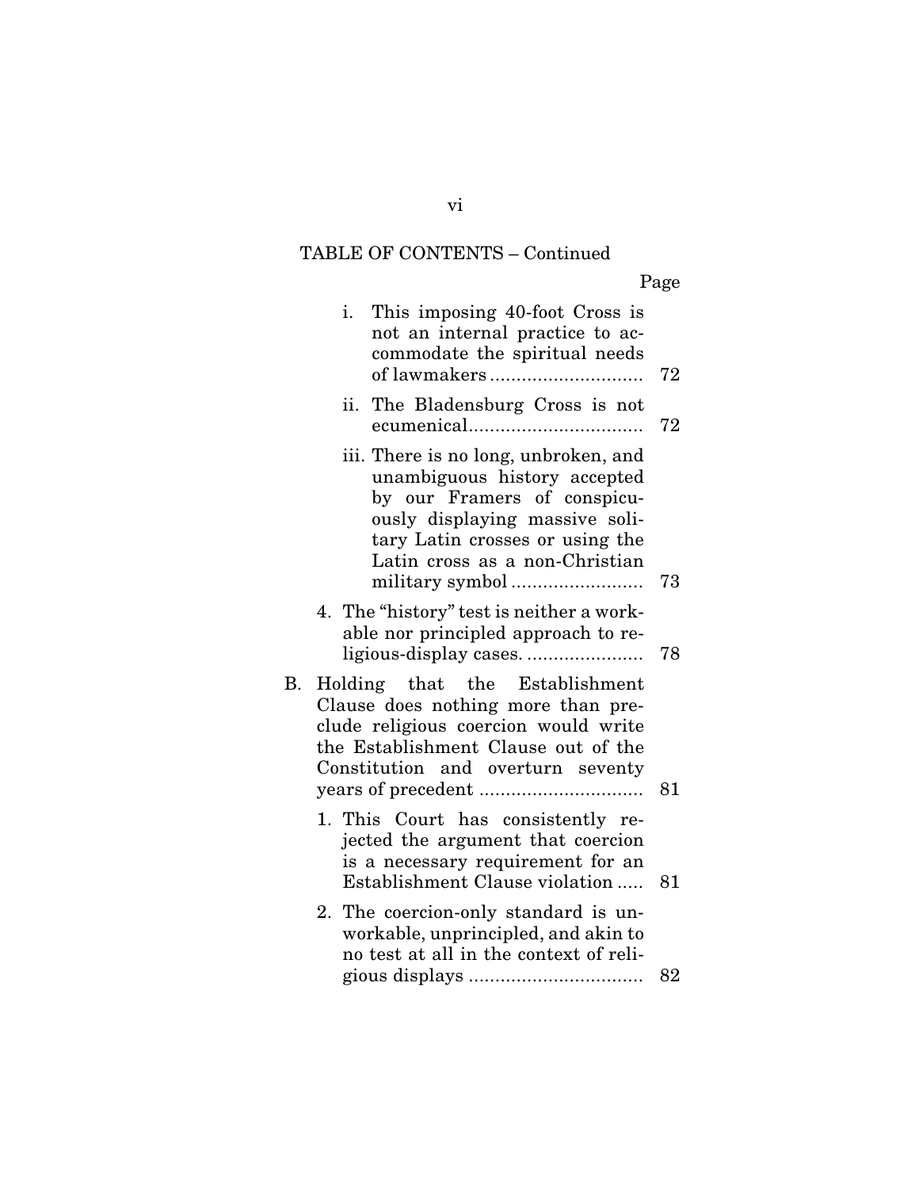TABLE OF CONTENTS – Continued

| | Page |
|---|---|
| i. This imposing 40-foot Cross is not an internal practice to accommodate the spiritual needs of lawmakers | 72 |
| ii. The Bladensburg Cross is not ecumenical | 72 |
| iii. There is no long, unbroken, and unambiguous history accepted by our Framers of conspicuously displaying massive solitary Latin crosses or using the Latin cross as a non-Christian military symbol | 73 |
| 4. The "history" test is neither a workable nor principled approach to religious-display cases. | 78 |
| B. Holding that the Establishment Clause does nothing more than preclude religious coercion would write the Establishment Clause out of the Constitution and overturn seventy years of precedent | 81 |
| 1. This Court has consistently rejected the argument that coercion is a necessary requirement for an Establishment Clause violation | 81 |
| 2. The coercion-only standard is unworkable, unprincipled, and akin to no test at all in the context of religious displays | 82 |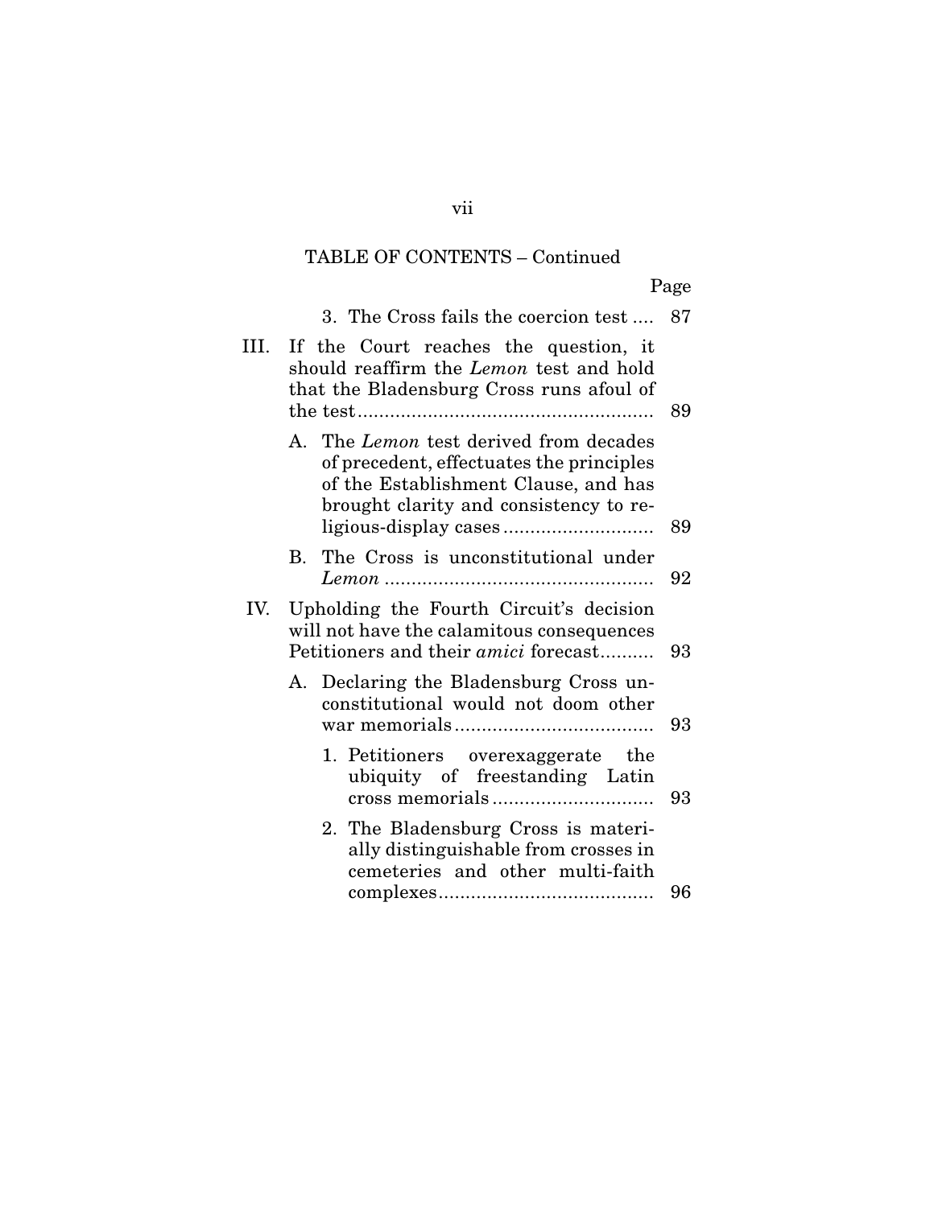TABLE OF CONTENTS – Continued

| | Page |
|---|---|
| 3. The Cross fails the coercion test .... | 87 |
| III. If the Court reaches the question, it should reaffirm the *Lemon* test and hold that the Bladensburg Cross runs afoul of the test ...................................................... | 89 |
| A. The *Lemon* test derived from decades of precedent, effectuates the principles of the Establishment Clause, and has brought clarity and consistency to religious-display cases ........................... | 89 |
| B. The Cross is unconstitutional under *Lemon* ................................................. | 92 |
| IV. Upholding the Fourth Circuit's decision will not have the calamitous consequences Petitioners and their *amici* forecast.......... | 93 |
| A. Declaring the Bladensburg Cross unconstitutional would not doom other war memorials .................................... | 93 |
| 1. Petitioners overexaggerate the ubiquity of freestanding Latin cross memorials ............................. | 93 |
| 2. The Bladensburg Cross is materially distinguishable from crosses in cemeteries and other multi-faith complexes....................................... | 96 |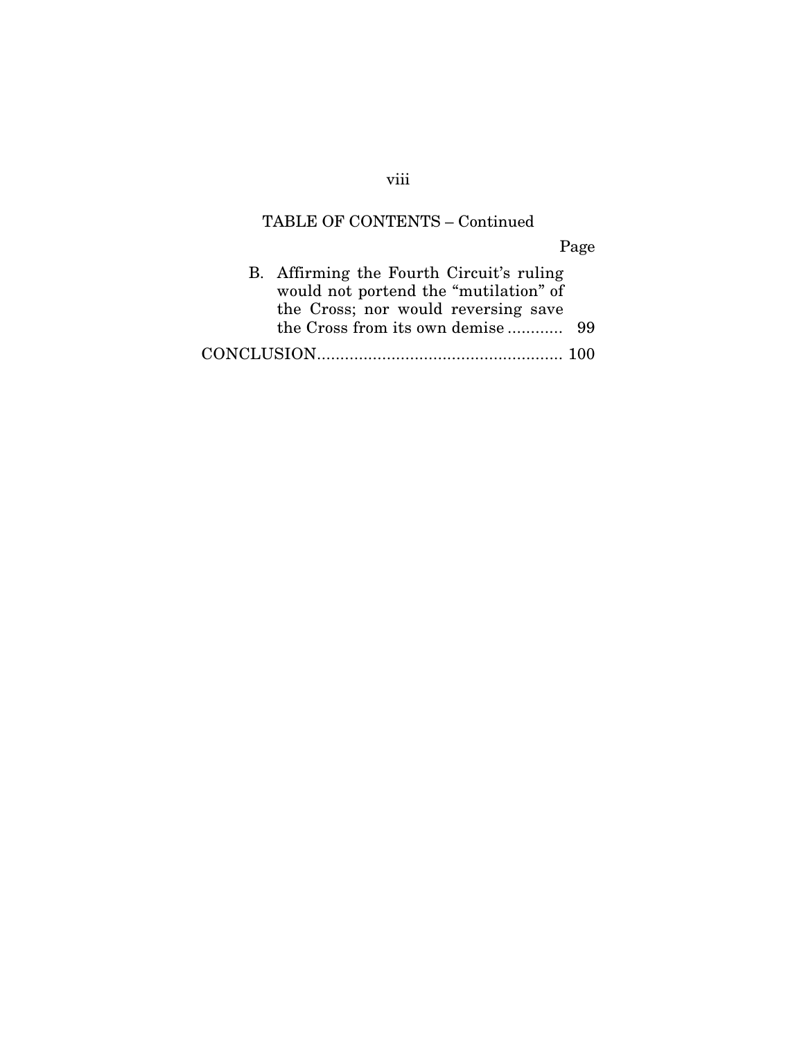TABLE OF CONTENTS – Continued

| | Page |
|---|---|
| B. Affirming the Fourth Circuit's ruling would not portend the "mutilation" of the Cross; nor would reversing save the Cross from its own demise | 99 |
| CONCLUSION | 100 |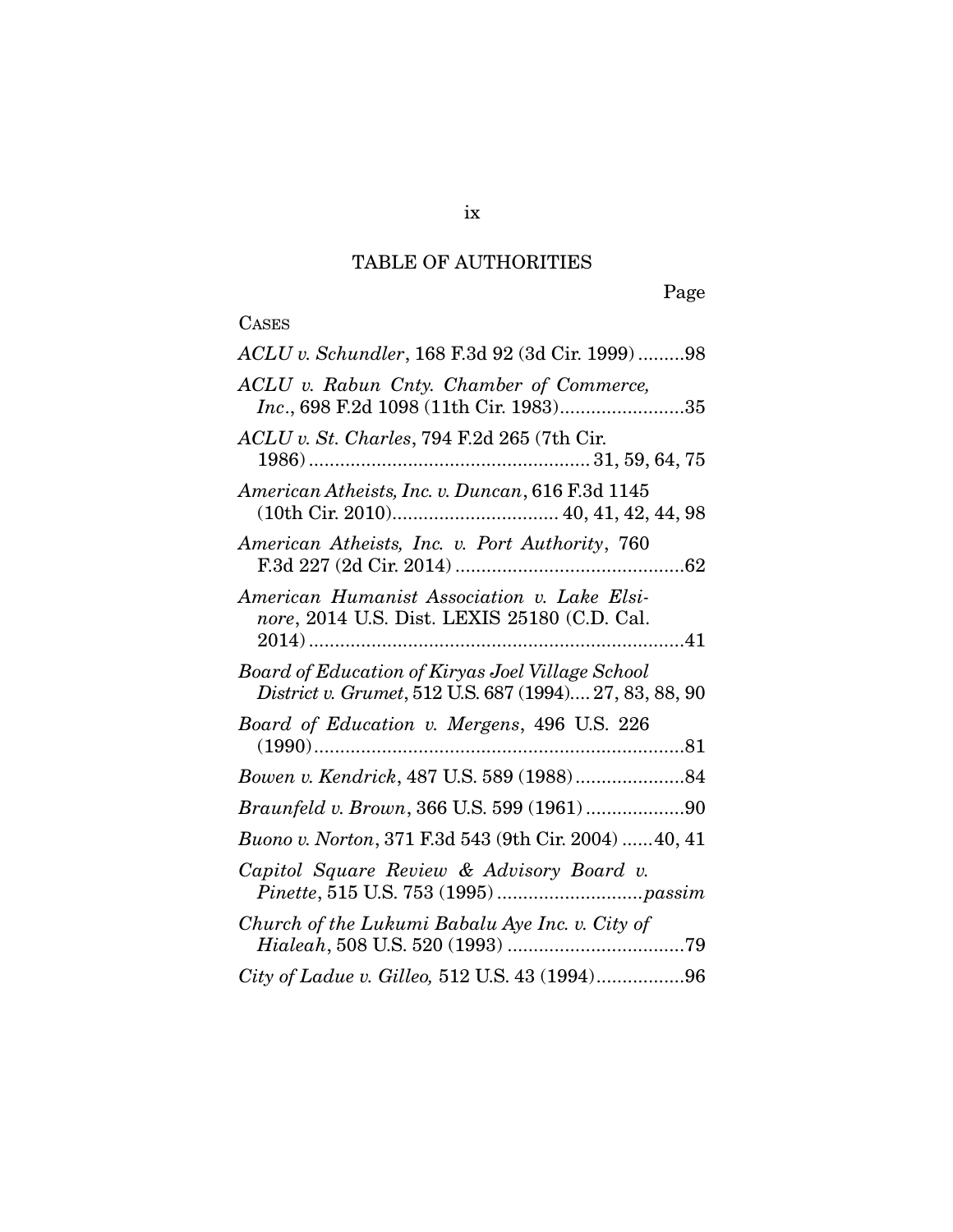# TABLE OF AUTHORITIES

Page

CASES

*ACLU v. Schundler*, 168 F.3d 92 (3d Cir. 1999) .........98

*ACLU v. Rabun Cnty. Chamber of Commerce, Inc*., 698 F.2d 1098 (11th Cir. 1983)........................35

*ACLU v. St. Charles*, 794 F.2d 265 (7th Cir. 1986) ..................................................... 31, 59, 64, 75

*American Atheists, Inc. v. Duncan*, 616 F.3d 1145 (10th Cir. 2010)................................ 40, 41, 42, 44, 98

*American Atheists, Inc. v. Port Authority*, 760 F.3d 227 (2d Cir. 2014) ............................................62

*American Humanist Association v. Lake Elsinore*, 2014 U.S. Dist. LEXIS 25180 (C.D. Cal. 2014) ........................................................................41

*Board of Education of Kiryas Joel Village School District v. Grumet*, 512 U.S. 687 (1994).... 27, 83, 88, 90

*Board of Education v. Mergens*, 496 U.S. 226 (1990).......................................................................81

*Bowen v. Kendrick*, 487 U.S. 589 (1988).....................84

*Braunfeld v. Brown*, 366 U.S. 599 (1961) ...................90

*Buono v. Norton*, 371 F.3d 543 (9th Cir. 2004) ......40, 41

*Capitol Square Review & Advisory Board v. Pinette*, 515 U.S. 753 (1995) ............................*passim*

*Church of the Lukumi Babalu Aye Inc. v. City of Hialeah*, 508 U.S. 520 (1993) ..................................79

*City of Ladue v. Gilleo,* 512 U.S. 43 (1994).................96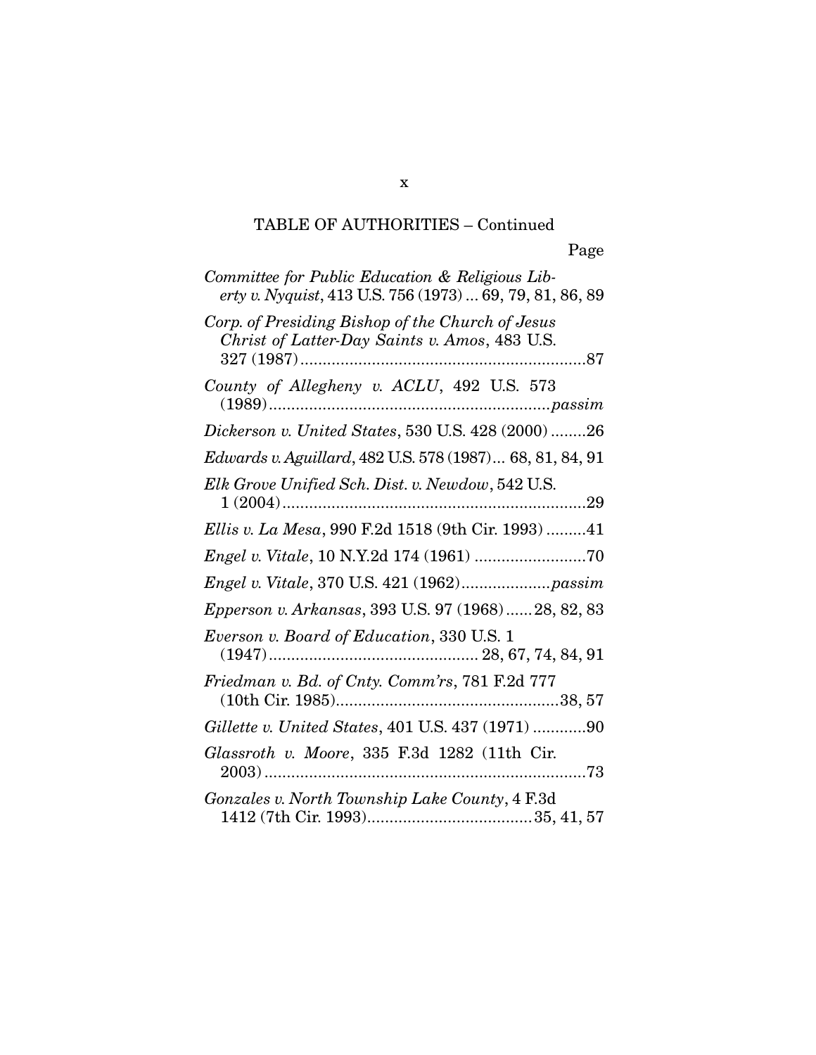TABLE OF AUTHORITIES – Continued

Page

*Committee for Public Education & Religious Liberty v. Nyquist*, 413 U.S. 756 (1973) ... 69, 79, 81, 86, 89

*Corp. of Presiding Bishop of the Church of Jesus Christ of Latter-Day Saints v. Amos*, 483 U.S. 327 (1987)................................................................87

*County of Allegheny v. ACLU*, 492 U.S. 573 (1989).............................................................*passim*

*Dickerson v. United States*, 530 U.S. 428 (2000) ........26

*Edwards v. Aguillard*, 482 U.S. 578 (1987)... 68, 81, 84, 91

*Elk Grove Unified Sch. Dist. v. Newdow*, 542 U.S. 1 (2004)...................................................................29

*Ellis v. La Mesa*, 990 F.2d 1518 (9th Cir. 1993) .........41

*Engel v. Vitale*, 10 N.Y.2d 174 (1961) .........................70

*Engel v. Vitale*, 370 U.S. 421 (1962)....................*passim*

*Epperson v. Arkansas*, 393 U.S. 97 (1968)......28, 82, 83

*Everson v. Board of Education*, 330 U.S. 1 (1947).............................................. 28, 67, 74, 84, 91

*Friedman v. Bd. of Cnty. Comm'rs*, 781 F.2d 777 (10th Cir. 1985).................................................38, 57

*Gillette v. United States*, 401 U.S. 437 (1971) ............90

*Glassroth v. Moore*, 335 F.3d 1282 (11th Cir. 2003)........................................................................73

*Gonzales v. North Township Lake County*, 4 F.3d 1412 (7th Cir. 1993)....................................35, 41, 57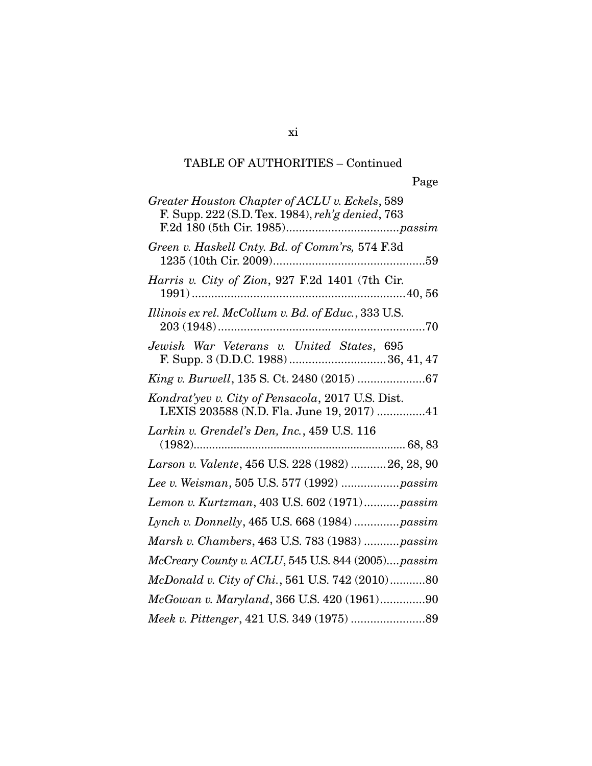TABLE OF AUTHORITIES – Continued

Page

*Greater Houston Chapter of ACLU v. Eckels*, 589 F. Supp. 222 (S.D. Tex. 1984), *reh'g denied*, 763 F.2d 180 (5th Cir. 1985) .......... *passim*

*Green v. Haskell Cnty. Bd. of Comm'rs,* 574 F.3d 1235 (10th Cir. 2009) .......... 59

*Harris v. City of Zion*, 927 F.2d 1401 (7th Cir. 1991) .......... 40, 56

*Illinois ex rel. McCollum v. Bd. of Educ.*, 333 U.S. 203 (1948) .......... 70

*Jewish War Veterans v. United States*, 695 F. Supp. 3 (D.D.C. 1988) .......... 36, 41, 47

*King v. Burwell*, 135 S. Ct. 2480 (2015) .......... 67

*Kondrat'yev v. City of Pensacola*, 2017 U.S. Dist. LEXIS 203588 (N.D. Fla. June 19, 2017) .......... 41

*Larkin v. Grendel's Den, Inc.*, 459 U.S. 116 (1982) .......... 68, 83

*Larson v. Valente*, 456 U.S. 228 (1982) .......... 26, 28, 90

*Lee v. Weisman*, 505 U.S. 577 (1992) .......... *passim*

*Lemon v. Kurtzman*, 403 U.S. 602 (1971) .......... *passim*

*Lynch v. Donnelly*, 465 U.S. 668 (1984) .......... *passim*

*Marsh v. Chambers*, 463 U.S. 783 (1983) .......... *passim*

*McCreary County v. ACLU*, 545 U.S. 844 (2005) .......... *passim*

*McDonald v. City of Chi.*, 561 U.S. 742 (2010) .......... 80

*McGowan v. Maryland*, 366 U.S. 420 (1961) .......... 90

*Meek v. Pittenger*, 421 U.S. 349 (1975) .......... 89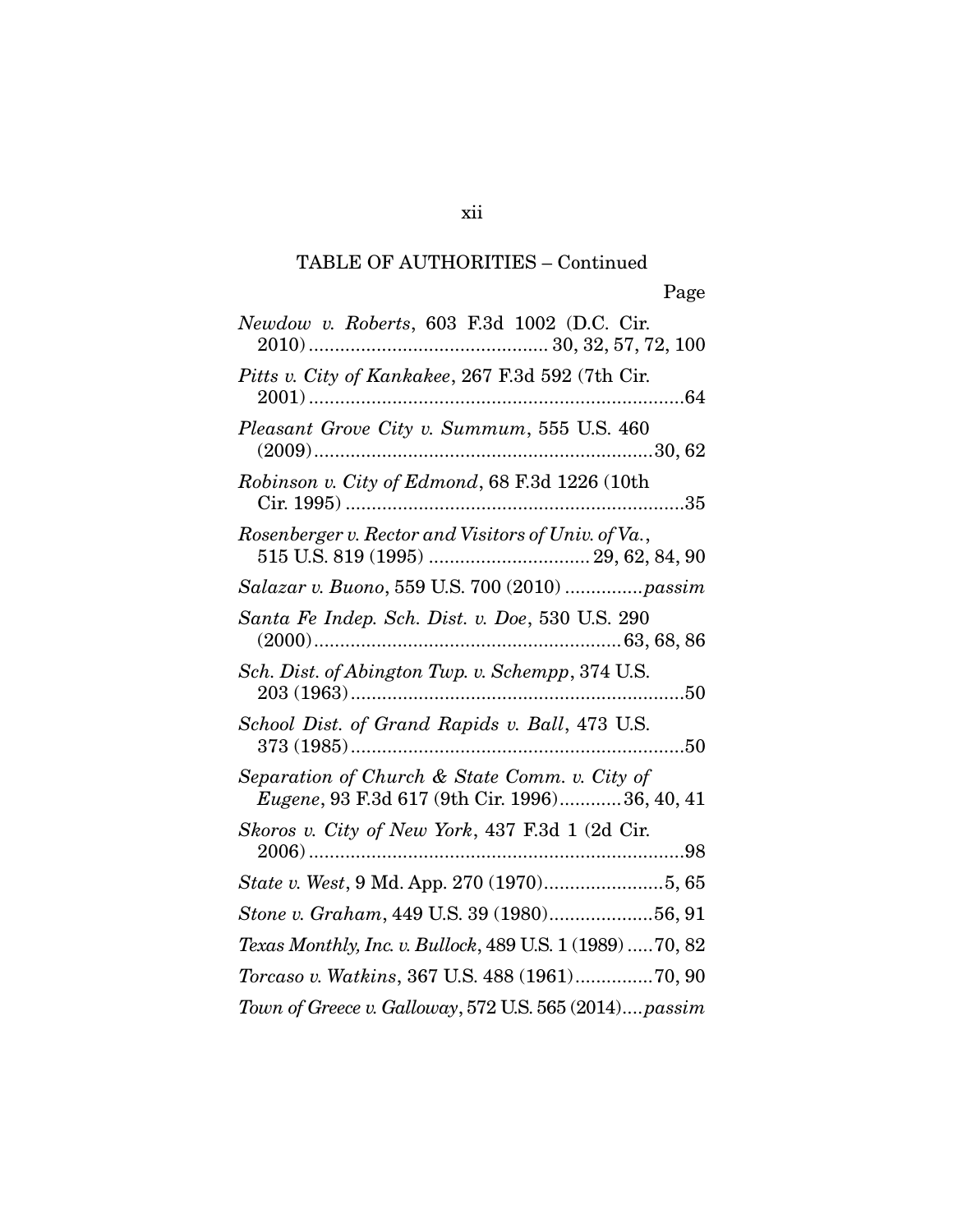TABLE OF AUTHORITIES – Continued

Page

*Newdow v. Roberts*, 603 F.3d 1002 (D.C. Cir. 2010) .......................................... 30, 32, 57, 72, 100

*Pitts v. City of Kankakee*, 267 F.3d 592 (7th Cir. 2001) ........................................................................64

*Pleasant Grove City v. Summum*, 555 U.S. 460 (2009) ...............................................................30, 62

*Robinson v. City of Edmond*, 68 F.3d 1226 (10th Cir. 1995) ..................................................................35

*Rosenberger v. Rector and Visitors of Univ. of Va.*, 515 U.S. 819 (1995) ............................. 29, 62, 84, 90

*Salazar v. Buono*, 559 U.S. 700 (2010) ...............*passim*

*Santa Fe Indep. Sch. Dist. v. Doe*, 530 U.S. 290 (2000) .......................................................... 63, 68, 86

*Sch. Dist. of Abington Twp. v. Schempp*, 374 U.S. 203 (1963) ................................................................50

*School Dist. of Grand Rapids v. Ball*, 473 U.S. 373 (1985) ................................................................50

*Separation of Church & State Comm. v. City of Eugene*, 93 F.3d 617 (9th Cir. 1996) ............36, 40, 41

*Skoros v. City of New York*, 437 F.3d 1 (2d Cir. 2006) ........................................................................98

*State v. West*, 9 Md. App. 270 (1970).......................5, 65

*Stone v. Graham*, 449 U.S. 39 (1980)....................56, 91

*Texas Monthly, Inc. v. Bullock*, 489 U.S. 1 (1989) .....70, 82

*Torcaso v. Watkins*, 367 U.S. 488 (1961)...............70, 90

*Town of Greece v. Galloway*, 572 U.S. 565 (2014)....*passim*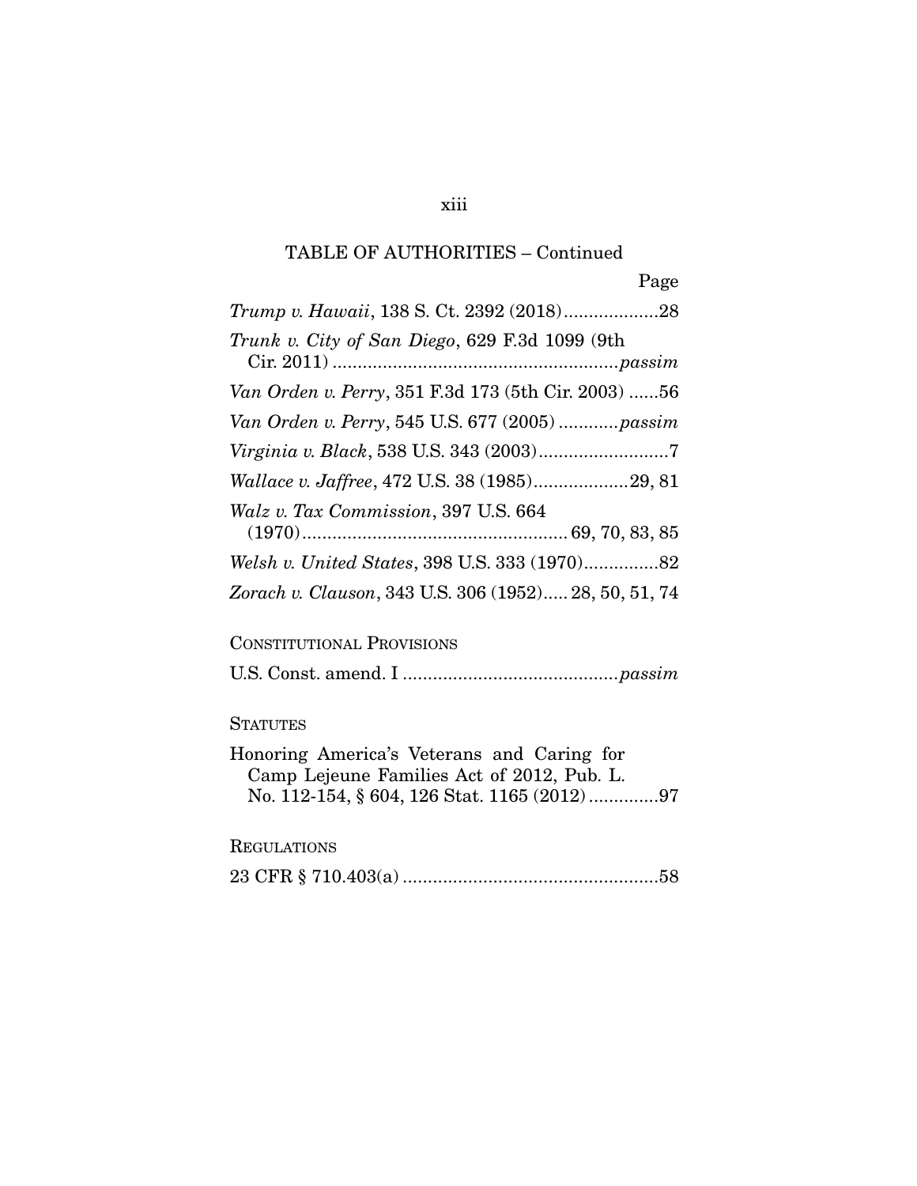TABLE OF AUTHORITIES – Continued

Page

*Trump v. Hawaii*, 138 S. Ct. 2392 (2018)...................28

*Trunk v. City of San Diego*, 629 F.3d 1099 (9th Cir. 2011) .........................................................*passim*

*Van Orden v. Perry*, 351 F.3d 173 (5th Cir. 2003) ......56

*Van Orden v. Perry*, 545 U.S. 677 (2005) ............*passim*

*Virginia v. Black*, 538 U.S. 343 (2003)..........................7

*Wallace v. Jaffree*, 472 U.S. 38 (1985)...................29, 81

*Walz v. Tax Commission*, 397 U.S. 664 (1970)..................................................... 69, 70, 83, 85

*Welsh v. United States*, 398 U.S. 333 (1970)...............82

*Zorach v. Clauson*, 343 U.S. 306 (1952)..... 28, 50, 51, 74

CONSTITUTIONAL PROVISIONS

U.S. Const. amend. I ...........................................*passim*

STATUTES

Honoring America's Veterans and Caring for Camp Lejeune Families Act of 2012, Pub. L. No. 112-154, § 604, 126 Stat. 1165 (2012) .............97

REGULATIONS

23 CFR § 710.403(a) ...................................................58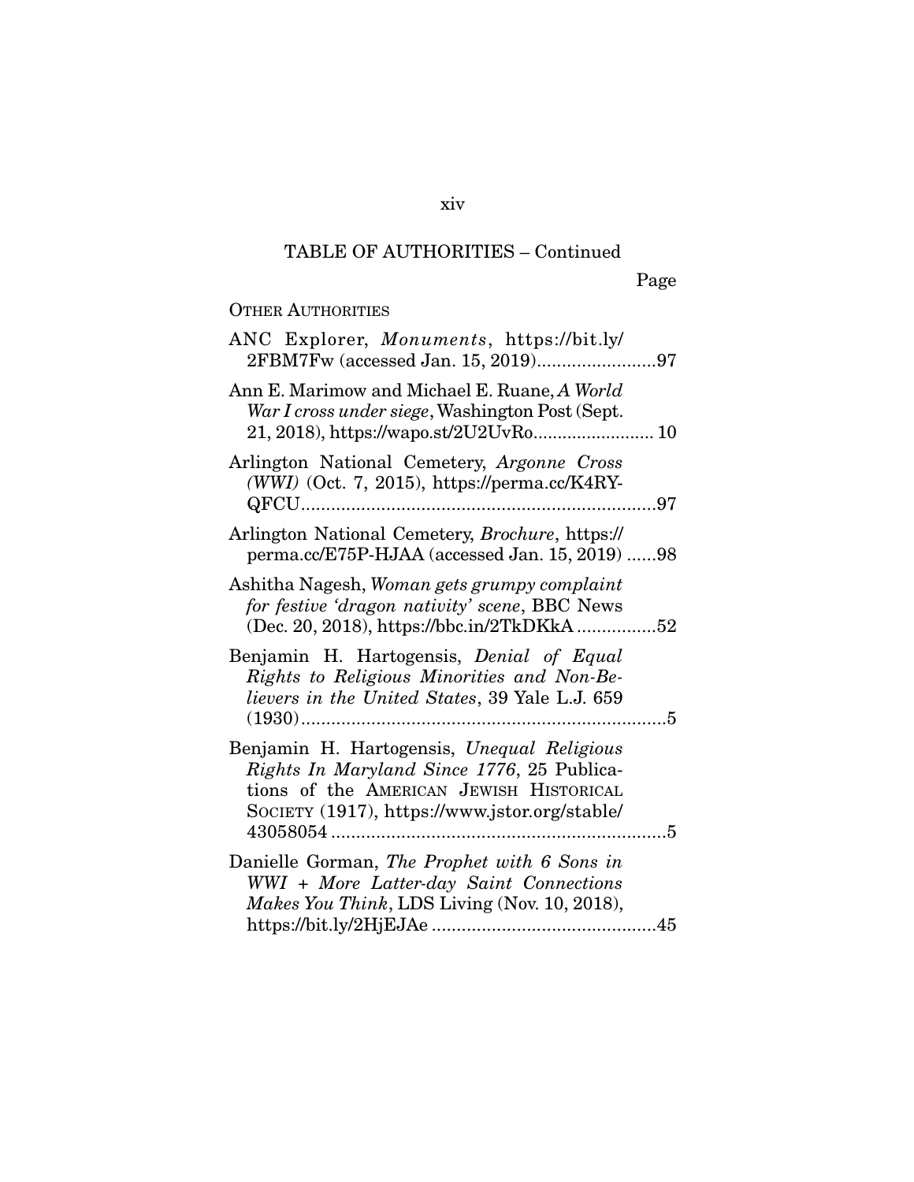TABLE OF AUTHORITIES – Continued

Page

OTHER AUTHORITIES

ANC Explorer, *Monuments*, https://bit.ly/2FBM7Fw (accessed Jan. 15, 2019)........................97

Ann E. Marimow and Michael E. Ruane, *A World War I cross under siege*, Washington Post (Sept. 21, 2018), https://wapo.st/2U2UvRo......................... 10

Arlington National Cemetery, *Argonne Cross (WWI)* (Oct. 7, 2015), https://perma.cc/K4RY-QFCU.......................................................................97

Arlington National Cemetery, *Brochure*, https://perma.cc/E75P-HJAA (accessed Jan. 15, 2019) ......98

Ashitha Nagesh, *Woman gets grumpy complaint for festive 'dragon nativity' scene*, BBC News (Dec. 20, 2018), https://bbc.in/2TkDKkA ................52

Benjamin H. Hartogensis, *Denial of Equal Rights to Religious Minorities and Non-Believers in the United States*, 39 Yale L.J. 659 (1930)........................................................................5

Benjamin H. Hartogensis, *Unequal Religious Rights In Maryland Since 1776*, 25 Publications of the AMERICAN JEWISH HISTORICAL SOCIETY (1917), https://www.jstor.org/stable/43058054 ...................................................................5

Danielle Gorman, *The Prophet with 6 Sons in WWI + More Latter-day Saint Connections Makes You Think*, LDS Living (Nov. 10, 2018), https://bit.ly/2HjEJAe .............................................45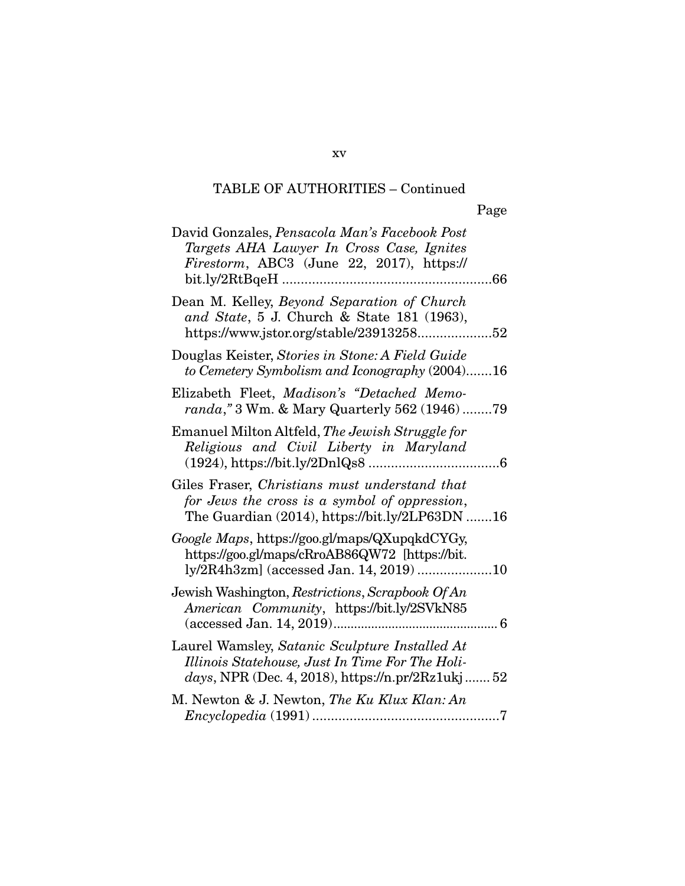TABLE OF AUTHORITIES – Continued

Page

David Gonzales, *Pensacola Man's Facebook Post Targets AHA Lawyer In Cross Case, Ignites Firestorm*, ABC3 (June 22, 2017), https://bit.ly/2RtBqeH ........................................................66

Dean M. Kelley, *Beyond Separation of Church and State*, 5 J. Church & State 181 (1963), https://www.jstor.org/stable/23913258....................52

Douglas Keister, *Stories in Stone: A Field Guide to Cemetery Symbolism and Iconography* (2004).......16

Elizabeth Fleet, *Madison's "Detached Memoranda,"* 3 Wm. & Mary Quarterly 562 (1946) ........79

Emanuel Milton Altfeld, *The Jewish Struggle for Religious and Civil Liberty in Maryland* (1924), https://bit.ly/2DnlQs8 ...................................6

Giles Fraser, *Christians must understand that for Jews the cross is a symbol of oppression*, The Guardian (2014), https://bit.ly/2LP63DN .......16

*Google Maps*, https://goo.gl/maps/QXupqkdCYGy, https://goo.gl/maps/cRroAB86QW72 [https://bit.ly/2R4h3zm] (accessed Jan. 14, 2019) ....................10

Jewish Washington, *Restrictions*, *Scrapbook Of An American Community*, https://bit.ly/2SVkN85 (accessed Jan. 14, 2019)............................................... 6

Laurel Wamsley, *Satanic Sculpture Installed At Illinois Statehouse, Just In Time For The Holidays*, NPR (Dec. 4, 2018), https://n.pr/2Rz1ukj ....... 52

M. Newton & J. Newton, *The Ku Klux Klan: An Encyclopedia* (1991) ..................................................7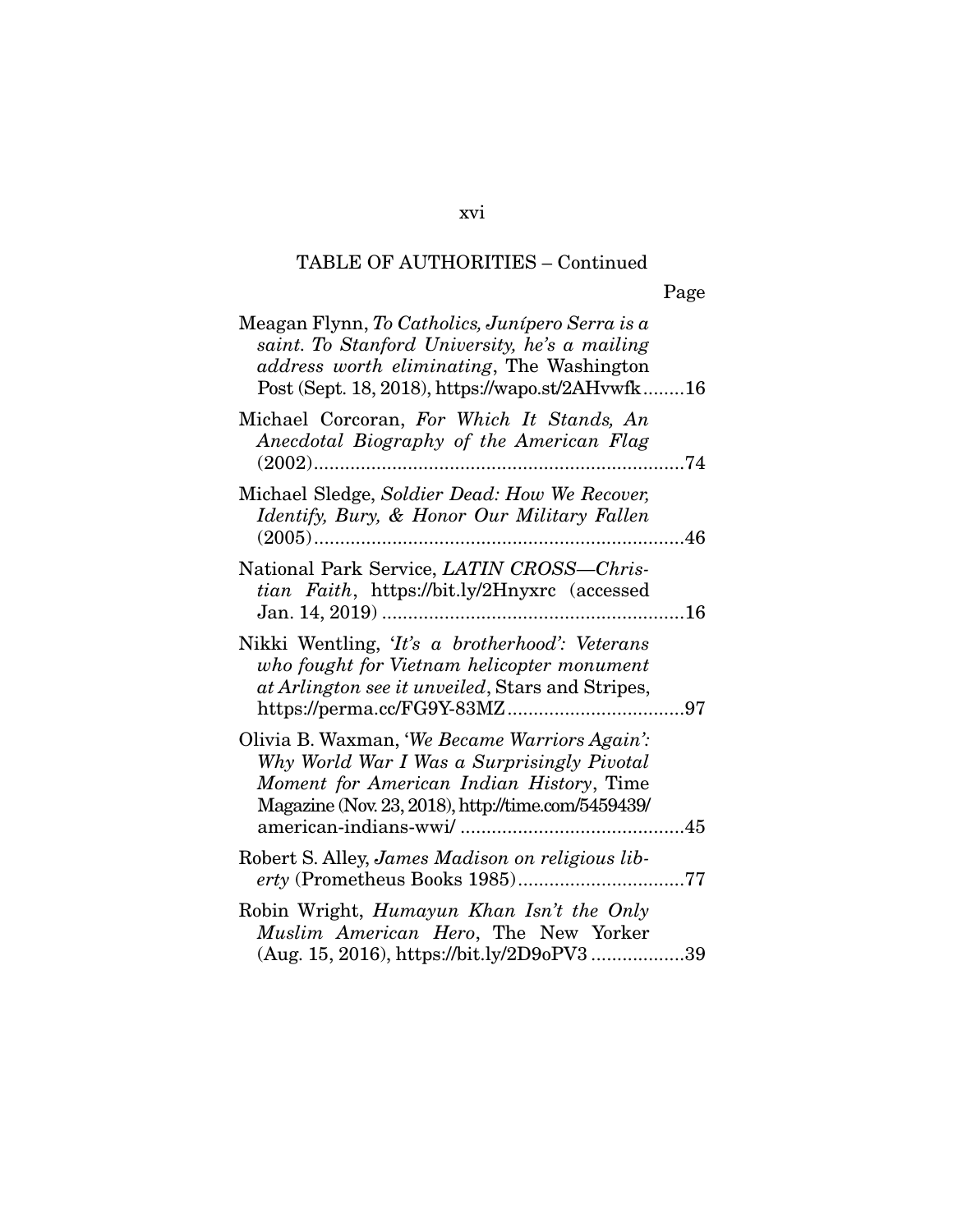TABLE OF AUTHORITIES – Continued

Page

Meagan Flynn, *To Catholics, Junípero Serra is a saint. To Stanford University, he's a mailing address worth eliminating*, The Washington Post (Sept. 18, 2018), https://wapo.st/2AHvwfk ........16

Michael Corcoran, *For Which It Stands, An Anecdotal Biography of the American Flag* (2002) ........74

Michael Sledge, *Soldier Dead: How We Recover, Identify, Bury, & Honor Our Military Fallen* (2005) ........46

National Park Service, *LATIN CROSS—Christian Faith*, https://bit.ly/2Hnyxrc (accessed Jan. 14, 2019) ........16

Nikki Wentling, *'It's a brotherhood': Veterans who fought for Vietnam helicopter monument at Arlington see it unveiled*, Stars and Stripes, https://perma.cc/FG9Y-83MZ ........97

Olivia B. Waxman, *'We Became Warriors Again': Why World War I Was a Surprisingly Pivotal Moment for American Indian History*, Time Magazine (Nov. 23, 2018), http://time.com/5459439/american-indians-wwi/ ........45

Robert S. Alley, *James Madison on religious liberty* (Prometheus Books 1985) ........77

Robin Wright, *Humayun Khan Isn't the Only Muslim American Hero*, The New Yorker (Aug. 15, 2016), https://bit.ly/2D9oPV3 ........39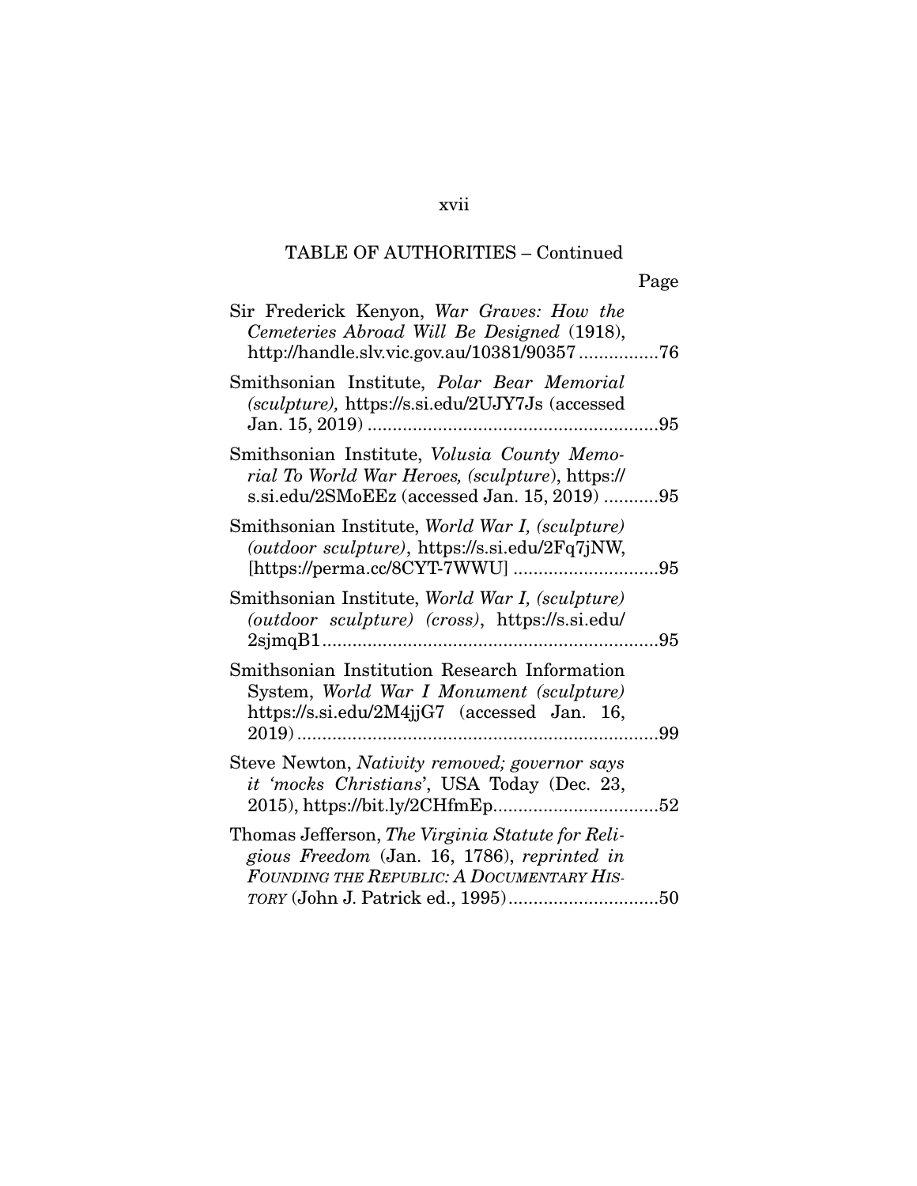TABLE OF AUTHORITIES – Continued

Page

Sir Frederick Kenyon, *War Graves: How the Cemeteries Abroad Will Be Designed* (1918), http://handle.slv.vic.gov.au/10381/90357 ................76

Smithsonian Institute, *Polar Bear Memorial (sculpture),* https://s.si.edu/2UJY7Js (accessed Jan. 15, 2019) ..........................................................95

Smithsonian Institute, *Volusia County Memorial To World War Heroes, (sculpture)*, https://s.si.edu/2SMoEEz (accessed Jan. 15, 2019) ...........95

Smithsonian Institute, *World War I, (sculpture) (outdoor sculpture)*, https://s.si.edu/2Fq7jNW, [https://perma.cc/8CYT-7WWU] .............................95

Smithsonian Institute, *World War I, (sculpture) (outdoor sculpture) (cross)*, https://s.si.edu/2sjmqB1...................................................................95

Smithsonian Institution Research Information System, *World War I Monument (sculpture)* https://s.si.edu/2M4jjG7 (accessed Jan. 16, 2019).........................................................................99

Steve Newton, *Nativity removed; governor says it 'mocks Christians'*, USA Today (Dec. 23, 2015), https://bit.ly/2CHfmEp.................................52

Thomas Jefferson, *The Virginia Statute for Religious Freedom* (Jan. 16, 1786), *reprinted in* FOUNDING THE REPUBLIC: A DOCUMENTARY HISTORY (John J. Patrick ed., 1995)..............................50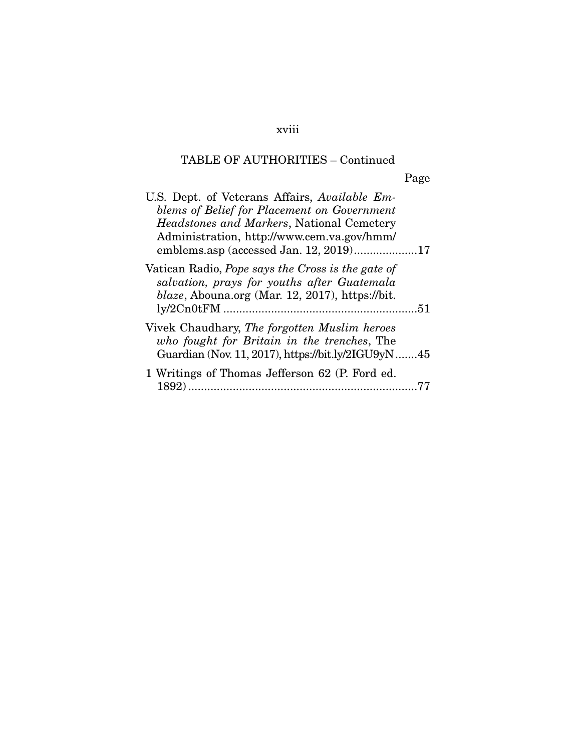TABLE OF AUTHORITIES – Continued

Page

U.S. Dept. of Veterans Affairs, *Available Emblems of Belief for Placement on Government Headstones and Markers*, National Cemetery Administration, http://www.cem.va.gov/hmm/emblems.asp (accessed Jan. 12, 2019) ....................17

Vatican Radio, *Pope says the Cross is the gate of salvation, prays for youths after Guatemala blaze*, Abouna.org (Mar. 12, 2017), https://bit.ly/2Cn0tFM .............................................................51

Vivek Chaudhary, *The forgotten Muslim heroes who fought for Britain in the trenches*, The Guardian (Nov. 11, 2017), https://bit.ly/2IGU9yN .......45

1 Writings of Thomas Jefferson 62 (P. Ford ed. 1892) .........................................................................77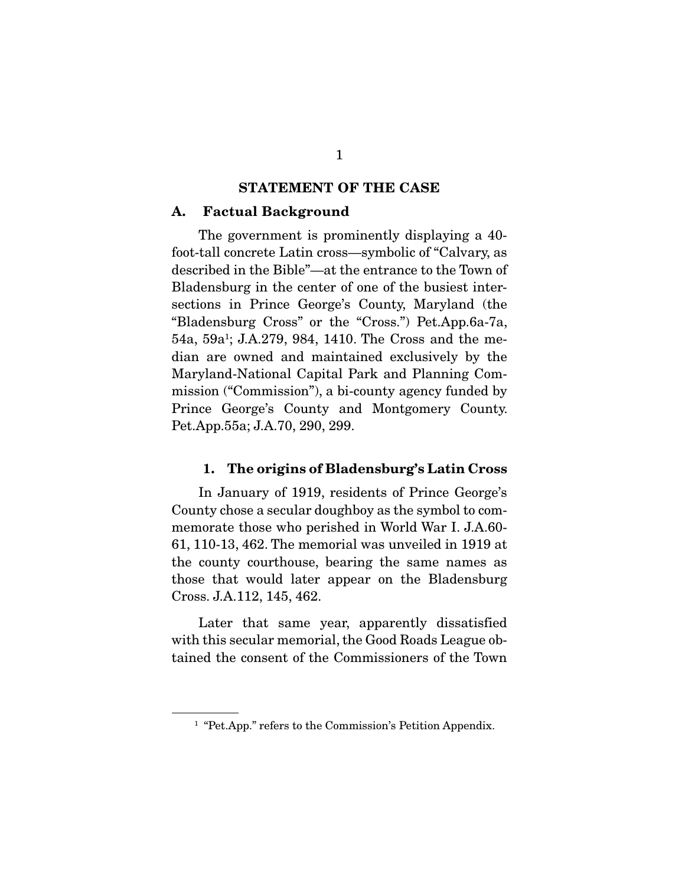## STATEMENT OF THE CASE

### A. Factual Background

The government is prominently displaying a 40-foot-tall concrete Latin cross—symbolic of "Calvary, as described in the Bible"—at the entrance to the Town of Bladensburg in the center of one of the busiest intersections in Prince George's County, Maryland (the "Bladensburg Cross" or the "Cross.") Pet.App.6a-7a, 54a, 59a[1]; J.A.279, 984, 1410. The Cross and the median are owned and maintained exclusively by the Maryland-National Capital Park and Planning Commission ("Commission"), a bi-county agency funded by Prince George's County and Montgomery County. Pet.App.55a; J.A.70, 290, 299.

#### 1. The origins of Bladensburg's Latin Cross

In January of 1919, residents of Prince George's County chose a secular doughboy as the symbol to commemorate those who perished in World War I. J.A.60-61, 110-13, 462. The memorial was unveiled in 1919 at the county courthouse, bearing the same names as those that would later appear on the Bladensburg Cross. J.A.112, 145, 462.

Later that same year, apparently dissatisfied with this secular memorial, the Good Roads League obtained the consent of the Commissioners of the Town

[1] "Pet.App." refers to the Commission's Petition Appendix.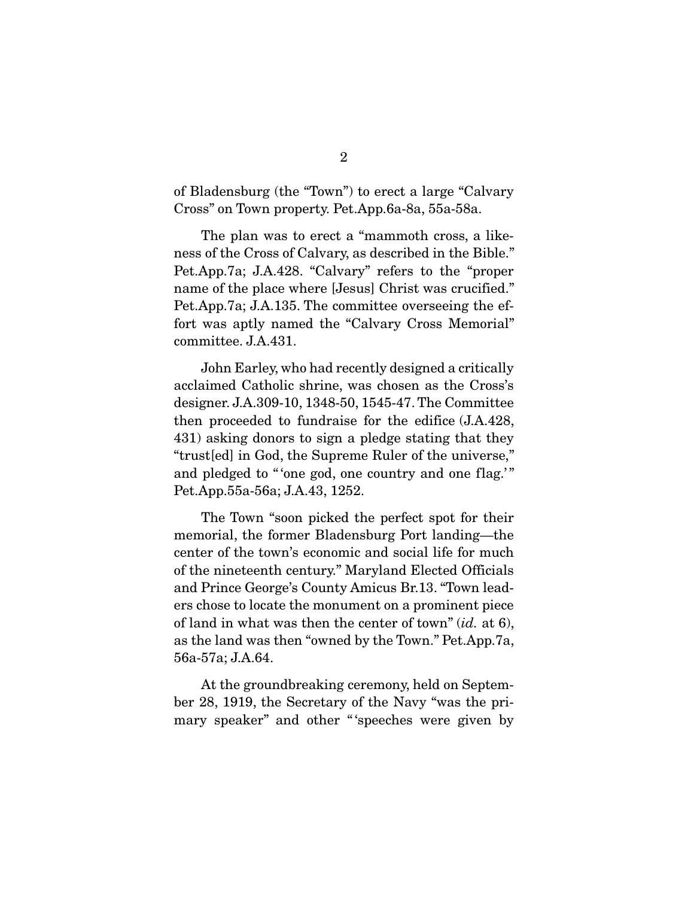of Bladensburg (the "Town") to erect a large "Calvary Cross" on Town property. Pet.App.6a-8a, 55a-58a.

The plan was to erect a "mammoth cross, a likeness of the Cross of Calvary, as described in the Bible." Pet.App.7a; J.A.428. "Calvary" refers to the "proper name of the place where [Jesus] Christ was crucified." Pet.App.7a; J.A.135. The committee overseeing the effort was aptly named the "Calvary Cross Memorial" committee. J.A.431.

John Earley, who had recently designed a critically acclaimed Catholic shrine, was chosen as the Cross's designer. J.A.309-10, 1348-50, 1545-47. The Committee then proceeded to fundraise for the edifice (J.A.428, 431) asking donors to sign a pledge stating that they "trust[ed] in God, the Supreme Ruler of the universe," and pledged to "'one god, one country and one flag.'" Pet.App.55a-56a; J.A.43, 1252.

The Town "soon picked the perfect spot for their memorial, the former Bladensburg Port landing—the center of the town's economic and social life for much of the nineteenth century." Maryland Elected Officials and Prince George's County Amicus Br.13. "Town leaders chose to locate the monument on a prominent piece of land in what was then the center of town" (*id.* at 6), as the land was then "owned by the Town." Pet.App.7a, 56a-57a; J.A.64.

At the groundbreaking ceremony, held on September 28, 1919, the Secretary of the Navy "was the primary speaker" and other "'speeches were given by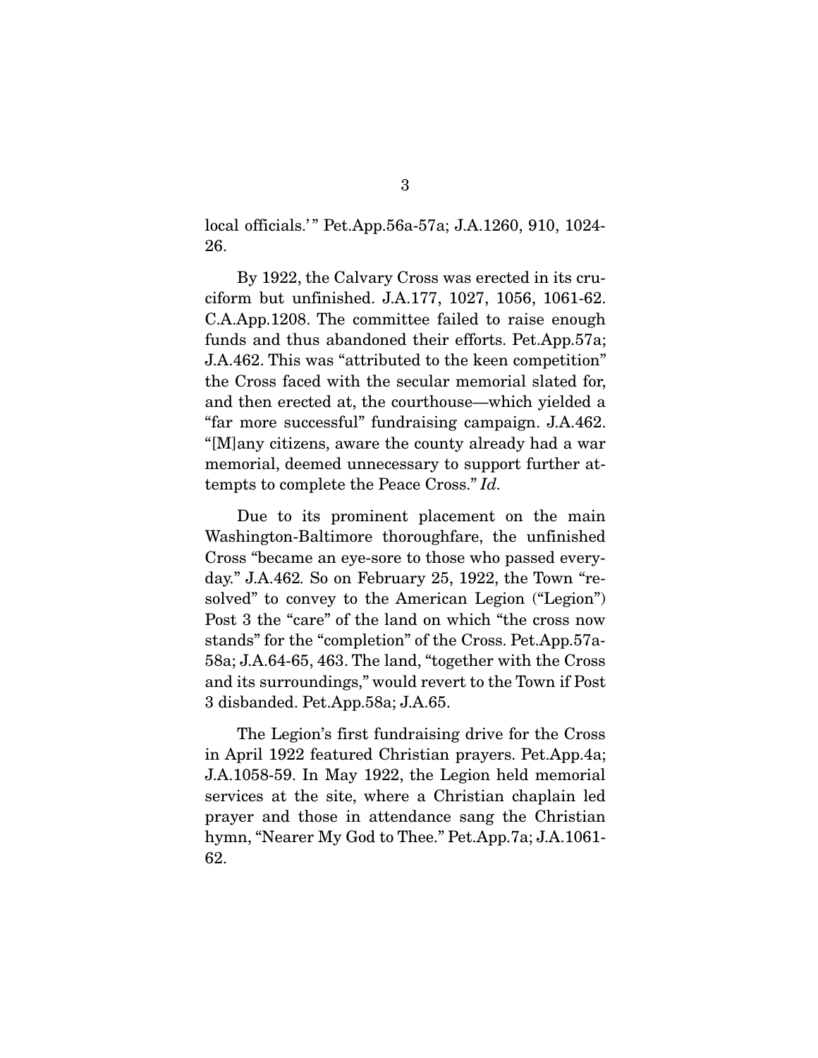local officials.'" Pet.App.56a-57a; J.A.1260, 910, 1024-26.

By 1922, the Calvary Cross was erected in its cruciform but unfinished. J.A.177, 1027, 1056, 1061-62. C.A.App.1208. The committee failed to raise enough funds and thus abandoned their efforts. Pet.App.57a; J.A.462. This was "attributed to the keen competition" the Cross faced with the secular memorial slated for, and then erected at, the courthouse—which yielded a "far more successful" fundraising campaign. J.A.462. "[M]any citizens, aware the county already had a war memorial, deemed unnecessary to support further attempts to complete the Peace Cross." *Id.*

Due to its prominent placement on the main Washington-Baltimore thoroughfare, the unfinished Cross "became an eye-sore to those who passed everyday." J.A.462. So on February 25, 1922, the Town "resolved" to convey to the American Legion ("Legion") Post 3 the "care" of the land on which "the cross now stands" for the "completion" of the Cross. Pet.App.57a-58a; J.A.64-65, 463. The land, "together with the Cross and its surroundings," would revert to the Town if Post 3 disbanded. Pet.App.58a; J.A.65.

The Legion's first fundraising drive for the Cross in April 1922 featured Christian prayers. Pet.App.4a; J.A.1058-59. In May 1922, the Legion held memorial services at the site, where a Christian chaplain led prayer and those in attendance sang the Christian hymn, "Nearer My God to Thee." Pet.App.7a; J.A.1061-62.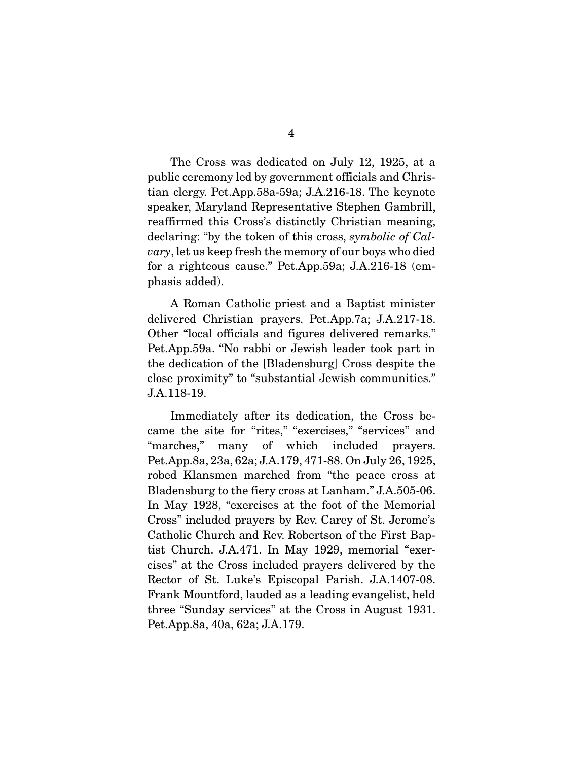The Cross was dedicated on July 12, 1925, at a public ceremony led by government officials and Christian clergy. Pet.App.58a-59a; J.A.216-18. The keynote speaker, Maryland Representative Stephen Gambrill, reaffirmed this Cross's distinctly Christian meaning, declaring: "by the token of this cross, *symbolic of Calvary*, let us keep fresh the memory of our boys who died for a righteous cause." Pet.App.59a; J.A.216-18 (emphasis added).

A Roman Catholic priest and a Baptist minister delivered Christian prayers. Pet.App.7a; J.A.217-18. Other "local officials and figures delivered remarks." Pet.App.59a. "No rabbi or Jewish leader took part in the dedication of the [Bladensburg] Cross despite the close proximity" to "substantial Jewish communities." J.A.118-19.

Immediately after its dedication, the Cross became the site for "rites," "exercises," "services" and "marches," many of which included prayers. Pet.App.8a, 23a, 62a; J.A.179, 471-88. On July 26, 1925, robed Klansmen marched from "the peace cross at Bladensburg to the fiery cross at Lanham." J.A.505-06. In May 1928, "exercises at the foot of the Memorial Cross" included prayers by Rev. Carey of St. Jerome's Catholic Church and Rev. Robertson of the First Baptist Church. J.A.471. In May 1929, memorial "exercises" at the Cross included prayers delivered by the Rector of St. Luke's Episcopal Parish. J.A.1407-08. Frank Mountford, lauded as a leading evangelist, held three "Sunday services" at the Cross in August 1931. Pet.App.8a, 40a, 62a; J.A.179.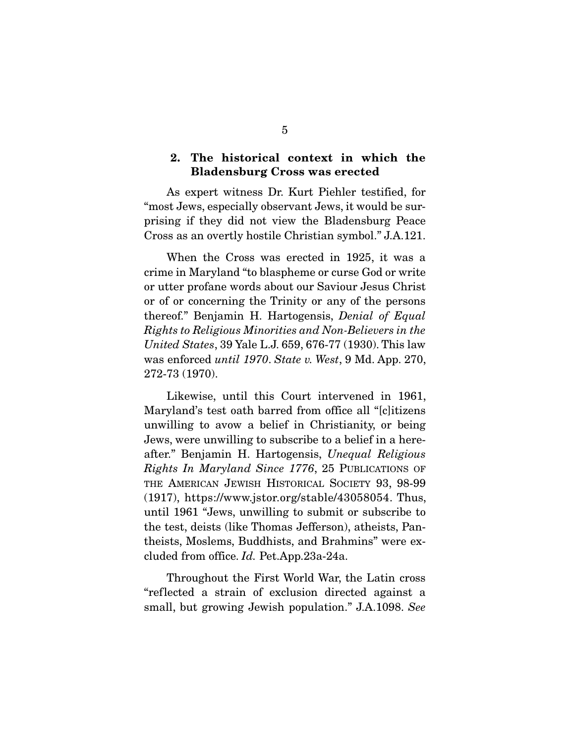### 2. The historical context in which the Bladensburg Cross was erected

As expert witness Dr. Kurt Piehler testified, for "most Jews, especially observant Jews, it would be surprising if they did not view the Bladensburg Peace Cross as an overtly hostile Christian symbol." J.A.121.

When the Cross was erected in 1925, it was a crime in Maryland "to blaspheme or curse God or write or utter profane words about our Saviour Jesus Christ or of or concerning the Trinity or any of the persons thereof." Benjamin H. Hartogensis, *Denial of Equal Rights to Religious Minorities and Non-Believers in the United States*, 39 Yale L.J. 659, 676-77 (1930). This law was enforced *until 1970*. *State v. West*, 9 Md. App. 270, 272-73 (1970).

Likewise, until this Court intervened in 1961, Maryland's test oath barred from office all "[c]itizens unwilling to avow a belief in Christianity, or being Jews, were unwilling to subscribe to a belief in a hereafter." Benjamin H. Hartogensis, *Unequal Religious Rights In Maryland Since 1776*, 25 PUBLICATIONS OF THE AMERICAN JEWISH HISTORICAL SOCIETY 93, 98-99 (1917), https://www.jstor.org/stable/43058054. Thus, until 1961 "Jews, unwilling to submit or subscribe to the test, deists (like Thomas Jefferson), atheists, Pantheists, Moslems, Buddhists, and Brahmins" were excluded from office. *Id.* Pet.App.23a-24a.

Throughout the First World War, the Latin cross "reflected a strain of exclusion directed against a small, but growing Jewish population." J.A.1098. *See*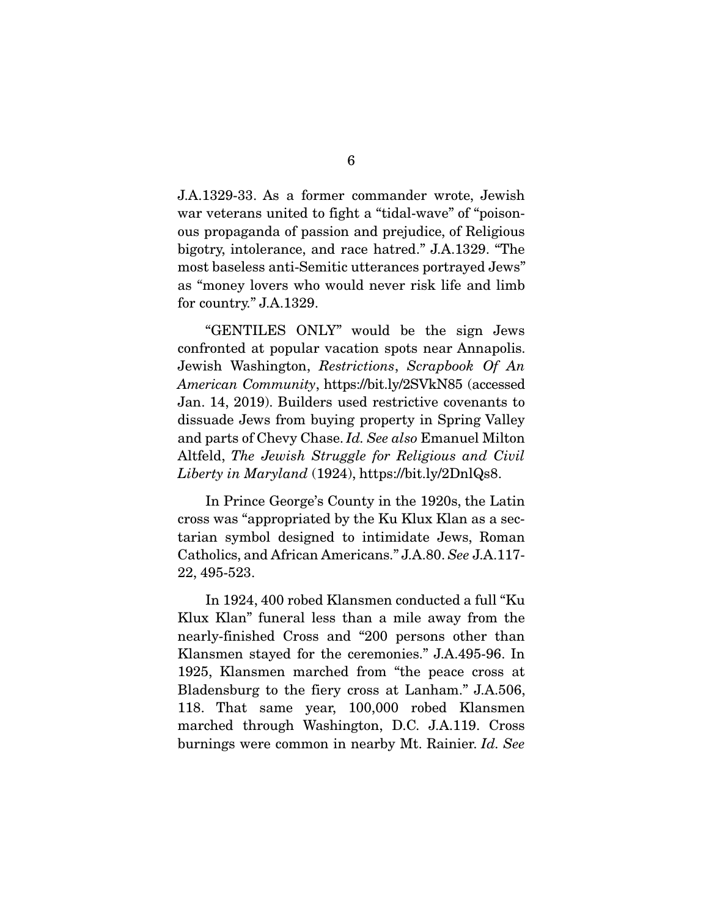J.A.1329-33. As a former commander wrote, Jewish war veterans united to fight a "tidal-wave" of "poisonous propaganda of passion and prejudice, of Religious bigotry, intolerance, and race hatred." J.A.1329. "The most baseless anti-Semitic utterances portrayed Jews" as "money lovers who would never risk life and limb for country." J.A.1329.

"GENTILES ONLY" would be the sign Jews confronted at popular vacation spots near Annapolis. Jewish Washington, *Restrictions*, *Scrapbook Of An American Community*, https://bit.ly/2SVkN85 (accessed Jan. 14, 2019). Builders used restrictive covenants to dissuade Jews from buying property in Spring Valley and parts of Chevy Chase. *Id. See also* Emanuel Milton Altfeld, *The Jewish Struggle for Religious and Civil Liberty in Maryland* (1924), https://bit.ly/2DnlQs8.

In Prince George's County in the 1920s, the Latin cross was "appropriated by the Ku Klux Klan as a sectarian symbol designed to intimidate Jews, Roman Catholics, and African Americans." J.A.80. *See* J.A.117-22, 495-523.

In 1924, 400 robed Klansmen conducted a full "Ku Klux Klan" funeral less than a mile away from the nearly-finished Cross and "200 persons other than Klansmen stayed for the ceremonies." J.A.495-96. In 1925, Klansmen marched from "the peace cross at Bladensburg to the fiery cross at Lanham." J.A.506, 118. That same year, 100,000 robed Klansmen marched through Washington, D.C. J.A.119. Cross burnings were common in nearby Mt. Rainier. *Id. See*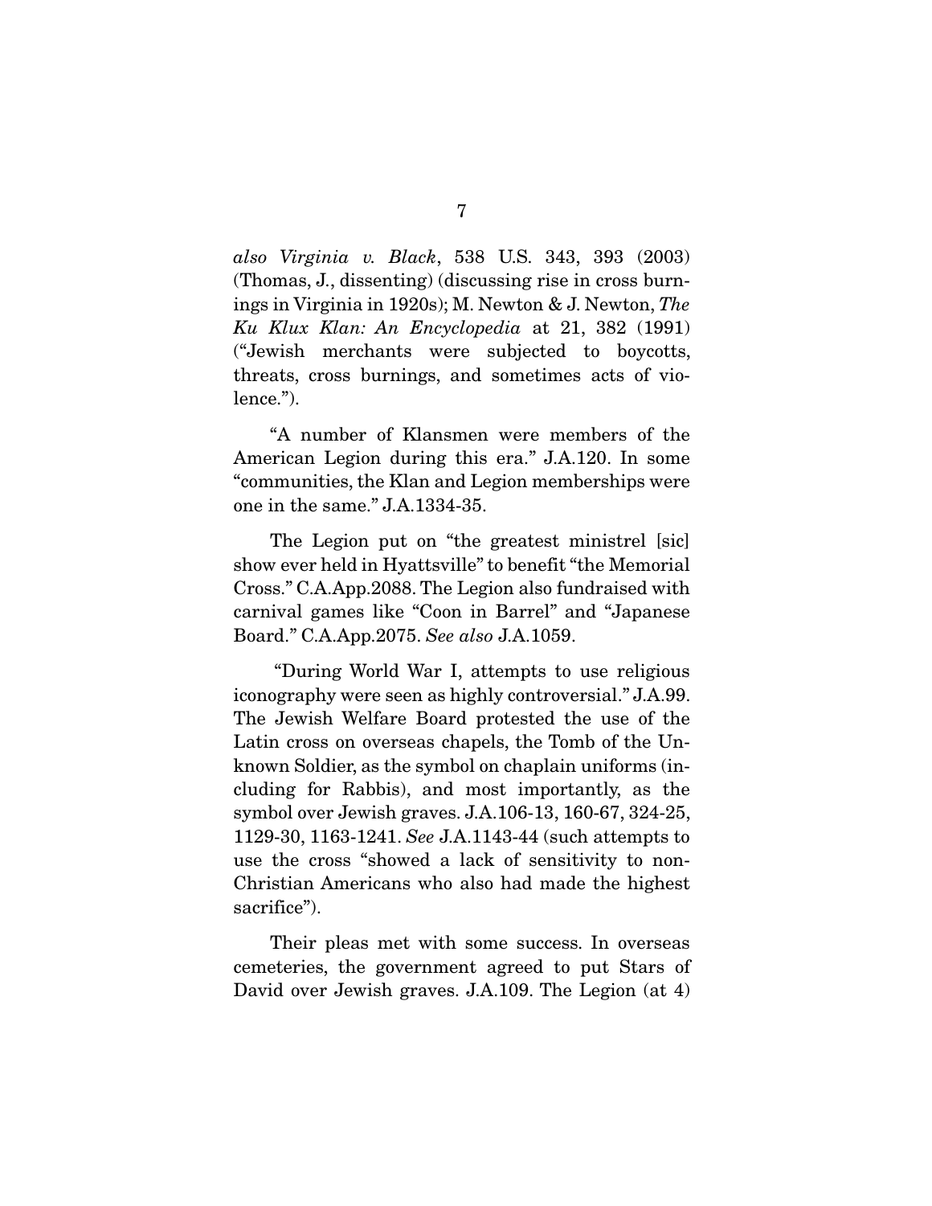*also Virginia v. Black*, 538 U.S. 343, 393 (2003) (Thomas, J., dissenting) (discussing rise in cross burnings in Virginia in 1920s); M. Newton & J. Newton, *The Ku Klux Klan: An Encyclopedia* at 21, 382 (1991) ("Jewish merchants were subjected to boycotts, threats, cross burnings, and sometimes acts of violence.").

"A number of Klansmen were members of the American Legion during this era." J.A.120. In some "communities, the Klan and Legion memberships were one in the same." J.A.1334-35.

The Legion put on "the greatest ministrel [sic] show ever held in Hyattsville" to benefit "the Memorial Cross." C.A.App.2088. The Legion also fundraised with carnival games like "Coon in Barrel" and "Japanese Board." C.A.App.2075. *See also* J.A.1059.

"During World War I, attempts to use religious iconography were seen as highly controversial." J.A.99. The Jewish Welfare Board protested the use of the Latin cross on overseas chapels, the Tomb of the Unknown Soldier, as the symbol on chaplain uniforms (including for Rabbis), and most importantly, as the symbol over Jewish graves. J.A.106-13, 160-67, 324-25, 1129-30, 1163-1241. *See* J.A.1143-44 (such attempts to use the cross "showed a lack of sensitivity to non-Christian Americans who also had made the highest sacrifice").

Their pleas met with some success. In overseas cemeteries, the government agreed to put Stars of David over Jewish graves. J.A.109. The Legion (at 4)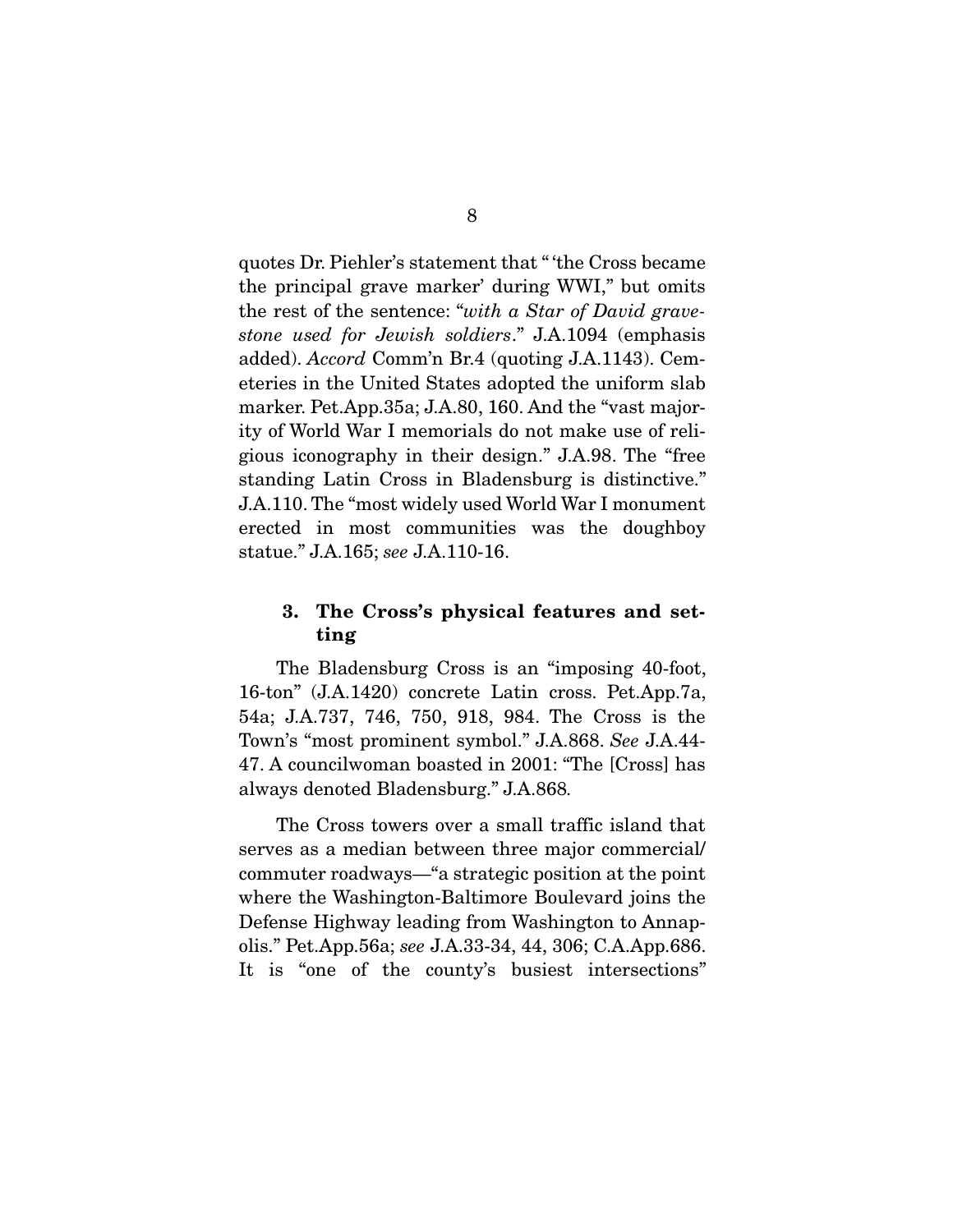quotes Dr. Piehler's statement that "'the Cross became the principal grave marker' during WWI," but omits the rest of the sentence: "*with a Star of David gravestone used for Jewish soldiers*." J.A.1094 (emphasis added). *Accord* Comm'n Br.4 (quoting J.A.1143). Cemeteries in the United States adopted the uniform slab marker. Pet.App.35a; J.A.80, 160. And the "vast majority of World War I memorials do not make use of religious iconography in their design." J.A.98. The "free standing Latin Cross in Bladensburg is distinctive." J.A.110. The "most widely used World War I monument erected in most communities was the doughboy statue." J.A.165; *see* J.A.110-16.

### 3. The Cross's physical features and setting

The Bladensburg Cross is an "imposing 40-foot, 16-ton" (J.A.1420) concrete Latin cross. Pet.App.7a, 54a; J.A.737, 746, 750, 918, 984. The Cross is the Town's "most prominent symbol." J.A.868. *See* J.A.44-47. A councilwoman boasted in 2001: "The [Cross] has always denoted Bladensburg." J.A.868.

The Cross towers over a small traffic island that serves as a median between three major commercial/commuter roadways—"a strategic position at the point where the Washington-Baltimore Boulevard joins the Defense Highway leading from Washington to Annapolis." Pet.App.56a; *see* J.A.33-34, 44, 306; C.A.App.686. It is "one of the county's busiest intersections"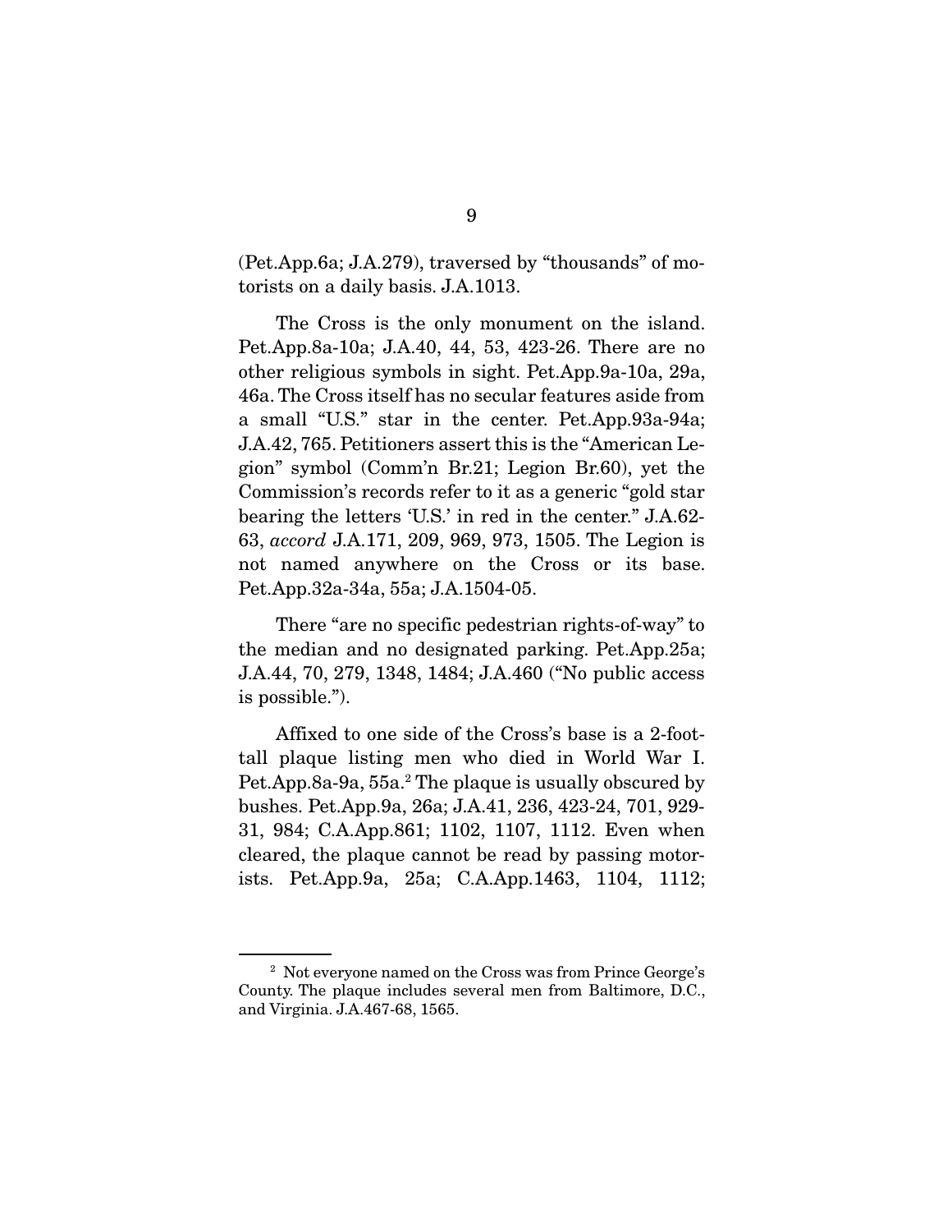(Pet.App.6a; J.A.279), traversed by "thousands" of motorists on a daily basis. J.A.1013.

The Cross is the only monument on the island. Pet.App.8a-10a; J.A.40, 44, 53, 423-26. There are no other religious symbols in sight. Pet.App.9a-10a, 29a, 46a. The Cross itself has no secular features aside from a small "U.S." star in the center. Pet.App.93a-94a; J.A.42, 765. Petitioners assert this is the "American Legion" symbol (Comm'n Br.21; Legion Br.60), yet the Commission's records refer to it as a generic "gold star bearing the letters 'U.S.' in red in the center." J.A.62-63, *accord* J.A.171, 209, 969, 973, 1505. The Legion is not named anywhere on the Cross or its base. Pet.App.32a-34a, 55a; J.A.1504-05.

There "are no specific pedestrian rights-of-way" to the median and no designated parking. Pet.App.25a; J.A.44, 70, 279, 1348, 1484; J.A.460 ("No public access is possible.").

Affixed to one side of the Cross's base is a 2-foot-tall plaque listing men who died in World War I. Pet.App.8a-9a, 55a.[2] The plaque is usually obscured by bushes. Pet.App.9a, 26a; J.A.41, 236, 423-24, 701, 929-31, 984; C.A.App.861; 1102, 1107, 1112. Even when cleared, the plaque cannot be read by passing motorists. Pet.App.9a, 25a; C.A.App.1463, 1104, 1112;

[2] Not everyone named on the Cross was from Prince George's County. The plaque includes several men from Baltimore, D.C., and Virginia. J.A.467-68, 1565.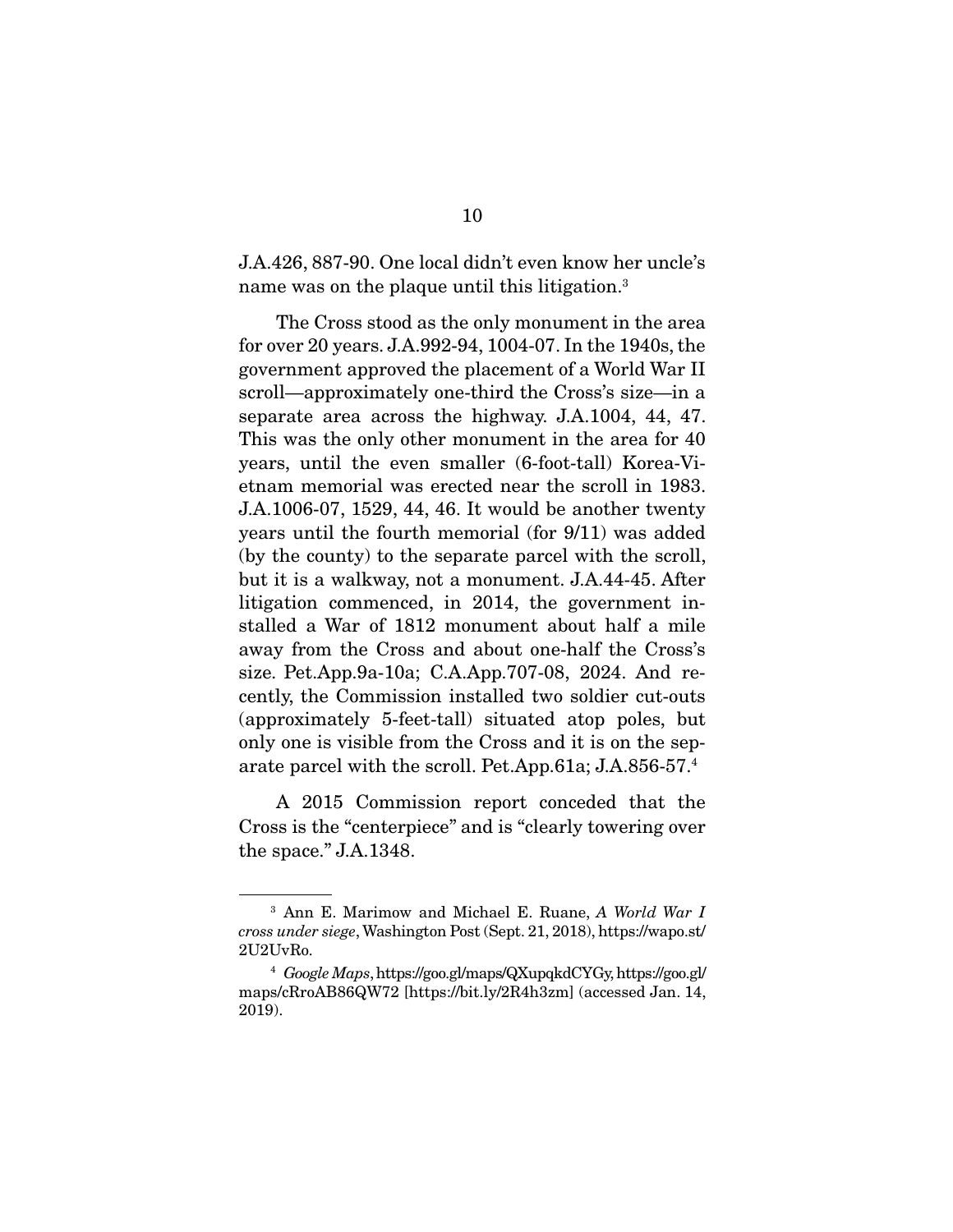J.A.426, 887-90. One local didn't even know her uncle's name was on the plaque until this litigation.[3]

The Cross stood as the only monument in the area for over 20 years. J.A.992-94, 1004-07. In the 1940s, the government approved the placement of a World War II scroll—approximately one-third the Cross's size—in a separate area across the highway. J.A.1004, 44, 47. This was the only other monument in the area for 40 years, until the even smaller (6-foot-tall) Korea-Vietnam memorial was erected near the scroll in 1983. J.A.1006-07, 1529, 44, 46. It would be another twenty years until the fourth memorial (for 9/11) was added (by the county) to the separate parcel with the scroll, but it is a walkway, not a monument. J.A.44-45. After litigation commenced, in 2014, the government installed a War of 1812 monument about half a mile away from the Cross and about one-half the Cross's size. Pet.App.9a-10a; C.A.App.707-08, 2024. And recently, the Commission installed two soldier cut-outs (approximately 5-feet-tall) situated atop poles, but only one is visible from the Cross and it is on the separate parcel with the scroll. Pet.App.61a; J.A.856-57.[4]

A 2015 Commission report conceded that the Cross is the "centerpiece" and is "clearly towering over the space." J.A.1348.

---

[3] Ann E. Marimow and Michael E. Ruane, *A World War I cross under siege*, Washington Post (Sept. 21, 2018), https://wapo.st/2U2UvRo.

[4] *Google Maps*, https://goo.gl/maps/QXupqkdCYGy, https://goo.gl/maps/cRroAB86QW72 [https://bit.ly/2R4h3zm] (accessed Jan. 14, 2019).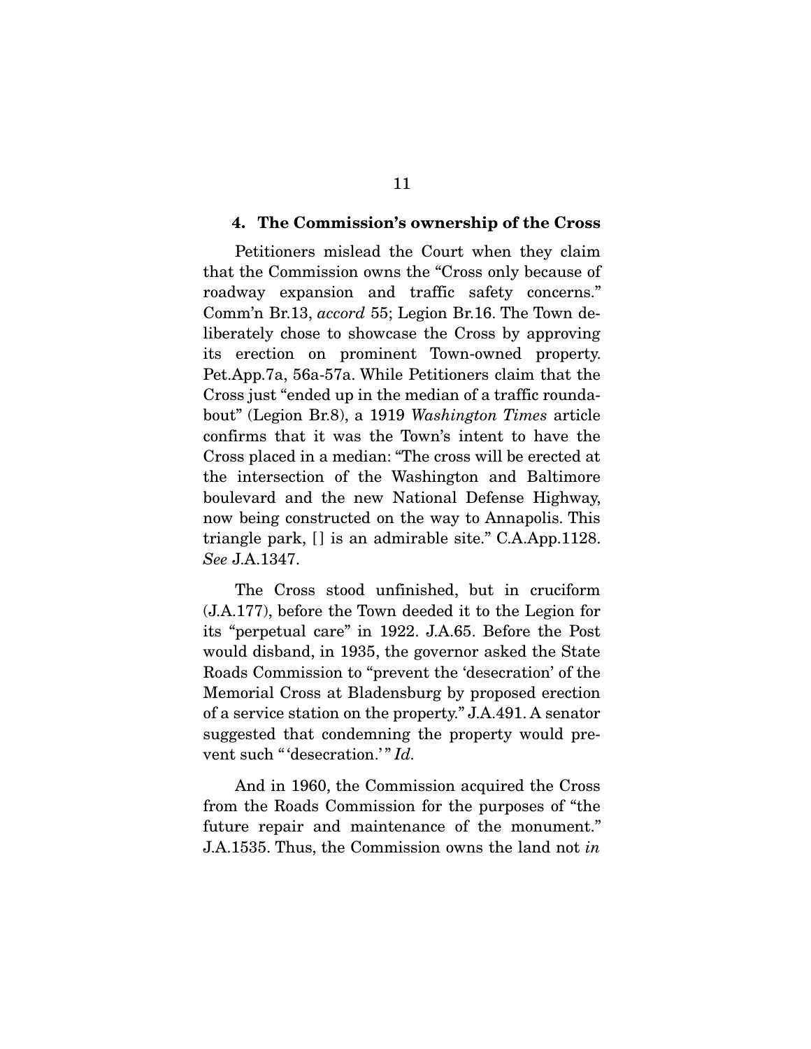#### 4. The Commission's ownership of the Cross

Petitioners mislead the Court when they claim that the Commission owns the "Cross only because of roadway expansion and traffic safety concerns." Comm'n Br.13, *accord* 55; Legion Br.16. The Town deliberately chose to showcase the Cross by approving its erection on prominent Town-owned property. Pet.App.7a, 56a-57a. While Petitioners claim that the Cross just "ended up in the median of a traffic roundabout" (Legion Br.8), a 1919 *Washington Times* article confirms that it was the Town's intent to have the Cross placed in a median: "The cross will be erected at the intersection of the Washington and Baltimore boulevard and the new National Defense Highway, now being constructed on the way to Annapolis. This triangle park, [] is an admirable site." C.A.App.1128. *See* J.A.1347.

The Cross stood unfinished, but in cruciform (J.A.177), before the Town deeded it to the Legion for its "perpetual care" in 1922. J.A.65. Before the Post would disband, in 1935, the governor asked the State Roads Commission to "prevent the 'desecration' of the Memorial Cross at Bladensburg by proposed erection of a service station on the property." J.A.491. A senator suggested that condemning the property would prevent such "'desecration.'" *Id.*

And in 1960, the Commission acquired the Cross from the Roads Commission for the purposes of "the future repair and maintenance of the monument." J.A.1535. Thus, the Commission owns the land not *in*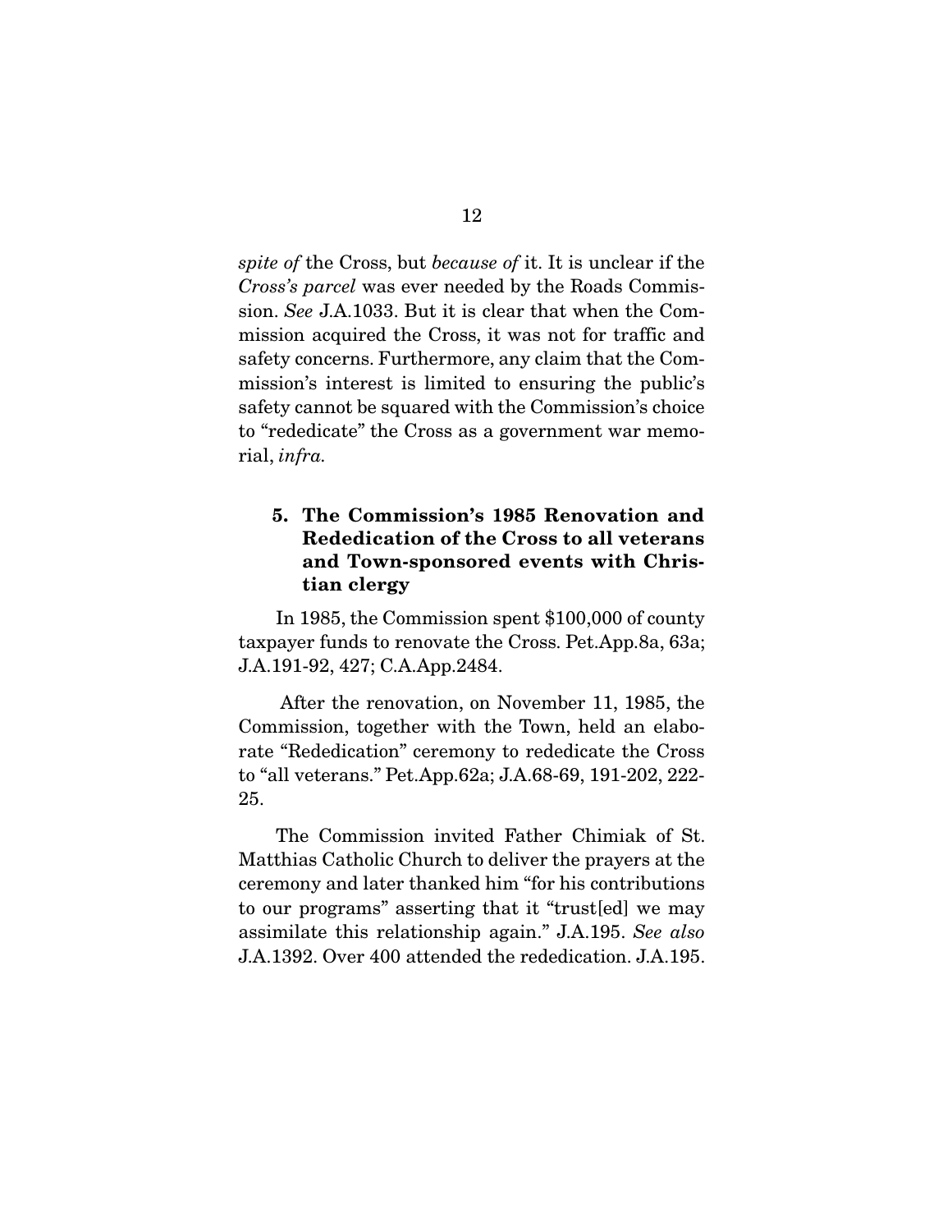*spite of* the Cross, but *because of* it. It is unclear if the *Cross's parcel* was ever needed by the Roads Commission. *See* J.A.1033. But it is clear that when the Commission acquired the Cross, it was not for traffic and safety concerns. Furthermore, any claim that the Commission's interest is limited to ensuring the public's safety cannot be squared with the Commission's choice to "rededicate" the Cross as a government war memorial, *infra.*

### 5. The Commission's 1985 Renovation and Rededication of the Cross to all veterans and Town-sponsored events with Christian clergy

In 1985, the Commission spent $100,000 of county taxpayer funds to renovate the Cross. Pet.App.8a, 63a; J.A.191-92, 427; C.A.App.2484.

After the renovation, on November 11, 1985, the Commission, together with the Town, held an elaborate "Rededication" ceremony to rededicate the Cross to "all veterans." Pet.App.62a; J.A.68-69, 191-202, 222-25.

The Commission invited Father Chimiak of St. Matthias Catholic Church to deliver the prayers at the ceremony and later thanked him "for his contributions to our programs" asserting that it "trust[ed] we may assimilate this relationship again." J.A.195. *See also* J.A.1392. Over 400 attended the rededication. J.A.195.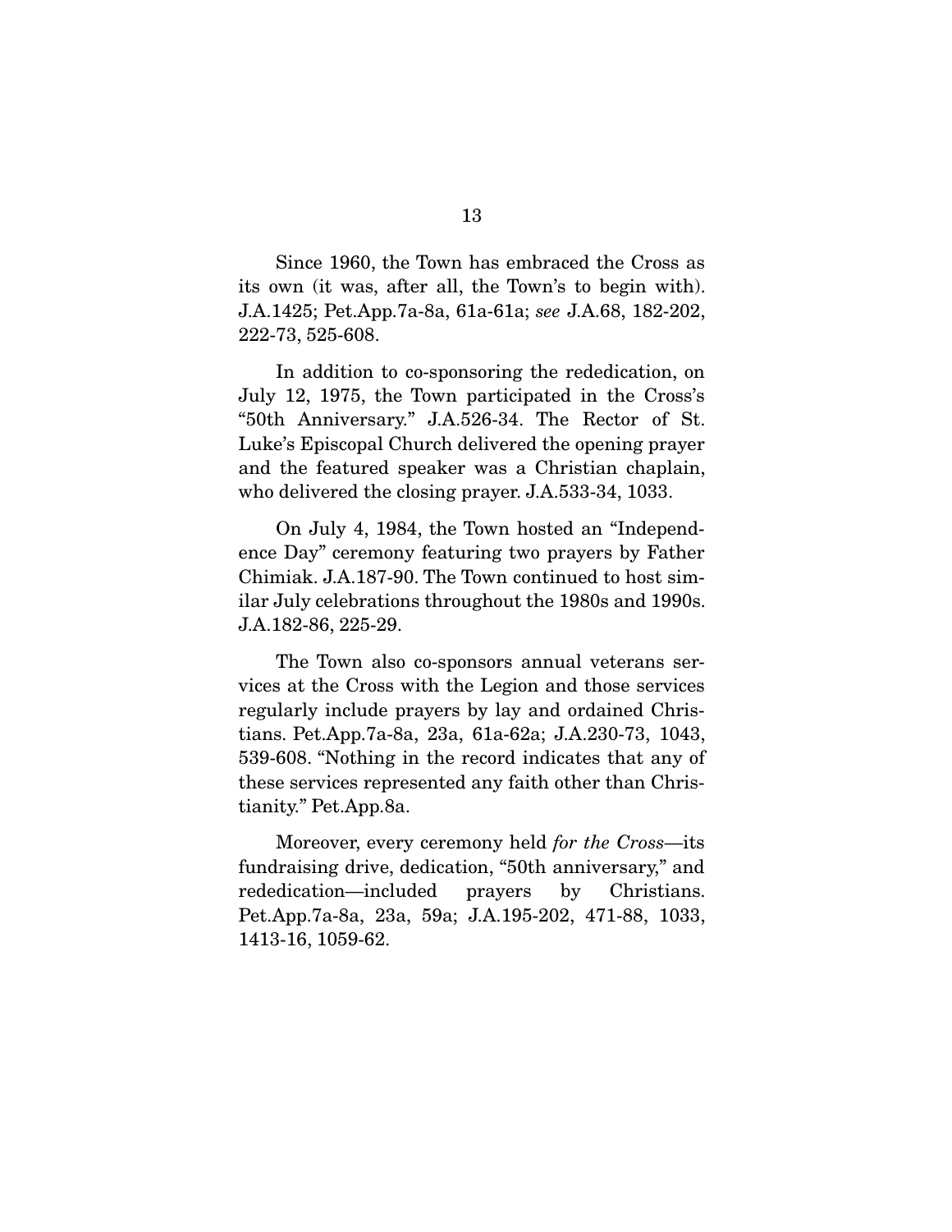Since 1960, the Town has embraced the Cross as its own (it was, after all, the Town's to begin with). J.A.1425; Pet.App.7a-8a, 61a-61a; *see* J.A.68, 182-202, 222-73, 525-608.

In addition to co-sponsoring the rededication, on July 12, 1975, the Town participated in the Cross's "50th Anniversary." J.A.526-34. The Rector of St. Luke's Episcopal Church delivered the opening prayer and the featured speaker was a Christian chaplain, who delivered the closing prayer. J.A.533-34, 1033.

On July 4, 1984, the Town hosted an "Independence Day" ceremony featuring two prayers by Father Chimiak. J.A.187-90. The Town continued to host similar July celebrations throughout the 1980s and 1990s. J.A.182-86, 225-29.

The Town also co-sponsors annual veterans services at the Cross with the Legion and those services regularly include prayers by lay and ordained Christians. Pet.App.7a-8a, 23a, 61a-62a; J.A.230-73, 1043, 539-608. "Nothing in the record indicates that any of these services represented any faith other than Christianity." Pet.App.8a.

Moreover, every ceremony held *for the Cross*—its fundraising drive, dedication, "50th anniversary," and rededication—included prayers by Christians. Pet.App.7a-8a, 23a, 59a; J.A.195-202, 471-88, 1033, 1413-16, 1059-62.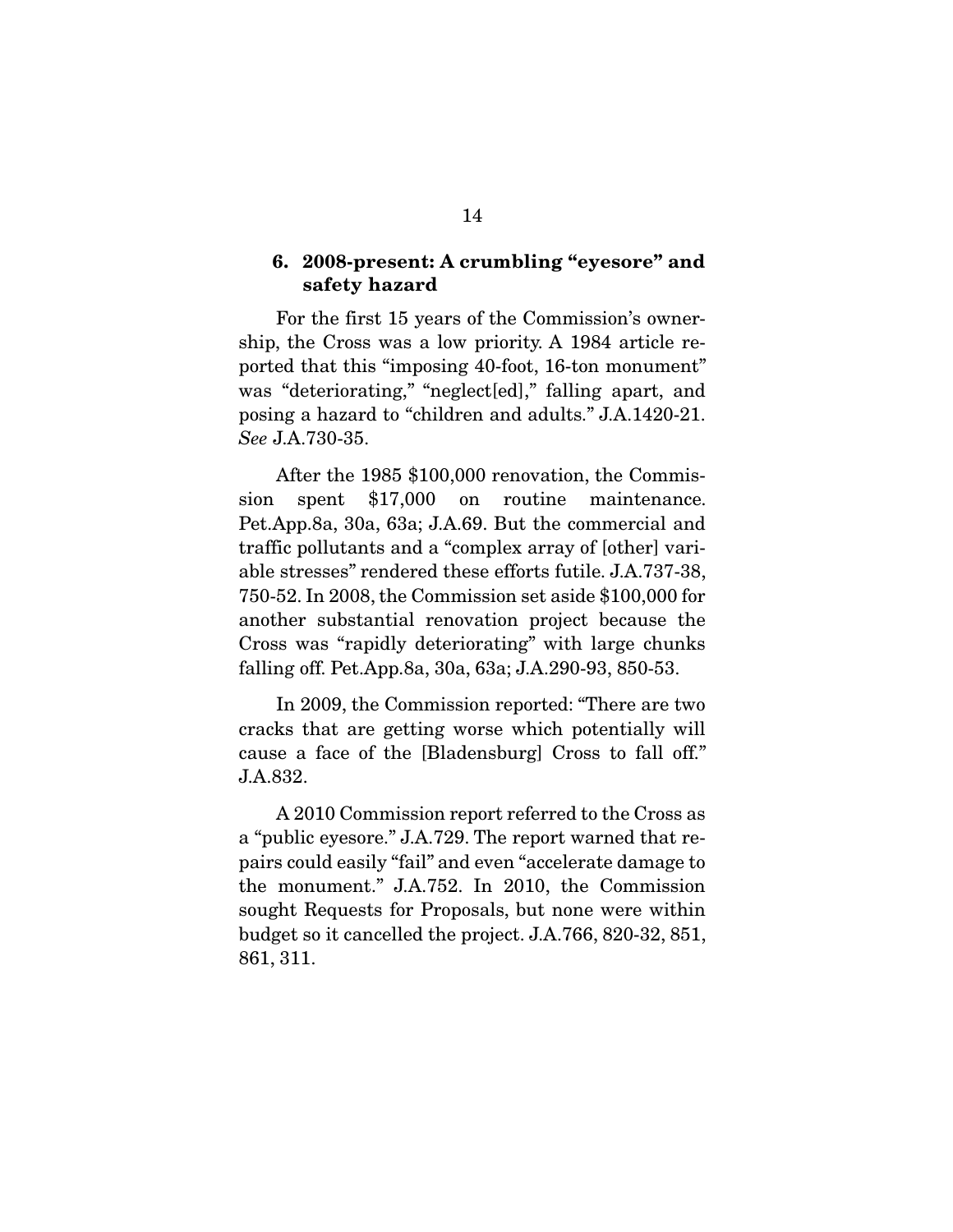### 6. 2008-present: A crumbling "eyesore" and safety hazard

For the first 15 years of the Commission's ownership, the Cross was a low priority. A 1984 article reported that this "imposing 40-foot, 16-ton monument" was "deteriorating," "neglect[ed]," falling apart, and posing a hazard to "children and adults." J.A.1420-21. *See* J.A.730-35.

After the 1985 $100,000 renovation, the Commission spent $17,000 on routine maintenance. Pet.App.8a, 30a, 63a; J.A.69. But the commercial and traffic pollutants and a "complex array of [other] variable stresses" rendered these efforts futile. J.A.737-38, 750-52. In 2008, the Commission set aside $100,000 for another substantial renovation project because the Cross was "rapidly deteriorating" with large chunks falling off. Pet.App.8a, 30a, 63a; J.A.290-93, 850-53.

In 2009, the Commission reported: "There are two cracks that are getting worse which potentially will cause a face of the [Bladensburg] Cross to fall off." J.A.832.

A 2010 Commission report referred to the Cross as a "public eyesore." J.A.729. The report warned that repairs could easily "fail" and even "accelerate damage to the monument." J.A.752. In 2010, the Commission sought Requests for Proposals, but none were within budget so it cancelled the project. J.A.766, 820-32, 851, 861, 311.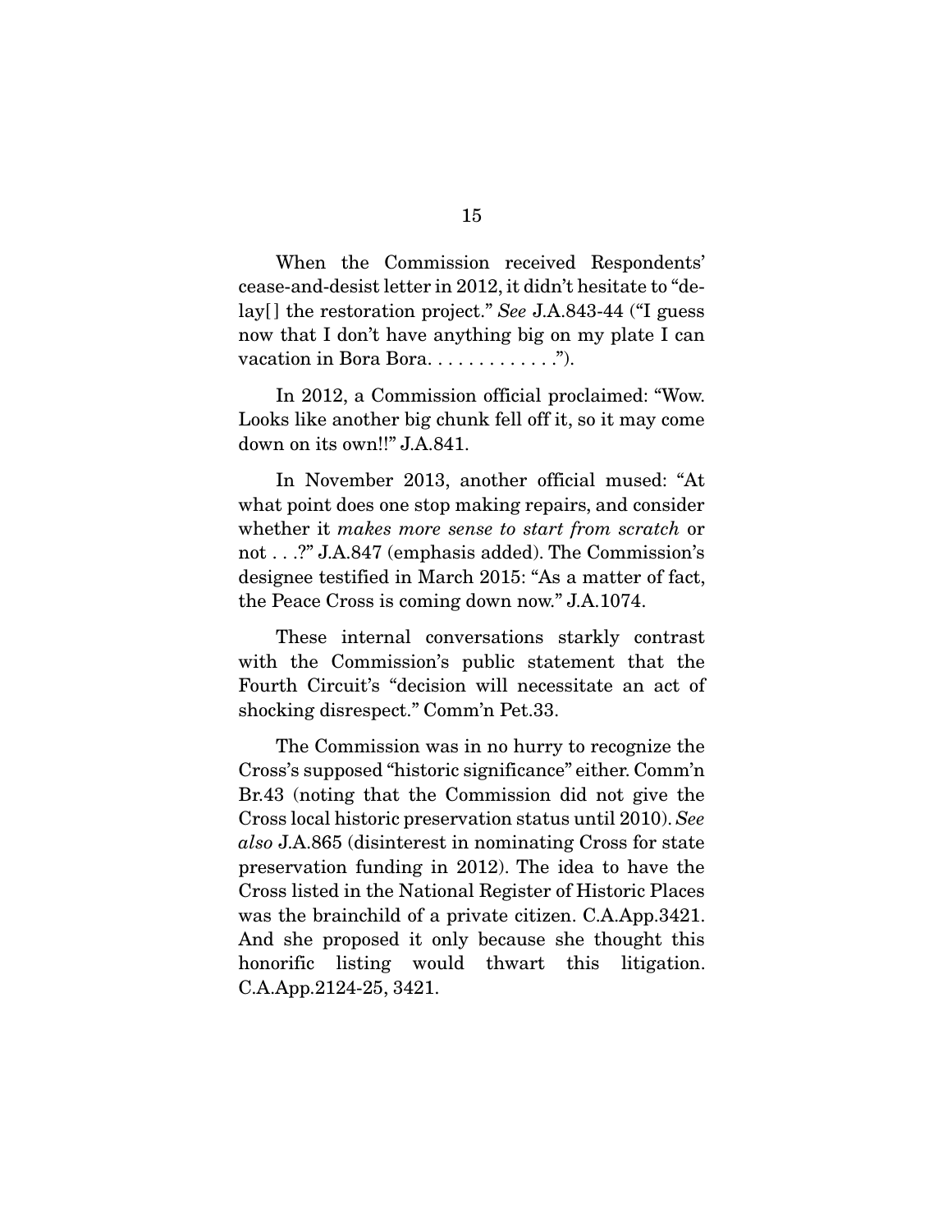When the Commission received Respondents' cease-and-desist letter in 2012, it didn't hesitate to "delay[ ] the restoration project." *See* J.A.843-44 ("I guess now that I don't have anything big on my plate I can vacation in Bora Bora. . . . . . . . . . . . .").

In 2012, a Commission official proclaimed: "Wow. Looks like another big chunk fell off it, so it may come down on its own!!" J.A.841.

In November 2013, another official mused: "At what point does one stop making repairs, and consider whether it *makes more sense to start from scratch* or not . . .?" J.A.847 (emphasis added). The Commission's designee testified in March 2015: "As a matter of fact, the Peace Cross is coming down now." J.A.1074.

These internal conversations starkly contrast with the Commission's public statement that the Fourth Circuit's "decision will necessitate an act of shocking disrespect." Comm'n Pet.33.

The Commission was in no hurry to recognize the Cross's supposed "historic significance" either. Comm'n Br.43 (noting that the Commission did not give the Cross local historic preservation status until 2010). *See also* J.A.865 (disinterest in nominating Cross for state preservation funding in 2012). The idea to have the Cross listed in the National Register of Historic Places was the brainchild of a private citizen. C.A.App.3421. And she proposed it only because she thought this honorific listing would thwart this litigation. C.A.App.2124-25, 3421.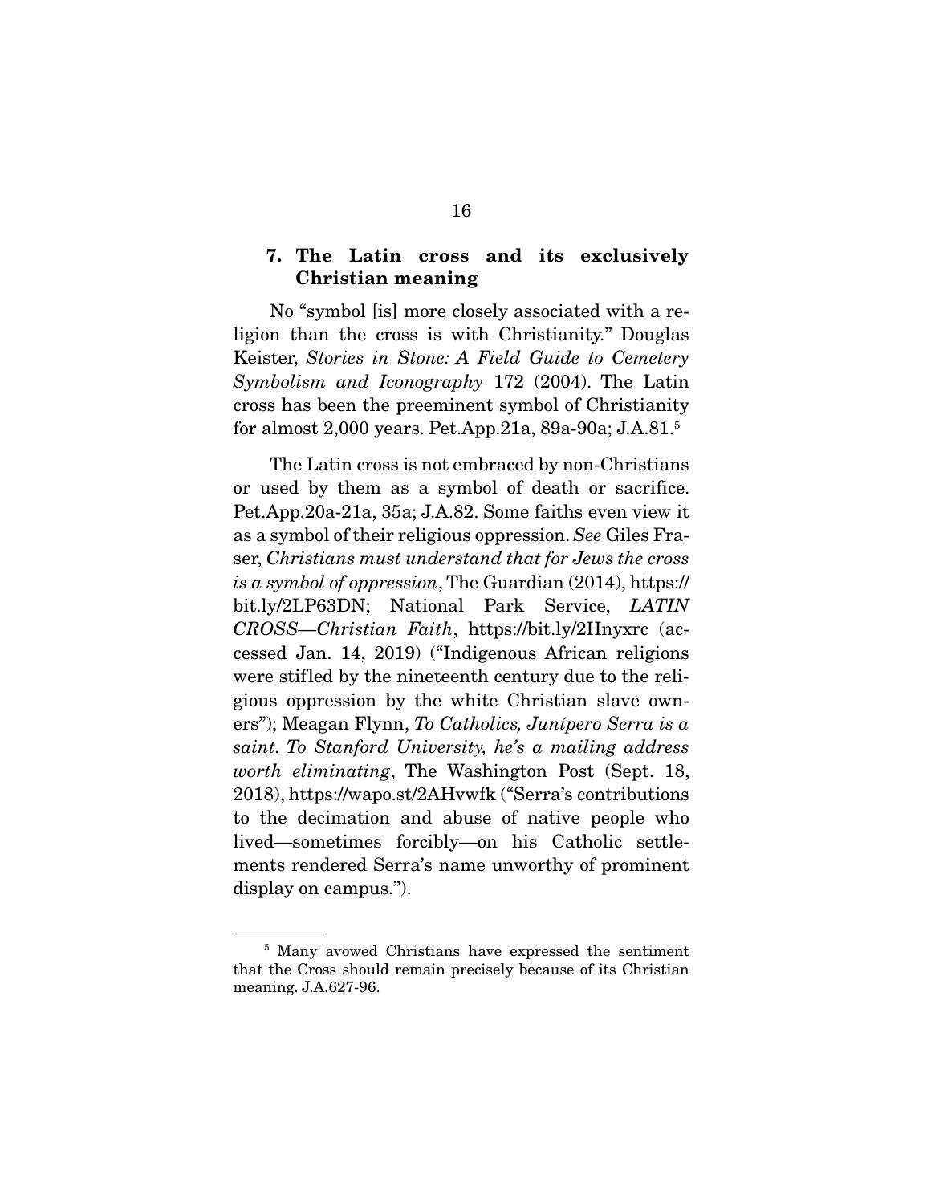### 7. The Latin cross and its exclusively Christian meaning

No "symbol [is] more closely associated with a religion than the cross is with Christianity." Douglas Keister, *Stories in Stone: A Field Guide to Cemetery Symbolism and Iconography* 172 (2004). The Latin cross has been the preeminent symbol of Christianity for almost 2,000 years. Pet.App.21a, 89a-90a; J.A.81.[5]

The Latin cross is not embraced by non-Christians or used by them as a symbol of death or sacrifice. Pet.App.20a-21a, 35a; J.A.82. Some faiths even view it as a symbol of their religious oppression. *See* Giles Fraser, *Christians must understand that for Jews the cross is a symbol of oppression*, The Guardian (2014), https://bit.ly/2LP63DN; National Park Service, *LATIN CROSS—Christian Faith*, https://bit.ly/2Hnyxrc (accessed Jan. 14, 2019) ("Indigenous African religions were stifled by the nineteenth century due to the religious oppression by the white Christian slave owners"); Meagan Flynn, *To Catholics, Junípero Serra is a saint. To Stanford University, he's a mailing address worth eliminating*, The Washington Post (Sept. 18, 2018), https://wapo.st/2AHvwfk ("Serra's contributions to the decimation and abuse of native people who lived—sometimes forcibly—on his Catholic settlements rendered Serra's name unworthy of prominent display on campus.").

[5] Many avowed Christians have expressed the sentiment that the Cross should remain precisely because of its Christian meaning. J.A.627-96.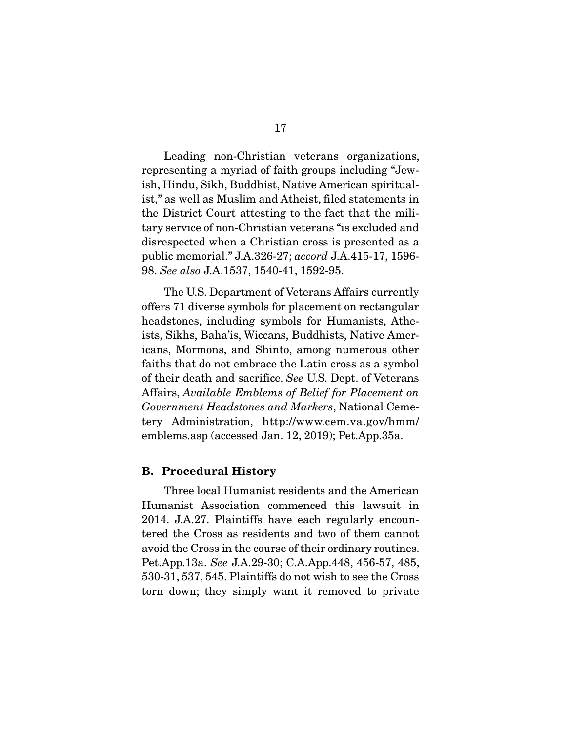Leading non-Christian veterans organizations, representing a myriad of faith groups including "Jewish, Hindu, Sikh, Buddhist, Native American spiritualist," as well as Muslim and Atheist, filed statements in the District Court attesting to the fact that the military service of non-Christian veterans "is excluded and disrespected when a Christian cross is presented as a public memorial." J.A.326-27; *accord* J.A.415-17, 1596-98. *See also* J.A.1537, 1540-41, 1592-95.

The U.S. Department of Veterans Affairs currently offers 71 diverse symbols for placement on rectangular headstones, including symbols for Humanists, Atheists, Sikhs, Baha'is, Wiccans, Buddhists, Native Americans, Mormons, and Shinto, among numerous other faiths that do not embrace the Latin cross as a symbol of their death and sacrifice. *See* U.S. Dept. of Veterans Affairs, *Available Emblems of Belief for Placement on Government Headstones and Markers*, National Cemetery Administration, http://www.cem.va.gov/hmm/emblems.asp (accessed Jan. 12, 2019); Pet.App.35a.

### B. Procedural History

Three local Humanist residents and the American Humanist Association commenced this lawsuit in 2014. J.A.27. Plaintiffs have each regularly encountered the Cross as residents and two of them cannot avoid the Cross in the course of their ordinary routines. Pet.App.13a. *See* J.A.29-30; C.A.App.448, 456-57, 485, 530-31, 537, 545. Plaintiffs do not wish to see the Cross torn down; they simply want it removed to private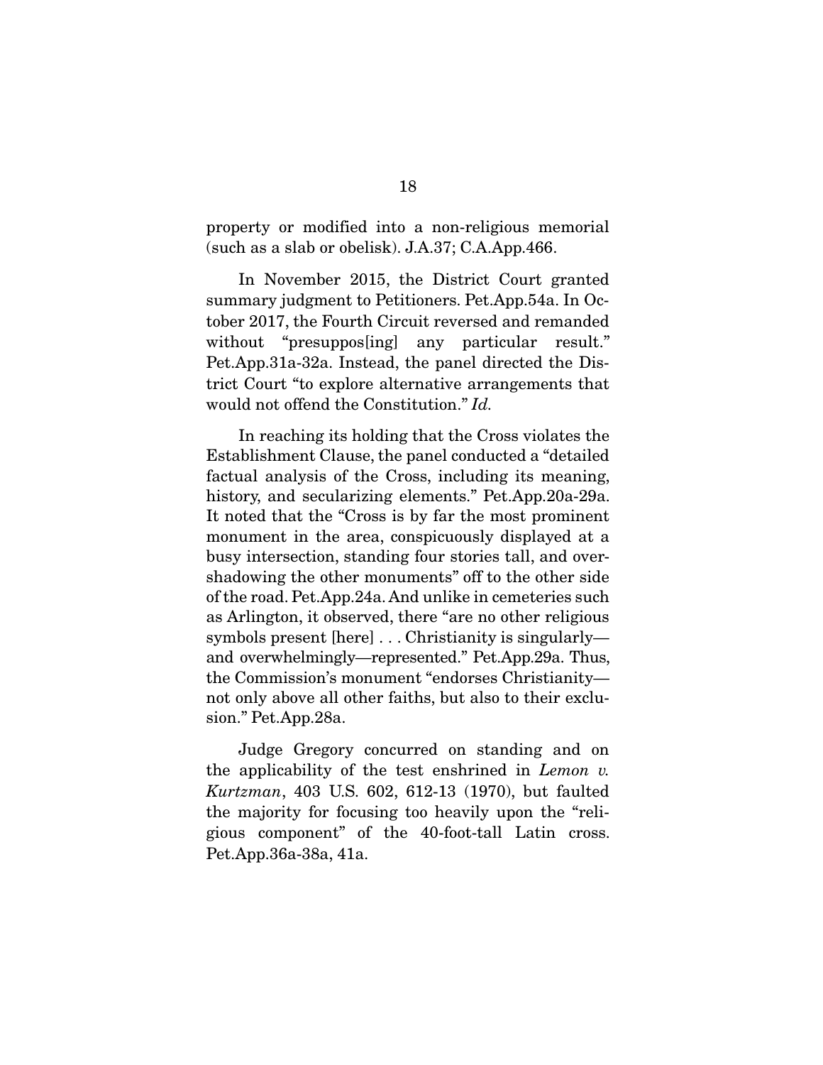property or modified into a non-religious memorial (such as a slab or obelisk). J.A.37; C.A.App.466.

In November 2015, the District Court granted summary judgment to Petitioners. Pet.App.54a. In October 2017, the Fourth Circuit reversed and remanded without "presuppos[ing] any particular result." Pet.App.31a-32a. Instead, the panel directed the District Court "to explore alternative arrangements that would not offend the Constitution." *Id.*

In reaching its holding that the Cross violates the Establishment Clause, the panel conducted a "detailed factual analysis of the Cross, including its meaning, history, and secularizing elements." Pet.App.20a-29a. It noted that the "Cross is by far the most prominent monument in the area, conspicuously displayed at a busy intersection, standing four stories tall, and overshadowing the other monuments" off to the other side of the road. Pet.App.24a. And unlike in cemeteries such as Arlington, it observed, there "are no other religious symbols present [here] . . . Christianity is singularly—and overwhelmingly—represented." Pet.App.29a. Thus, the Commission's monument "endorses Christianity—not only above all other faiths, but also to their exclusion." Pet.App.28a.

Judge Gregory concurred on standing and on the applicability of the test enshrined in *Lemon v. Kurtzman*, 403 U.S. 602, 612-13 (1970), but faulted the majority for focusing too heavily upon the "religious component" of the 40-foot-tall Latin cross. Pet.App.36a-38a, 41a.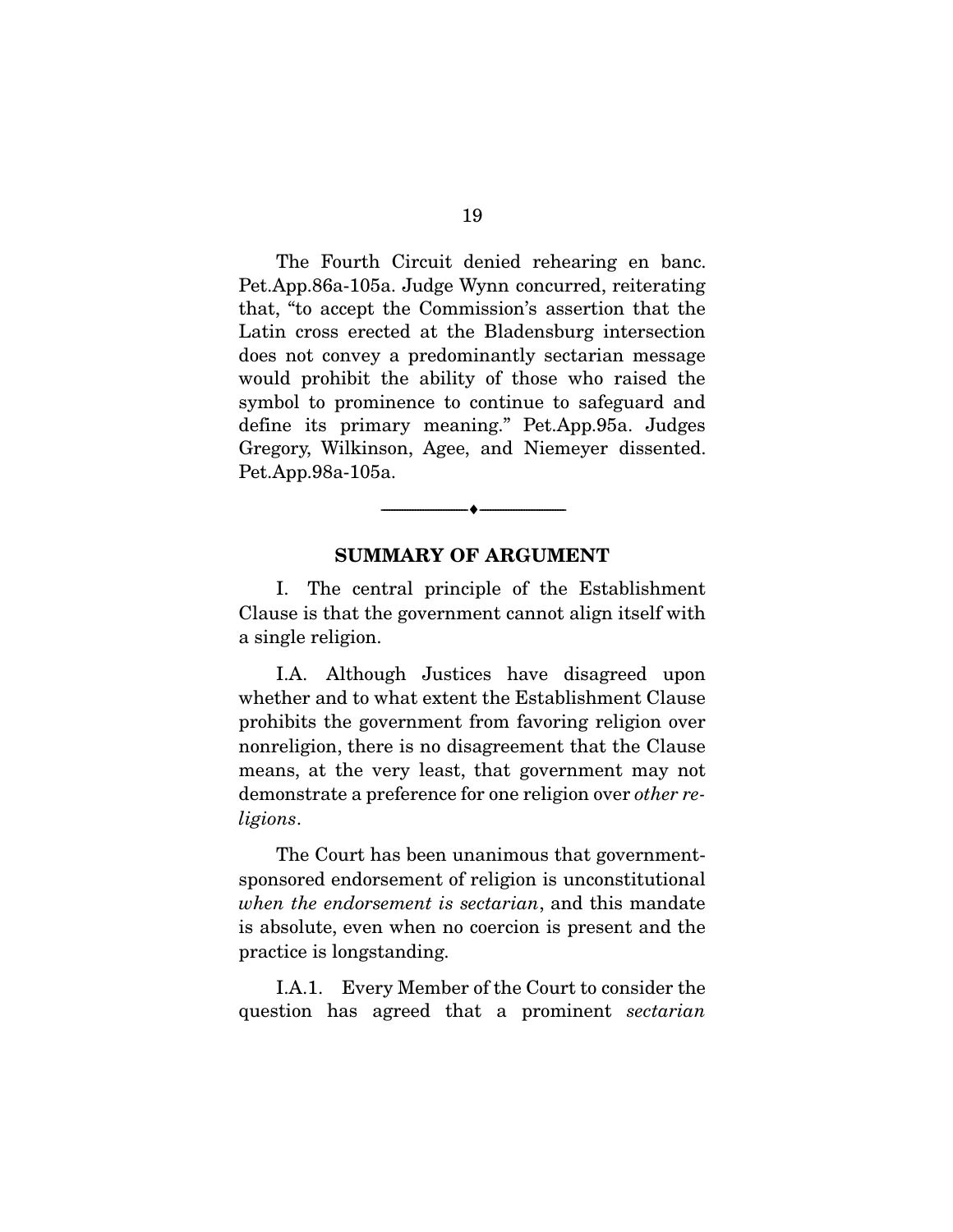The Fourth Circuit denied rehearing en banc. Pet.App.86a-105a. Judge Wynn concurred, reiterating that, "to accept the Commission's assertion that the Latin cross erected at the Bladensburg intersection does not convey a predominantly sectarian message would prohibit the ability of those who raised the symbol to prominence to continue to safeguard and define its primary meaning." Pet.App.95a. Judges Gregory, Wilkinson, Agee, and Niemeyer dissented. Pet.App.98a-105a.

---

## SUMMARY OF ARGUMENT

I. The central principle of the Establishment Clause is that the government cannot align itself with a single religion.

I.A. Although Justices have disagreed upon whether and to what extent the Establishment Clause prohibits the government from favoring religion over nonreligion, there is no disagreement that the Clause means, at the very least, that government may not demonstrate a preference for one religion over *other religions*.

The Court has been unanimous that government-sponsored endorsement of religion is unconstitutional *when the endorsement is sectarian*, and this mandate is absolute, even when no coercion is present and the practice is longstanding.

I.A.1. Every Member of the Court to consider the question has agreed that a prominent *sectarian*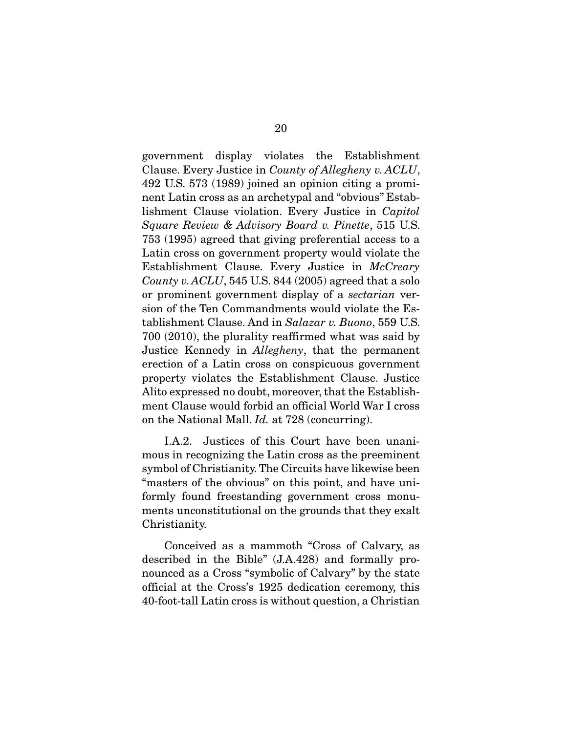government display violates the Establishment Clause. Every Justice in *County of Allegheny v. ACLU*, 492 U.S. 573 (1989) joined an opinion citing a prominent Latin cross as an archetypal and "obvious" Establishment Clause violation. Every Justice in *Capitol Square Review & Advisory Board v. Pinette*, 515 U.S. 753 (1995) agreed that giving preferential access to a Latin cross on government property would violate the Establishment Clause. Every Justice in *McCreary County v. ACLU*, 545 U.S. 844 (2005) agreed that a solo or prominent government display of a *sectarian* version of the Ten Commandments would violate the Establishment Clause. And in *Salazar v. Buono*, 559 U.S. 700 (2010), the plurality reaffirmed what was said by Justice Kennedy in *Allegheny*, that the permanent erection of a Latin cross on conspicuous government property violates the Establishment Clause. Justice Alito expressed no doubt, moreover, that the Establishment Clause would forbid an official World War I cross on the National Mall. *Id.* at 728 (concurring).

I.A.2. Justices of this Court have been unanimous in recognizing the Latin cross as the preeminent symbol of Christianity. The Circuits have likewise been "masters of the obvious" on this point, and have uniformly found freestanding government cross monuments unconstitutional on the grounds that they exalt Christianity.

Conceived as a mammoth "Cross of Calvary, as described in the Bible" (J.A.428) and formally pronounced as a Cross "symbolic of Calvary" by the state official at the Cross's 1925 dedication ceremony, this 40-foot-tall Latin cross is without question, a Christian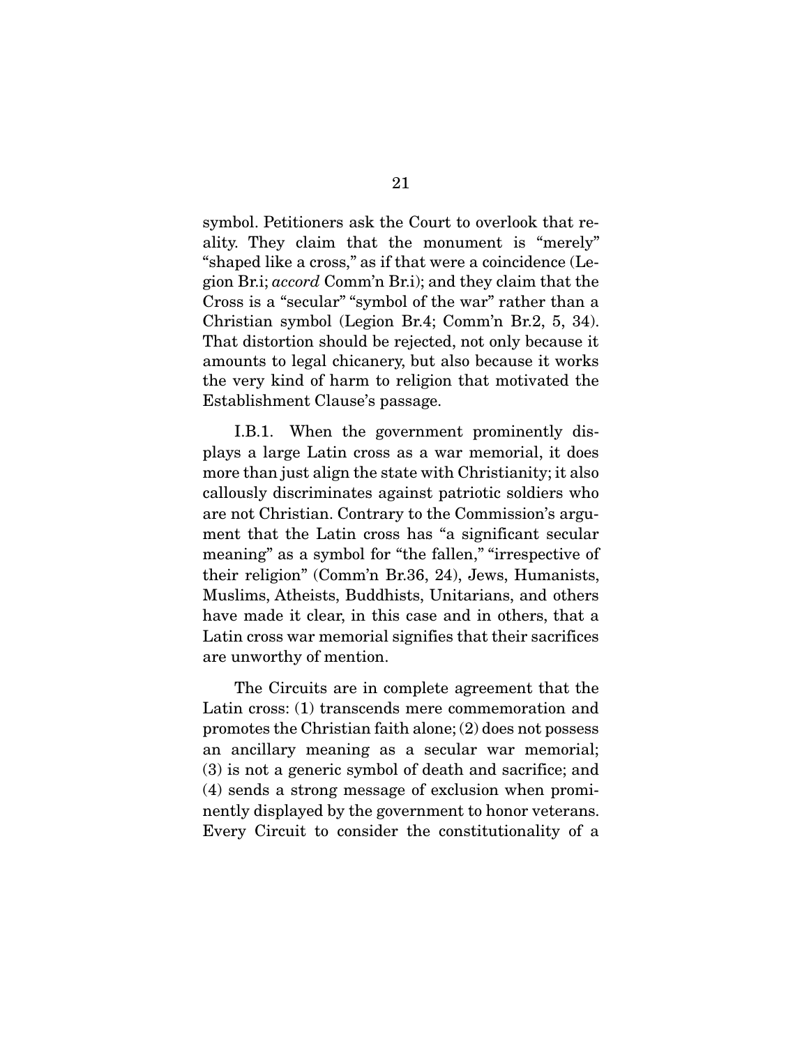symbol. Petitioners ask the Court to overlook that reality. They claim that the monument is "merely" "shaped like a cross," as if that were a coincidence (Legion Br.i; *accord* Comm'n Br.i); and they claim that the Cross is a "secular" "symbol of the war" rather than a Christian symbol (Legion Br.4; Comm'n Br.2, 5, 34). That distortion should be rejected, not only because it amounts to legal chicanery, but also because it works the very kind of harm to religion that motivated the Establishment Clause's passage.

I.B.1. When the government prominently displays a large Latin cross as a war memorial, it does more than just align the state with Christianity; it also callously discriminates against patriotic soldiers who are not Christian. Contrary to the Commission's argument that the Latin cross has "a significant secular meaning" as a symbol for "the fallen," "irrespective of their religion" (Comm'n Br.36, 24), Jews, Humanists, Muslims, Atheists, Buddhists, Unitarians, and others have made it clear, in this case and in others, that a Latin cross war memorial signifies that their sacrifices are unworthy of mention.

The Circuits are in complete agreement that the Latin cross: (1) transcends mere commemoration and promotes the Christian faith alone; (2) does not possess an ancillary meaning as a secular war memorial; (3) is not a generic symbol of death and sacrifice; and (4) sends a strong message of exclusion when prominently displayed by the government to honor veterans. Every Circuit to consider the constitutionality of a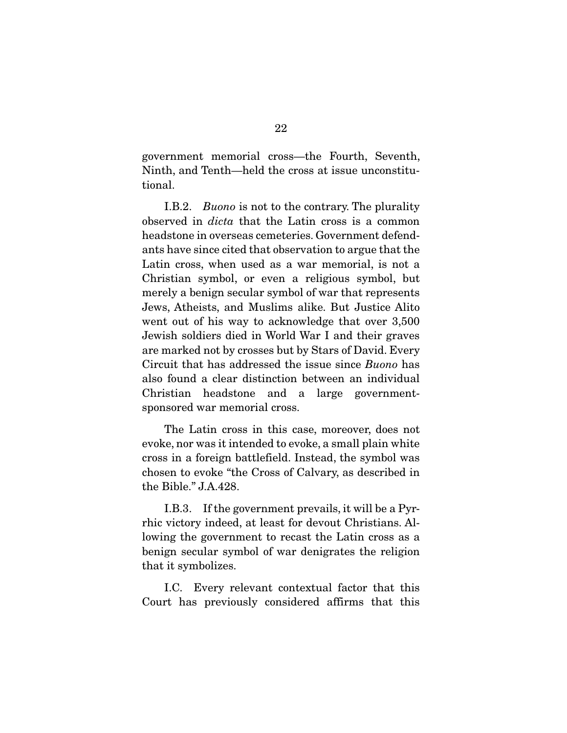government memorial cross—the Fourth, Seventh, Ninth, and Tenth—held the cross at issue unconstitutional.

I.B.2. *Buono* is not to the contrary. The plurality observed in *dicta* that the Latin cross is a common headstone in overseas cemeteries. Government defendants have since cited that observation to argue that the Latin cross, when used as a war memorial, is not a Christian symbol, or even a religious symbol, but merely a benign secular symbol of war that represents Jews, Atheists, and Muslims alike. But Justice Alito went out of his way to acknowledge that over 3,500 Jewish soldiers died in World War I and their graves are marked not by crosses but by Stars of David. Every Circuit that has addressed the issue since *Buono* has also found a clear distinction between an individual Christian headstone and a large government-sponsored war memorial cross.

The Latin cross in this case, moreover, does not evoke, nor was it intended to evoke, a small plain white cross in a foreign battlefield. Instead, the symbol was chosen to evoke "the Cross of Calvary, as described in the Bible." J.A.428.

I.B.3. If the government prevails, it will be a Pyrrhic victory indeed, at least for devout Christians. Allowing the government to recast the Latin cross as a benign secular symbol of war denigrates the religion that it symbolizes.

I.C. Every relevant contextual factor that this Court has previously considered affirms that this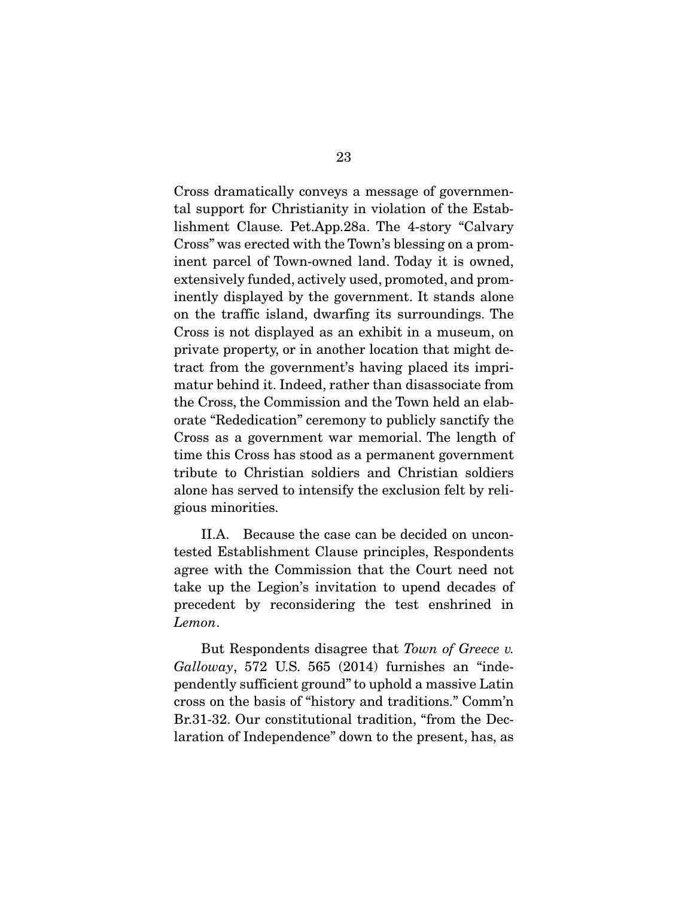Cross dramatically conveys a message of governmental support for Christianity in violation of the Establishment Clause. Pet.App.28a. The 4-story "Calvary Cross" was erected with the Town's blessing on a prominent parcel of Town-owned land. Today it is owned, extensively funded, actively used, promoted, and prominently displayed by the government. It stands alone on the traffic island, dwarfing its surroundings. The Cross is not displayed as an exhibit in a museum, on private property, or in another location that might detract from the government's having placed its imprimatur behind it. Indeed, rather than disassociate from the Cross, the Commission and the Town held an elaborate "Rededication" ceremony to publicly sanctify the Cross as a government war memorial. The length of time this Cross has stood as a permanent government tribute to Christian soldiers and Christian soldiers alone has served to intensify the exclusion felt by religious minorities.

II.A. Because the case can be decided on uncontested Establishment Clause principles, Respondents agree with the Commission that the Court need not take up the Legion's invitation to upend decades of precedent by reconsidering the test enshrined in *Lemon*.

But Respondents disagree that *Town of Greece v. Galloway*, 572 U.S. 565 (2014) furnishes an "independently sufficient ground" to uphold a massive Latin cross on the basis of "history and traditions." Comm'n Br.31-32. Our constitutional tradition, "from the Declaration of Independence" down to the present, has, as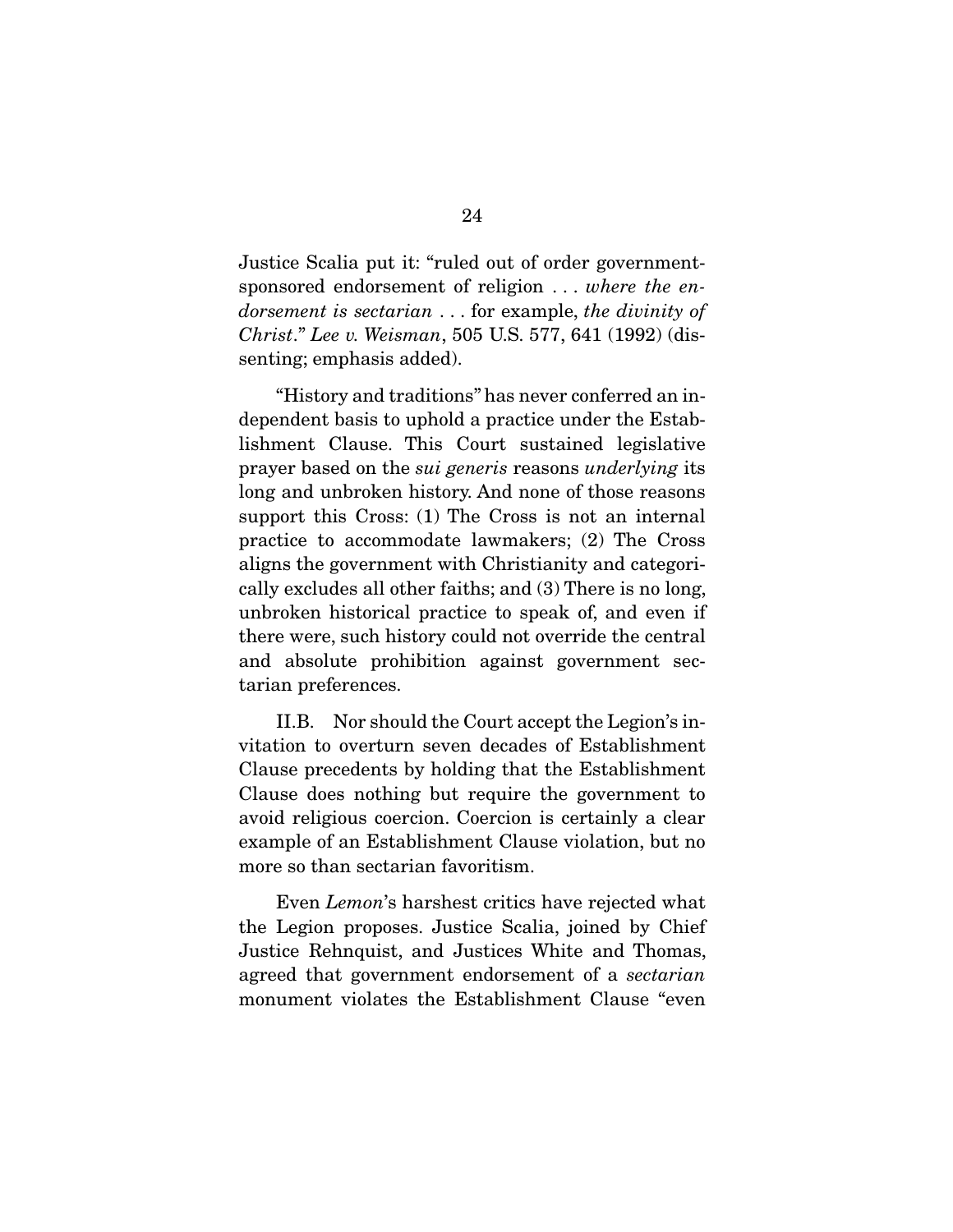Justice Scalia put it: "ruled out of order government-sponsored endorsement of religion . . . *where the endorsement is sectarian* . . . for example, *the divinity of Christ*." *Lee v. Weisman*, 505 U.S. 577, 641 (1992) (dissenting; emphasis added).

"History and traditions" has never conferred an independent basis to uphold a practice under the Establishment Clause. This Court sustained legislative prayer based on the *sui generis* reasons *underlying* its long and unbroken history. And none of those reasons support this Cross: (1) The Cross is not an internal practice to accommodate lawmakers; (2) The Cross aligns the government with Christianity and categorically excludes all other faiths; and (3) There is no long, unbroken historical practice to speak of, and even if there were, such history could not override the central and absolute prohibition against government sectarian preferences.

II.B. Nor should the Court accept the Legion's invitation to overturn seven decades of Establishment Clause precedents by holding that the Establishment Clause does nothing but require the government to avoid religious coercion. Coercion is certainly a clear example of an Establishment Clause violation, but no more so than sectarian favoritism.

Even *Lemon*'s harshest critics have rejected what the Legion proposes. Justice Scalia, joined by Chief Justice Rehnquist, and Justices White and Thomas, agreed that government endorsement of a *sectarian* monument violates the Establishment Clause "even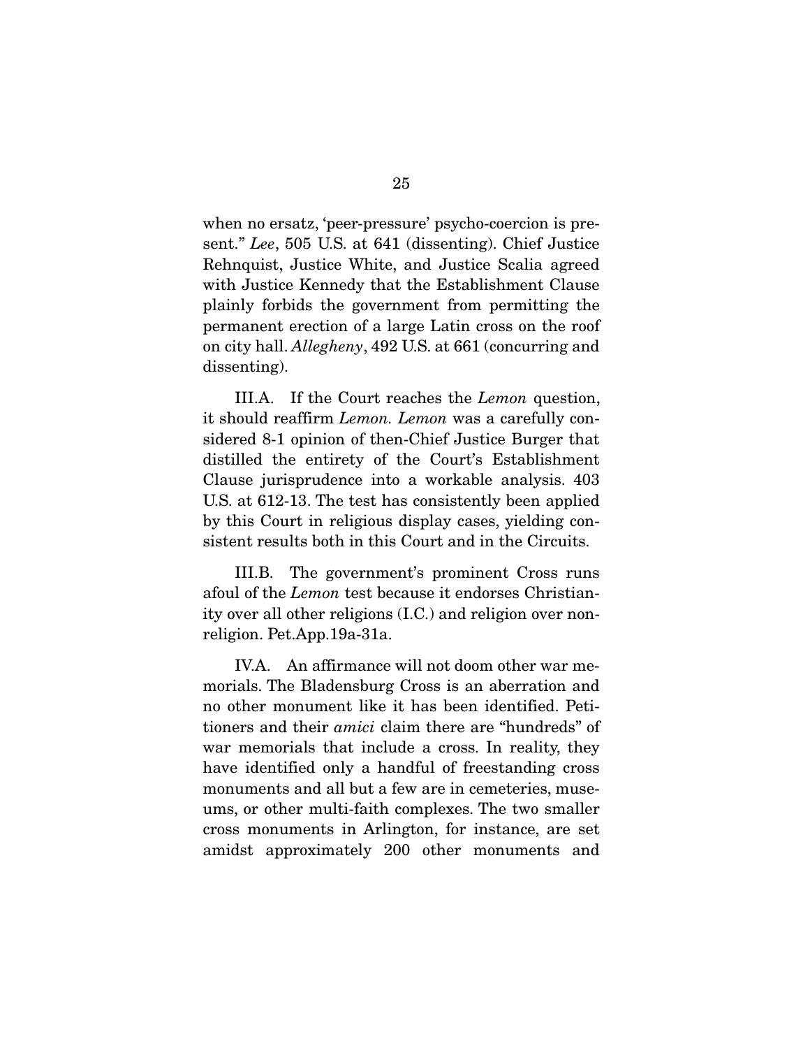when no ersatz, 'peer-pressure' psycho-coercion is present." *Lee*, 505 U.S. at 641 (dissenting). Chief Justice Rehnquist, Justice White, and Justice Scalia agreed with Justice Kennedy that the Establishment Clause plainly forbids the government from permitting the permanent erection of a large Latin cross on the roof on city hall. *Allegheny*, 492 U.S. at 661 (concurring and dissenting).

III.A. If the Court reaches the *Lemon* question, it should reaffirm *Lemon*. *Lemon* was a carefully considered 8-1 opinion of then-Chief Justice Burger that distilled the entirety of the Court's Establishment Clause jurisprudence into a workable analysis. 403 U.S. at 612-13. The test has consistently been applied by this Court in religious display cases, yielding consistent results both in this Court and in the Circuits.

III.B. The government's prominent Cross runs afoul of the *Lemon* test because it endorses Christianity over all other religions (I.C.) and religion over nonreligion. Pet.App.19a-31a.

IV.A. An affirmance will not doom other war memorials. The Bladensburg Cross is an aberration and no other monument like it has been identified. Petitioners and their *amici* claim there are "hundreds" of war memorials that include a cross. In reality, they have identified only a handful of freestanding cross monuments and all but a few are in cemeteries, museums, or other multi-faith complexes. The two smaller cross monuments in Arlington, for instance, are set amidst approximately 200 other monuments and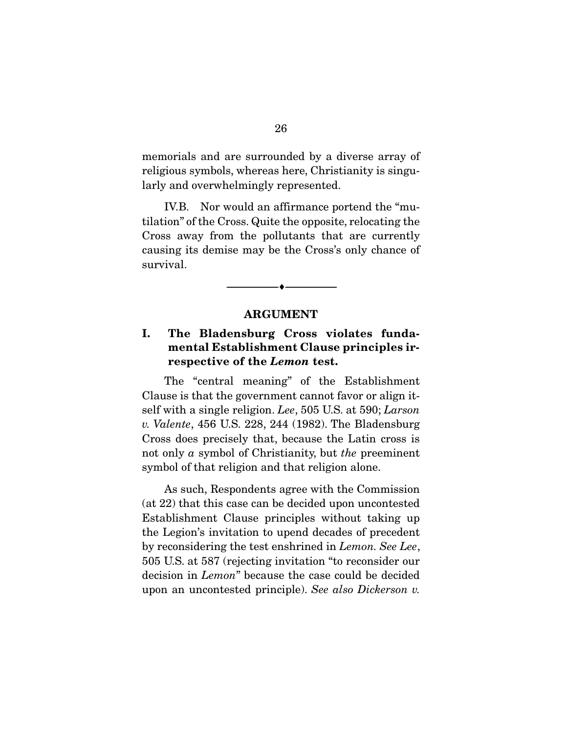memorials and are surrounded by a diverse array of religious symbols, whereas here, Christianity is singularly and overwhelmingly represented.

IV.B. Nor would an affirmance portend the "mutilation" of the Cross. Quite the opposite, relocating the Cross away from the pollutants that are currently causing its demise may be the Cross's only chance of survival.

---

## ARGUMENT

### I. The Bladensburg Cross violates fundamental Establishment Clause principles irrespective of the *Lemon* test.

The "central meaning" of the Establishment Clause is that the government cannot favor or align itself with a single religion. *Lee*, 505 U.S. at 590; *Larson v. Valente*, 456 U.S. 228, 244 (1982). The Bladensburg Cross does precisely that, because the Latin cross is not only *a* symbol of Christianity, but *the* preeminent symbol of that religion and that religion alone.

As such, Respondents agree with the Commission (at 22) that this case can be decided upon uncontested Establishment Clause principles without taking up the Legion's invitation to upend decades of precedent by reconsidering the test enshrined in *Lemon*. *See Lee*, 505 U.S. at 587 (rejecting invitation "to reconsider our decision in *Lemon*" because the case could be decided upon an uncontested principle). *See also Dickerson v.*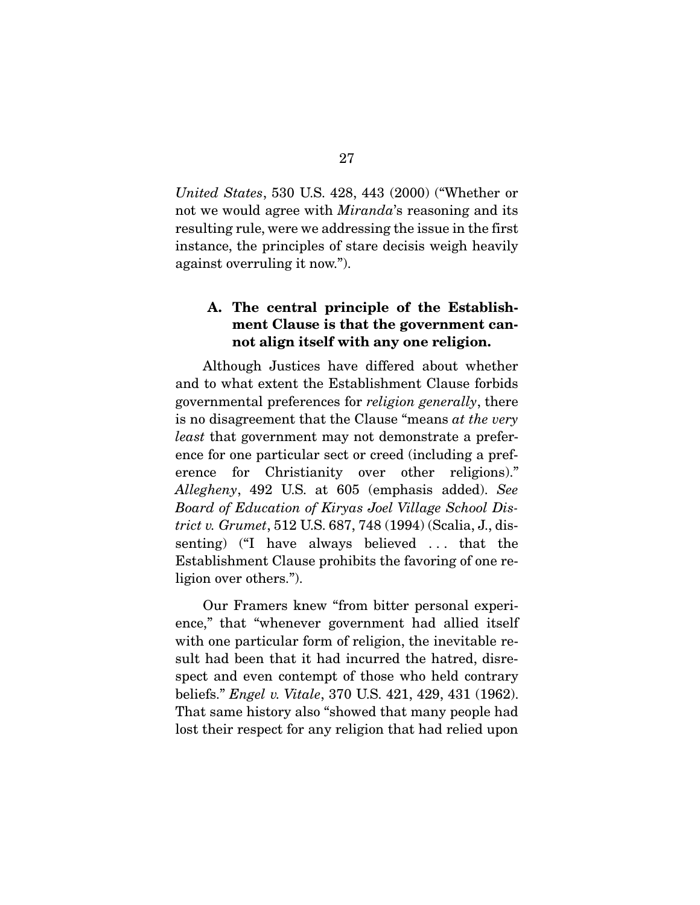*United States*, 530 U.S. 428, 443 (2000) ("Whether or not we would agree with *Miranda*'s reasoning and its resulting rule, were we addressing the issue in the first instance, the principles of stare decisis weigh heavily against overruling it now.").

### A. The central principle of the Establishment Clause is that the government cannot align itself with any one religion.

Although Justices have differed about whether and to what extent the Establishment Clause forbids governmental preferences for *religion generally*, there is no disagreement that the Clause "means *at the very least* that government may not demonstrate a preference for one particular sect or creed (including a preference for Christianity over other religions)." *Allegheny*, 492 U.S. at 605 (emphasis added). *See Board of Education of Kiryas Joel Village School District v. Grumet*, 512 U.S. 687, 748 (1994) (Scalia, J., dissenting) ("I have always believed . . . that the Establishment Clause prohibits the favoring of one religion over others.").

Our Framers knew "from bitter personal experience," that "whenever government had allied itself with one particular form of religion, the inevitable result had been that it had incurred the hatred, disrespect and even contempt of those who held contrary beliefs." *Engel v. Vitale*, 370 U.S. 421, 429, 431 (1962). That same history also "showed that many people had lost their respect for any religion that had relied upon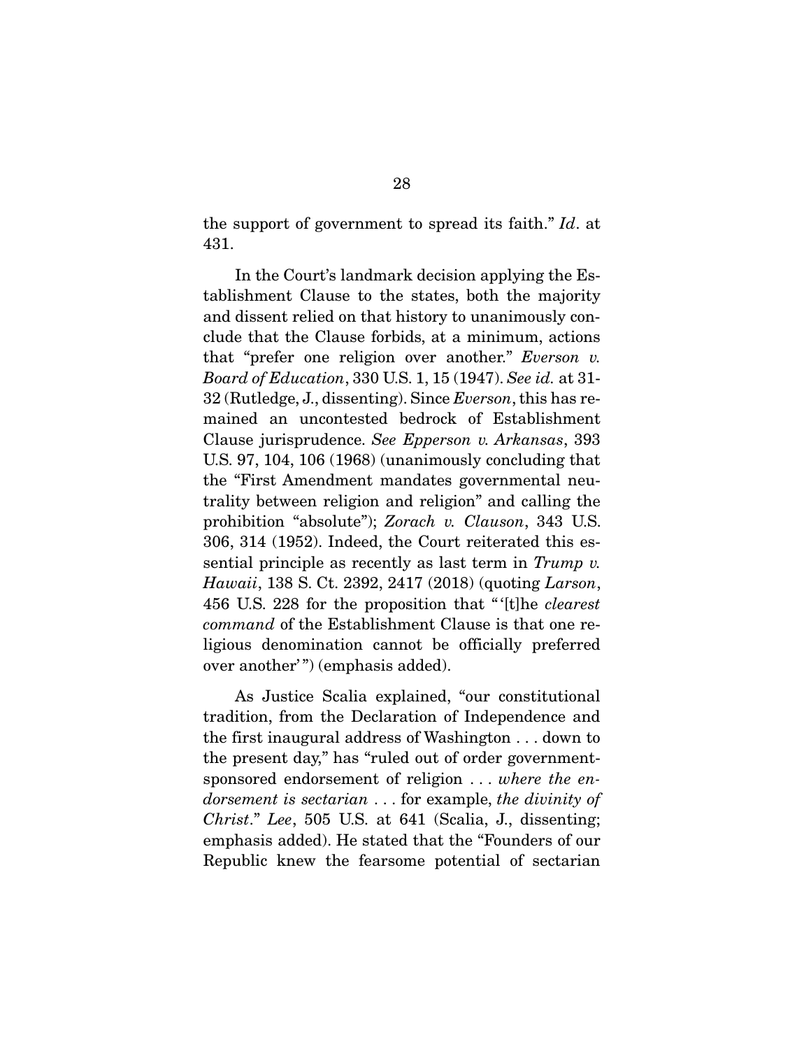the support of government to spread its faith." *Id*. at 431.

In the Court's landmark decision applying the Establishment Clause to the states, both the majority and dissent relied on that history to unanimously conclude that the Clause forbids, at a minimum, actions that "prefer one religion over another." *Everson v. Board of Education*, 330 U.S. 1, 15 (1947). *See id.* at 31-32 (Rutledge, J., dissenting). Since *Everson*, this has remained an uncontested bedrock of Establishment Clause jurisprudence. *See Epperson v. Arkansas*, 393 U.S. 97, 104, 106 (1968) (unanimously concluding that the "First Amendment mandates governmental neutrality between religion and religion" and calling the prohibition "absolute"); *Zorach v. Clauson*, 343 U.S. 306, 314 (1952). Indeed, the Court reiterated this essential principle as recently as last term in *Trump v. Hawaii*, 138 S. Ct. 2392, 2417 (2018) (quoting *Larson*, 456 U.S. 228 for the proposition that "'[t]he *clearest command* of the Establishment Clause is that one religious denomination cannot be officially preferred over another'") (emphasis added).

As Justice Scalia explained, "our constitutional tradition, from the Declaration of Independence and the first inaugural address of Washington . . . down to the present day," has "ruled out of order government-sponsored endorsement of religion . . . *where the endorsement is sectarian* . . . for example, *the divinity of Christ*." *Lee*, 505 U.S. at 641 (Scalia, J., dissenting; emphasis added). He stated that the "Founders of our Republic knew the fearsome potential of sectarian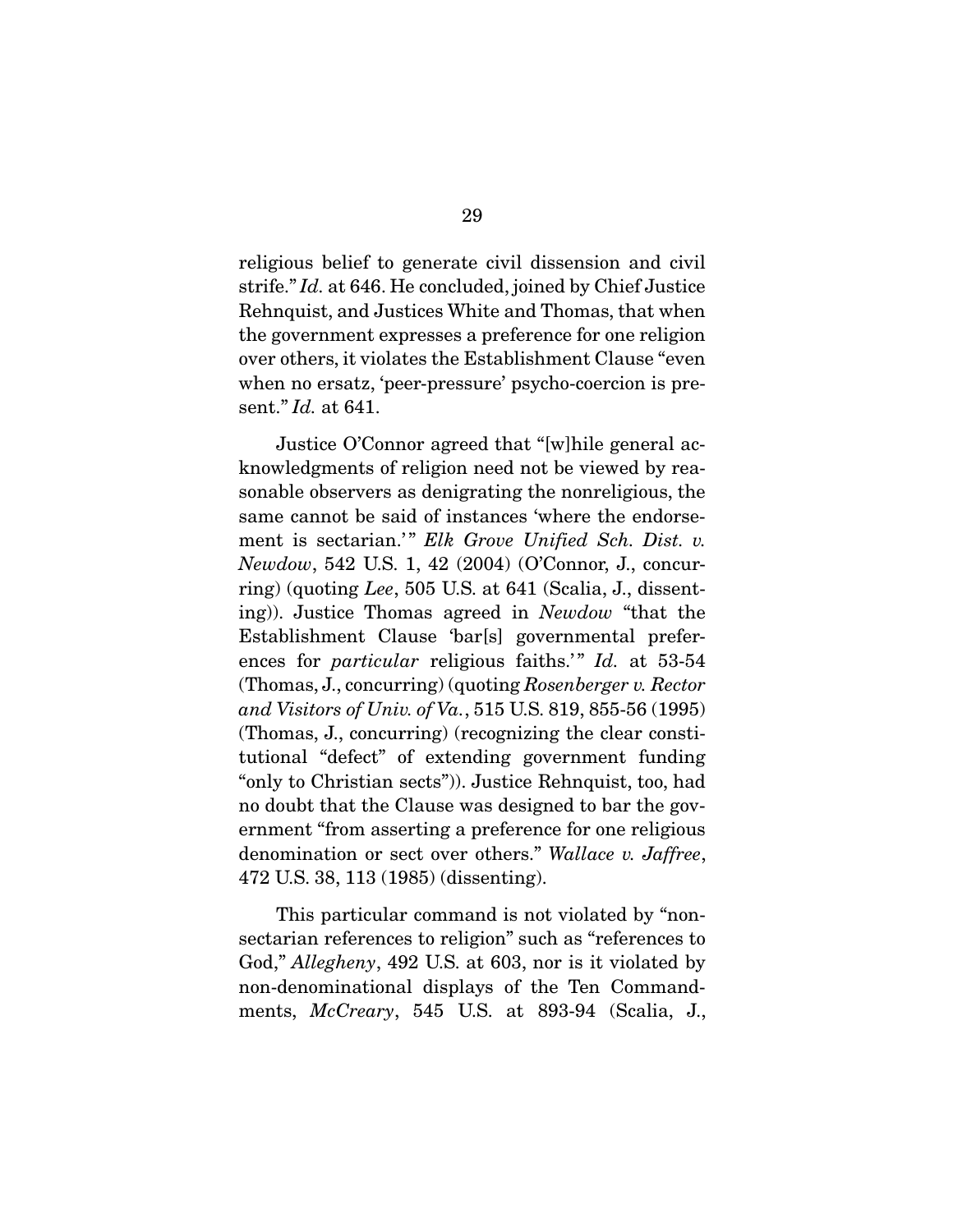religious belief to generate civil dissension and civil strife." *Id.* at 646. He concluded, joined by Chief Justice Rehnquist, and Justices White and Thomas, that when the government expresses a preference for one religion over others, it violates the Establishment Clause "even when no ersatz, 'peer-pressure' psycho-coercion is present." *Id.* at 641.

Justice O'Connor agreed that "[w]hile general acknowledgments of religion need not be viewed by reasonable observers as denigrating the nonreligious, the same cannot be said of instances 'where the endorsement is sectarian.'" *Elk Grove Unified Sch. Dist. v. Newdow*, 542 U.S. 1, 42 (2004) (O'Connor, J., concurring) (quoting *Lee*, 505 U.S. at 641 (Scalia, J., dissenting)). Justice Thomas agreed in *Newdow* "that the Establishment Clause 'bar[s] governmental preferences for *particular* religious faiths.'" *Id.* at 53-54 (Thomas, J., concurring) (quoting *Rosenberger v. Rector and Visitors of Univ. of Va.*, 515 U.S. 819, 855-56 (1995) (Thomas, J., concurring) (recognizing the clear constitutional "defect" of extending government funding "only to Christian sects")). Justice Rehnquist, too, had no doubt that the Clause was designed to bar the government "from asserting a preference for one religious denomination or sect over others." *Wallace v. Jaffree*, 472 U.S. 38, 113 (1985) (dissenting).

This particular command is not violated by "nonsectarian references to religion" such as "references to God," *Allegheny*, 492 U.S. at 603, nor is it violated by non-denominational displays of the Ten Commandments, *McCreary*, 545 U.S. at 893-94 (Scalia, J.,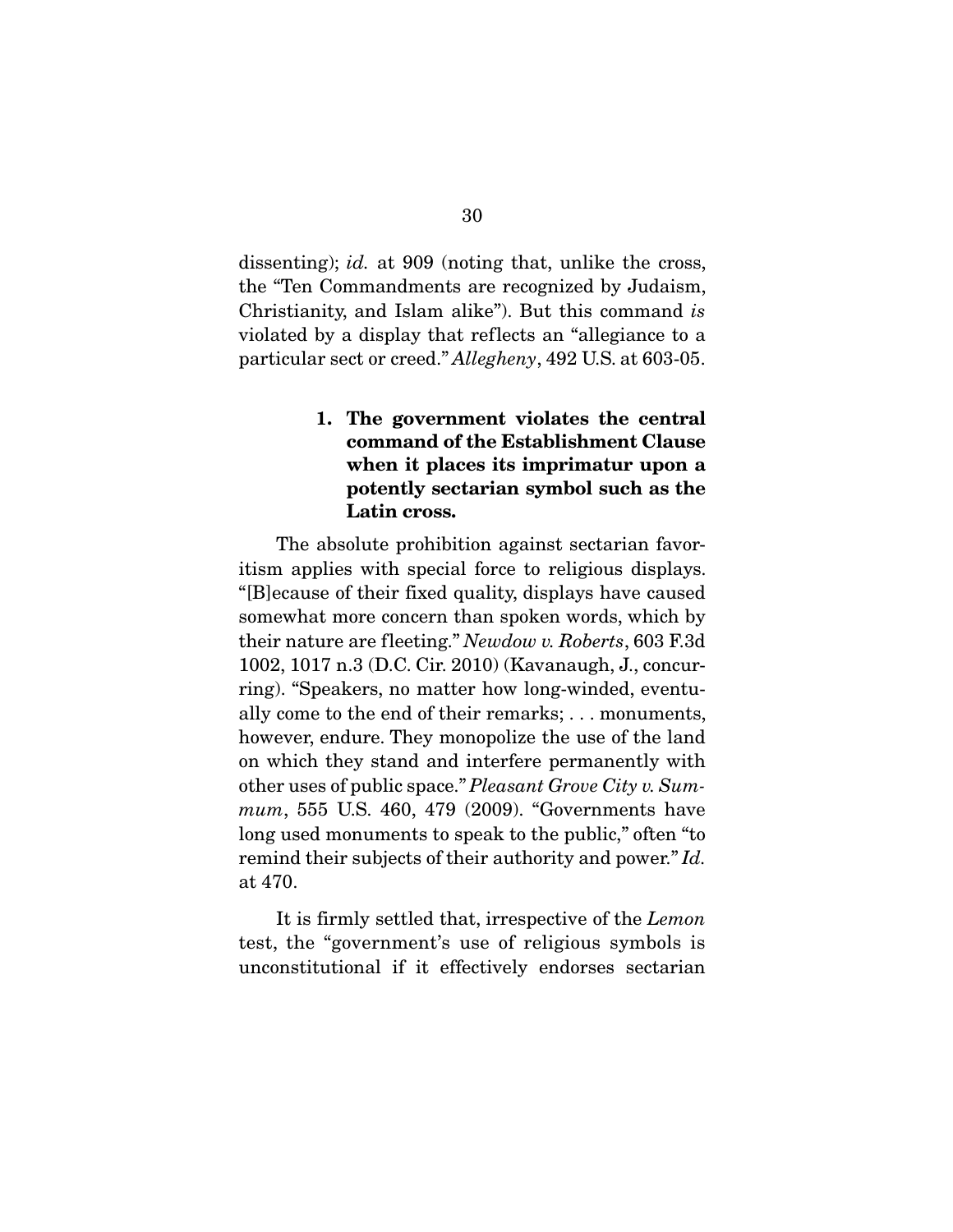dissenting); *id.* at 909 (noting that, unlike the cross, the "Ten Commandments are recognized by Judaism, Christianity, and Islam alike"). But this command *is* violated by a display that reflects an "allegiance to a particular sect or creed." *Allegheny*, 492 U.S. at 603-05.

#### 1. The government violates the central command of the Establishment Clause when it places its imprimatur upon a potently sectarian symbol such as the Latin cross.

The absolute prohibition against sectarian favoritism applies with special force to religious displays. "[B]ecause of their fixed quality, displays have caused somewhat more concern than spoken words, which by their nature are fleeting." *Newdow v. Roberts*, 603 F.3d 1002, 1017 n.3 (D.C. Cir. 2010) (Kavanaugh, J., concurring). "Speakers, no matter how long-winded, eventually come to the end of their remarks; . . . monuments, however, endure. They monopolize the use of the land on which they stand and interfere permanently with other uses of public space." *Pleasant Grove City v. Summum*, 555 U.S. 460, 479 (2009). "Governments have long used monuments to speak to the public," often "to remind their subjects of their authority and power." *Id.* at 470.

It is firmly settled that, irrespective of the *Lemon* test, the "government's use of religious symbols is unconstitutional if it effectively endorses sectarian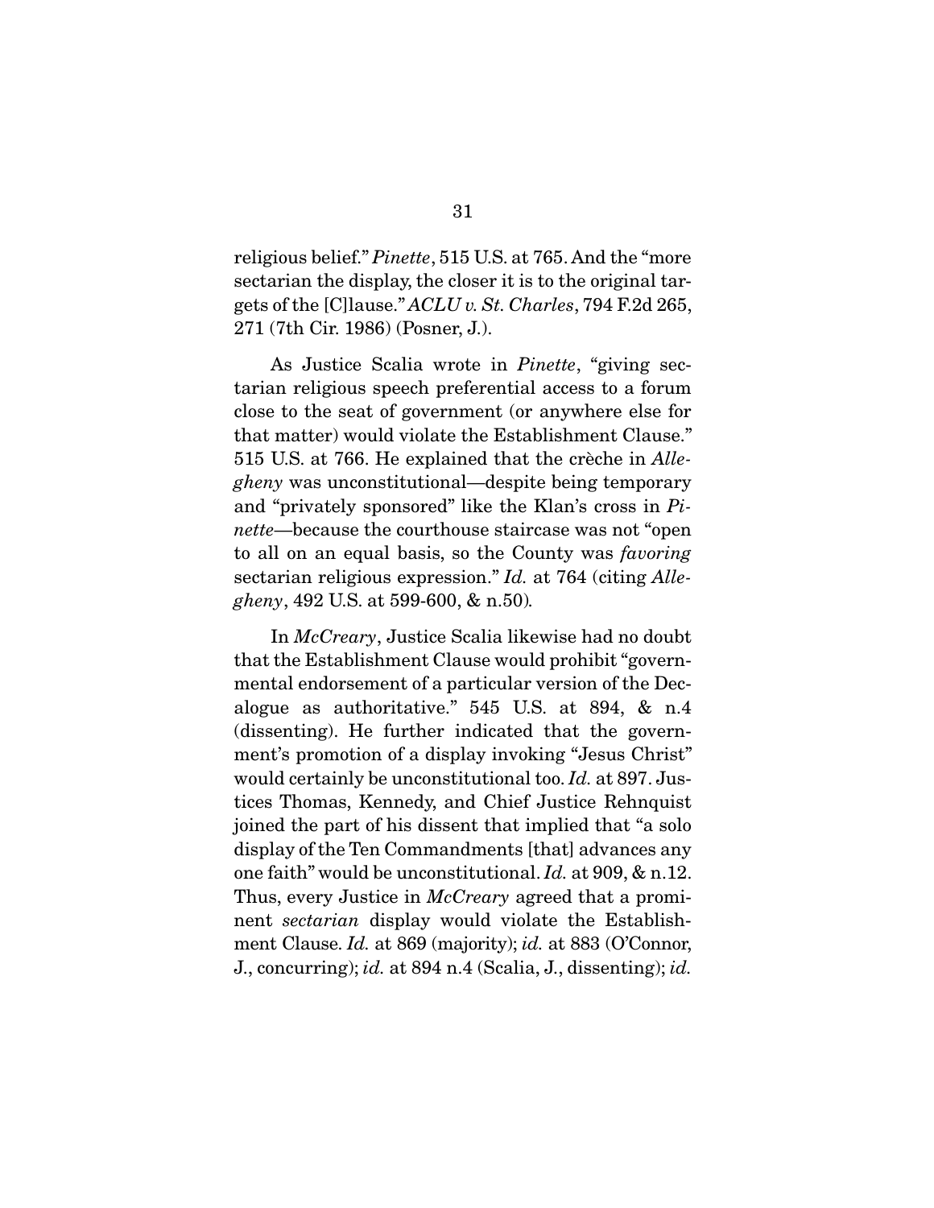religious belief." *Pinette*, 515 U.S. at 765. And the "more sectarian the display, the closer it is to the original targets of the [C]lause." *ACLU v. St. Charles*, 794 F.2d 265, 271 (7th Cir. 1986) (Posner, J.).

As Justice Scalia wrote in *Pinette*, "giving sectarian religious speech preferential access to a forum close to the seat of government (or anywhere else for that matter) would violate the Establishment Clause." 515 U.S. at 766. He explained that the crèche in *Allegheny* was unconstitutional—despite being temporary and "privately sponsored" like the Klan's cross in *Pinette*—because the courthouse staircase was not "open to all on an equal basis, so the County was *favoring* sectarian religious expression." *Id.* at 764 (citing *Allegheny*, 492 U.S. at 599-600, & n.50).

In *McCreary*, Justice Scalia likewise had no doubt that the Establishment Clause would prohibit "governmental endorsement of a particular version of the Decalogue as authoritative." 545 U.S. at 894, & n.4 (dissenting). He further indicated that the government's promotion of a display invoking "Jesus Christ" would certainly be unconstitutional too. *Id.* at 897. Justices Thomas, Kennedy, and Chief Justice Rehnquist joined the part of his dissent that implied that "a solo display of the Ten Commandments [that] advances any one faith" would be unconstitutional. *Id.* at 909, & n.12. Thus, every Justice in *McCreary* agreed that a prominent *sectarian* display would violate the Establishment Clause. *Id.* at 869 (majority); *id.* at 883 (O'Connor, J., concurring); *id.* at 894 n.4 (Scalia, J., dissenting); *id.*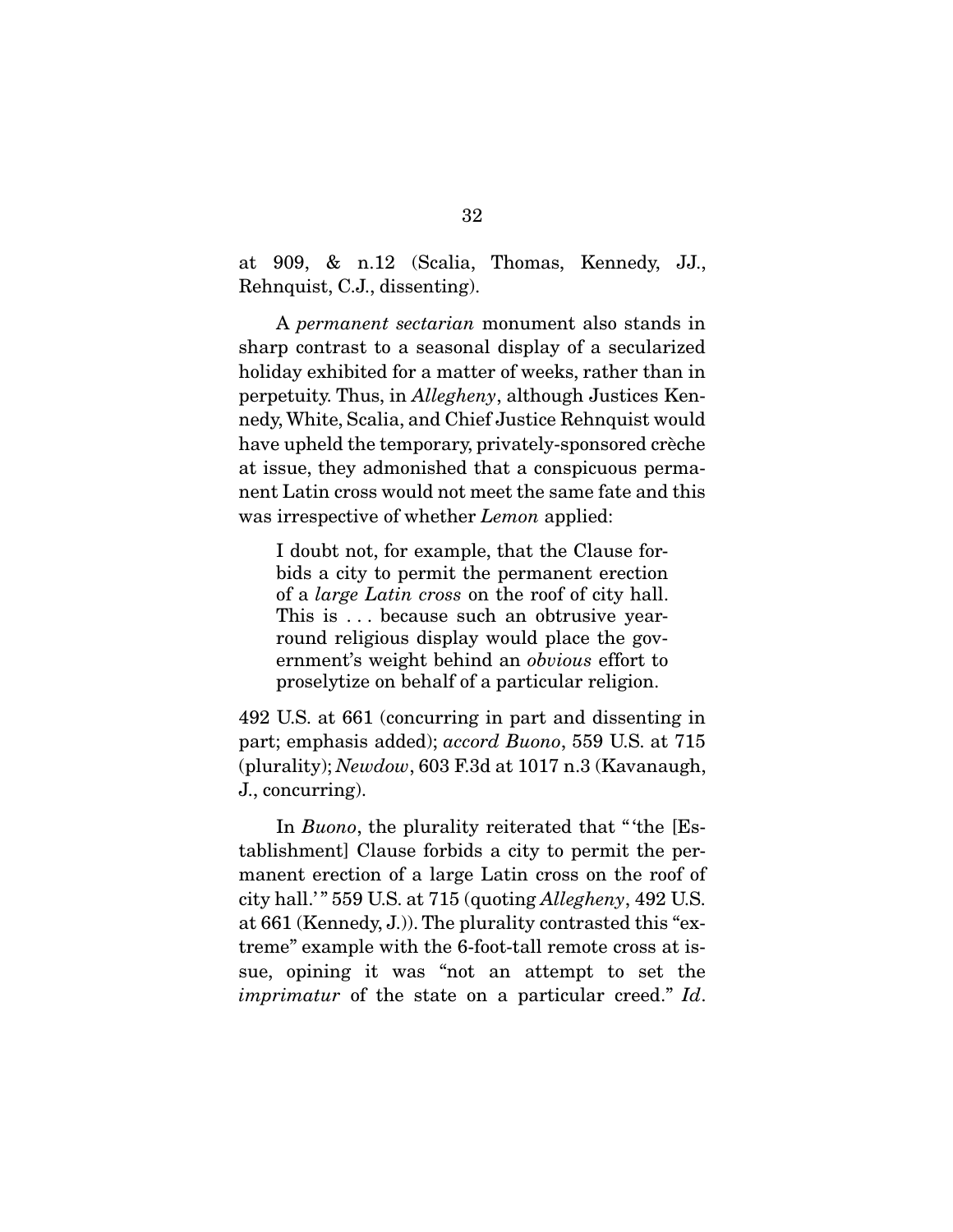at 909, & n.12 (Scalia, Thomas, Kennedy, JJ., Rehnquist, C.J., dissenting).

A *permanent sectarian* monument also stands in sharp contrast to a seasonal display of a secularized holiday exhibited for a matter of weeks, rather than in perpetuity. Thus, in *Allegheny*, although Justices Kennedy, White, Scalia, and Chief Justice Rehnquist would have upheld the temporary, privately-sponsored crèche at issue, they admonished that a conspicuous permanent Latin cross would not meet the same fate and this was irrespective of whether *Lemon* applied:

> I doubt not, for example, that the Clause forbids a city to permit the permanent erection of a *large Latin cross* on the roof of city hall. This is . . . because such an obtrusive year-round religious display would place the government's weight behind an *obvious* effort to proselytize on behalf of a particular religion.

492 U.S. at 661 (concurring in part and dissenting in part; emphasis added); *accord Buono*, 559 U.S. at 715 (plurality); *Newdow*, 603 F.3d at 1017 n.3 (Kavanaugh, J., concurring).

In *Buono*, the plurality reiterated that "'the [Establishment] Clause forbids a city to permit the permanent erection of a large Latin cross on the roof of city hall.'" 559 U.S. at 715 (quoting *Allegheny*, 492 U.S. at 661 (Kennedy, J.)). The plurality contrasted this "extreme" example with the 6-foot-tall remote cross at issue, opining it was "not an attempt to set the *imprimatur* of the state on a particular creed." *Id*.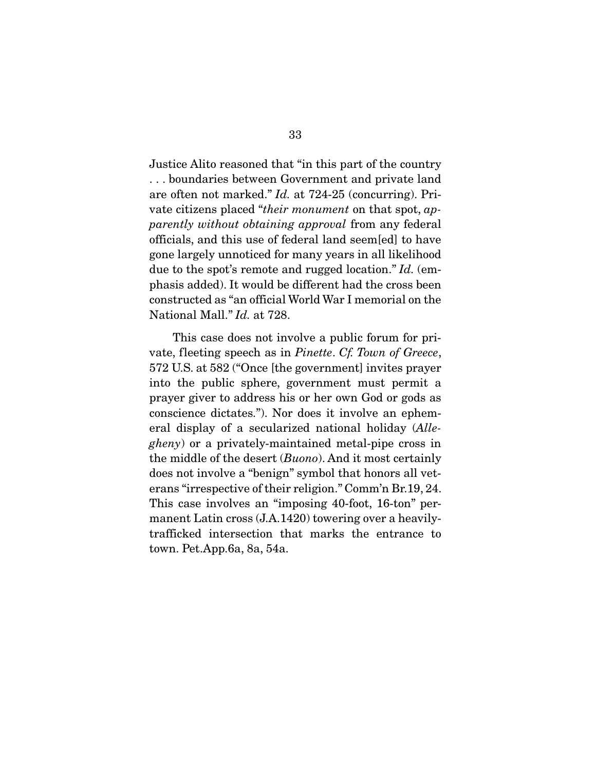Justice Alito reasoned that "in this part of the country . . . boundaries between Government and private land are often not marked." *Id.* at 724-25 (concurring). Private citizens placed "*their monument* on that spot, *apparently without obtaining approval* from any federal officials, and this use of federal land seem[ed] to have gone largely unnoticed for many years in all likelihood due to the spot's remote and rugged location." *Id.* (emphasis added). It would be different had the cross been constructed as "an official World War I memorial on the National Mall." *Id.* at 728.

This case does not involve a public forum for private, fleeting speech as in *Pinette*. *Cf. Town of Greece*, 572 U.S. at 582 ("Once [the government] invites prayer into the public sphere, government must permit a prayer giver to address his or her own God or gods as conscience dictates."). Nor does it involve an ephemeral display of a secularized national holiday (*Allegheny*) or a privately-maintained metal-pipe cross in the middle of the desert (*Buono*). And it most certainly does not involve a "benign" symbol that honors all veterans "irrespective of their religion." Comm'n Br.19, 24. This case involves an "imposing 40-foot, 16-ton" permanent Latin cross (J.A.1420) towering over a heavily-trafficked intersection that marks the entrance to town. Pet.App.6a, 8a, 54a.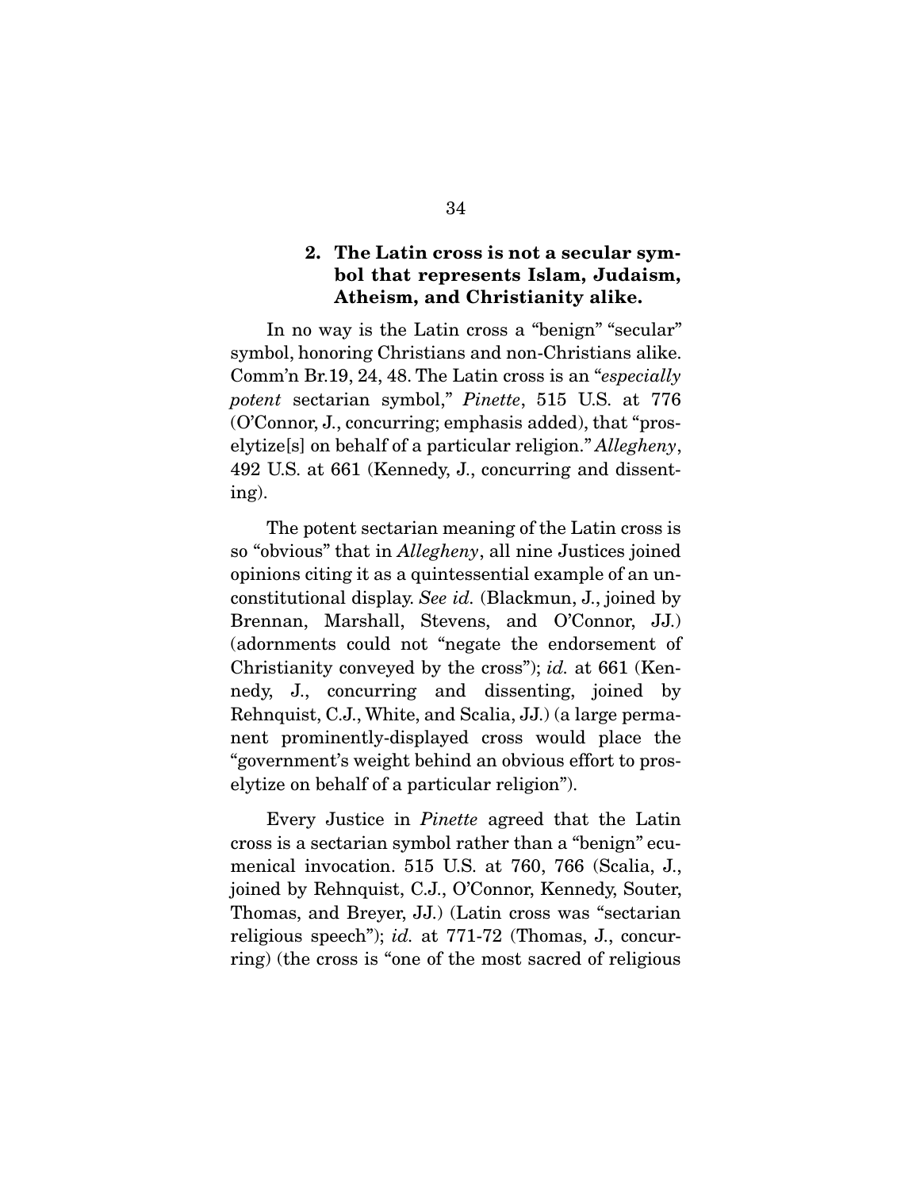### 2. The Latin cross is not a secular symbol that represents Islam, Judaism, Atheism, and Christianity alike.

In no way is the Latin cross a "benign" "secular" symbol, honoring Christians and non-Christians alike. Comm'n Br.19, 24, 48. The Latin cross is an "*especially potent* sectarian symbol," *Pinette*, 515 U.S. at 776 (O'Connor, J., concurring; emphasis added), that "proselytize[s] on behalf of a particular religion." *Allegheny*, 492 U.S. at 661 (Kennedy, J., concurring and dissenting).

The potent sectarian meaning of the Latin cross is so "obvious" that in *Allegheny*, all nine Justices joined opinions citing it as a quintessential example of an unconstitutional display. *See id.* (Blackmun, J., joined by Brennan, Marshall, Stevens, and O'Connor, JJ.) (adornments could not "negate the endorsement of Christianity conveyed by the cross"); *id.* at 661 (Kennedy, J., concurring and dissenting, joined by Rehnquist, C.J., White, and Scalia, JJ.) (a large permanent prominently-displayed cross would place the "government's weight behind an obvious effort to proselytize on behalf of a particular religion").

Every Justice in *Pinette* agreed that the Latin cross is a sectarian symbol rather than a "benign" ecumenical invocation. 515 U.S. at 760, 766 (Scalia, J., joined by Rehnquist, C.J., O'Connor, Kennedy, Souter, Thomas, and Breyer, JJ.) (Latin cross was "sectarian religious speech"); *id.* at 771-72 (Thomas, J., concurring) (the cross is "one of the most sacred of religious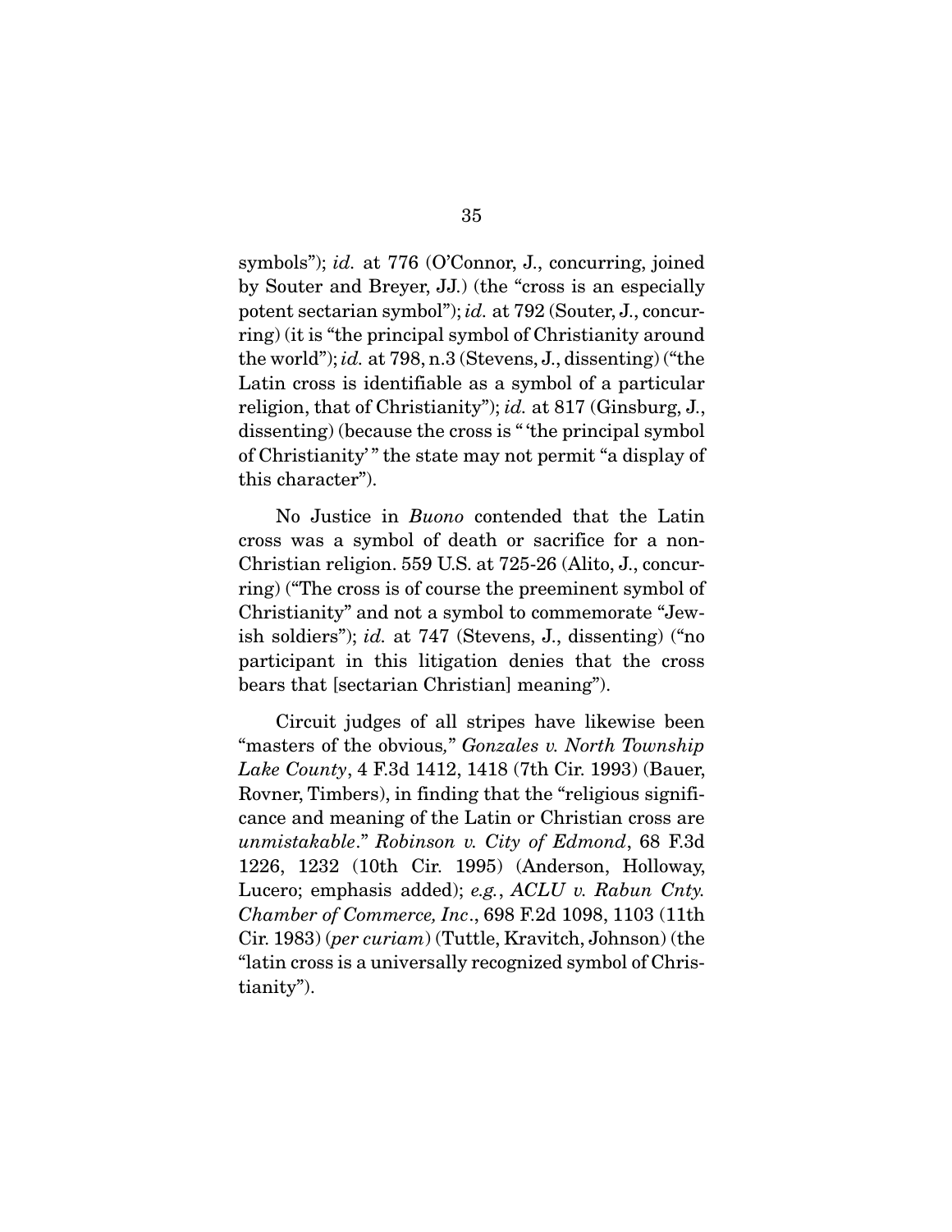symbols"); *id.* at 776 (O'Connor, J., concurring, joined by Souter and Breyer, JJ.) (the "cross is an especially potent sectarian symbol"); *id.* at 792 (Souter, J., concurring) (it is "the principal symbol of Christianity around the world"); *id.* at 798, n.3 (Stevens, J., dissenting) ("the Latin cross is identifiable as a symbol of a particular religion, that of Christianity"); *id.* at 817 (Ginsburg, J., dissenting) (because the cross is " 'the principal symbol of Christianity' " the state may not permit "a display of this character").

No Justice in *Buono* contended that the Latin cross was a symbol of death or sacrifice for a non-Christian religion. 559 U.S. at 725-26 (Alito, J., concurring) ("The cross is of course the preeminent symbol of Christianity" and not a symbol to commemorate "Jewish soldiers"); *id.* at 747 (Stevens, J., dissenting) ("no participant in this litigation denies that the cross bears that [sectarian Christian] meaning").

Circuit judges of all stripes have likewise been "masters of the obvious*,*" *Gonzales v. North Township Lake County*, 4 F.3d 1412, 1418 (7th Cir. 1993) (Bauer, Rovner, Timbers), in finding that the "religious significance and meaning of the Latin or Christian cross are *unmistakable*." *Robinson v. City of Edmond*, 68 F.3d 1226, 1232 (10th Cir. 1995) (Anderson, Holloway, Lucero; emphasis added); *e.g.*, *ACLU v. Rabun Cnty. Chamber of Commerce, Inc*., 698 F.2d 1098, 1103 (11th Cir. 1983) (*per curiam*) (Tuttle, Kravitch, Johnson) (the "latin cross is a universally recognized symbol of Christianity").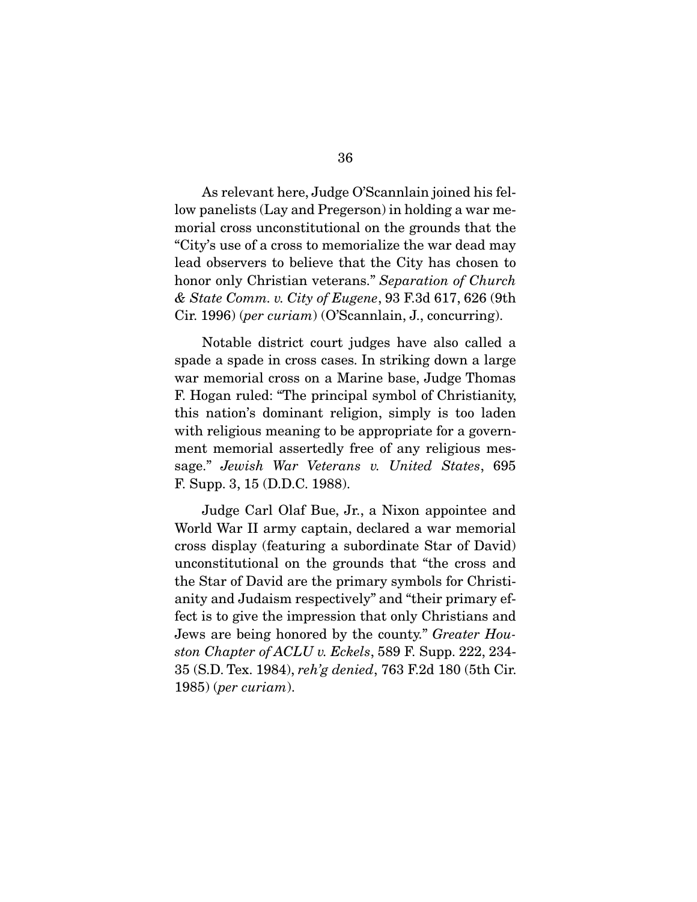As relevant here, Judge O'Scannlain joined his fellow panelists (Lay and Pregerson) in holding a war memorial cross unconstitutional on the grounds that the "City's use of a cross to memorialize the war dead may lead observers to believe that the City has chosen to honor only Christian veterans." *Separation of Church & State Comm. v. City of Eugene*, 93 F.3d 617, 626 (9th Cir. 1996) (*per curiam*) (O'Scannlain, J., concurring).

Notable district court judges have also called a spade a spade in cross cases. In striking down a large war memorial cross on a Marine base, Judge Thomas F. Hogan ruled: "The principal symbol of Christianity, this nation's dominant religion, simply is too laden with religious meaning to be appropriate for a government memorial assertedly free of any religious message." *Jewish War Veterans v. United States*, 695 F. Supp. 3, 15 (D.D.C. 1988).

Judge Carl Olaf Bue, Jr., a Nixon appointee and World War II army captain, declared a war memorial cross display (featuring a subordinate Star of David) unconstitutional on the grounds that "the cross and the Star of David are the primary symbols for Christianity and Judaism respectively" and "their primary effect is to give the impression that only Christians and Jews are being honored by the county." *Greater Houston Chapter of ACLU v. Eckels*, 589 F. Supp. 222, 234-35 (S.D. Tex. 1984), *reh'g denied*, 763 F.2d 180 (5th Cir. 1985) (*per curiam*).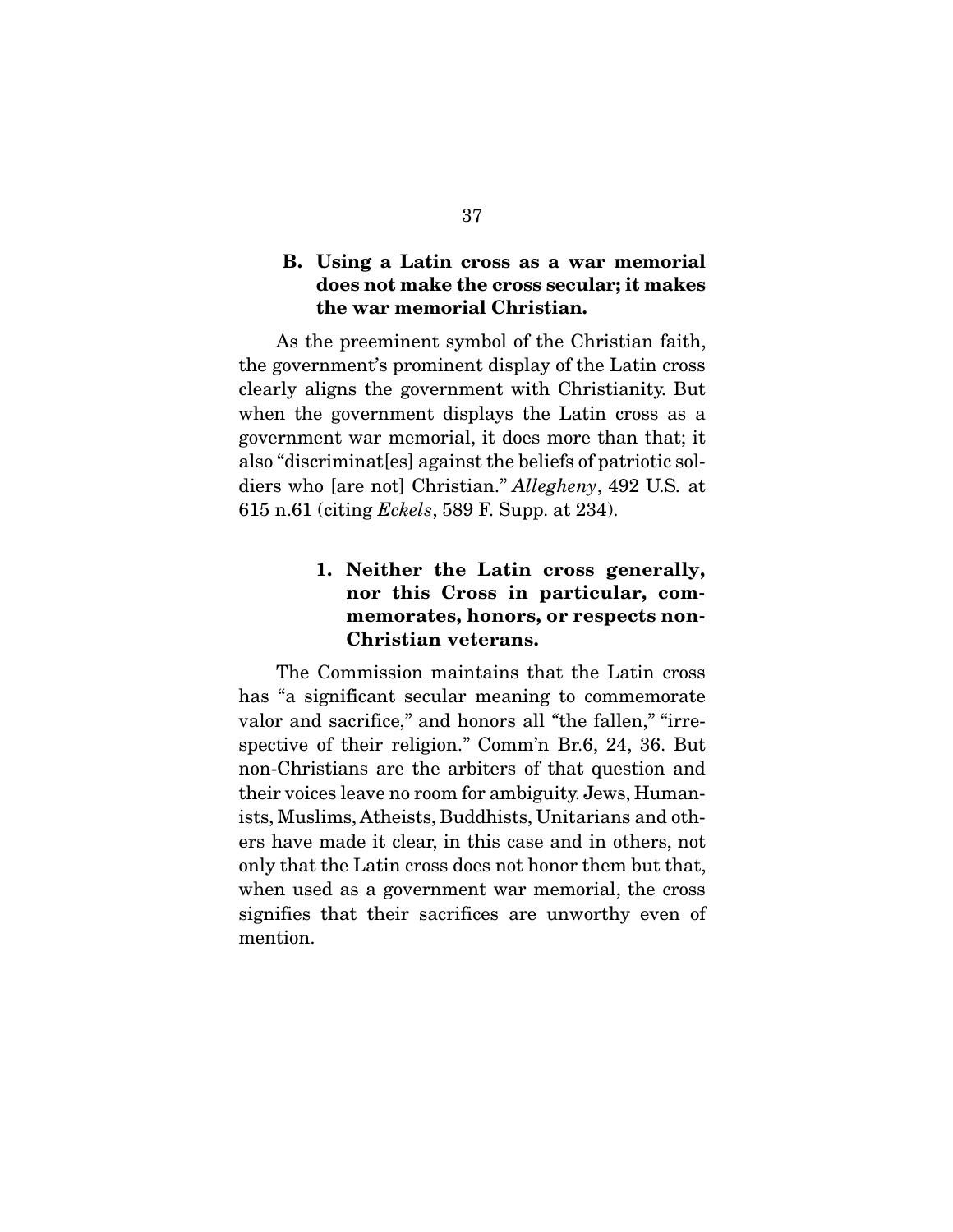### B. Using a Latin cross as a war memorial does not make the cross secular; it makes the war memorial Christian.

As the preeminent symbol of the Christian faith, the government's prominent display of the Latin cross clearly aligns the government with Christianity. But when the government displays the Latin cross as a government war memorial, it does more than that; it also "discriminat[es] against the beliefs of patriotic soldiers who [are not] Christian." *Allegheny*, 492 U.S. at 615 n.61 (citing *Eckels*, 589 F. Supp. at 234).

#### 1. Neither the Latin cross generally, nor this Cross in particular, commemorates, honors, or respects non-Christian veterans.

The Commission maintains that the Latin cross has "a significant secular meaning to commemorate valor and sacrifice," and honors all "the fallen," "irrespective of their religion." Comm'n Br.6, 24, 36. But non-Christians are the arbiters of that question and their voices leave no room for ambiguity. Jews, Humanists, Muslims, Atheists, Buddhists, Unitarians and others have made it clear, in this case and in others, not only that the Latin cross does not honor them but that, when used as a government war memorial, the cross signifies that their sacrifices are unworthy even of mention.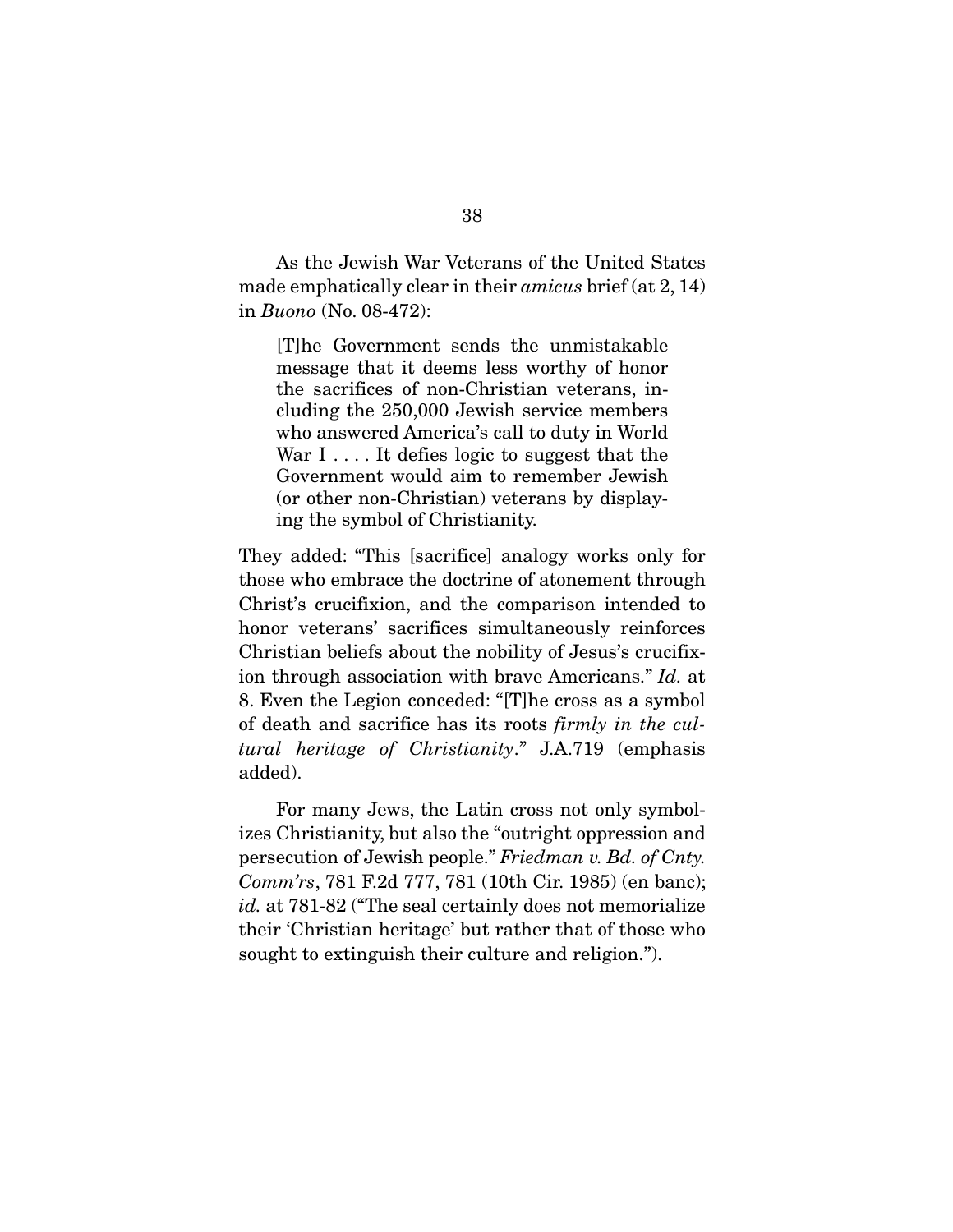As the Jewish War Veterans of the United States made emphatically clear in their *amicus* brief (at 2, 14) in *Buono* (No. 08-472):

> [T]he Government sends the unmistakable message that it deems less worthy of honor the sacrifices of non-Christian veterans, including the 250,000 Jewish service members who answered America's call to duty in World War I . . . . It defies logic to suggest that the Government would aim to remember Jewish (or other non-Christian) veterans by displaying the symbol of Christianity.

They added: "This [sacrifice] analogy works only for those who embrace the doctrine of atonement through Christ's crucifixion, and the comparison intended to honor veterans' sacrifices simultaneously reinforces Christian beliefs about the nobility of Jesus's crucifixion through association with brave Americans." *Id.* at 8. Even the Legion conceded: "[T]he cross as a symbol of death and sacrifice has its roots *firmly in the cultural heritage of Christianity*." J.A.719 (emphasis added).

For many Jews, the Latin cross not only symbolizes Christianity, but also the "outright oppression and persecution of Jewish people." *Friedman v. Bd. of Cnty. Comm'rs*, 781 F.2d 777, 781 (10th Cir. 1985) (en banc); *id.* at 781-82 ("The seal certainly does not memorialize their 'Christian heritage' but rather that of those who sought to extinguish their culture and religion.").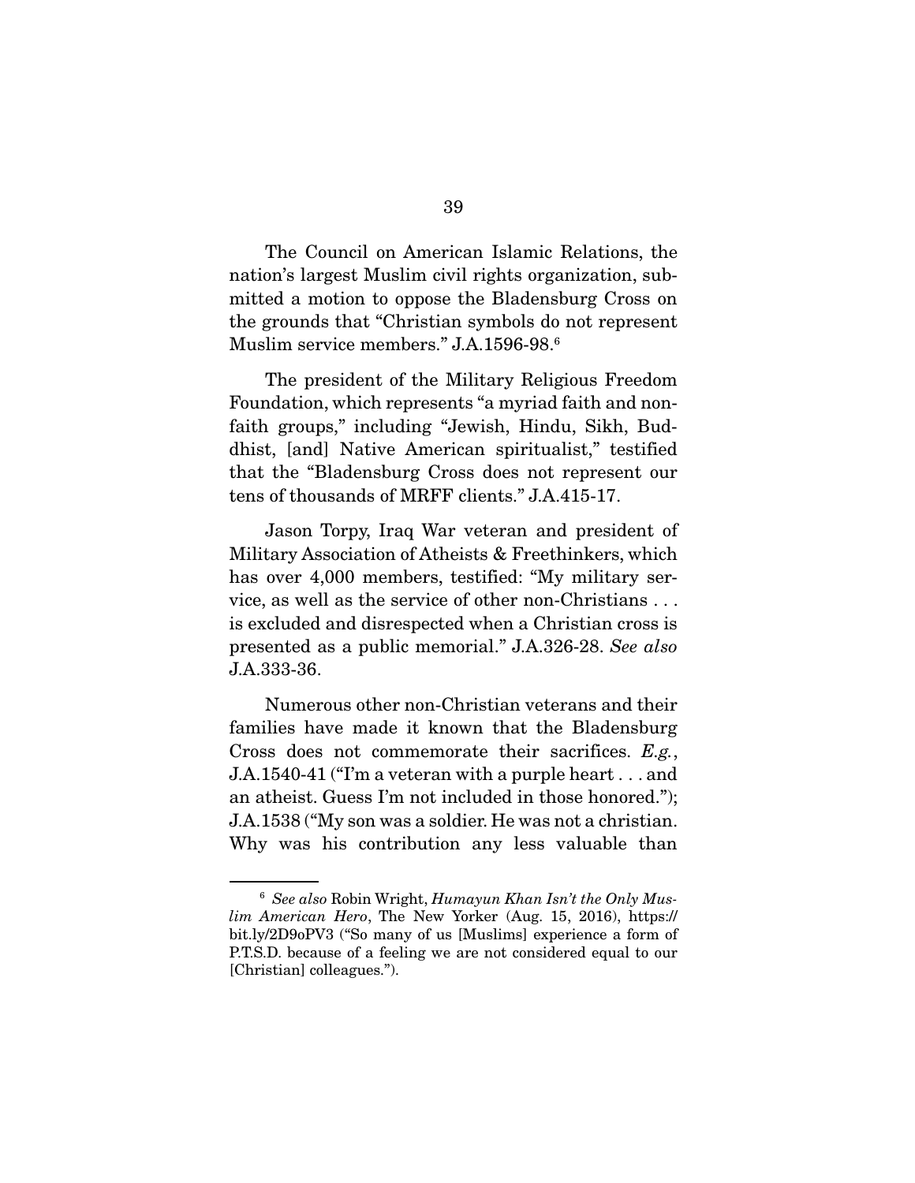The Council on American Islamic Relations, the nation's largest Muslim civil rights organization, submitted a motion to oppose the Bladensburg Cross on the grounds that "Christian symbols do not represent Muslim service members." J.A.1596-98.[6]

The president of the Military Religious Freedom Foundation, which represents "a myriad faith and non-faith groups," including "Jewish, Hindu, Sikh, Buddhist, [and] Native American spiritualist," testified that the "Bladensburg Cross does not represent our tens of thousands of MRFF clients." J.A.415-17.

Jason Torpy, Iraq War veteran and president of Military Association of Atheists & Freethinkers, which has over 4,000 members, testified: "My military service, as well as the service of other non-Christians . . . is excluded and disrespected when a Christian cross is presented as a public memorial." J.A.326-28. *See also* J.A.333-36.

Numerous other non-Christian veterans and their families have made it known that the Bladensburg Cross does not commemorate their sacrifices. *E.g.*, J.A.1540-41 ("I'm a veteran with a purple heart . . . and an atheist. Guess I'm not included in those honored."); J.A.1538 ("My son was a soldier. He was not a christian. Why was his contribution any less valuable than

---

[6] *See also* Robin Wright, *Humayun Khan Isn't the Only Muslim American Hero*, The New Yorker (Aug. 15, 2016), https://bit.ly/2D9oPV3 ("So many of us [Muslims] experience a form of P.T.S.D. because of a feeling we are not considered equal to our [Christian] colleagues.").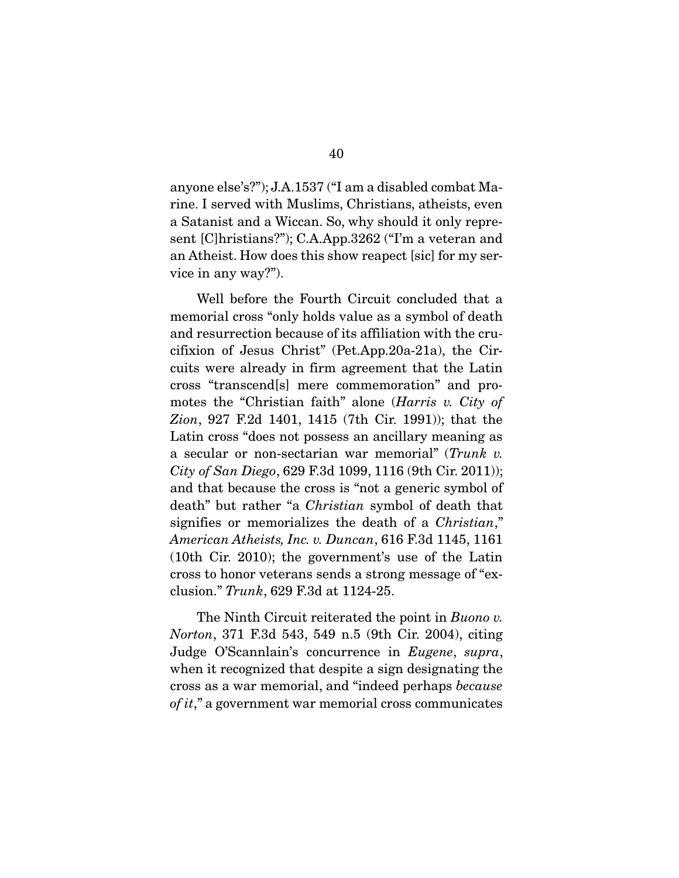anyone else's?"); J.A.1537 ("I am a disabled combat Marine. I served with Muslims, Christians, atheists, even a Satanist and a Wiccan. So, why should it only represent [C]hristians?"); C.A.App.3262 ("I'm a veteran and an Atheist. How does this show reapect [sic] for my service in any way?").

Well before the Fourth Circuit concluded that a memorial cross "only holds value as a symbol of death and resurrection because of its affiliation with the crucifixion of Jesus Christ" (Pet.App.20a-21a), the Circuits were already in firm agreement that the Latin cross "transcend[s] mere commemoration" and promotes the "Christian faith" alone (*Harris v. City of Zion*, 927 F.2d 1401, 1415 (7th Cir. 1991)); that the Latin cross "does not possess an ancillary meaning as a secular or non-sectarian war memorial" (*Trunk v. City of San Diego*, 629 F.3d 1099, 1116 (9th Cir. 2011)); and that because the cross is "not a generic symbol of death" but rather "a *Christian* symbol of death that signifies or memorializes the death of a *Christian*," *American Atheists, Inc. v. Duncan*, 616 F.3d 1145, 1161 (10th Cir. 2010); the government's use of the Latin cross to honor veterans sends a strong message of "exclusion." *Trunk*, 629 F.3d at 1124-25.

The Ninth Circuit reiterated the point in *Buono v. Norton*, 371 F.3d 543, 549 n.5 (9th Cir. 2004), citing Judge O'Scannlain's concurrence in *Eugene*, *supra*, when it recognized that despite a sign designating the cross as a war memorial, and "indeed perhaps *because of it*," a government war memorial cross communicates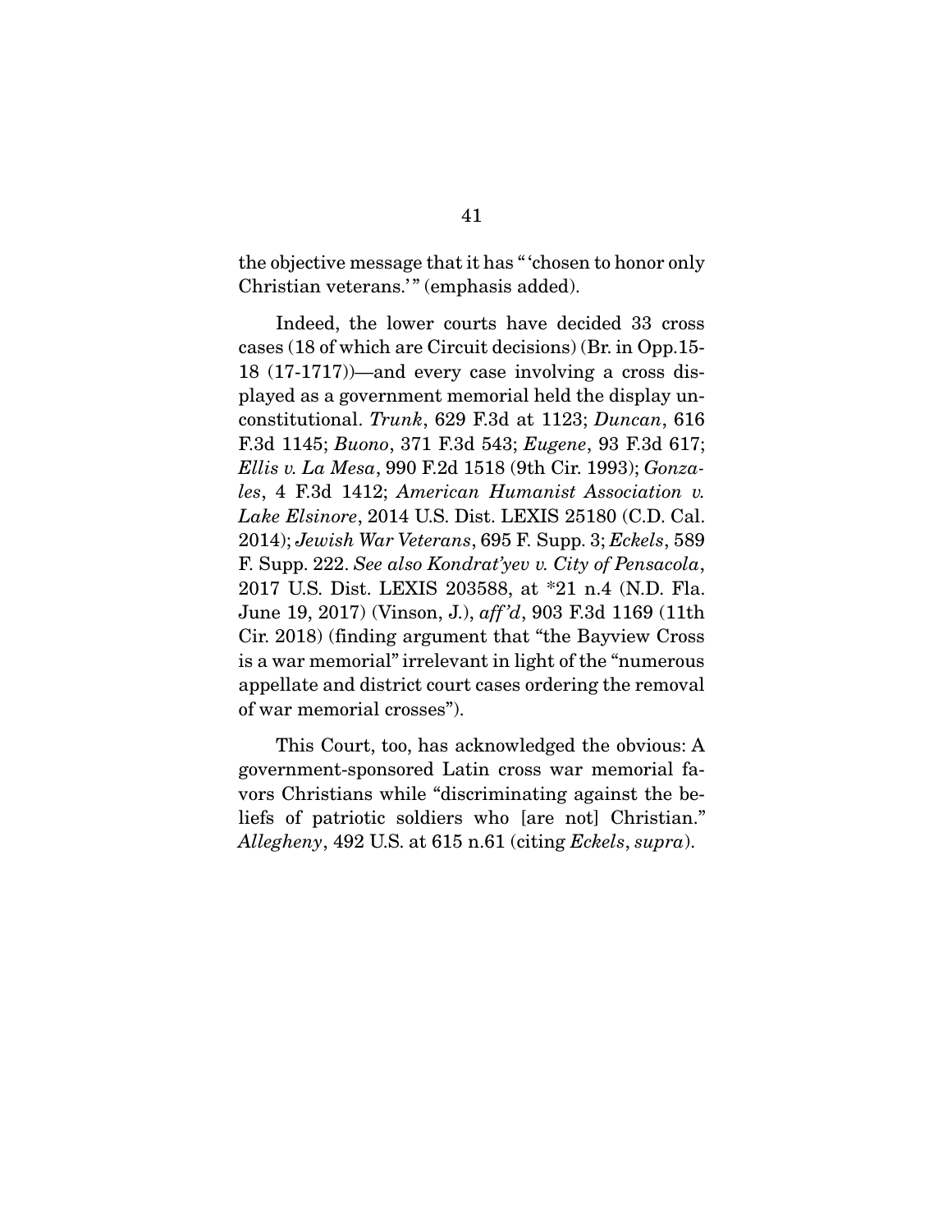the objective message that it has "'chosen to honor only Christian veterans.'" (emphasis added).

Indeed, the lower courts have decided 33 cross cases (18 of which are Circuit decisions) (Br. in Opp.15-18 (17-1717))—and every case involving a cross displayed as a government memorial held the display unconstitutional. *Trunk*, 629 F.3d at 1123; *Duncan*, 616 F.3d 1145; *Buono*, 371 F.3d 543; *Eugene*, 93 F.3d 617; *Ellis v. La Mesa*, 990 F.2d 1518 (9th Cir. 1993); *Gonzales*, 4 F.3d 1412; *American Humanist Association v. Lake Elsinore*, 2014 U.S. Dist. LEXIS 25180 (C.D. Cal. 2014); *Jewish War Veterans*, 695 F. Supp. 3; *Eckels*, 589 F. Supp. 222. *See also Kondrat'yev v. City of Pensacola*, 2017 U.S. Dist. LEXIS 203588, at *21 n.4 (N.D. Fla. June 19, 2017) (Vinson, J.), *aff'd*, 903 F.3d 1169 (11th Cir. 2018) (finding argument that "the Bayview Cross is a war memorial" irrelevant in light of the "numerous appellate and district court cases ordering the removal of war memorial crosses").

This Court, too, has acknowledged the obvious: A government-sponsored Latin cross war memorial favors Christians while "discriminating against the beliefs of patriotic soldiers who [are not] Christian." *Allegheny*, 492 U.S. at 615 n.61 (citing *Eckels*, *supra*).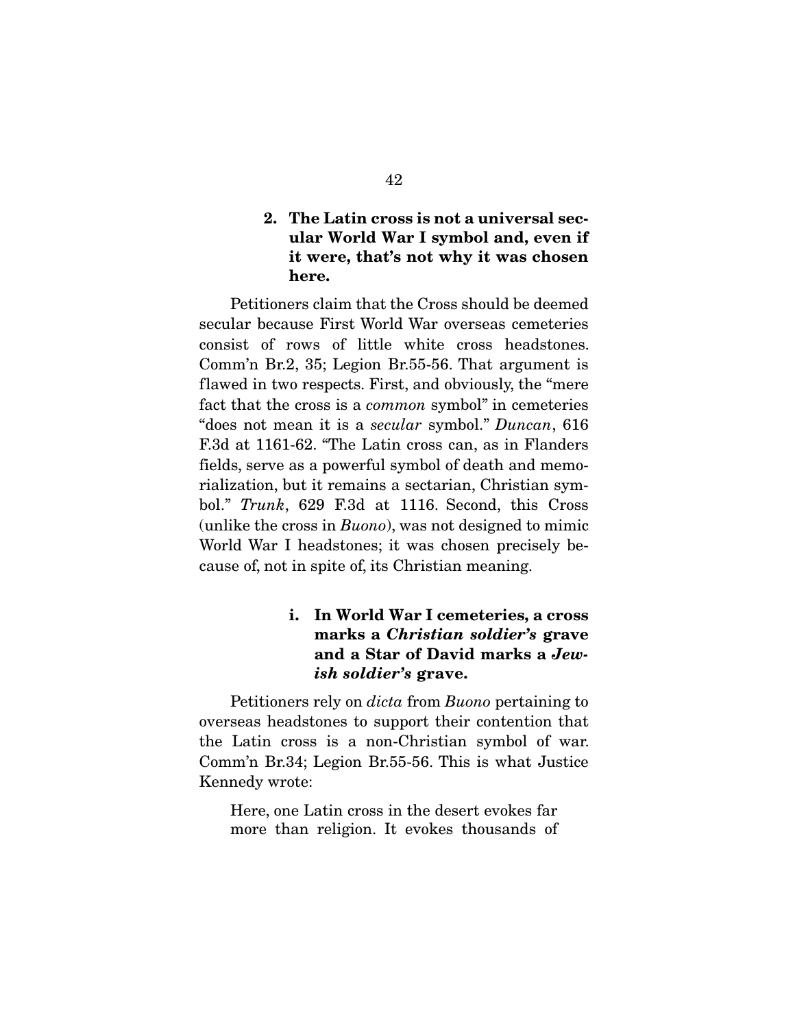### 2. The Latin cross is not a universal secular World War I symbol and, even if it were, that's not why it was chosen here.

Petitioners claim that the Cross should be deemed secular because First World War overseas cemeteries consist of rows of little white cross headstones. Comm'n Br.2, 35; Legion Br.55-56. That argument is flawed in two respects. First, and obviously, the "mere fact that the cross is a *common* symbol" in cemeteries "does not mean it is a *secular* symbol." *Duncan*, 616 F.3d at 1161-62. "The Latin cross can, as in Flanders fields, serve as a powerful symbol of death and memorialization, but it remains a sectarian, Christian symbol." *Trunk*, 629 F.3d at 1116. Second, this Cross (unlike the cross in *Buono*), was not designed to mimic World War I headstones; it was chosen precisely because of, not in spite of, its Christian meaning.

#### i. In World War I cemeteries, a cross marks a *Christian soldier's* grave and a Star of David marks a *Jewish soldier's* grave.

Petitioners rely on *dicta* from *Buono* pertaining to overseas headstones to support their contention that the Latin cross is a non-Christian symbol of war. Comm'n Br.34; Legion Br.55-56. This is what Justice Kennedy wrote:

> Here, one Latin cross in the desert evokes far more than religion. It evokes thousands of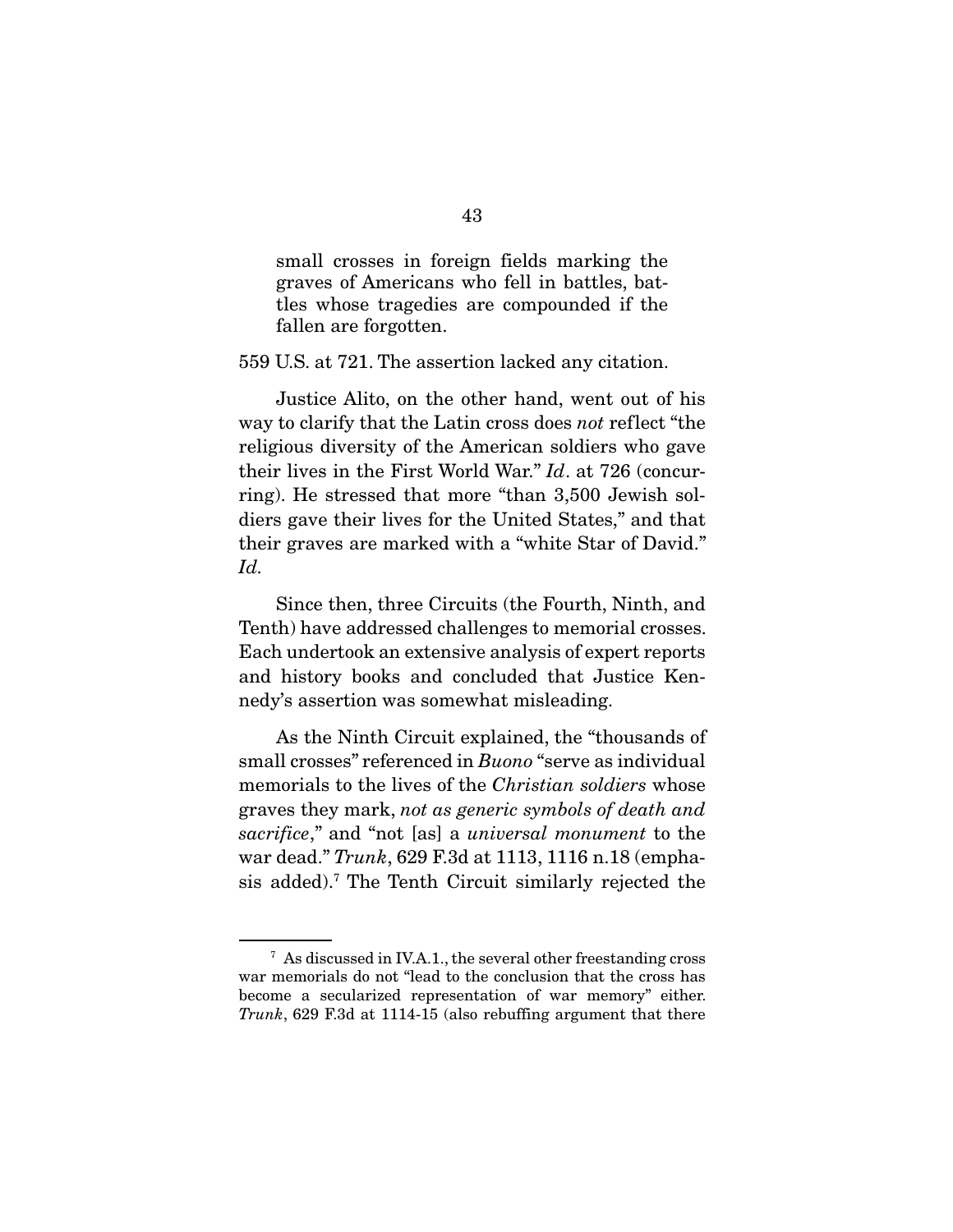small crosses in foreign fields marking the graves of Americans who fell in battles, battles whose tragedies are compounded if the fallen are forgotten.

559 U.S. at 721. The assertion lacked any citation.

Justice Alito, on the other hand, went out of his way to clarify that the Latin cross does *not* reflect "the religious diversity of the American soldiers who gave their lives in the First World War." *Id*. at 726 (concurring). He stressed that more "than 3,500 Jewish soldiers gave their lives for the United States," and that their graves are marked with a "white Star of David." *Id.*

Since then, three Circuits (the Fourth, Ninth, and Tenth) have addressed challenges to memorial crosses. Each undertook an extensive analysis of expert reports and history books and concluded that Justice Kennedy's assertion was somewhat misleading.

As the Ninth Circuit explained, the "thousands of small crosses" referenced in *Buono* "serve as individual memorials to the lives of the *Christian soldiers* whose graves they mark, *not as generic symbols of death and sacrifice*," and "not [as] a *universal monument* to the war dead." *Trunk*, 629 F.3d at 1113, 1116 n.18 (emphasis added).[7] The Tenth Circuit similarly rejected the

[7] As discussed in IV.A.1., the several other freestanding cross war memorials do not "lead to the conclusion that the cross has become a secularized representation of war memory" either. *Trunk*, 629 F.3d at 1114-15 (also rebuffing argument that there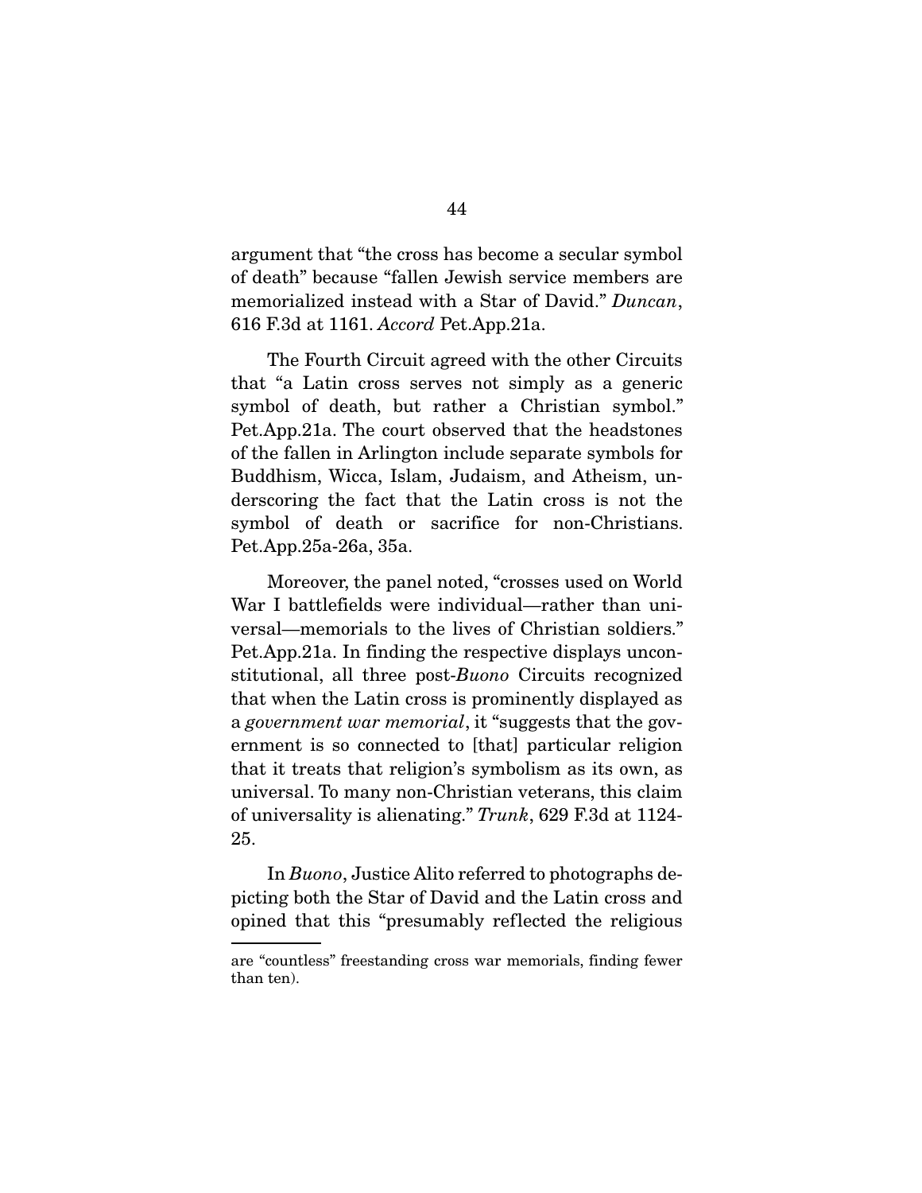argument that "the cross has become a secular symbol of death" because "fallen Jewish service members are memorialized instead with a Star of David." *Duncan*, 616 F.3d at 1161. *Accord* Pet.App.21a.

The Fourth Circuit agreed with the other Circuits that "a Latin cross serves not simply as a generic symbol of death, but rather a Christian symbol." Pet.App.21a. The court observed that the headstones of the fallen in Arlington include separate symbols for Buddhism, Wicca, Islam, Judaism, and Atheism, underscoring the fact that the Latin cross is not the symbol of death or sacrifice for non-Christians. Pet.App.25a-26a, 35a.

Moreover, the panel noted, "crosses used on World War I battlefields were individual—rather than universal—memorials to the lives of Christian soldiers." Pet.App.21a. In finding the respective displays unconstitutional, all three post-*Buono* Circuits recognized that when the Latin cross is prominently displayed as a *government war memorial*, it "suggests that the government is so connected to [that] particular religion that it treats that religion's symbolism as its own, as universal. To many non-Christian veterans, this claim of universality is alienating." *Trunk*, 629 F.3d at 1124-25.

In *Buono*, Justice Alito referred to photographs depicting both the Star of David and the Latin cross and opined that this "presumably reflected the religious

---

are "countless" freestanding cross war memorials, finding fewer than ten).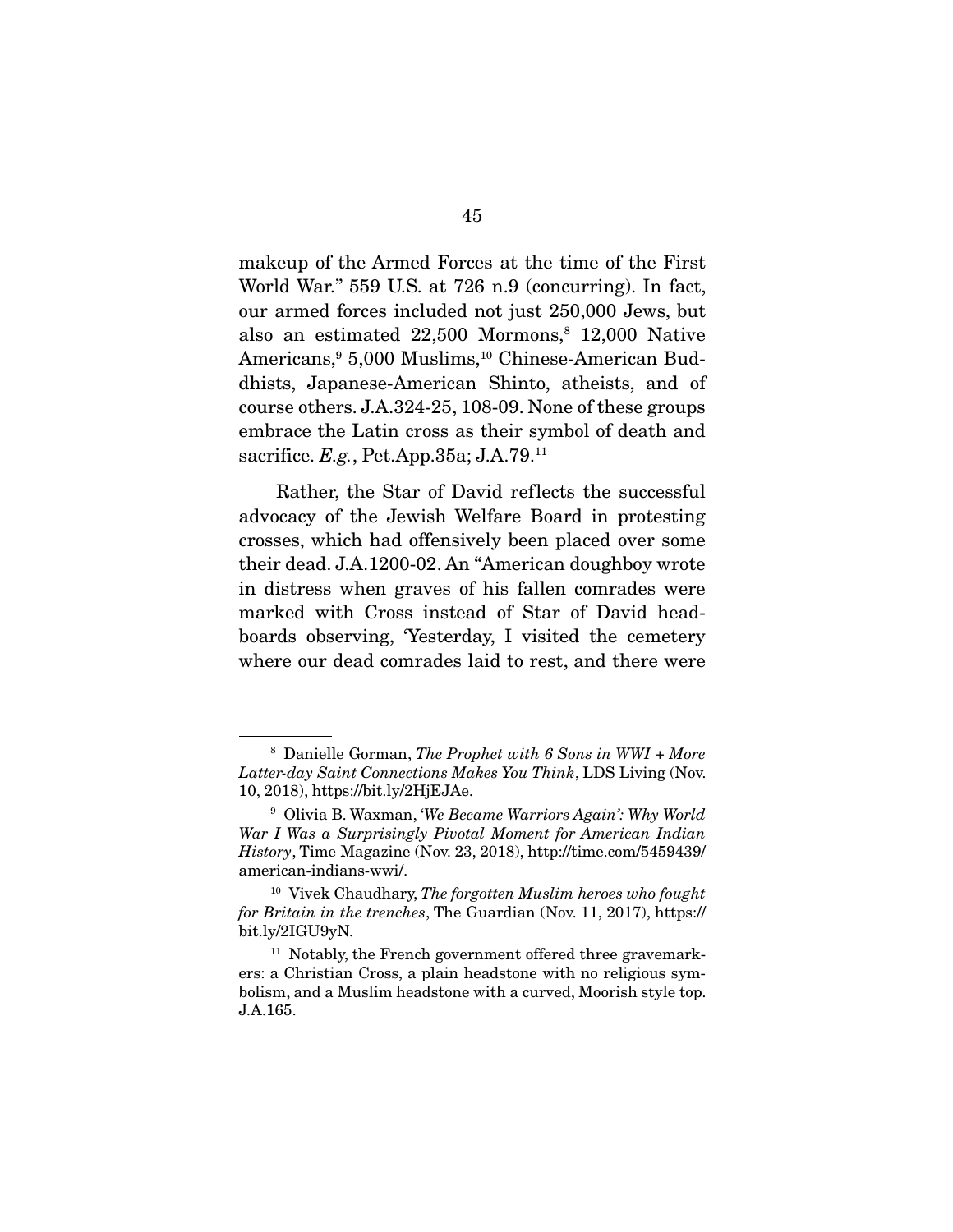makeup of the Armed Forces at the time of the First World War." 559 U.S. at 726 n.9 (concurring). In fact, our armed forces included not just 250,000 Jews, but also an estimated 22,500 Mormons,[8] 12,000 Native Americans,[9] 5,000 Muslims,[10] Chinese-American Buddhists, Japanese-American Shinto, atheists, and of course others. J.A.324-25, 108-09. None of these groups embrace the Latin cross as their symbol of death and sacrifice. *E.g.*, Pet.App.35a; J.A.79.[11]

Rather, the Star of David reflects the successful advocacy of the Jewish Welfare Board in protesting crosses, which had offensively been placed over some their dead. J.A.1200-02. An "American doughboy wrote in distress when graves of his fallen comrades were marked with Cross instead of Star of David headboards observing, 'Yesterday, I visited the cemetery where our dead comrades laid to rest, and there were

---

[8] Danielle Gorman, *The Prophet with 6 Sons in WWI + More Latter-day Saint Connections Makes You Think*, LDS Living (Nov. 10, 2018), https://bit.ly/2HjEJAe.

[9] Olivia B. Waxman, *'We Became Warriors Again': Why World War I Was a Surprisingly Pivotal Moment for American Indian History*, Time Magazine (Nov. 23, 2018), http://time.com/5459439/american-indians-wwi/.

[10] Vivek Chaudhary, *The forgotten Muslim heroes who fought for Britain in the trenches*, The Guardian (Nov. 11, 2017), https://bit.ly/2IGU9yN.

[11] Notably, the French government offered three gravemarkers: a Christian Cross, a plain headstone with no religious symbolism, and a Muslim headstone with a curved, Moorish style top. J.A.165.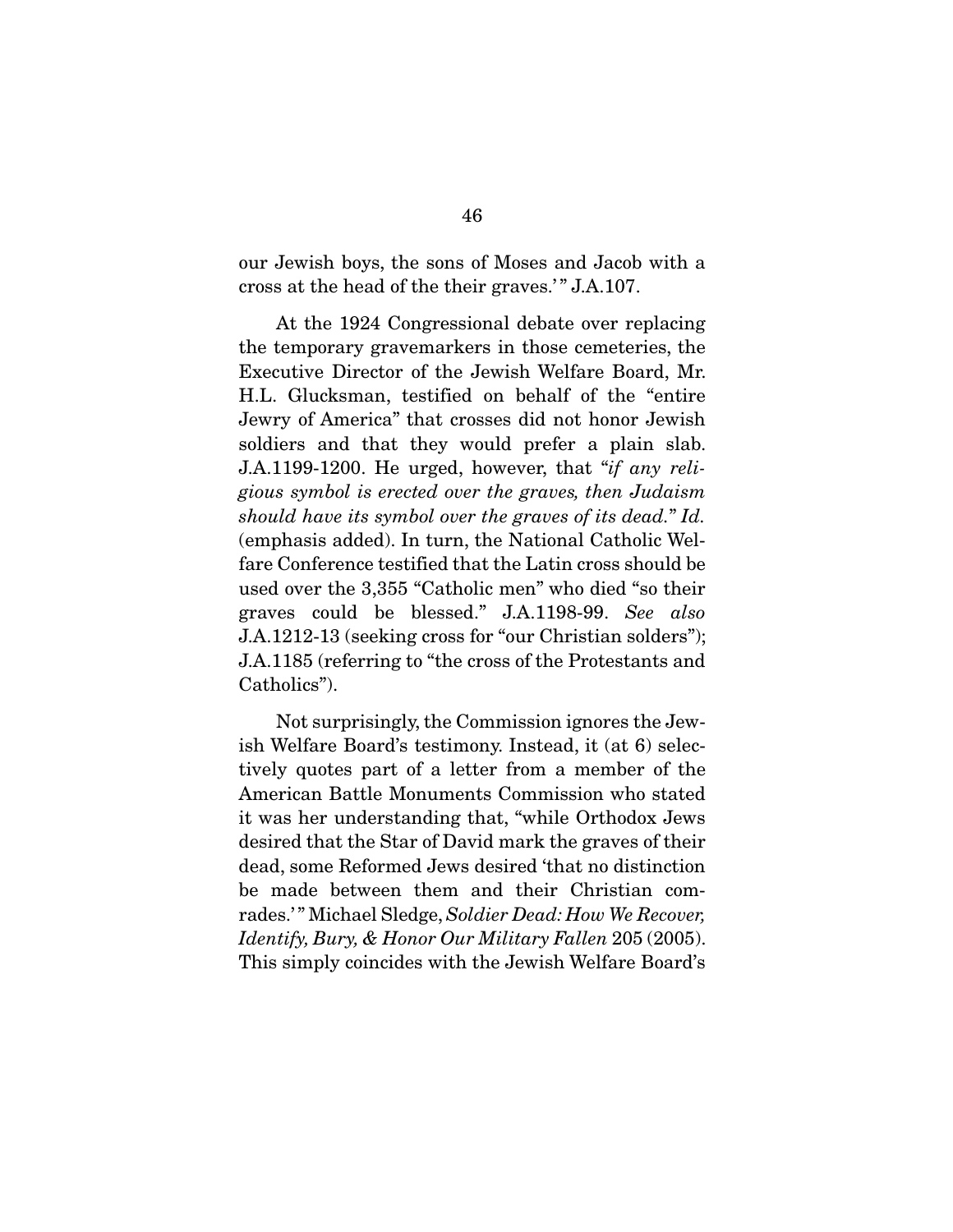our Jewish boys, the sons of Moses and Jacob with a cross at the head of the their graves.' " J.A.107.

At the 1924 Congressional debate over replacing the temporary gravemarkers in those cemeteries, the Executive Director of the Jewish Welfare Board, Mr. H.L. Glucksman, testified on behalf of the "entire Jewry of America" that crosses did not honor Jewish soldiers and that they would prefer a plain slab. J.A.1199-1200. He urged, however, that "*if any religious symbol is erected over the graves, then Judaism should have its symbol over the graves of its dead.*" *Id.* (emphasis added). In turn, the National Catholic Welfare Conference testified that the Latin cross should be used over the 3,355 "Catholic men" who died "so their graves could be blessed." J.A.1198-99. *See also* J.A.1212-13 (seeking cross for "our Christian solders"); J.A.1185 (referring to "the cross of the Protestants and Catholics").

Not surprisingly, the Commission ignores the Jewish Welfare Board's testimony. Instead, it (at 6) selectively quotes part of a letter from a member of the American Battle Monuments Commission who stated it was her understanding that, "while Orthodox Jews desired that the Star of David mark the graves of their dead, some Reformed Jews desired 'that no distinction be made between them and their Christian comrades.' " Michael Sledge, *Soldier Dead: How We Recover, Identify, Bury, & Honor Our Military Fallen* 205 (2005). This simply coincides with the Jewish Welfare Board's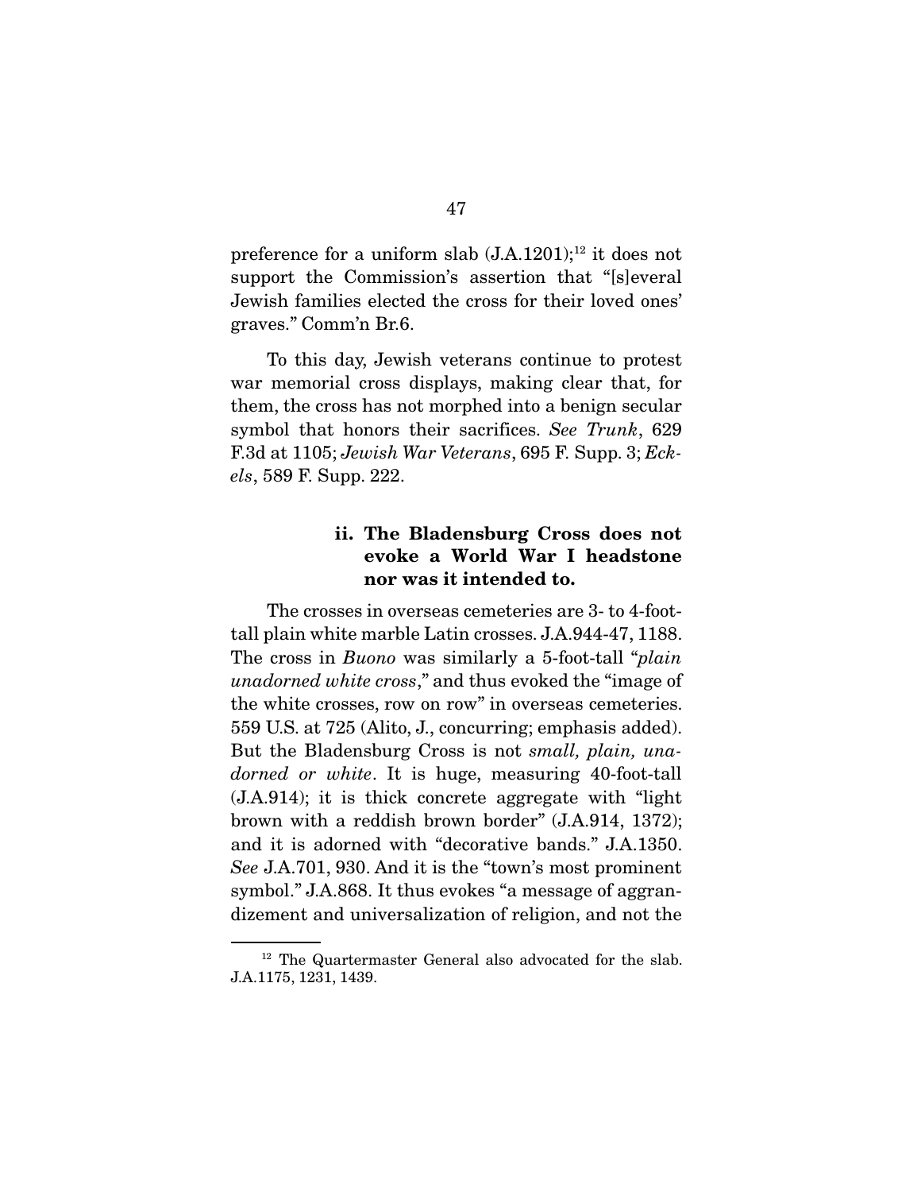preference for a uniform slab (J.A.1201);[12] it does not support the Commission's assertion that "[s]everal Jewish families elected the cross for their loved ones' graves." Comm'n Br.6.

To this day, Jewish veterans continue to protest war memorial cross displays, making clear that, for them, the cross has not morphed into a benign secular symbol that honors their sacrifices. *See Trunk*, 629 F.3d at 1105; *Jewish War Veterans*, 695 F. Supp. 3; *Eckels*, 589 F. Supp. 222.

#### ii. The Bladensburg Cross does not evoke a World War I headstone nor was it intended to.

The crosses in overseas cemeteries are 3- to 4-foot-tall plain white marble Latin crosses. J.A.944-47, 1188. The cross in *Buono* was similarly a 5-foot-tall "*plain unadorned white cross*," and thus evoked the "image of the white crosses, row on row" in overseas cemeteries. 559 U.S. at 725 (Alito, J., concurring; emphasis added). But the Bladensburg Cross is not *small, plain, unadorned or white*. It is huge, measuring 40-foot-tall (J.A.914); it is thick concrete aggregate with "light brown with a reddish brown border" (J.A.914, 1372); and it is adorned with "decorative bands." J.A.1350. *See* J.A.701, 930. And it is the "town's most prominent symbol." J.A.868. It thus evokes "a message of aggrandizement and universalization of religion, and not the

[12] The Quartermaster General also advocated for the slab. J.A.1175, 1231, 1439.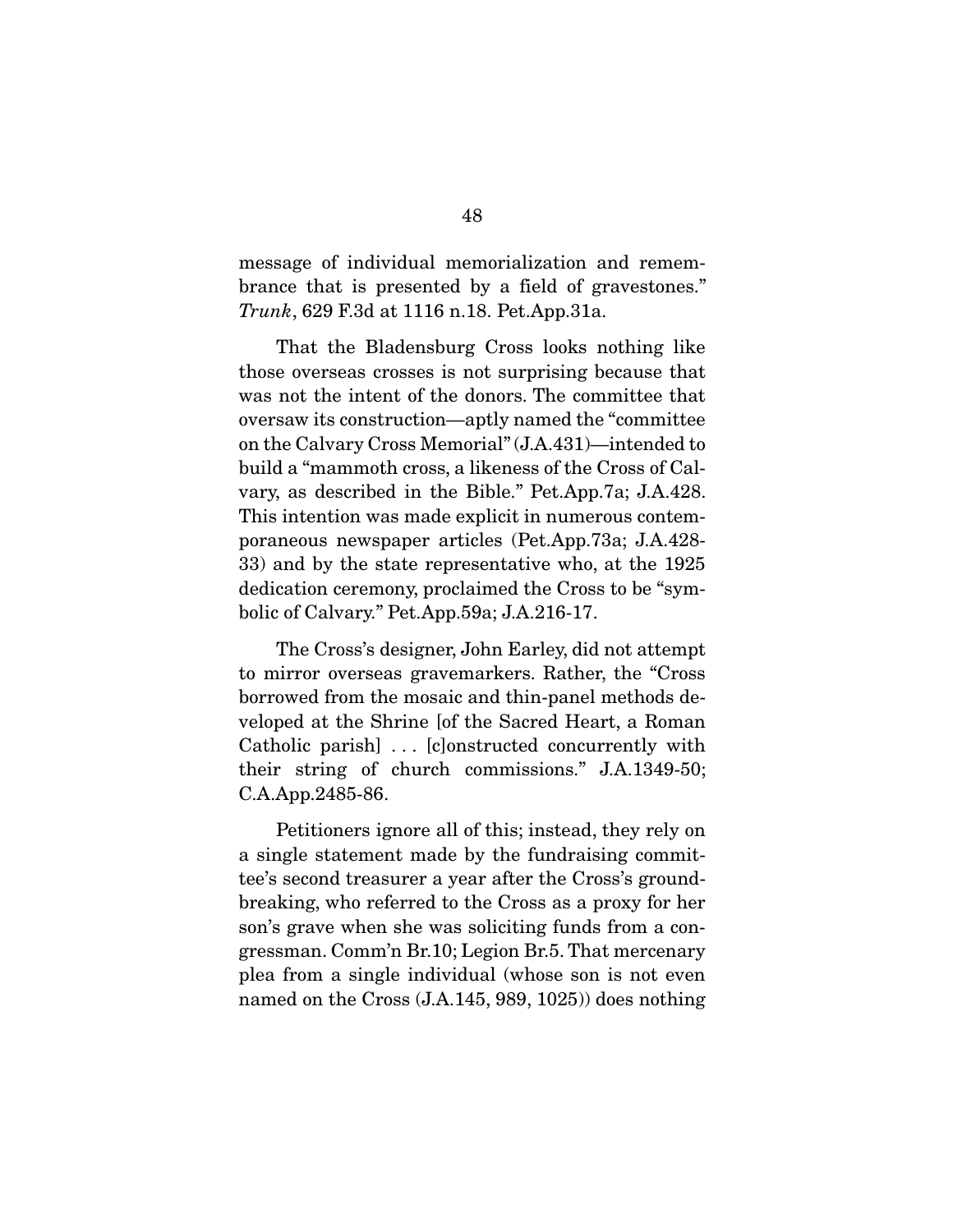message of individual memorialization and remembrance that is presented by a field of gravestones." *Trunk*, 629 F.3d at 1116 n.18. Pet.App.31a.

That the Bladensburg Cross looks nothing like those overseas crosses is not surprising because that was not the intent of the donors. The committee that oversaw its construction—aptly named the "committee on the Calvary Cross Memorial" (J.A.431)—intended to build a "mammoth cross, a likeness of the Cross of Calvary, as described in the Bible." Pet.App.7a; J.A.428. This intention was made explicit in numerous contemporaneous newspaper articles (Pet.App.73a; J.A.428-33) and by the state representative who, at the 1925 dedication ceremony, proclaimed the Cross to be "symbolic of Calvary." Pet.App.59a; J.A.216-17.

The Cross's designer, John Earley, did not attempt to mirror overseas gravemarkers. Rather, the "Cross borrowed from the mosaic and thin-panel methods developed at the Shrine [of the Sacred Heart, a Roman Catholic parish] . . . [c]onstructed concurrently with their string of church commissions." J.A.1349-50; C.A.App.2485-86.

Petitioners ignore all of this; instead, they rely on a single statement made by the fundraising committee's second treasurer a year after the Cross's groundbreaking, who referred to the Cross as a proxy for her son's grave when she was soliciting funds from a congressman. Comm'n Br.10; Legion Br.5. That mercenary plea from a single individual (whose son is not even named on the Cross (J.A.145, 989, 1025)) does nothing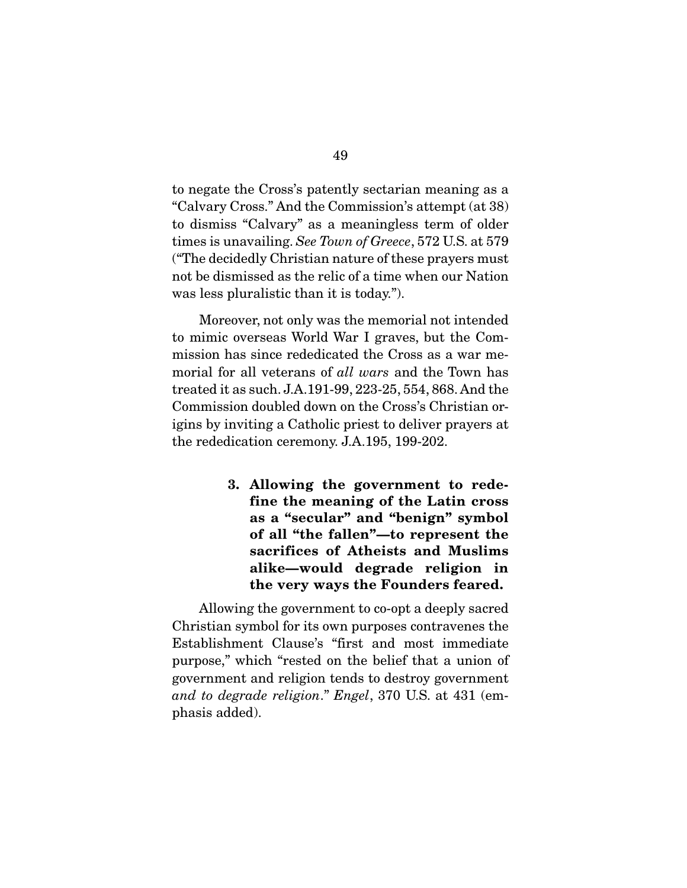to negate the Cross's patently sectarian meaning as a "Calvary Cross." And the Commission's attempt (at 38) to dismiss "Calvary" as a meaningless term of older times is unavailing. *See Town of Greece*, 572 U.S. at 579 ("The decidedly Christian nature of these prayers must not be dismissed as the relic of a time when our Nation was less pluralistic than it is today.").

Moreover, not only was the memorial not intended to mimic overseas World War I graves, but the Commission has since rededicated the Cross as a war memorial for all veterans of *all wars* and the Town has treated it as such. J.A.191-99, 223-25, 554, 868. And the Commission doubled down on the Cross's Christian origins by inviting a Catholic priest to deliver prayers at the rededication ceremony. J.A.195, 199-202.

#### 3. Allowing the government to redefine the meaning of the Latin cross as a "secular" and "benign" symbol of all "the fallen"—to represent the sacrifices of Atheists and Muslims alike—would degrade religion in the very ways the Founders feared.

Allowing the government to co-opt a deeply sacred Christian symbol for its own purposes contravenes the Establishment Clause's "first and most immediate purpose," which "rested on the belief that a union of government and religion tends to destroy government *and to degrade religion*." *Engel*, 370 U.S. at 431 (emphasis added).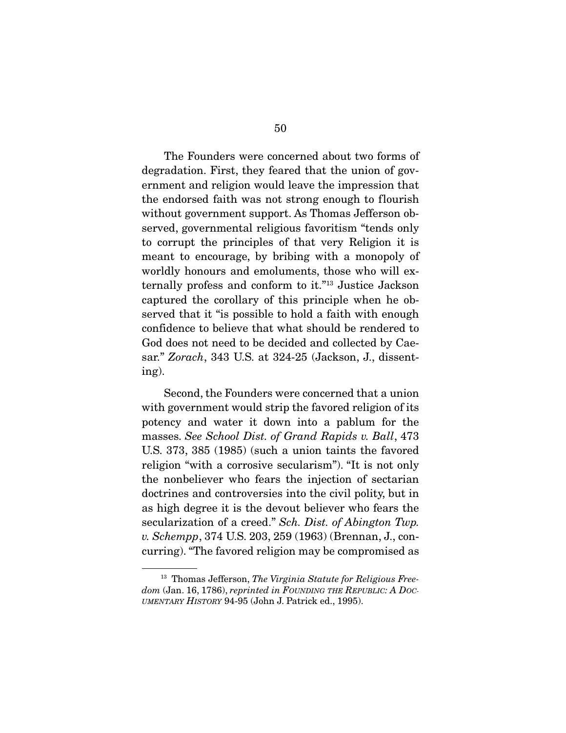The Founders were concerned about two forms of degradation. First, they feared that the union of government and religion would leave the impression that the endorsed faith was not strong enough to flourish without government support. As Thomas Jefferson observed, governmental religious favoritism "tends only to corrupt the principles of that very Religion it is meant to encourage, by bribing with a monopoly of worldly honours and emoluments, those who will externally profess and conform to it."[13] Justice Jackson captured the corollary of this principle when he observed that it "is possible to hold a faith with enough confidence to believe that what should be rendered to God does not need to be decided and collected by Caesar." *Zorach*, 343 U.S. at 324-25 (Jackson, J., dissenting).

Second, the Founders were concerned that a union with government would strip the favored religion of its potency and water it down into a pablum for the masses. *See School Dist. of Grand Rapids v. Ball*, 473 U.S. 373, 385 (1985) (such a union taints the favored religion "with a corrosive secularism"). "It is not only the nonbeliever who fears the injection of sectarian doctrines and controversies into the civil polity, but in as high degree it is the devout believer who fears the secularization of a creed." *Sch. Dist. of Abington Twp. v. Schempp*, 374 U.S. 203, 259 (1963) (Brennan, J., concurring). "The favored religion may be compromised as

---

[13] Thomas Jefferson, *The Virginia Statute for Religious Freedom* (Jan. 16, 1786), *reprinted in* FOUNDING THE REPUBLIC: A DOCUMENTARY HISTORY 94-95 (John J. Patrick ed., 1995).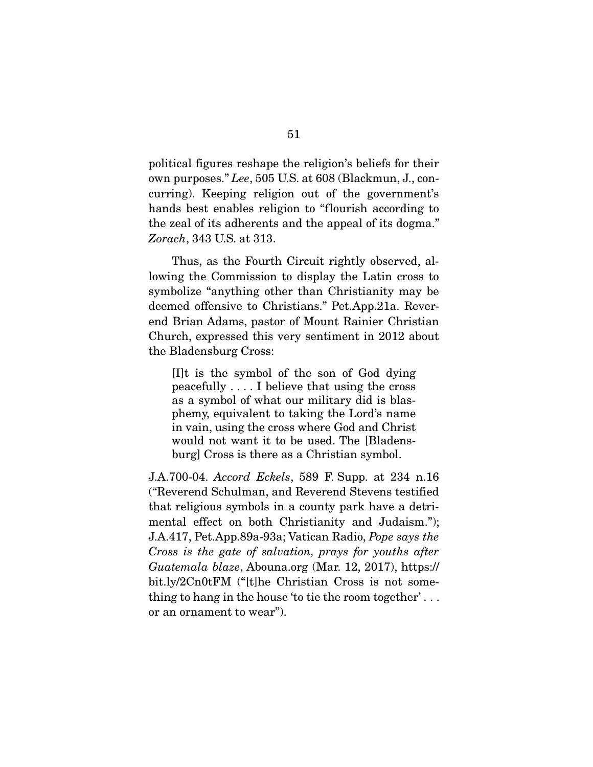political figures reshape the religion's beliefs for their own purposes." *Lee*, 505 U.S. at 608 (Blackmun, J., concurring). Keeping religion out of the government's hands best enables religion to "flourish according to the zeal of its adherents and the appeal of its dogma." *Zorach*, 343 U.S. at 313.

Thus, as the Fourth Circuit rightly observed, allowing the Commission to display the Latin cross to symbolize "anything other than Christianity may be deemed offensive to Christians." Pet.App.21a. Reverend Brian Adams, pastor of Mount Rainier Christian Church, expressed this very sentiment in 2012 about the Bladensburg Cross:

> [I]t is the symbol of the son of God dying peacefully . . . . I believe that using the cross as a symbol of what our military did is blasphemy, equivalent to taking the Lord's name in vain, using the cross where God and Christ would not want it to be used. The [Bladensburg] Cross is there as a Christian symbol.

J.A.700-04. *Accord Eckels*, 589 F. Supp. at 234 n.16 ("Reverend Schulman, and Reverend Stevens testified that religious symbols in a county park have a detrimental effect on both Christianity and Judaism."); J.A.417, Pet.App.89a-93a; Vatican Radio, *Pope says the Cross is the gate of salvation, prays for youths after Guatemala blaze*, Abouna.org (Mar. 12, 2017), https://bit.ly/2Cn0tFM ("[t]he Christian Cross is not something to hang in the house 'to tie the room together' . . . or an ornament to wear").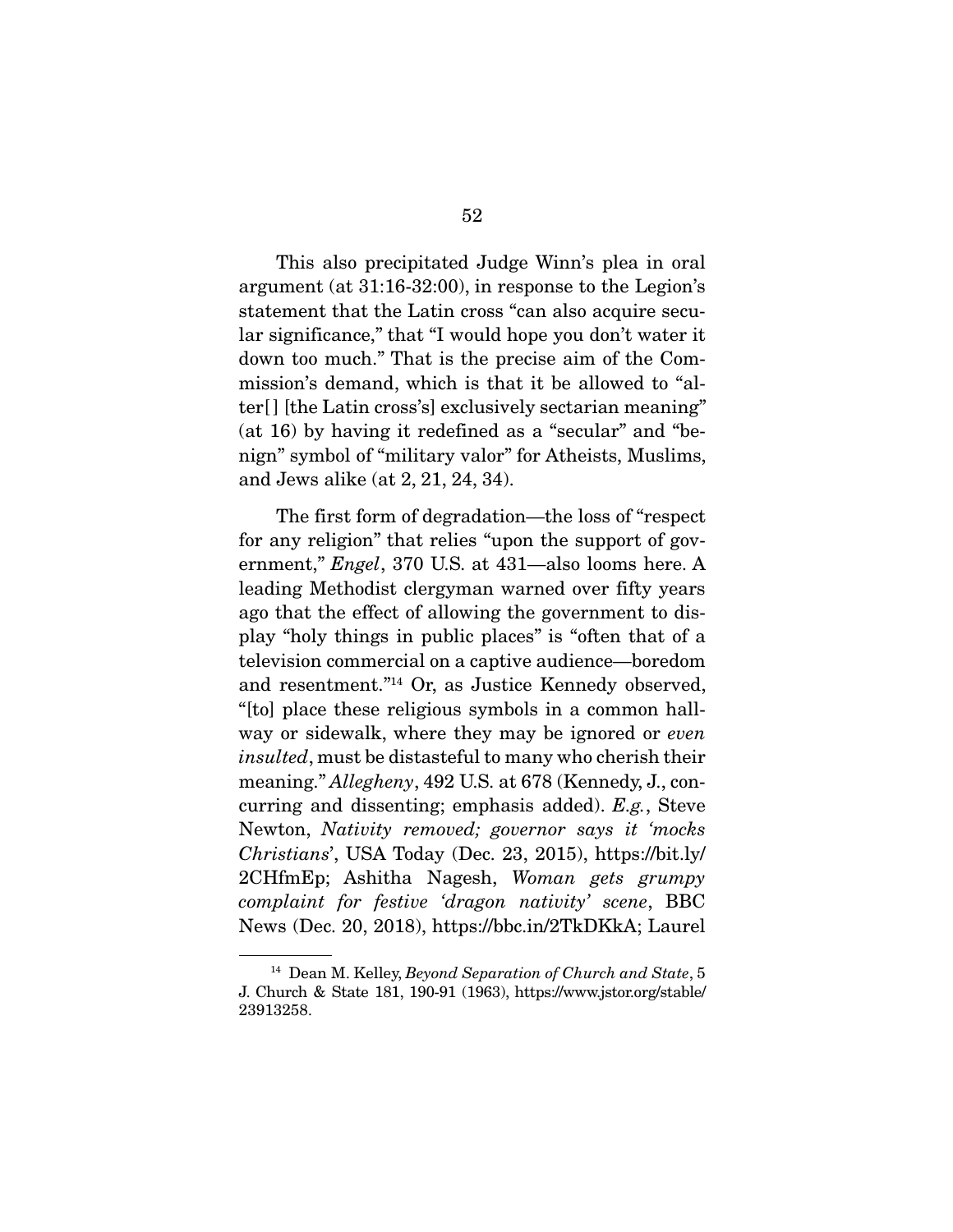This also precipitated Judge Winn's plea in oral argument (at 31:16-32:00), in response to the Legion's statement that the Latin cross "can also acquire secular significance," that "I would hope you don't water it down too much." That is the precise aim of the Commission's demand, which is that it be allowed to "alter[] [the Latin cross's] exclusively sectarian meaning" (at 16) by having it redefined as a "secular" and "benign" symbol of "military valor" for Atheists, Muslims, and Jews alike (at 2, 21, 24, 34).

The first form of degradation—the loss of "respect for any religion" that relies "upon the support of government," *Engel*, 370 U.S. at 431—also looms here. A leading Methodist clergyman warned over fifty years ago that the effect of allowing the government to display "holy things in public places" is "often that of a television commercial on a captive audience—boredom and resentment."[14] Or, as Justice Kennedy observed, "[to] place these religious symbols in a common hallway or sidewalk, where they may be ignored or *even insulted*, must be distasteful to many who cherish their meaning." *Allegheny*, 492 U.S. at 678 (Kennedy, J., concurring and dissenting; emphasis added). *E.g.*, Steve Newton, *Nativity removed; governor says it 'mocks Christians'*, USA Today (Dec. 23, 2015), https://bit.ly/2CHfmEp; Ashitha Nagesh, *Woman gets grumpy complaint for festive 'dragon nativity' scene*, BBC News (Dec. 20, 2018), https://bbc.in/2TkDKkA; Laurel

---

[14] Dean M. Kelley, *Beyond Separation of Church and State*, 5 J. Church & State 181, 190-91 (1963), https://www.jstor.org/stable/23913258.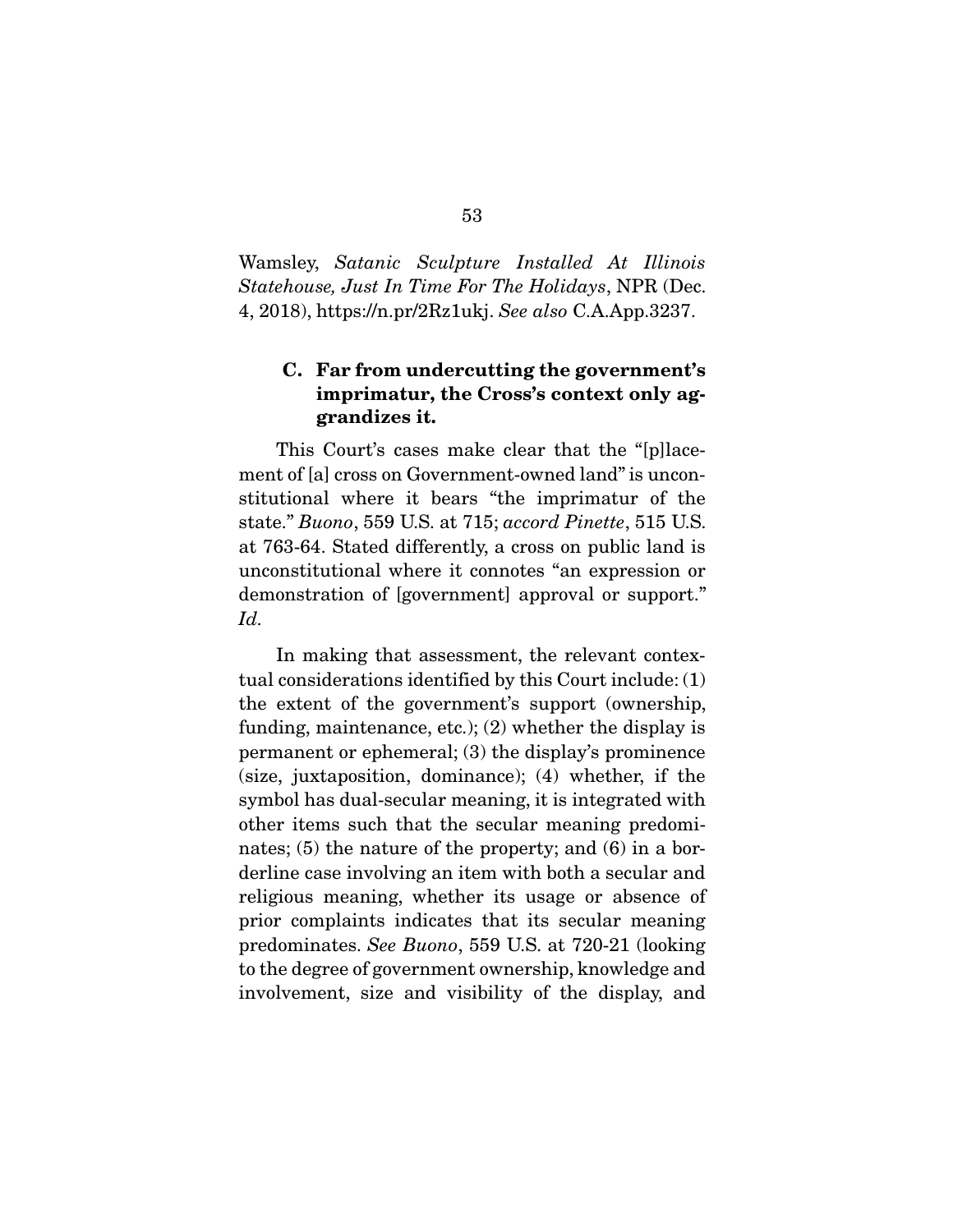Wamsley, *Satanic Sculpture Installed At Illinois Statehouse, Just In Time For The Holidays*, NPR (Dec. 4, 2018), https://n.pr/2Rz1ukj. *See also* C.A.App.3237.

### C. Far from undercutting the government's imprimatur, the Cross's context only aggrandizes it.

This Court's cases make clear that the "[p]lacement of [a] cross on Government-owned land" is unconstitutional where it bears "the imprimatur of the state." *Buono*, 559 U.S. at 715; *accord Pinette*, 515 U.S. at 763-64. Stated differently, a cross on public land is unconstitutional where it connotes "an expression or demonstration of [government] approval or support." *Id.*

In making that assessment, the relevant contextual considerations identified by this Court include: (1) the extent of the government's support (ownership, funding, maintenance, etc.); (2) whether the display is permanent or ephemeral; (3) the display's prominence (size, juxtaposition, dominance); (4) whether, if the symbol has dual-secular meaning, it is integrated with other items such that the secular meaning predominates; (5) the nature of the property; and (6) in a borderline case involving an item with both a secular and religious meaning, whether its usage or absence of prior complaints indicates that its secular meaning predominates. *See Buono*, 559 U.S. at 720-21 (looking to the degree of government ownership, knowledge and involvement, size and visibility of the display, and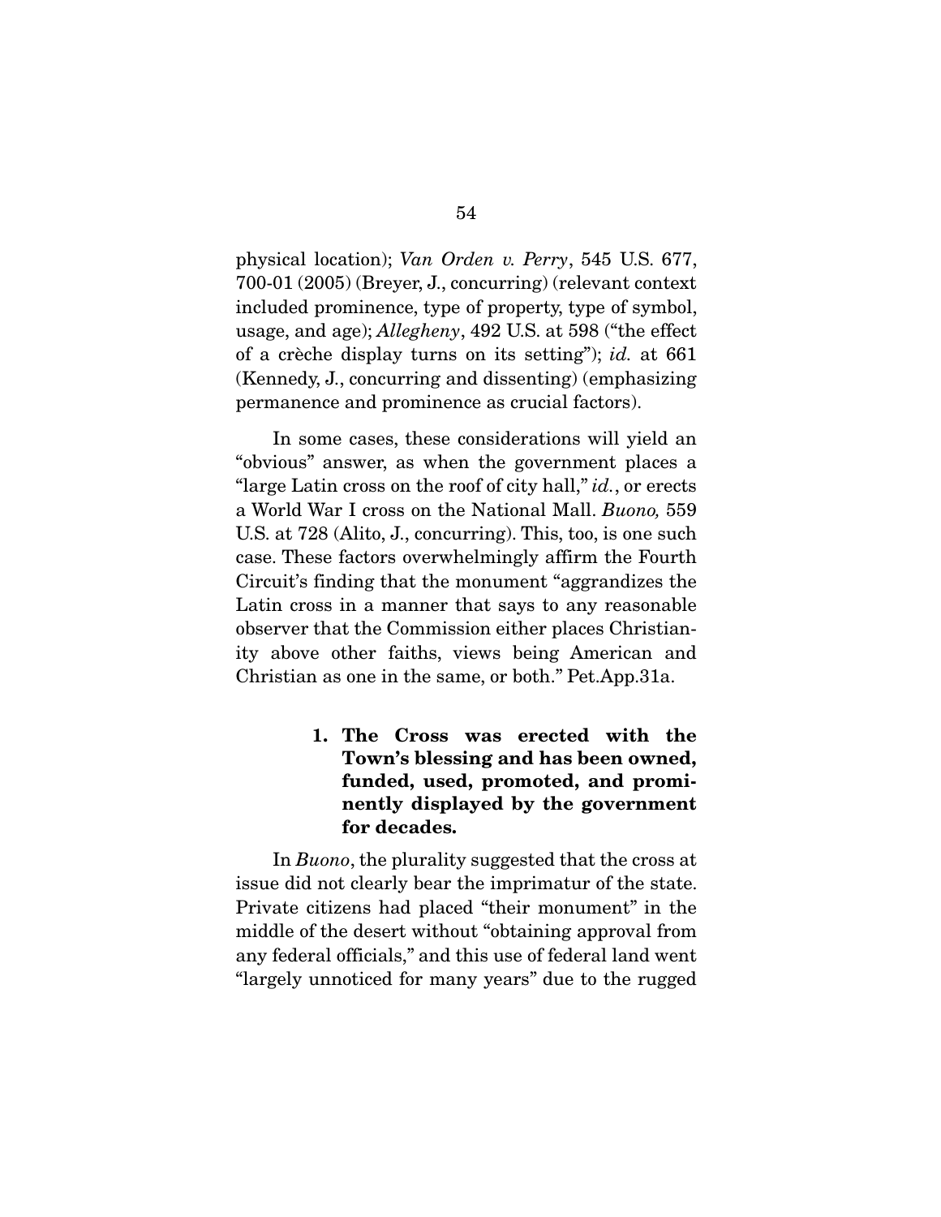physical location); *Van Orden v. Perry*, 545 U.S. 677, 700-01 (2005) (Breyer, J., concurring) (relevant context included prominence, type of property, type of symbol, usage, and age); *Allegheny*, 492 U.S. at 598 ("the effect of a crèche display turns on its setting"); *id.* at 661 (Kennedy, J., concurring and dissenting) (emphasizing permanence and prominence as crucial factors).

In some cases, these considerations will yield an "obvious" answer, as when the government places a "large Latin cross on the roof of city hall," *id.*, or erects a World War I cross on the National Mall. *Buono,* 559 U.S. at 728 (Alito, J., concurring). This, too, is one such case. These factors overwhelmingly affirm the Fourth Circuit's finding that the monument "aggrandizes the Latin cross in a manner that says to any reasonable observer that the Commission either places Christianity above other faiths, views being American and Christian as one in the same, or both." Pet.App.31a.

**1. The Cross was erected with the Town's blessing and has been owned, funded, used, promoted, and prominently displayed by the government for decades.**

In *Buono*, the plurality suggested that the cross at issue did not clearly bear the imprimatur of the state. Private citizens had placed "their monument" in the middle of the desert without "obtaining approval from any federal officials," and this use of federal land went "largely unnoticed for many years" due to the rugged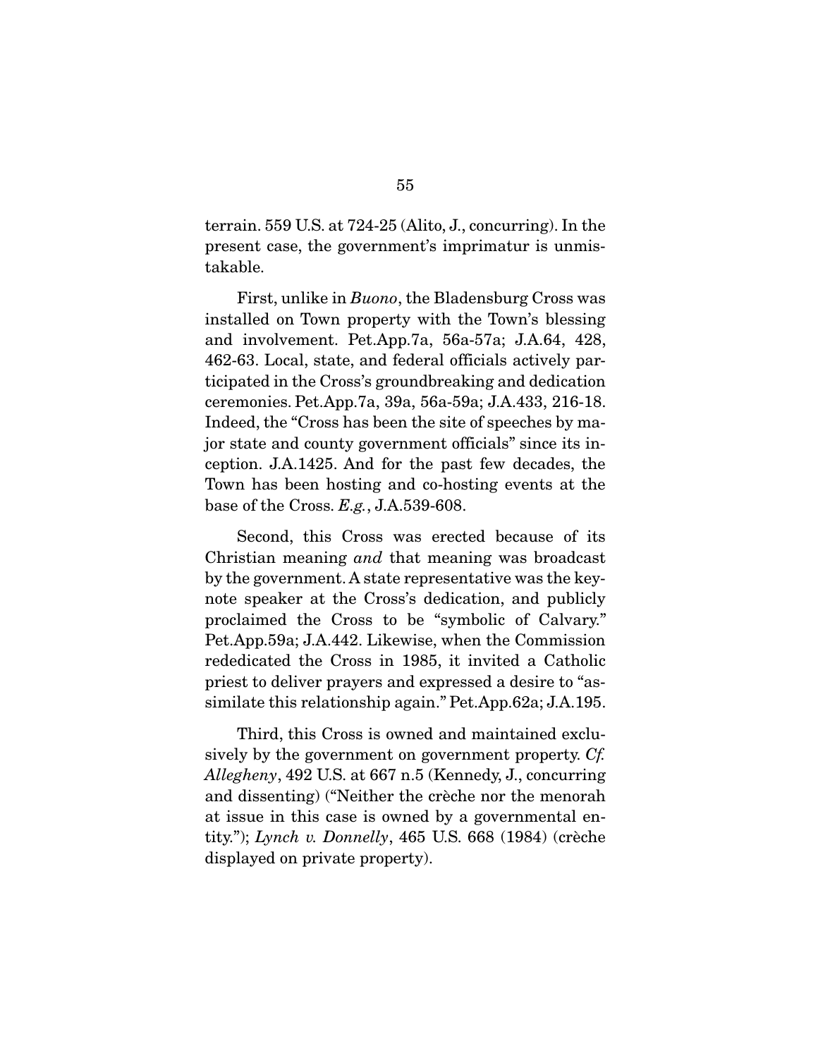terrain. 559 U.S. at 724-25 (Alito, J., concurring). In the present case, the government's imprimatur is unmistakable.

First, unlike in *Buono*, the Bladensburg Cross was installed on Town property with the Town's blessing and involvement. Pet.App.7a, 56a-57a; J.A.64, 428, 462-63. Local, state, and federal officials actively participated in the Cross's groundbreaking and dedication ceremonies. Pet.App.7a, 39a, 56a-59a; J.A.433, 216-18. Indeed, the "Cross has been the site of speeches by major state and county government officials" since its inception. J.A.1425. And for the past few decades, the Town has been hosting and co-hosting events at the base of the Cross. *E.g.*, J.A.539-608.

Second, this Cross was erected because of its Christian meaning *and* that meaning was broadcast by the government. A state representative was the keynote speaker at the Cross's dedication, and publicly proclaimed the Cross to be "symbolic of Calvary." Pet.App.59a; J.A.442. Likewise, when the Commission rededicated the Cross in 1985, it invited a Catholic priest to deliver prayers and expressed a desire to "assimilate this relationship again." Pet.App.62a; J.A.195.

Third, this Cross is owned and maintained exclusively by the government on government property. *Cf. Allegheny*, 492 U.S. at 667 n.5 (Kennedy, J., concurring and dissenting) ("Neither the crèche nor the menorah at issue in this case is owned by a governmental entity."); *Lynch v. Donnelly*, 465 U.S. 668 (1984) (crèche displayed on private property).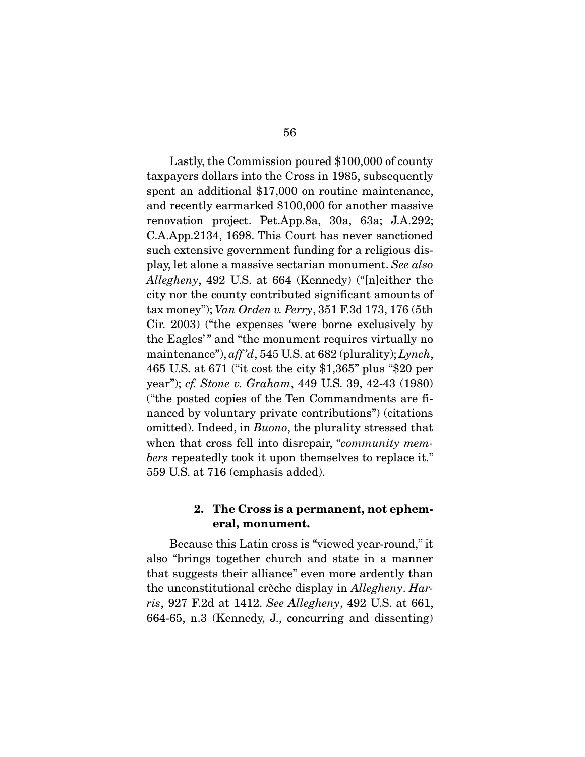Lastly, the Commission poured $100,000 of county taxpayers dollars into the Cross in 1985, subsequently spent an additional $17,000 on routine maintenance, and recently earmarked $100,000 for another massive renovation project. Pet.App.8a, 30a, 63a; J.A.292; C.A.App.2134, 1698. This Court has never sanctioned such extensive government funding for a religious display, let alone a massive sectarian monument. *See also Allegheny*, 492 U.S. at 664 (Kennedy) ("[n]either the city nor the county contributed significant amounts of tax money"); *Van Orden v. Perry*, 351 F.3d 173, 176 (5th Cir. 2003) ("the expenses 'were borne exclusively by the Eagles'" and "the monument requires virtually no maintenance"), *aff'd*, 545 U.S. at 682 (plurality); *Lynch*, 465 U.S. at 671 ("it cost the city $1,365" plus "$20 per year"); *cf. Stone v. Graham*, 449 U.S. 39, 42-43 (1980) ("the posted copies of the Ten Commandments are financed by voluntary private contributions") (citations omitted). Indeed, in *Buono*, the plurality stressed that when that cross fell into disrepair, "*community members* repeatedly took it upon themselves to replace it." 559 U.S. at 716 (emphasis added).

**2. The Cross is a permanent, not ephemeral, monument.**

Because this Latin cross is "viewed year-round," it also "brings together church and state in a manner that suggests their alliance" even more ardently than the unconstitutional crèche display in *Allegheny*. *Harris*, 927 F.2d at 1412. *See Allegheny*, 492 U.S. at 661, 664-65, n.3 (Kennedy, J., concurring and dissenting)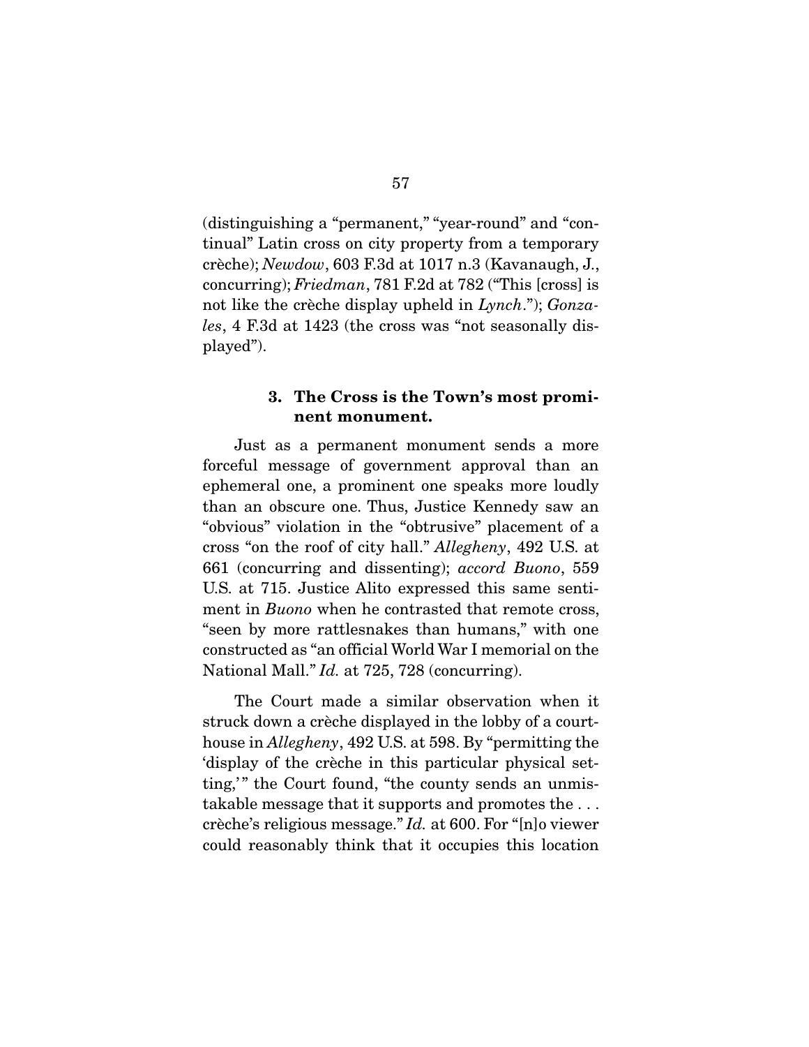(distinguishing a "permanent," "year-round" and "continual" Latin cross on city property from a temporary crèche); *Newdow*, 603 F.3d at 1017 n.3 (Kavanaugh, J., concurring); *Friedman*, 781 F.2d at 782 ("This [cross] is not like the crèche display upheld in *Lynch*."); *Gonzales*, 4 F.3d at 1423 (the cross was "not seasonally displayed").

### 3. The Cross is the Town's most prominent monument.

Just as a permanent monument sends a more forceful message of government approval than an ephemeral one, a prominent one speaks more loudly than an obscure one. Thus, Justice Kennedy saw an "obvious" violation in the "obtrusive" placement of a cross "on the roof of city hall." *Allegheny*, 492 U.S. at 661 (concurring and dissenting); *accord Buono*, 559 U.S. at 715. Justice Alito expressed this same sentiment in *Buono* when he contrasted that remote cross, "seen by more rattlesnakes than humans," with one constructed as "an official World War I memorial on the National Mall." *Id.* at 725, 728 (concurring).

The Court made a similar observation when it struck down a crèche displayed in the lobby of a courthouse in *Allegheny*, 492 U.S. at 598. By "permitting the 'display of the crèche in this particular physical setting,'" the Court found, "the county sends an unmistakable message that it supports and promotes the . . . crèche's religious message." *Id.* at 600. For "[n]o viewer could reasonably think that it occupies this location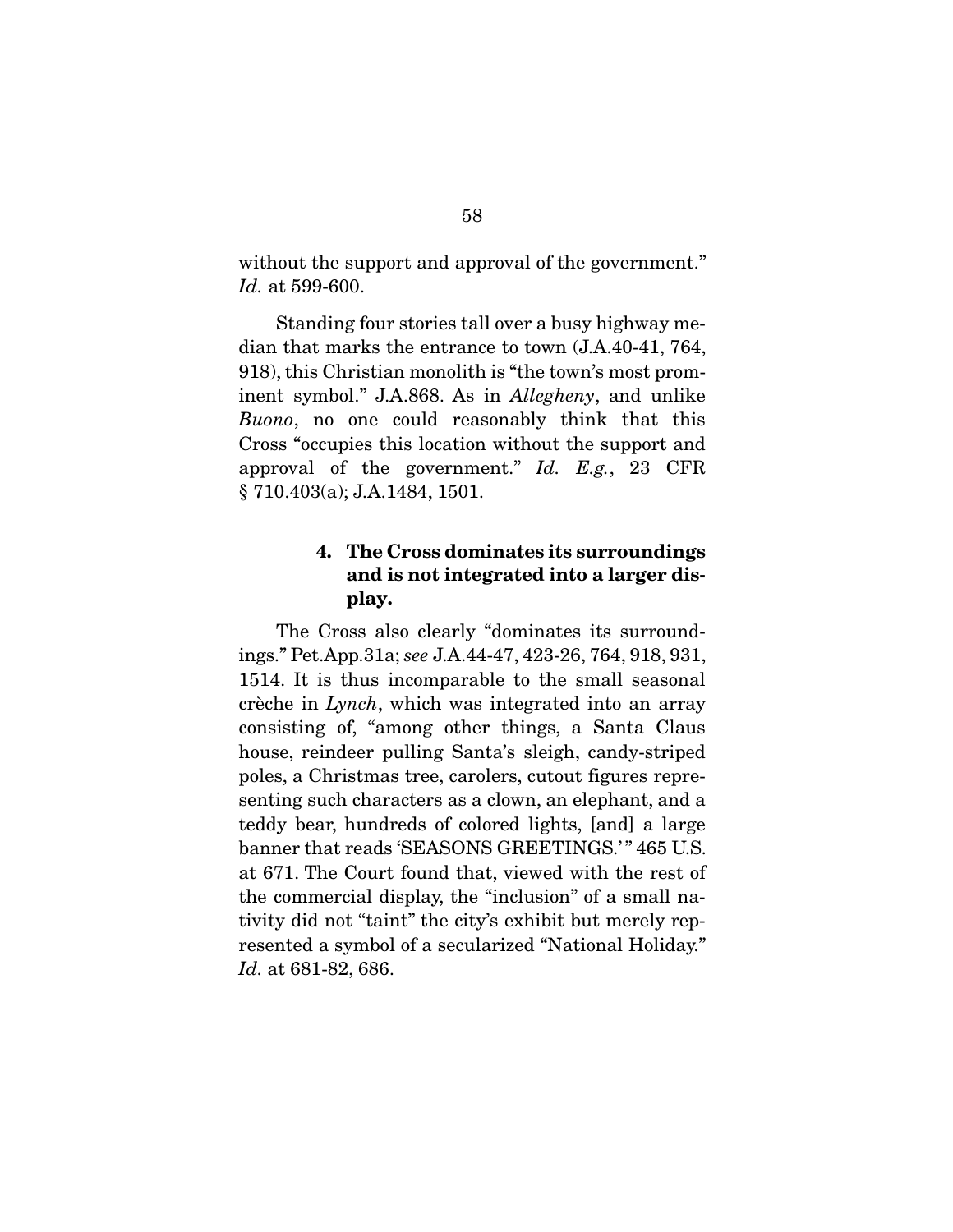without the support and approval of the government." *Id.* at 599-600.

Standing four stories tall over a busy highway median that marks the entrance to town (J.A.40-41, 764, 918), this Christian monolith is "the town's most prominent symbol." J.A.868. As in *Allegheny*, and unlike *Buono*, no one could reasonably think that this Cross "occupies this location without the support and approval of the government." *Id. E.g.*, 23 CFR § 710.403(a); J.A.1484, 1501.

#### 4. The Cross dominates its surroundings and is not integrated into a larger display.

The Cross also clearly "dominates its surroundings." Pet.App.31a; *see* J.A.44-47, 423-26, 764, 918, 931, 1514. It is thus incomparable to the small seasonal crèche in *Lynch*, which was integrated into an array consisting of, "among other things, a Santa Claus house, reindeer pulling Santa's sleigh, candy-striped poles, a Christmas tree, carolers, cutout figures representing such characters as a clown, an elephant, and a teddy bear, hundreds of colored lights, [and] a large banner that reads 'SEASONS GREETINGS.'" 465 U.S. at 671. The Court found that, viewed with the rest of the commercial display, the "inclusion" of a small nativity did not "taint" the city's exhibit but merely represented a symbol of a secularized "National Holiday." *Id.* at 681-82, 686.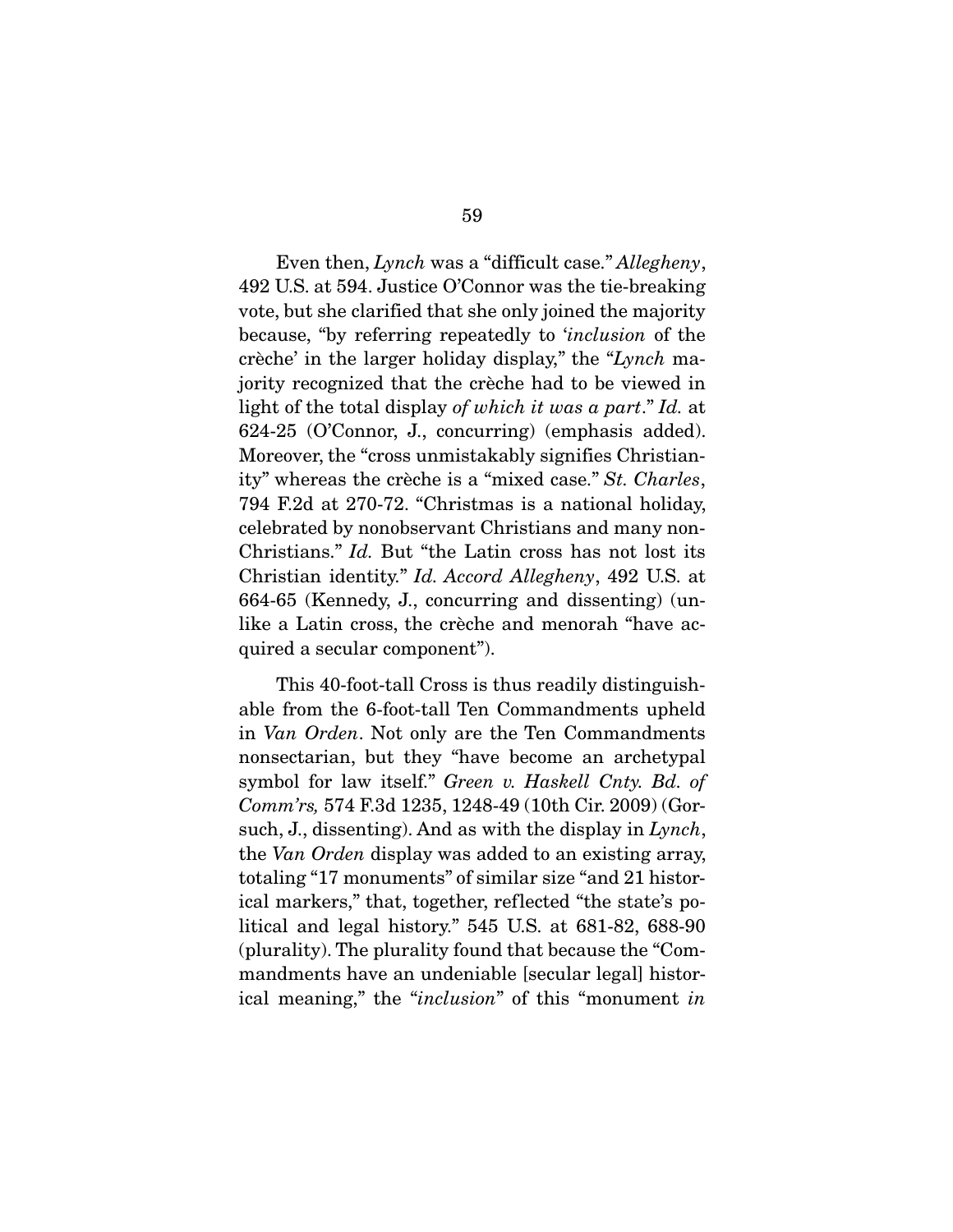Even then, *Lynch* was a "difficult case." *Allegheny*, 492 U.S. at 594. Justice O'Connor was the tie-breaking vote, but she clarified that she only joined the majority because, "by referring repeatedly to '*inclusion* of the crèche' in the larger holiday display," the "*Lynch* majority recognized that the crèche had to be viewed in light of the total display *of which it was a part*." *Id.* at 624-25 (O'Connor, J., concurring) (emphasis added). Moreover, the "cross unmistakably signifies Christianity" whereas the crèche is a "mixed case." *St. Charles*, 794 F.2d at 270-72. "Christmas is a national holiday, celebrated by nonobservant Christians and many non-Christians." *Id.* But "the Latin cross has not lost its Christian identity." *Id. Accord Allegheny*, 492 U.S. at 664-65 (Kennedy, J., concurring and dissenting) (unlike a Latin cross, the crèche and menorah "have acquired a secular component").

This 40-foot-tall Cross is thus readily distinguishable from the 6-foot-tall Ten Commandments upheld in *Van Orden*. Not only are the Ten Commandments nonsectarian, but they "have become an archetypal symbol for law itself." *Green v. Haskell Cnty. Bd. of Comm'rs,* 574 F.3d 1235, 1248-49 (10th Cir. 2009) (Gorsuch, J., dissenting). And as with the display in *Lynch*, the *Van Orden* display was added to an existing array, totaling "17 monuments" of similar size "and 21 historical markers," that, together, reflected "the state's political and legal history." 545 U.S. at 681-82, 688-90 (plurality). The plurality found that because the "Commandments have an undeniable [secular legal] historical meaning," the "*inclusion*" of this "monument *in*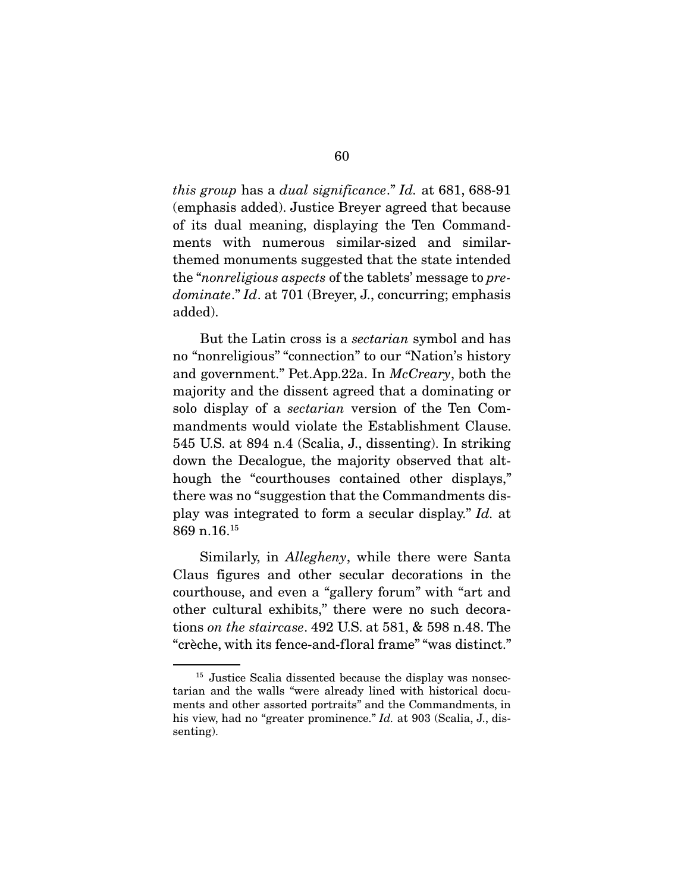*this group* has a *dual significance*." *Id.* at 681, 688-91 (emphasis added). Justice Breyer agreed that because of its dual meaning, displaying the Ten Commandments with numerous similar-sized and similar-themed monuments suggested that the state intended the "*nonreligious aspects* of the tablets' message to *predominate*." *Id*. at 701 (Breyer, J., concurring; emphasis added).

But the Latin cross is a *sectarian* symbol and has no "nonreligious" "connection" to our "Nation's history and government." Pet.App.22a. In *McCreary*, both the majority and the dissent agreed that a dominating or solo display of a *sectarian* version of the Ten Commandments would violate the Establishment Clause. 545 U.S. at 894 n.4 (Scalia, J., dissenting). In striking down the Decalogue, the majority observed that although the "courthouses contained other displays," there was no "suggestion that the Commandments display was integrated to form a secular display." *Id.* at 869 n.16.[15]

Similarly, in *Allegheny*, while there were Santa Claus figures and other secular decorations in the courthouse, and even a "gallery forum" with "art and other cultural exhibits," there were no such decorations *on the staircase*. 492 U.S. at 581, & 598 n.48. The "crèche, with its fence-and-floral frame" "was distinct."

[15] Justice Scalia dissented because the display was nonsectarian and the walls "were already lined with historical documents and other assorted portraits" and the Commandments, in his view, had no "greater prominence." *Id.* at 903 (Scalia, J., dissenting).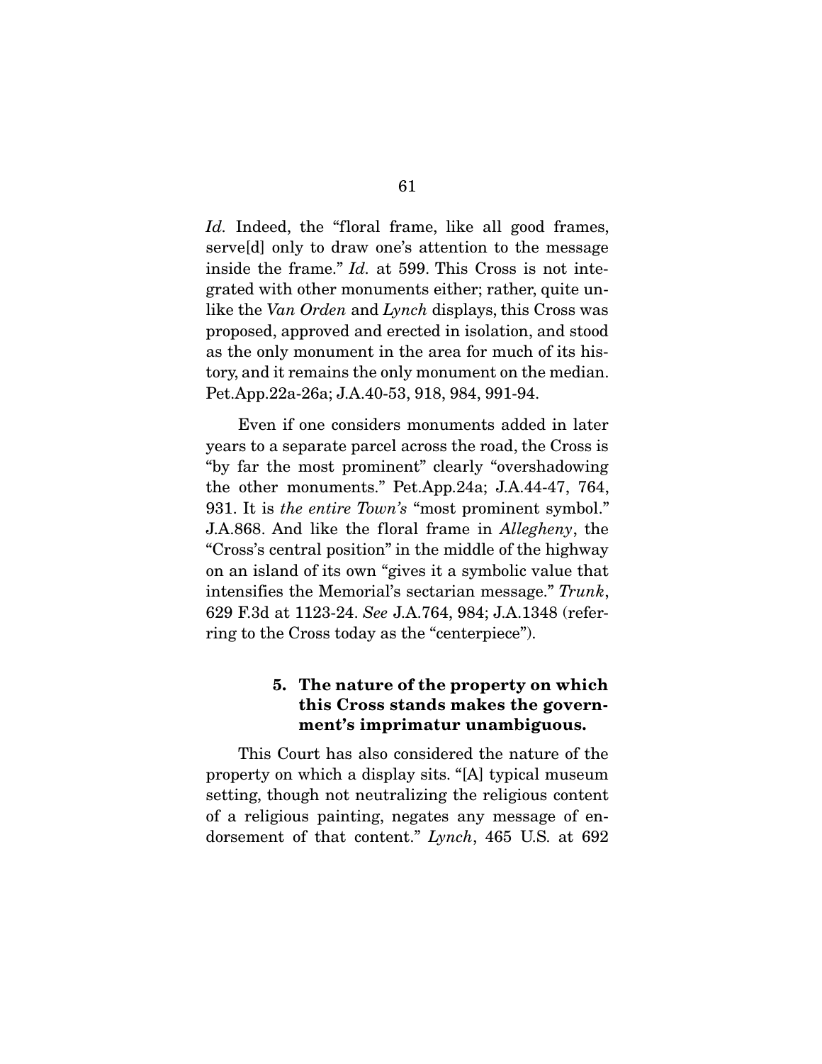*Id.* Indeed, the "floral frame, like all good frames, serve[d] only to draw one's attention to the message inside the frame." *Id.* at 599. This Cross is not integrated with other monuments either; rather, quite unlike the *Van Orden* and *Lynch* displays, this Cross was proposed, approved and erected in isolation, and stood as the only monument in the area for much of its history, and it remains the only monument on the median. Pet.App.22a-26a; J.A.40-53, 918, 984, 991-94.

Even if one considers monuments added in later years to a separate parcel across the road, the Cross is "by far the most prominent" clearly "overshadowing the other monuments." Pet.App.24a; J.A.44-47, 764, 931. It is *the entire Town's* "most prominent symbol." J.A.868. And like the floral frame in *Allegheny*, the "Cross's central position" in the middle of the highway on an island of its own "gives it a symbolic value that intensifies the Memorial's sectarian message." *Trunk*, 629 F.3d at 1123-24. *See* J.A.764, 984; J.A.1348 (referring to the Cross today as the "centerpiece").

#### 5. The nature of the property on which this Cross stands makes the government's imprimatur unambiguous.

This Court has also considered the nature of the property on which a display sits. "[A] typical museum setting, though not neutralizing the religious content of a religious painting, negates any message of endorsement of that content." *Lynch*, 465 U.S. at 692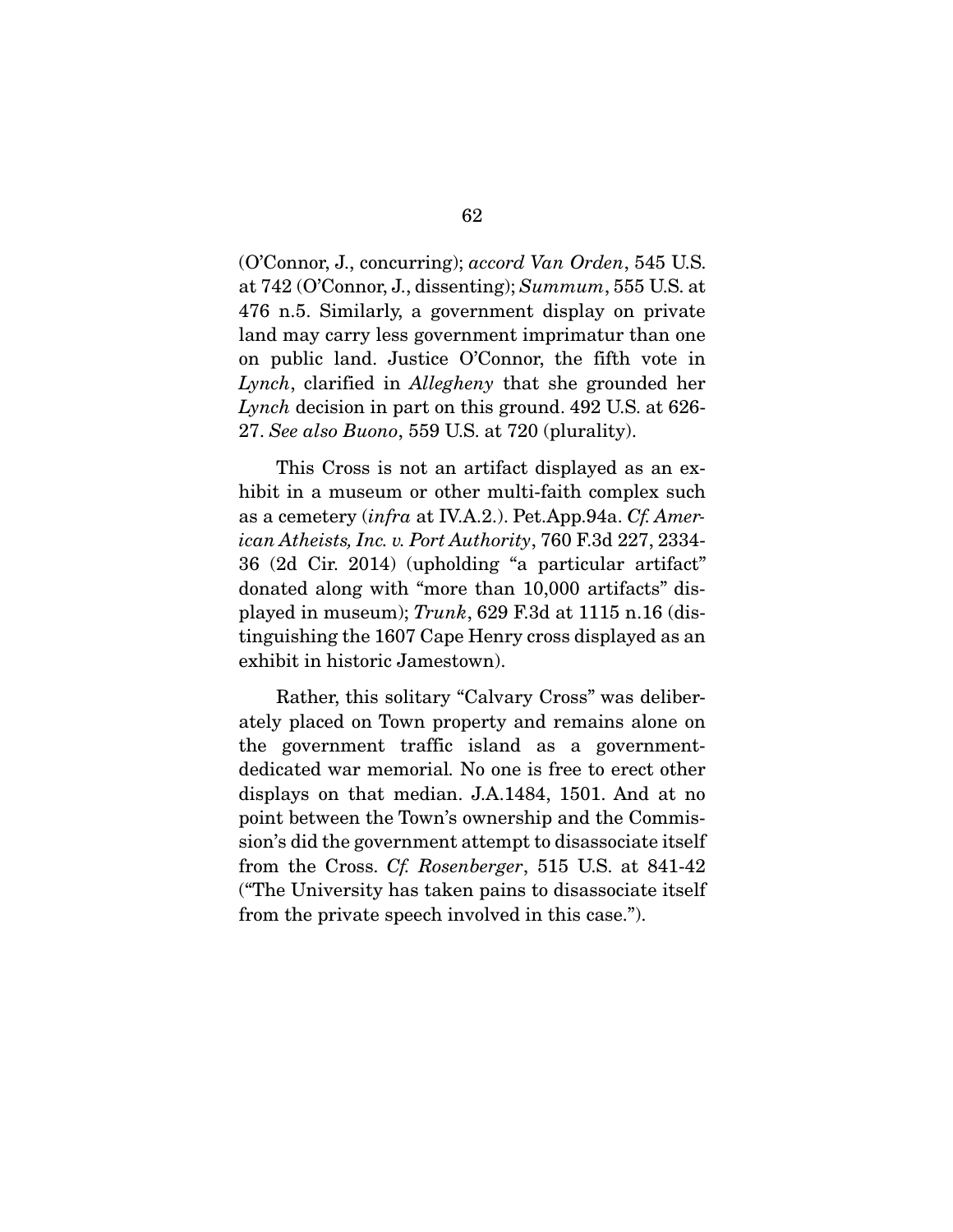(O'Connor, J., concurring); *accord Van Orden*, 545 U.S. at 742 (O'Connor, J., dissenting); *Summum*, 555 U.S. at 476 n.5. Similarly, a government display on private land may carry less government imprimatur than one on public land. Justice O'Connor, the fifth vote in *Lynch*, clarified in *Allegheny* that she grounded her *Lynch* decision in part on this ground. 492 U.S. at 626-27. *See also Buono*, 559 U.S. at 720 (plurality).

This Cross is not an artifact displayed as an exhibit in a museum or other multi-faith complex such as a cemetery (*infra* at IV.A.2.). Pet.App.94a. *Cf. American Atheists, Inc. v. Port Authority*, 760 F.3d 227, 2334-36 (2d Cir. 2014) (upholding "a particular artifact" donated along with "more than 10,000 artifacts" displayed in museum); *Trunk*, 629 F.3d at 1115 n.16 (distinguishing the 1607 Cape Henry cross displayed as an exhibit in historic Jamestown).

Rather, this solitary "Calvary Cross" was deliberately placed on Town property and remains alone on the government traffic island as a government-dedicated war memorial. No one is free to erect other displays on that median. J.A.1484, 1501. And at no point between the Town's ownership and the Commission's did the government attempt to disassociate itself from the Cross. *Cf. Rosenberger*, 515 U.S. at 841-42 ("The University has taken pains to disassociate itself from the private speech involved in this case.").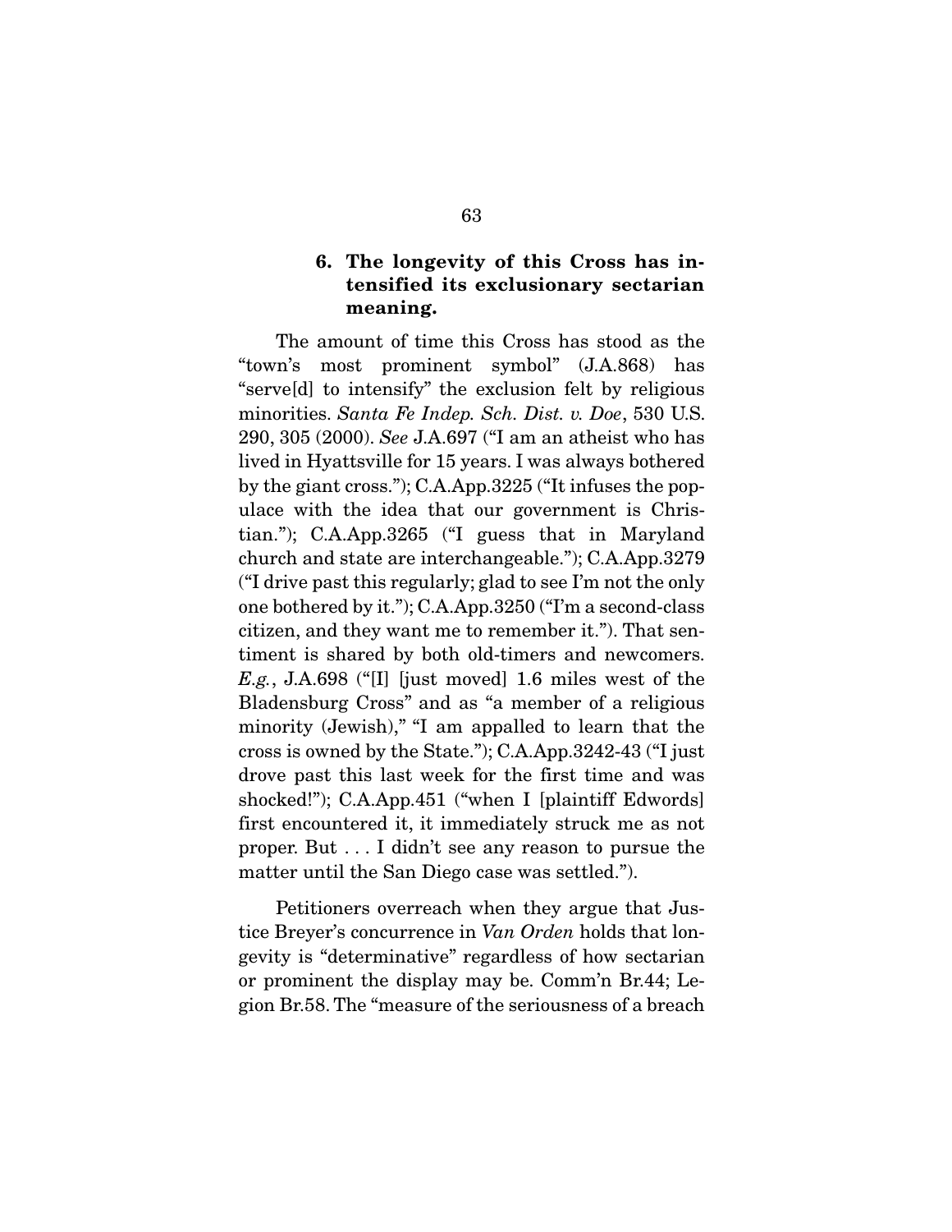### 6. The longevity of this Cross has intensified its exclusionary sectarian meaning.

The amount of time this Cross has stood as the "town's most prominent symbol" (J.A.868) has "serve[d] to intensify" the exclusion felt by religious minorities. *Santa Fe Indep. Sch. Dist. v. Doe*, 530 U.S. 290, 305 (2000). *See* J.A.697 ("I am an atheist who has lived in Hyattsville for 15 years. I was always bothered by the giant cross."); C.A.App.3225 ("It infuses the populace with the idea that our government is Christian."); C.A.App.3265 ("I guess that in Maryland church and state are interchangeable."); C.A.App.3279 ("I drive past this regularly; glad to see I'm not the only one bothered by it."); C.A.App.3250 ("I'm a second-class citizen, and they want me to remember it."). That sentiment is shared by both old-timers and newcomers. *E.g.*, J.A.698 ("[I] [just moved] 1.6 miles west of the Bladensburg Cross" and as "a member of a religious minority (Jewish)," "I am appalled to learn that the cross is owned by the State."); C.A.App.3242-43 ("I just drove past this last week for the first time and was shocked!"); C.A.App.451 ("when I [plaintiff Edwords] first encountered it, it immediately struck me as not proper. But . . . I didn't see any reason to pursue the matter until the San Diego case was settled.").

Petitioners overreach when they argue that Justice Breyer's concurrence in *Van Orden* holds that longevity is "determinative" regardless of how sectarian or prominent the display may be. Comm'n Br.44; Legion Br.58. The "measure of the seriousness of a breach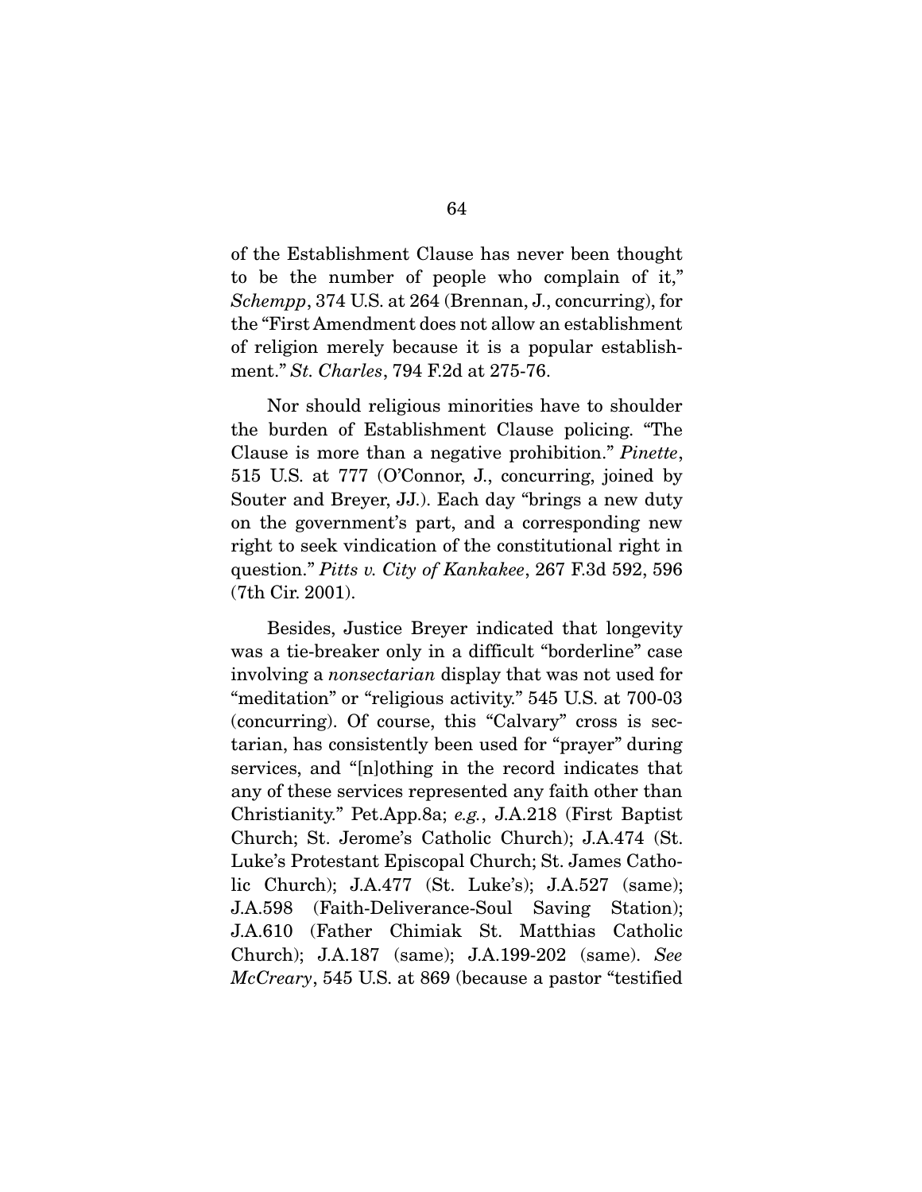of the Establishment Clause has never been thought to be the number of people who complain of it," *Schempp*, 374 U.S. at 264 (Brennan, J., concurring), for the "First Amendment does not allow an establishment of religion merely because it is a popular establishment." *St. Charles*, 794 F.2d at 275-76.

Nor should religious minorities have to shoulder the burden of Establishment Clause policing. "The Clause is more than a negative prohibition." *Pinette*, 515 U.S. at 777 (O'Connor, J., concurring, joined by Souter and Breyer, JJ.). Each day "brings a new duty on the government's part, and a corresponding new right to seek vindication of the constitutional right in question." *Pitts v. City of Kankakee*, 267 F.3d 592, 596 (7th Cir. 2001).

Besides, Justice Breyer indicated that longevity was a tie-breaker only in a difficult "borderline" case involving a *nonsectarian* display that was not used for "meditation" or "religious activity." 545 U.S. at 700-03 (concurring). Of course, this "Calvary" cross is sectarian, has consistently been used for "prayer" during services, and "[n]othing in the record indicates that any of these services represented any faith other than Christianity." Pet.App.8a; *e.g.*, J.A.218 (First Baptist Church; St. Jerome's Catholic Church); J.A.474 (St. Luke's Protestant Episcopal Church; St. James Catholic Church); J.A.477 (St. Luke's); J.A.527 (same); J.A.598 (Faith-Deliverance-Soul Saving Station); J.A.610 (Father Chimiak St. Matthias Catholic Church); J.A.187 (same); J.A.199-202 (same). *See McCreary*, 545 U.S. at 869 (because a pastor "testified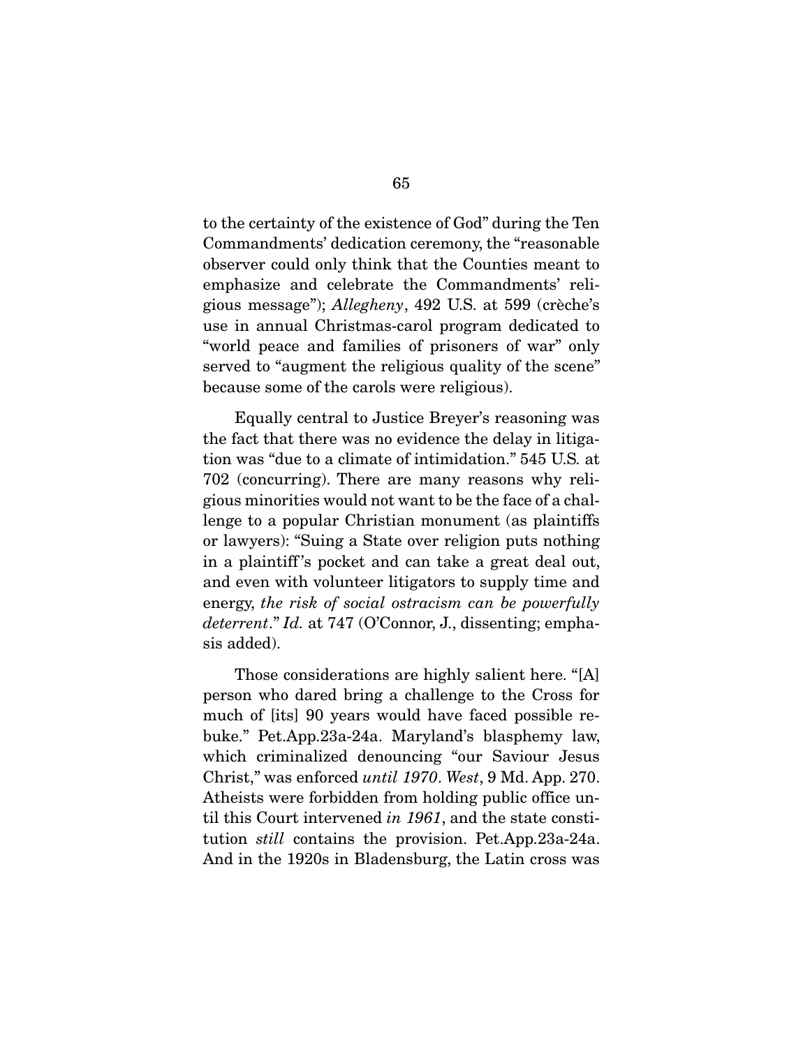to the certainty of the existence of God" during the Ten Commandments' dedication ceremony, the "reasonable observer could only think that the Counties meant to emphasize and celebrate the Commandments' religious message"); *Allegheny*, 492 U.S. at 599 (crèche's use in annual Christmas-carol program dedicated to "world peace and families of prisoners of war" only served to "augment the religious quality of the scene" because some of the carols were religious).

Equally central to Justice Breyer's reasoning was the fact that there was no evidence the delay in litigation was "due to a climate of intimidation." 545 U.S. at 702 (concurring). There are many reasons why religious minorities would not want to be the face of a challenge to a popular Christian monument (as plaintiffs or lawyers): "Suing a State over religion puts nothing in a plaintiff's pocket and can take a great deal out, and even with volunteer litigators to supply time and energy, *the risk of social ostracism can be powerfully deterrent*." *Id.* at 747 (O'Connor, J., dissenting; emphasis added).

Those considerations are highly salient here. "[A] person who dared bring a challenge to the Cross for much of [its] 90 years would have faced possible rebuke." Pet.App.23a-24a. Maryland's blasphemy law, which criminalized denouncing "our Saviour Jesus Christ," was enforced *until 1970*. *West*, 9 Md. App. 270. Atheists were forbidden from holding public office until this Court intervened *in 1961*, and the state constitution *still* contains the provision. Pet.App.23a-24a. And in the 1920s in Bladensburg, the Latin cross was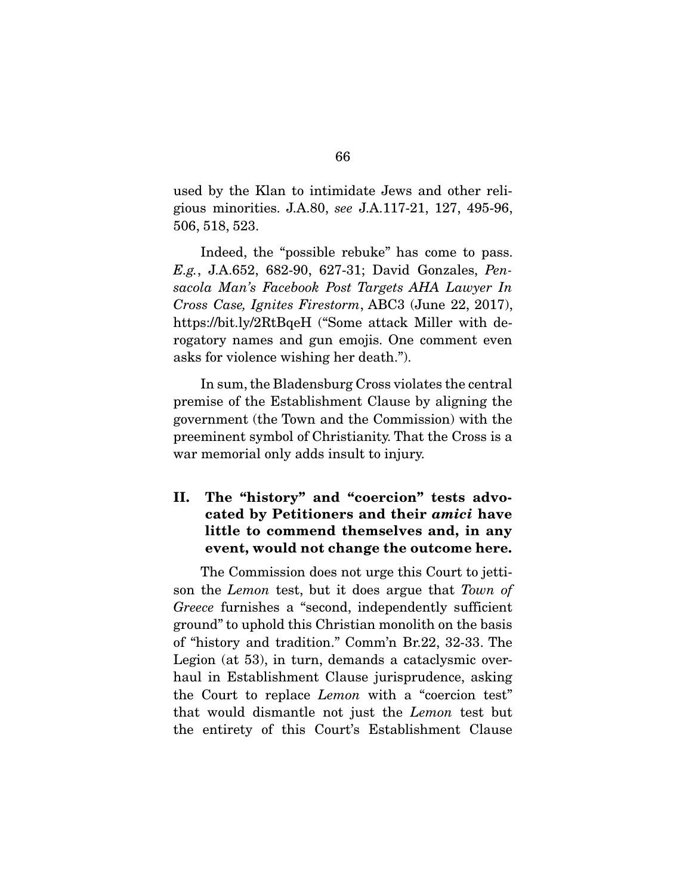used by the Klan to intimidate Jews and other religious minorities. J.A.80, *see* J.A.117-21, 127, 495-96, 506, 518, 523.

Indeed, the "possible rebuke" has come to pass. *E.g.*, J.A.652, 682-90, 627-31; David Gonzales, *Pensacola Man's Facebook Post Targets AHA Lawyer In Cross Case, Ignites Firestorm*, ABC3 (June 22, 2017), https://bit.ly/2RtBqeH ("Some attack Miller with derogatory names and gun emojis. One comment even asks for violence wishing her death.").

In sum, the Bladensburg Cross violates the central premise of the Establishment Clause by aligning the government (the Town and the Commission) with the preeminent symbol of Christianity. That the Cross is a war memorial only adds insult to injury.

## II. The "history" and "coercion" tests advocated by Petitioners and their *amici* have little to commend themselves and, in any event, would not change the outcome here.

The Commission does not urge this Court to jettison the *Lemon* test, but it does argue that *Town of Greece* furnishes a "second, independently sufficient ground" to uphold this Christian monolith on the basis of "history and tradition." Comm'n Br.22, 32-33. The Legion (at 53), in turn, demands a cataclysmic overhaul in Establishment Clause jurisprudence, asking the Court to replace *Lemon* with a "coercion test" that would dismantle not just the *Lemon* test but the entirety of this Court's Establishment Clause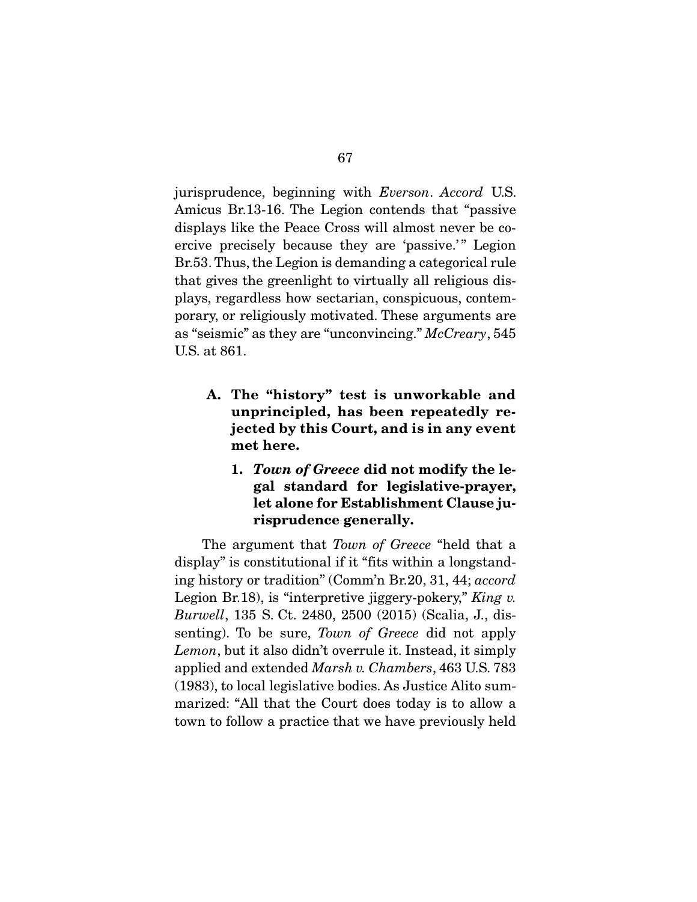jurisprudence, beginning with *Everson*. *Accord* U.S. Amicus Br.13-16. The Legion contends that "passive displays like the Peace Cross will almost never be coercive precisely because they are 'passive.'" Legion Br.53. Thus, the Legion is demanding a categorical rule that gives the greenlight to virtually all religious displays, regardless how sectarian, conspicuous, contemporary, or religiously motivated. These arguments are as "seismic" as they are "unconvincing." *McCreary*, 545 U.S. at 861.

### A. The "history" test is unworkable and unprincipled, has been repeatedly rejected by this Court, and is in any event met here.

#### 1. *Town of Greece* did not modify the legal standard for legislative-prayer, let alone for Establishment Clause jurisprudence generally.

The argument that *Town of Greece* "held that a display" is constitutional if it "fits within a longstanding history or tradition" (Comm'n Br.20, 31, 44; *accord* Legion Br.18), is "interpretive jiggery-pokery," *King v. Burwell*, 135 S. Ct. 2480, 2500 (2015) (Scalia, J., dissenting). To be sure, *Town of Greece* did not apply *Lemon*, but it also didn't overrule it. Instead, it simply applied and extended *Marsh v. Chambers*, 463 U.S. 783 (1983), to local legislative bodies. As Justice Alito summarized: "All that the Court does today is to allow a town to follow a practice that we have previously held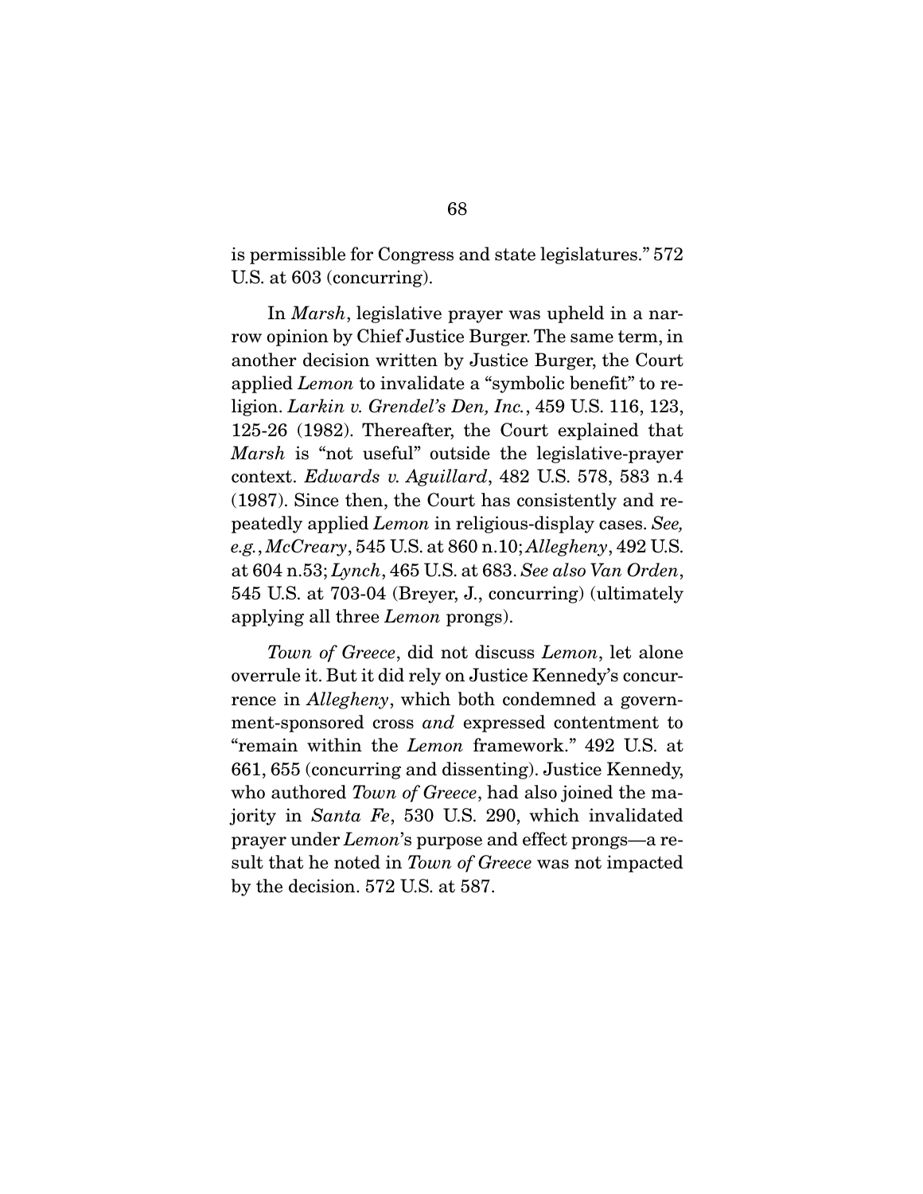is permissible for Congress and state legislatures." 572 U.S. at 603 (concurring).

In *Marsh*, legislative prayer was upheld in a narrow opinion by Chief Justice Burger. The same term, in another decision written by Justice Burger, the Court applied *Lemon* to invalidate a "symbolic benefit" to religion. *Larkin v. Grendel's Den, Inc.*, 459 U.S. 116, 123, 125-26 (1982). Thereafter, the Court explained that *Marsh* is "not useful" outside the legislative-prayer context. *Edwards v. Aguillard*, 482 U.S. 578, 583 n.4 (1987). Since then, the Court has consistently and repeatedly applied *Lemon* in religious-display cases. *See, e.g.*, *McCreary*, 545 U.S. at 860 n.10; *Allegheny*, 492 U.S. at 604 n.53; *Lynch*, 465 U.S. at 683. *See also Van Orden*, 545 U.S. at 703-04 (Breyer, J., concurring) (ultimately applying all three *Lemon* prongs).

*Town of Greece*, did not discuss *Lemon*, let alone overrule it. But it did rely on Justice Kennedy's concurrence in *Allegheny*, which both condemned a government-sponsored cross *and* expressed contentment to "remain within the *Lemon* framework." 492 U.S. at 661, 655 (concurring and dissenting). Justice Kennedy, who authored *Town of Greece*, had also joined the majority in *Santa Fe*, 530 U.S. 290, which invalidated prayer under *Lemon*'s purpose and effect prongs—a result that he noted in *Town of Greece* was not impacted by the decision. 572 U.S. at 587.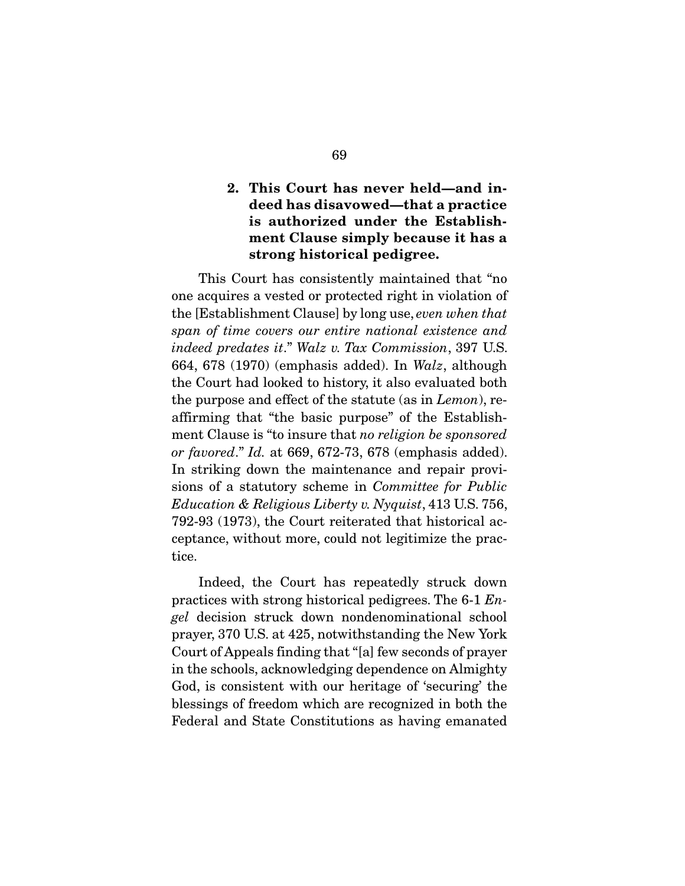### 2. This Court has never held—and indeed has disavowed—that a practice is authorized under the Establishment Clause simply because it has a strong historical pedigree.

This Court has consistently maintained that "no one acquires a vested or protected right in violation of the [Establishment Clause] by long use, *even when that span of time covers our entire national existence and indeed predates it*." *Walz v. Tax Commission*, 397 U.S. 664, 678 (1970) (emphasis added). In *Walz*, although the Court had looked to history, it also evaluated both the purpose and effect of the statute (as in *Lemon*), reaffirming that "the basic purpose" of the Establishment Clause is "to insure that *no religion be sponsored or favored*." *Id.* at 669, 672-73, 678 (emphasis added). In striking down the maintenance and repair provisions of a statutory scheme in *Committee for Public Education & Religious Liberty v. Nyquist*, 413 U.S. 756, 792-93 (1973), the Court reiterated that historical acceptance, without more, could not legitimize the practice.

Indeed, the Court has repeatedly struck down practices with strong historical pedigrees. The 6-1 *Engel* decision struck down nondenominational school prayer, 370 U.S. at 425, notwithstanding the New York Court of Appeals finding that "[a] few seconds of prayer in the schools, acknowledging dependence on Almighty God, is consistent with our heritage of 'securing' the blessings of freedom which are recognized in both the Federal and State Constitutions as having emanated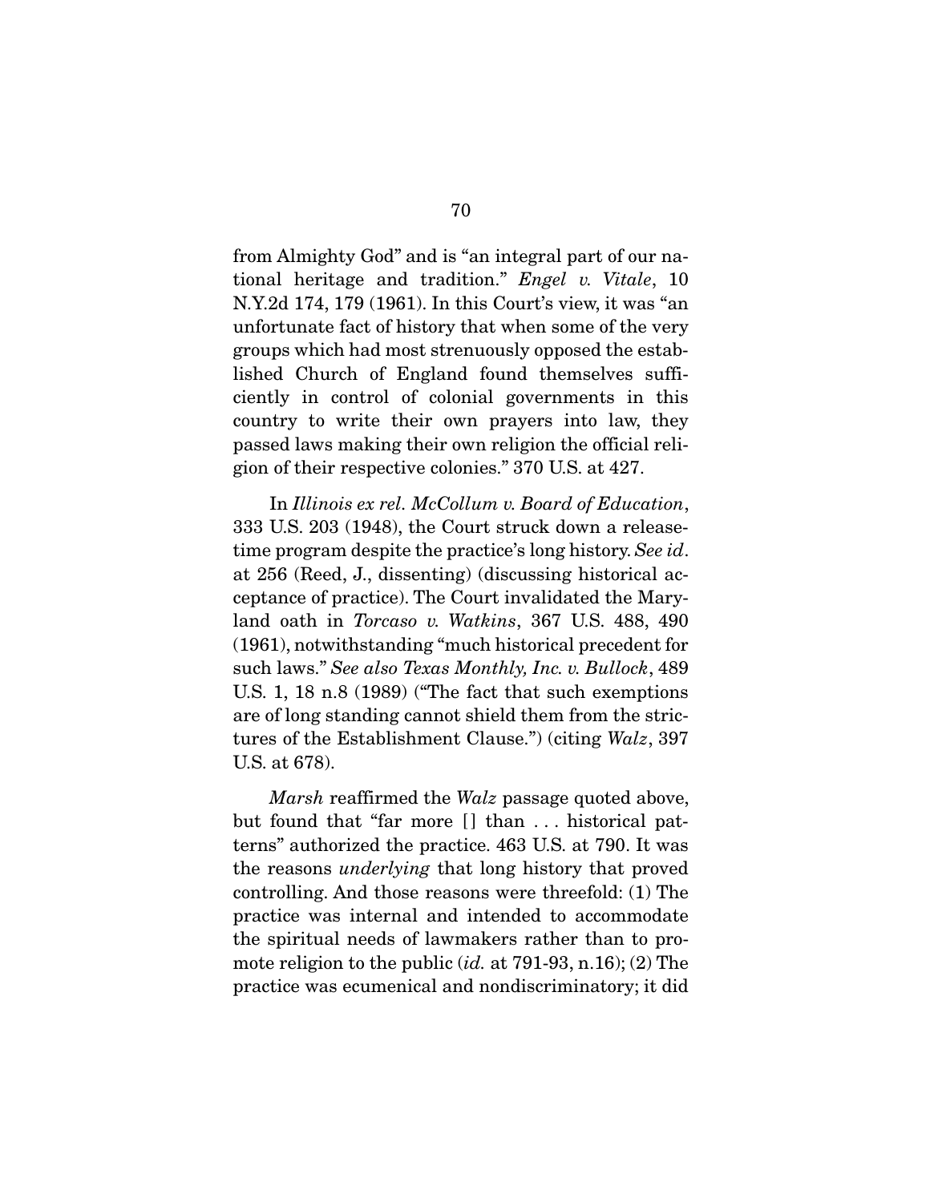from Almighty God" and is "an integral part of our national heritage and tradition." *Engel v. Vitale*, 10 N.Y.2d 174, 179 (1961). In this Court's view, it was "an unfortunate fact of history that when some of the very groups which had most strenuously opposed the established Church of England found themselves sufficiently in control of colonial governments in this country to write their own prayers into law, they passed laws making their own religion the official religion of their respective colonies." 370 U.S. at 427.

In *Illinois ex rel. McCollum v. Board of Education*, 333 U.S. 203 (1948), the Court struck down a release-time program despite the practice's long history. *See id*. at 256 (Reed, J., dissenting) (discussing historical acceptance of practice). The Court invalidated the Maryland oath in *Torcaso v. Watkins*, 367 U.S. 488, 490 (1961), notwithstanding "much historical precedent for such laws." *See also Texas Monthly, Inc. v. Bullock*, 489 U.S. 1, 18 n.8 (1989) ("The fact that such exemptions are of long standing cannot shield them from the strictures of the Establishment Clause.") (citing *Walz*, 397 U.S. at 678).

*Marsh* reaffirmed the *Walz* passage quoted above, but found that "far more [] than . . . historical patterns" authorized the practice. 463 U.S. at 790. It was the reasons *underlying* that long history that proved controlling. And those reasons were threefold: (1) The practice was internal and intended to accommodate the spiritual needs of lawmakers rather than to promote religion to the public (*id.* at 791-93, n.16); (2) The practice was ecumenical and nondiscriminatory; it did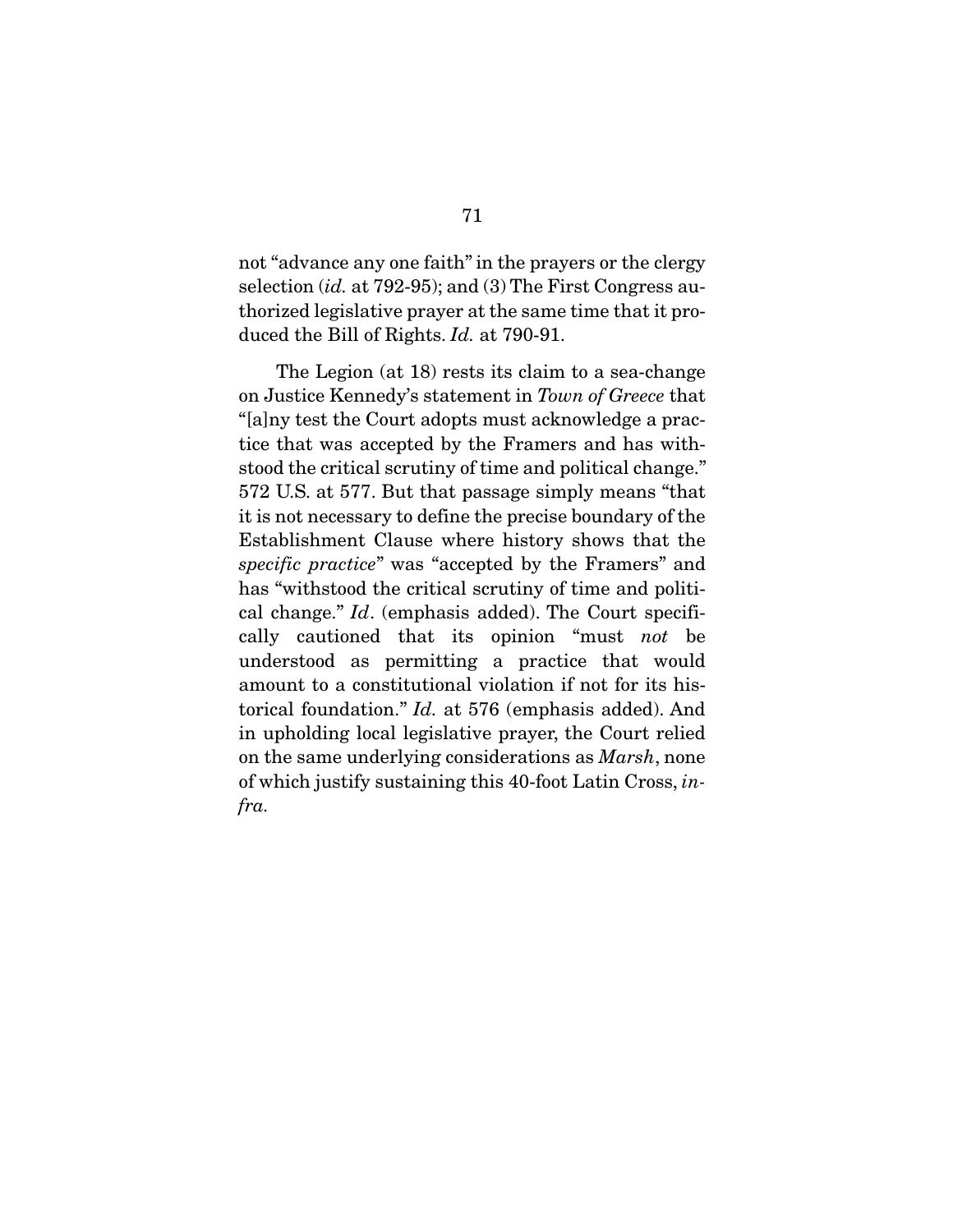not "advance any one faith" in the prayers or the clergy selection (*id.* at 792-95); and (3) The First Congress authorized legislative prayer at the same time that it produced the Bill of Rights. *Id.* at 790-91.

The Legion (at 18) rests its claim to a sea-change on Justice Kennedy's statement in *Town of Greece* that "[a]ny test the Court adopts must acknowledge a practice that was accepted by the Framers and has withstood the critical scrutiny of time and political change." 572 U.S. at 577. But that passage simply means "that it is not necessary to define the precise boundary of the Establishment Clause where history shows that the *specific practice*" was "accepted by the Framers" and has "withstood the critical scrutiny of time and political change." *Id*. (emphasis added). The Court specifically cautioned that its opinion "must *not* be understood as permitting a practice that would amount to a constitutional violation if not for its historical foundation." *Id.* at 576 (emphasis added). And in upholding local legislative prayer, the Court relied on the same underlying considerations as *Marsh*, none of which justify sustaining this 40-foot Latin Cross, *infra.*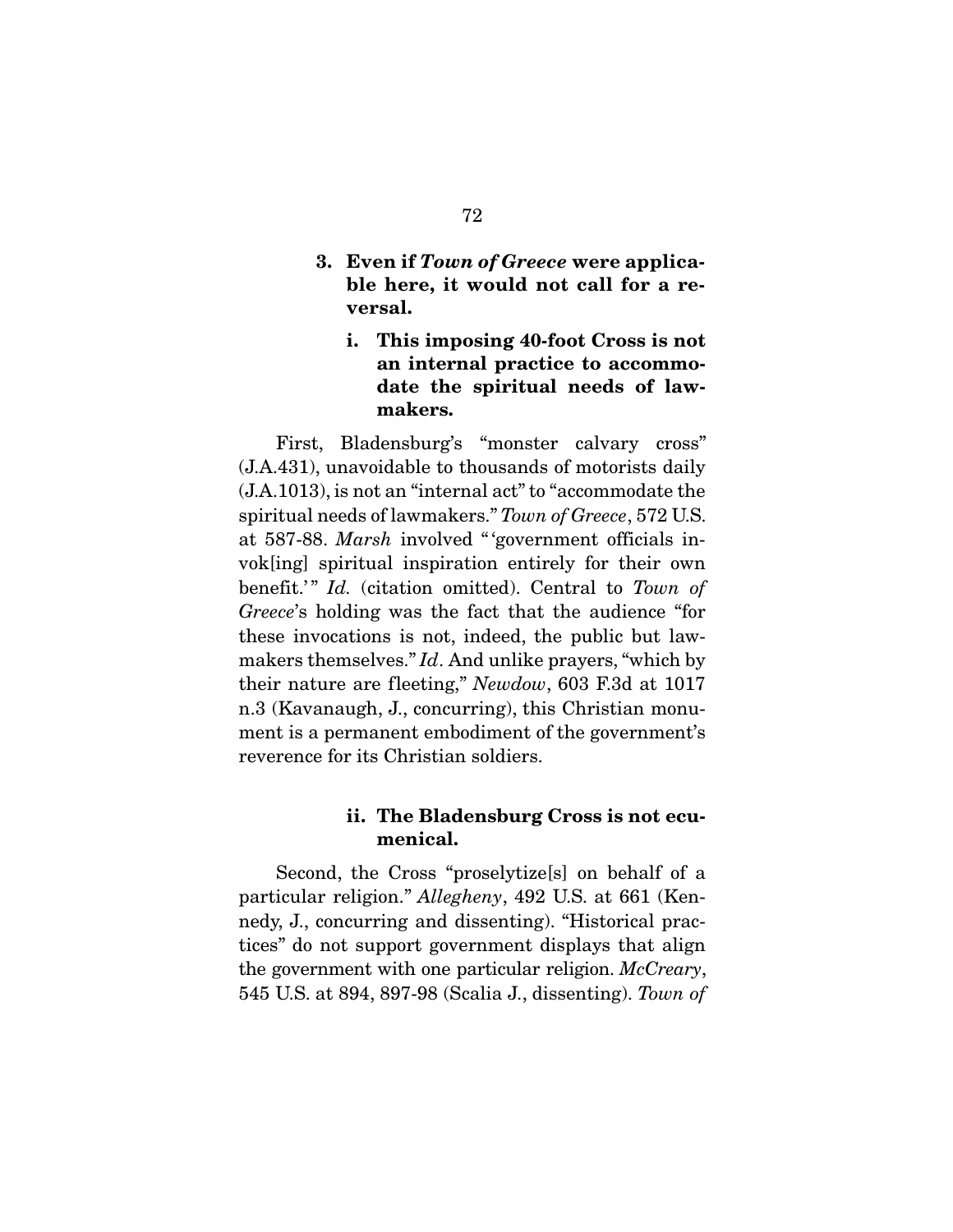### 3. Even if *Town of Greece* were applicable here, it would not call for a reversal.

#### i. This imposing 40-foot Cross is not an internal practice to accommodate the spiritual needs of lawmakers.

First, Bladensburg's "monster calvary cross" (J.A.431), unavoidable to thousands of motorists daily (J.A.1013), is not an "internal act" to "accommodate the spiritual needs of lawmakers." *Town of Greece*, 572 U.S. at 587-88. *Marsh* involved "'government officials invok[ing] spiritual inspiration entirely for their own benefit.'" *Id.* (citation omitted). Central to *Town of Greece*'s holding was the fact that the audience "for these invocations is not, indeed, the public but lawmakers themselves." *Id*. And unlike prayers, "which by their nature are fleeting," *Newdow*, 603 F.3d at 1017 n.3 (Kavanaugh, J., concurring), this Christian monument is a permanent embodiment of the government's reverence for its Christian soldiers.

#### ii. The Bladensburg Cross is not ecumenical.

Second, the Cross "proselytize[s] on behalf of a particular religion." *Allegheny*, 492 U.S. at 661 (Kennedy, J., concurring and dissenting). "Historical practices" do not support government displays that align the government with one particular religion. *McCreary*, 545 U.S. at 894, 897-98 (Scalia J., dissenting). *Town of*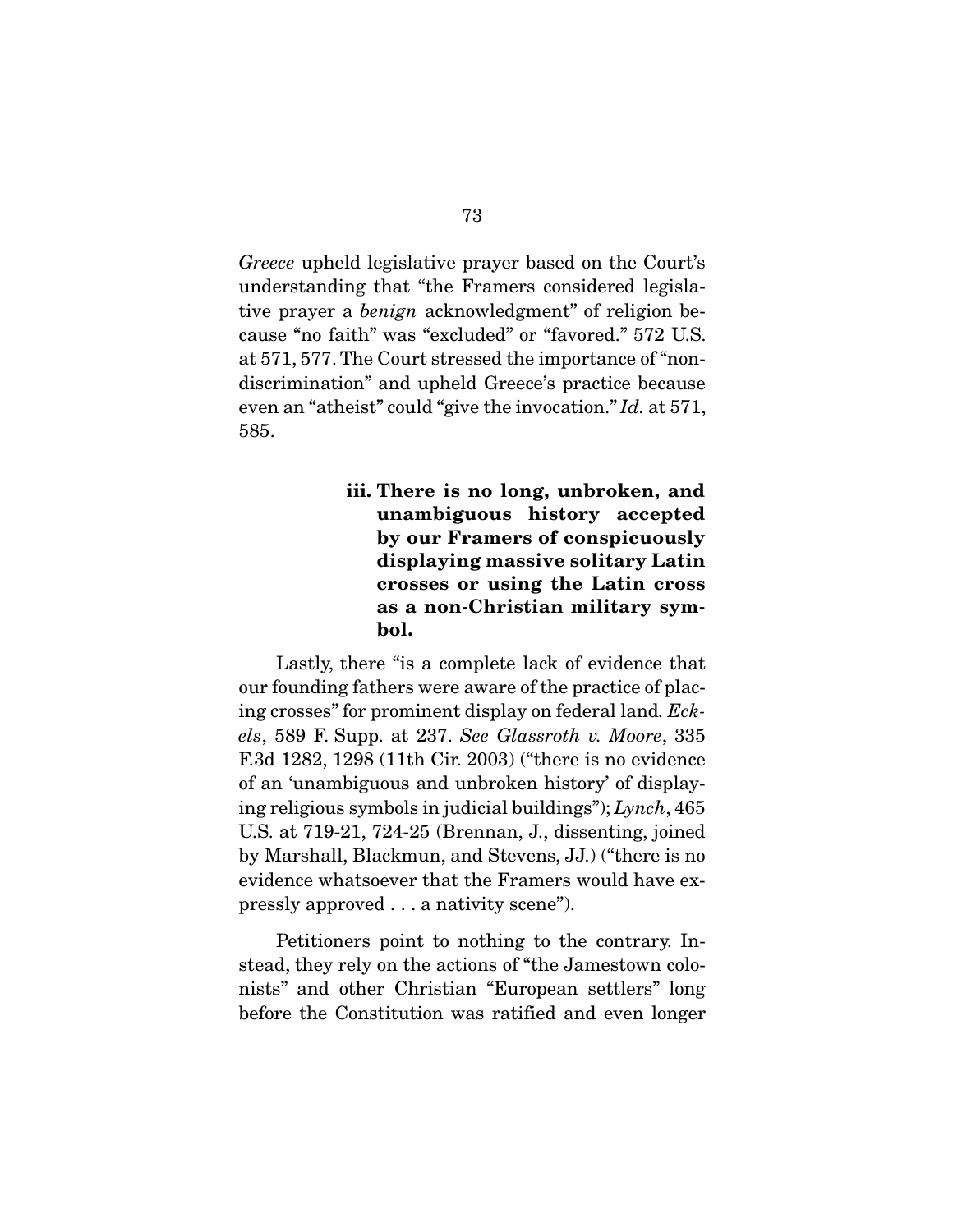*Greece* upheld legislative prayer based on the Court's understanding that "the Framers considered legislative prayer a *benign* acknowledgment" of religion because "no faith" was "excluded" or "favored." 572 U.S. at 571, 577. The Court stressed the importance of "nondiscrimination" and upheld Greece's practice because even an "atheist" could "give the invocation." *Id.* at 571, 585.

#### iii. There is no long, unbroken, and unambiguous history accepted by our Framers of conspicuously displaying massive solitary Latin crosses or using the Latin cross as a non-Christian military symbol.

Lastly, there "is a complete lack of evidence that our founding fathers were aware of the practice of placing crosses" for prominent display on federal land. *Eckels*, 589 F. Supp. at 237. *See Glassroth v. Moore*, 335 F.3d 1282, 1298 (11th Cir. 2003) ("there is no evidence of an 'unambiguous and unbroken history' of displaying religious symbols in judicial buildings"); *Lynch*, 465 U.S. at 719-21, 724-25 (Brennan, J., dissenting, joined by Marshall, Blackmun, and Stevens, JJ.) ("there is no evidence whatsoever that the Framers would have expressly approved . . . a nativity scene").

Petitioners point to nothing to the contrary. Instead, they rely on the actions of "the Jamestown colonists" and other Christian "European settlers" long before the Constitution was ratified and even longer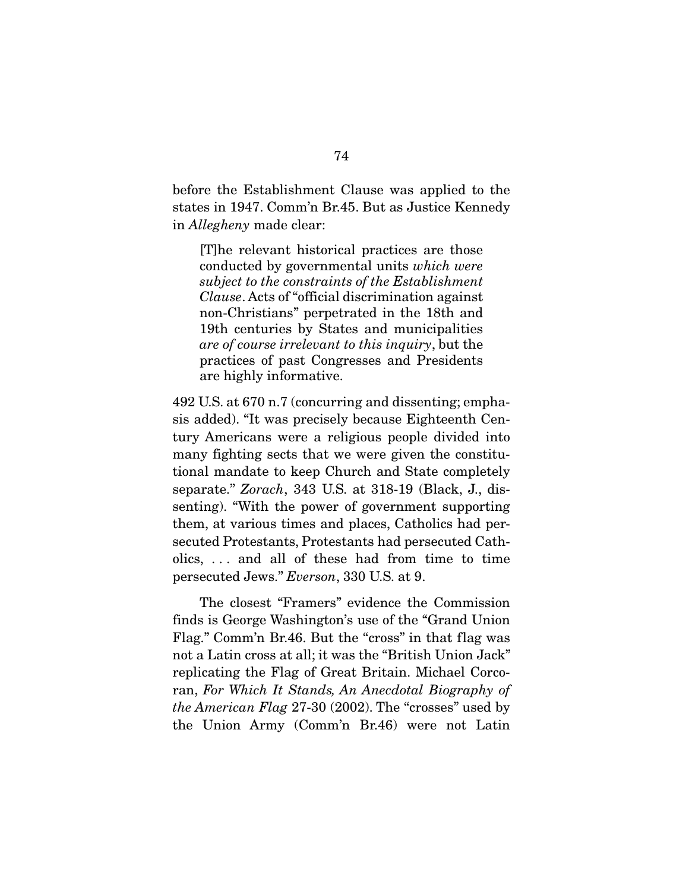before the Establishment Clause was applied to the states in 1947. Comm'n Br.45. But as Justice Kennedy in *Allegheny* made clear:

> [T]he relevant historical practices are those conducted by governmental units *which were subject to the constraints of the Establishment Clause*. Acts of "official discrimination against non-Christians" perpetrated in the 18th and 19th centuries by States and municipalities *are of course irrelevant to this inquiry*, but the practices of past Congresses and Presidents are highly informative.

492 U.S. at 670 n.7 (concurring and dissenting; emphasis added). "It was precisely because Eighteenth Century Americans were a religious people divided into many fighting sects that we were given the constitutional mandate to keep Church and State completely separate." *Zorach*, 343 U.S. at 318-19 (Black, J., dissenting). "With the power of government supporting them, at various times and places, Catholics had persecuted Protestants, Protestants had persecuted Catholics, . . . and all of these had from time to time persecuted Jews." *Everson*, 330 U.S. at 9.

The closest "Framers" evidence the Commission finds is George Washington's use of the "Grand Union Flag." Comm'n Br.46. But the "cross" in that flag was not a Latin cross at all; it was the "British Union Jack" replicating the Flag of Great Britain. Michael Corcoran, *For Which It Stands, An Anecdotal Biography of the American Flag* 27-30 (2002). The "crosses" used by the Union Army (Comm'n Br.46) were not Latin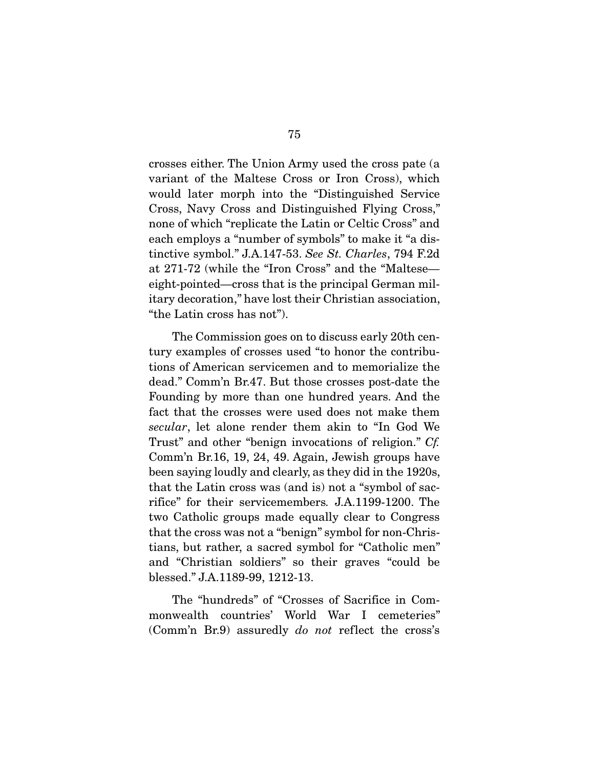crosses either. The Union Army used the cross pate (a variant of the Maltese Cross or Iron Cross), which would later morph into the "Distinguished Service Cross, Navy Cross and Distinguished Flying Cross," none of which "replicate the Latin or Celtic Cross" and each employs a "number of symbols" to make it "a distinctive symbol." J.A.147-53. *See St. Charles*, 794 F.2d at 271-72 (while the "Iron Cross" and the "Maltese—eight-pointed—cross that is the principal German military decoration," have lost their Christian association, "the Latin cross has not").

The Commission goes on to discuss early 20th century examples of crosses used "to honor the contributions of American servicemen and to memorialize the dead." Comm'n Br.47. But those crosses post-date the Founding by more than one hundred years. And the fact that the crosses were used does not make them *secular*, let alone render them akin to "In God We Trust" and other "benign invocations of religion." *Cf.* Comm'n Br.16, 19, 24, 49. Again, Jewish groups have been saying loudly and clearly, as they did in the 1920s, that the Latin cross was (and is) not a "symbol of sacrifice" for their servicemembers. J.A.1199-1200. The two Catholic groups made equally clear to Congress that the cross was not a "benign" symbol for non-Christians, but rather, a sacred symbol for "Catholic men" and "Christian soldiers" so their graves "could be blessed." J.A.1189-99, 1212-13.

The "hundreds" of "Crosses of Sacrifice in Commonwealth countries' World War I cemeteries" (Comm'n Br.9) assuredly *do not* reflect the cross's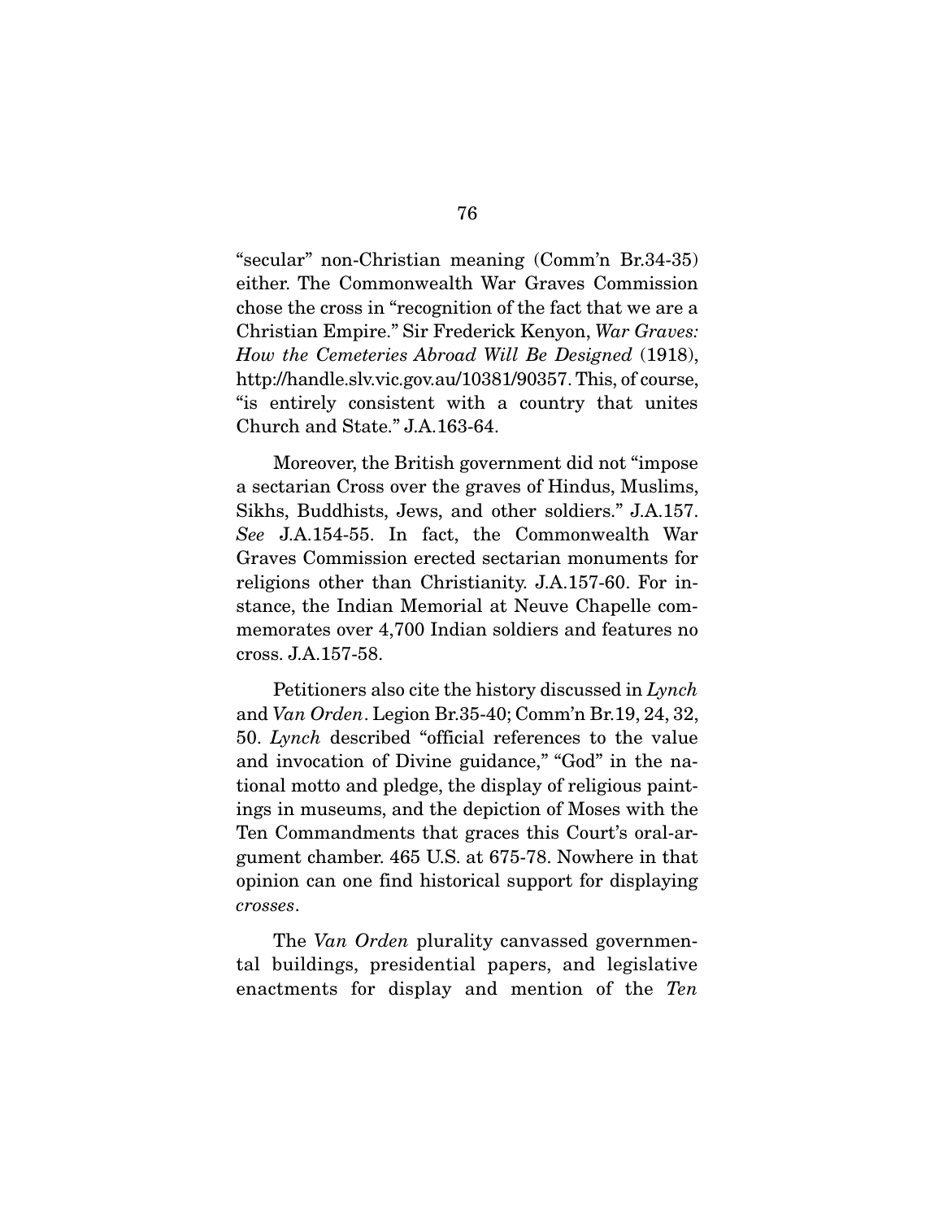"secular" non-Christian meaning (Comm'n Br.34-35) either. The Commonwealth War Graves Commission chose the cross in "recognition of the fact that we are a Christian Empire." Sir Frederick Kenyon, *War Graves: How the Cemeteries Abroad Will Be Designed* (1918), http://handle.slv.vic.gov.au/10381/90357. This, of course, "is entirely consistent with a country that unites Church and State." J.A.163-64.

Moreover, the British government did not "impose a sectarian Cross over the graves of Hindus, Muslims, Sikhs, Buddhists, Jews, and other soldiers." J.A.157. *See* J.A.154-55. In fact, the Commonwealth War Graves Commission erected sectarian monuments for religions other than Christianity. J.A.157-60. For instance, the Indian Memorial at Neuve Chapelle commemorates over 4,700 Indian soldiers and features no cross. J.A.157-58.

Petitioners also cite the history discussed in *Lynch* and *Van Orden*. Legion Br.35-40; Comm'n Br.19, 24, 32, 50. *Lynch* described "official references to the value and invocation of Divine guidance," "God" in the national motto and pledge, the display of religious paintings in museums, and the depiction of Moses with the Ten Commandments that graces this Court's oral-argument chamber. 465 U.S. at 675-78. Nowhere in that opinion can one find historical support for displaying *crosses*.

The *Van Orden* plurality canvassed governmental buildings, presidential papers, and legislative enactments for display and mention of the *Ten*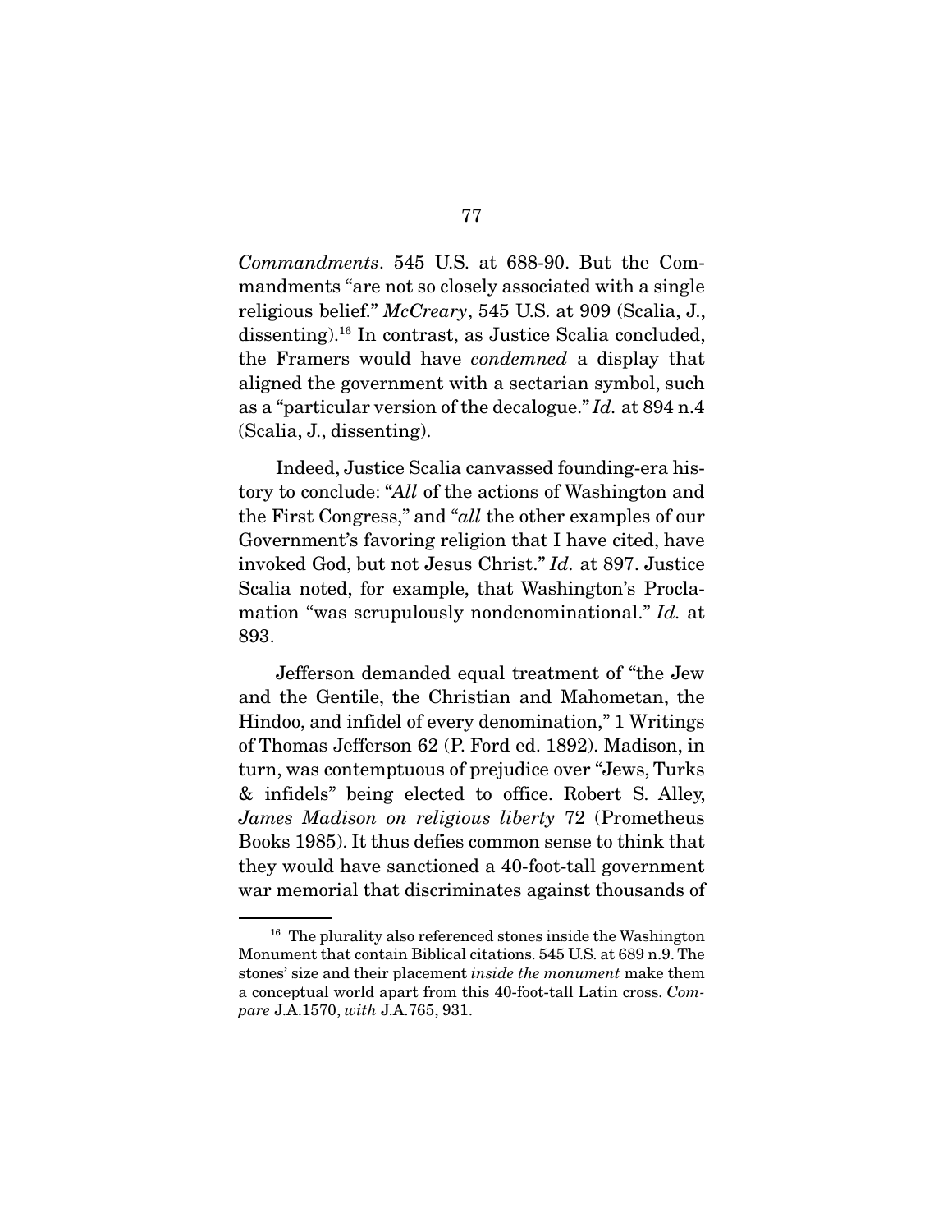*Commandments*. 545 U.S. at 688-90. But the Commandments "are not so closely associated with a single religious belief." *McCreary*, 545 U.S. at 909 (Scalia, J., dissenting).[16] In contrast, as Justice Scalia concluded, the Framers would have *condemned* a display that aligned the government with a sectarian symbol, such as a "particular version of the decalogue." *Id.* at 894 n.4 (Scalia, J., dissenting).

Indeed, Justice Scalia canvassed founding-era history to conclude: "*All* of the actions of Washington and the First Congress," and "*all* the other examples of our Government's favoring religion that I have cited, have invoked God, but not Jesus Christ." *Id.* at 897. Justice Scalia noted, for example, that Washington's Proclamation "was scrupulously nondenominational." *Id.* at 893.

Jefferson demanded equal treatment of "the Jew and the Gentile, the Christian and Mahometan, the Hindoo, and infidel of every denomination," 1 Writings of Thomas Jefferson 62 (P. Ford ed. 1892). Madison, in turn, was contemptuous of prejudice over "Jews, Turks & infidels" being elected to office. Robert S. Alley, *James Madison on religious liberty* 72 (Prometheus Books 1985). It thus defies common sense to think that they would have sanctioned a 40-foot-tall government war memorial that discriminates against thousands of

---

[16] The plurality also referenced stones inside the Washington Monument that contain Biblical citations. 545 U.S. at 689 n.9. The stones' size and their placement *inside the monument* make them a conceptual world apart from this 40-foot-tall Latin cross. *Compare* J.A.1570, *with* J.A.765, 931.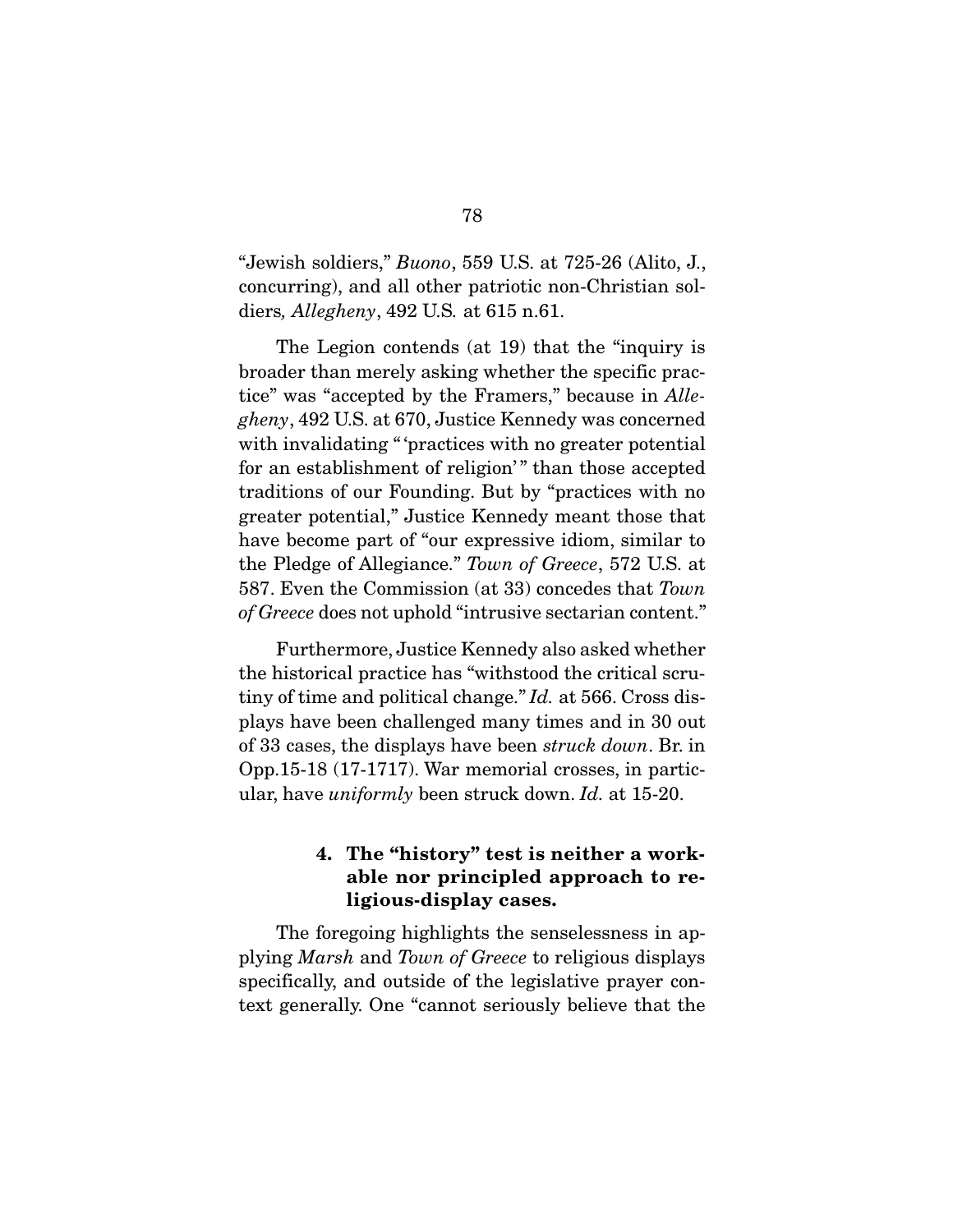"Jewish soldiers," *Buono*, 559 U.S. at 725-26 (Alito, J., concurring), and all other patriotic non-Christian soldiers*, Allegheny*, 492 U.S. at 615 n.61.

The Legion contends (at 19) that the "inquiry is broader than merely asking whether the specific practice" was "accepted by the Framers," because in *Allegheny*, 492 U.S. at 670, Justice Kennedy was concerned with invalidating "'practices with no greater potential for an establishment of religion'" than those accepted traditions of our Founding. But by "practices with no greater potential," Justice Kennedy meant those that have become part of "our expressive idiom, similar to the Pledge of Allegiance." *Town of Greece*, 572 U.S. at 587. Even the Commission (at 33) concedes that *Town of Greece* does not uphold "intrusive sectarian content."

Furthermore, Justice Kennedy also asked whether the historical practice has "withstood the critical scrutiny of time and political change." *Id.* at 566. Cross displays have been challenged many times and in 30 out of 33 cases, the displays have been *struck down*. Br. in Opp.15-18 (17-1717). War memorial crosses, in particular, have *uniformly* been struck down. *Id.* at 15-20.

#### 4. The "history" test is neither a workable nor principled approach to religious-display cases.

The foregoing highlights the senselessness in applying *Marsh* and *Town of Greece* to religious displays specifically, and outside of the legislative prayer context generally. One "cannot seriously believe that the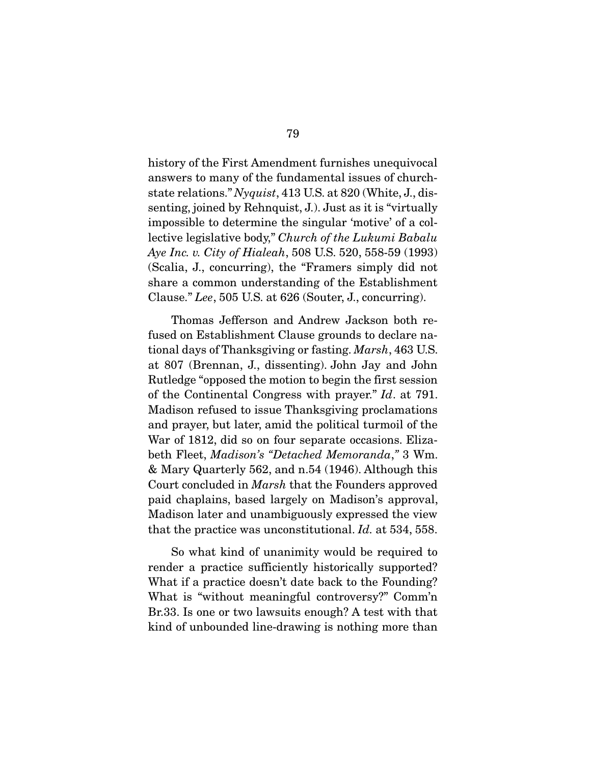history of the First Amendment furnishes unequivocal answers to many of the fundamental issues of church-state relations." *Nyquist*, 413 U.S. at 820 (White, J., dissenting, joined by Rehnquist, J.). Just as it is "virtually impossible to determine the singular 'motive' of a collective legislative body," *Church of the Lukumi Babalu Aye Inc. v. City of Hialeah*, 508 U.S. 520, 558-59 (1993) (Scalia, J., concurring), the "Framers simply did not share a common understanding of the Establishment Clause." *Lee*, 505 U.S. at 626 (Souter, J., concurring).

Thomas Jefferson and Andrew Jackson both refused on Establishment Clause grounds to declare national days of Thanksgiving or fasting. *Marsh*, 463 U.S. at 807 (Brennan, J., dissenting). John Jay and John Rutledge "opposed the motion to begin the first session of the Continental Congress with prayer." *Id*. at 791. Madison refused to issue Thanksgiving proclamations and prayer, but later, amid the political turmoil of the War of 1812, did so on four separate occasions. Elizabeth Fleet, *Madison's "Detached Memoranda*,*"* 3 Wm. & Mary Quarterly 562, and n.54 (1946). Although this Court concluded in *Marsh* that the Founders approved paid chaplains, based largely on Madison's approval, Madison later and unambiguously expressed the view that the practice was unconstitutional. *Id.* at 534, 558.

So what kind of unanimity would be required to render a practice sufficiently historically supported? What if a practice doesn't date back to the Founding? What is "without meaningful controversy?" Comm'n Br.33. Is one or two lawsuits enough? A test with that kind of unbounded line-drawing is nothing more than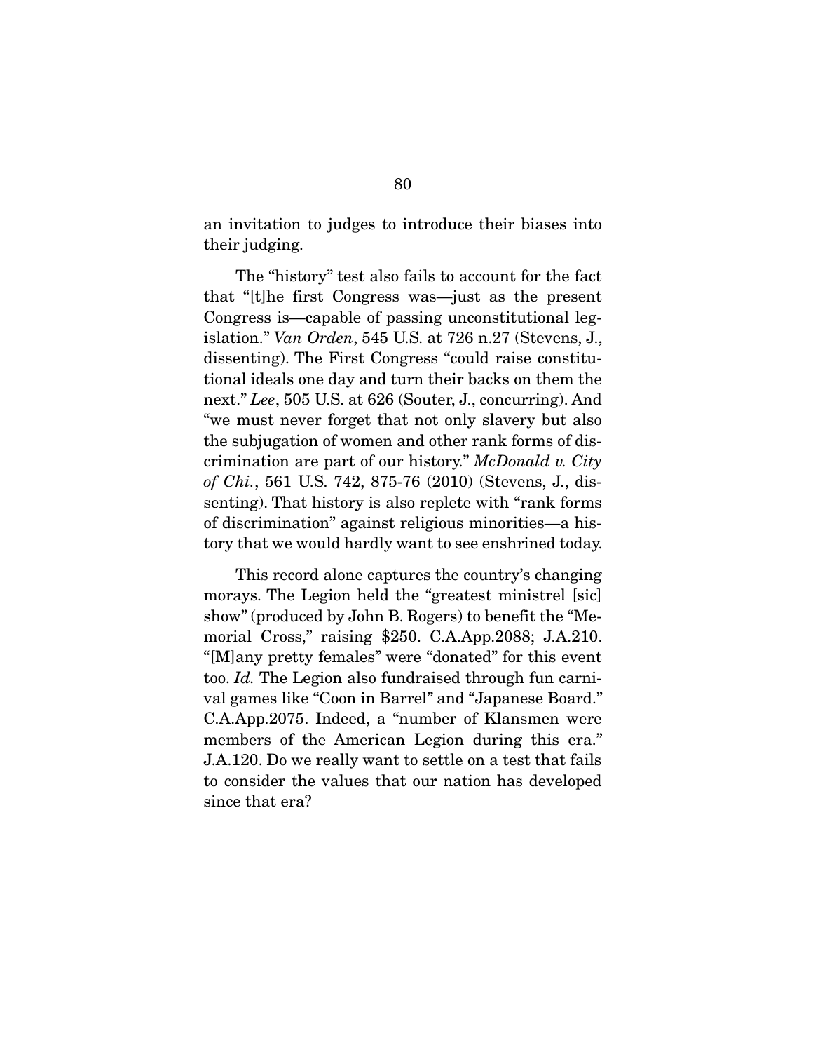an invitation to judges to introduce their biases into their judging.

The "history" test also fails to account for the fact that "[t]he first Congress was—just as the present Congress is—capable of passing unconstitutional legislation." *Van Orden*, 545 U.S. at 726 n.27 (Stevens, J., dissenting). The First Congress "could raise constitutional ideals one day and turn their backs on them the next." *Lee*, 505 U.S. at 626 (Souter, J., concurring). And "we must never forget that not only slavery but also the subjugation of women and other rank forms of discrimination are part of our history." *McDonald v. City of Chi.*, 561 U.S. 742, 875-76 (2010) (Stevens, J., dissenting). That history is also replete with "rank forms of discrimination" against religious minorities—a history that we would hardly want to see enshrined today.

This record alone captures the country's changing morays. The Legion held the "greatest ministrel [sic] show" (produced by John B. Rogers) to benefit the "Memorial Cross," raising $250. C.A.App.2088; J.A.210. "[M]any pretty females" were "donated" for this event too. *Id.* The Legion also fundraised through fun carnival games like "Coon in Barrel" and "Japanese Board." C.A.App.2075. Indeed, a "number of Klansmen were members of the American Legion during this era." J.A.120. Do we really want to settle on a test that fails to consider the values that our nation has developed since that era?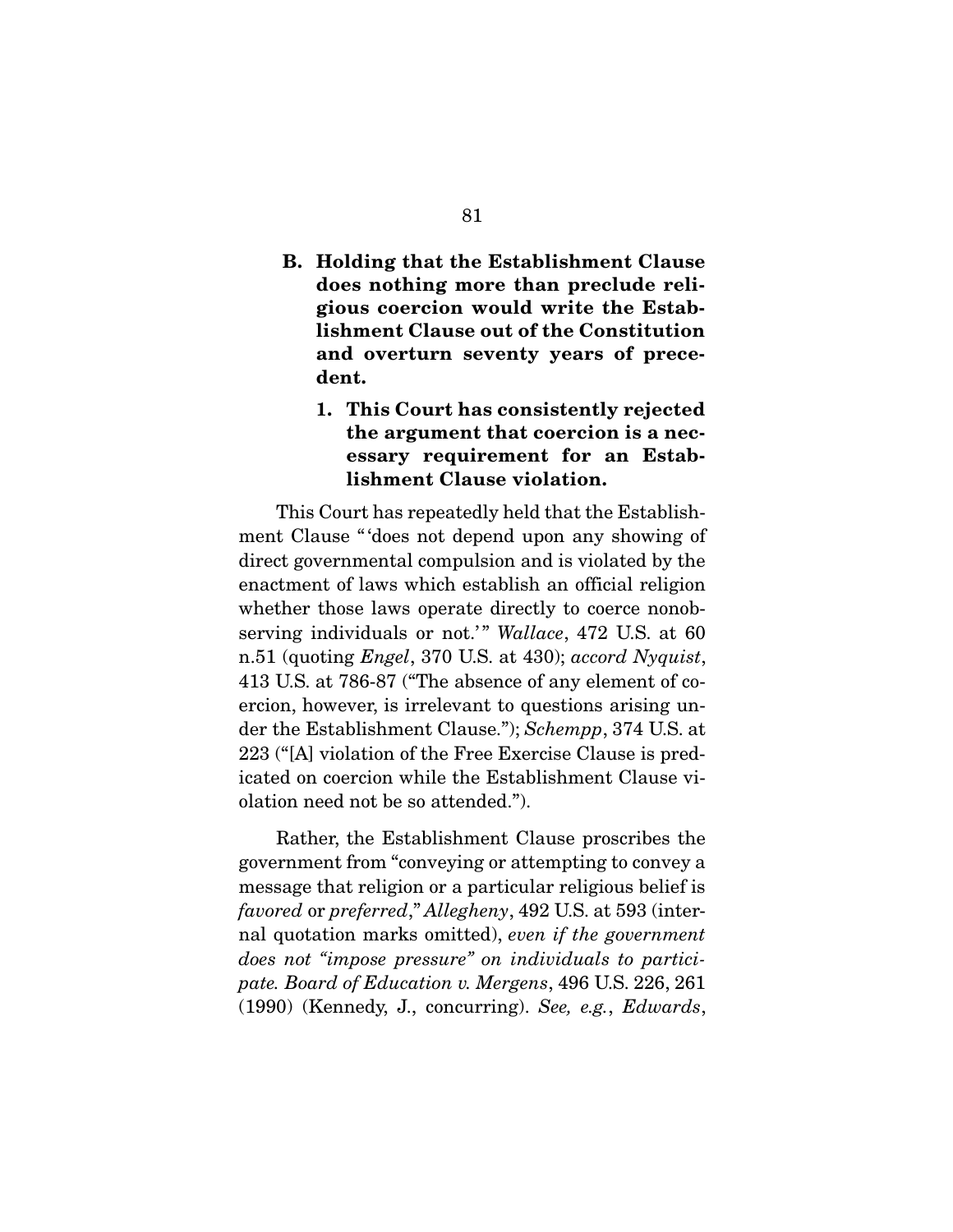### B. Holding that the Establishment Clause does nothing more than preclude religious coercion would write the Establishment Clause out of the Constitution and overturn seventy years of precedent.

#### 1. This Court has consistently rejected the argument that coercion is a necessary requirement for an Establishment Clause violation.

This Court has repeatedly held that the Establishment Clause "'does not depend upon any showing of direct governmental compulsion and is violated by the enactment of laws which establish an official religion whether those laws operate directly to coerce nonobserving individuals or not.'" *Wallace*, 472 U.S. at 60 n.51 (quoting *Engel*, 370 U.S. at 430); *accord Nyquist*, 413 U.S. at 786-87 ("The absence of any element of coercion, however, is irrelevant to questions arising under the Establishment Clause."); *Schempp*, 374 U.S. at 223 ("[A] violation of the Free Exercise Clause is predicated on coercion while the Establishment Clause violation need not be so attended.").

Rather, the Establishment Clause proscribes the government from "conveying or attempting to convey a message that religion or a particular religious belief is *favored* or *preferred*," *Allegheny*, 492 U.S. at 593 (internal quotation marks omitted), *even if the government does not "impose pressure" on individuals to participate. Board of Education v. Mergens*, 496 U.S. 226, 261 (1990) (Kennedy, J., concurring). *See, e.g.*, *Edwards*,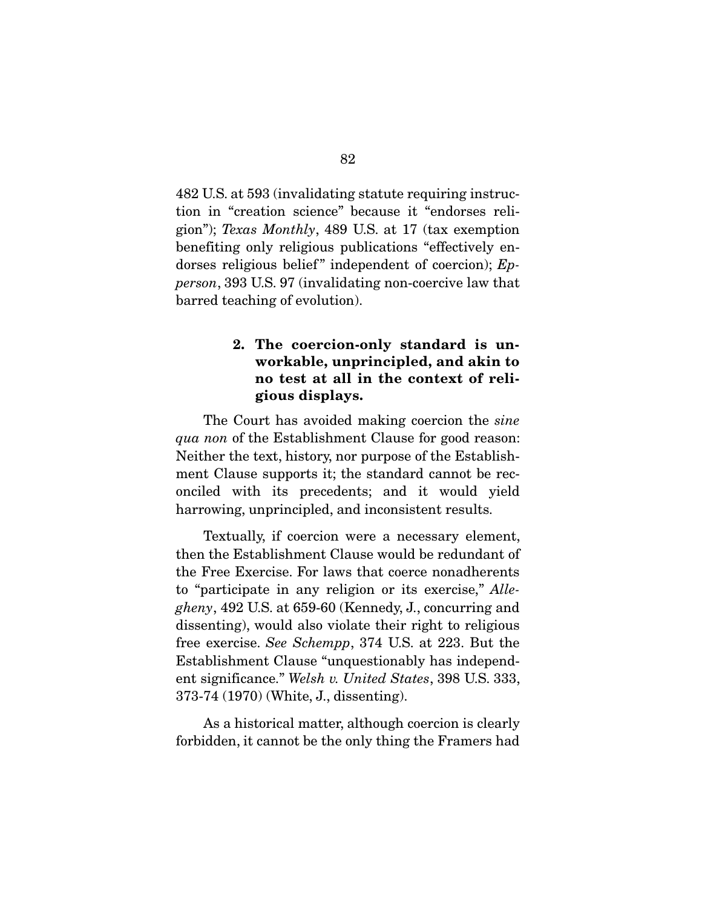482 U.S. at 593 (invalidating statute requiring instruction in "creation science" because it "endorses religion"); *Texas Monthly*, 489 U.S. at 17 (tax exemption benefiting only religious publications "effectively endorses religious belief" independent of coercion); *Epperson*, 393 U.S. 97 (invalidating non-coercive law that barred teaching of evolution).

**2. The coercion-only standard is unworkable, unprincipled, and akin to no test at all in the context of religious displays.**

The Court has avoided making coercion the *sine qua non* of the Establishment Clause for good reason: Neither the text, history, nor purpose of the Establishment Clause supports it; the standard cannot be reconciled with its precedents; and it would yield harrowing, unprincipled, and inconsistent results.

Textually, if coercion were a necessary element, then the Establishment Clause would be redundant of the Free Exercise. For laws that coerce nonadherents to "participate in any religion or its exercise," *Allegheny*, 492 U.S. at 659-60 (Kennedy, J., concurring and dissenting), would also violate their right to religious free exercise. *See Schempp*, 374 U.S. at 223. But the Establishment Clause "unquestionably has independent significance." *Welsh v. United States*, 398 U.S. 333, 373-74 (1970) (White, J., dissenting).

As a historical matter, although coercion is clearly forbidden, it cannot be the only thing the Framers had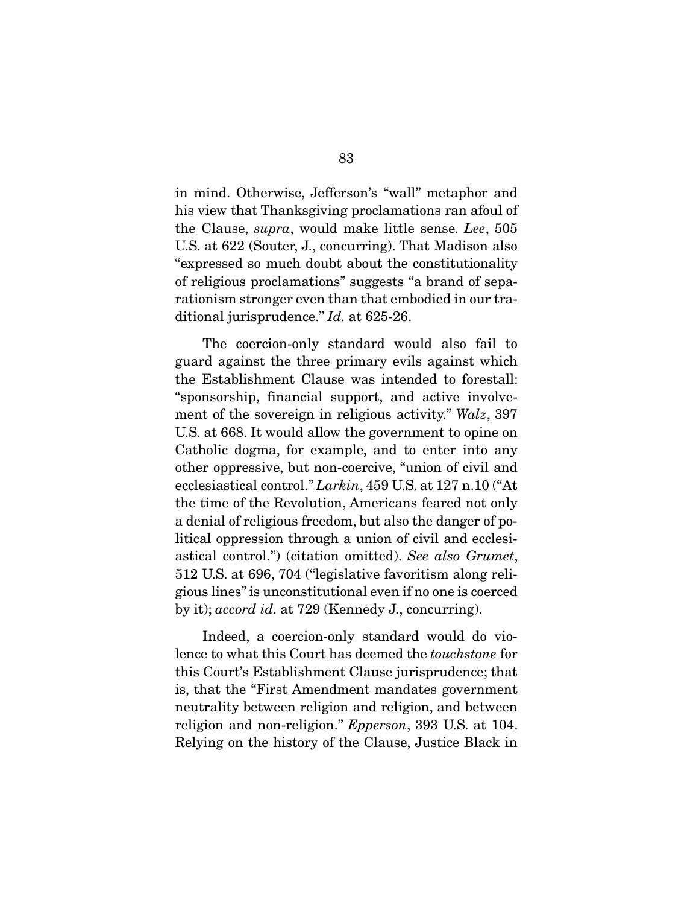in mind. Otherwise, Jefferson's "wall" metaphor and his view that Thanksgiving proclamations ran afoul of the Clause, *supra*, would make little sense. *Lee*, 505 U.S. at 622 (Souter, J., concurring). That Madison also "expressed so much doubt about the constitutionality of religious proclamations" suggests "a brand of separationism stronger even than that embodied in our traditional jurisprudence." *Id.* at 625-26.

The coercion-only standard would also fail to guard against the three primary evils against which the Establishment Clause was intended to forestall: "sponsorship, financial support, and active involvement of the sovereign in religious activity." *Walz*, 397 U.S. at 668. It would allow the government to opine on Catholic dogma, for example, and to enter into any other oppressive, but non-coercive, "union of civil and ecclesiastical control." *Larkin*, 459 U.S. at 127 n.10 ("At the time of the Revolution, Americans feared not only a denial of religious freedom, but also the danger of political oppression through a union of civil and ecclesiastical control.") (citation omitted). *See also Grumet*, 512 U.S. at 696, 704 ("legislative favoritism along religious lines" is unconstitutional even if no one is coerced by it); *accord id.* at 729 (Kennedy J., concurring).

Indeed, a coercion-only standard would do violence to what this Court has deemed the *touchstone* for this Court's Establishment Clause jurisprudence; that is, that the "First Amendment mandates government neutrality between religion and religion, and between religion and non-religion." *Epperson*, 393 U.S. at 104. Relying on the history of the Clause, Justice Black in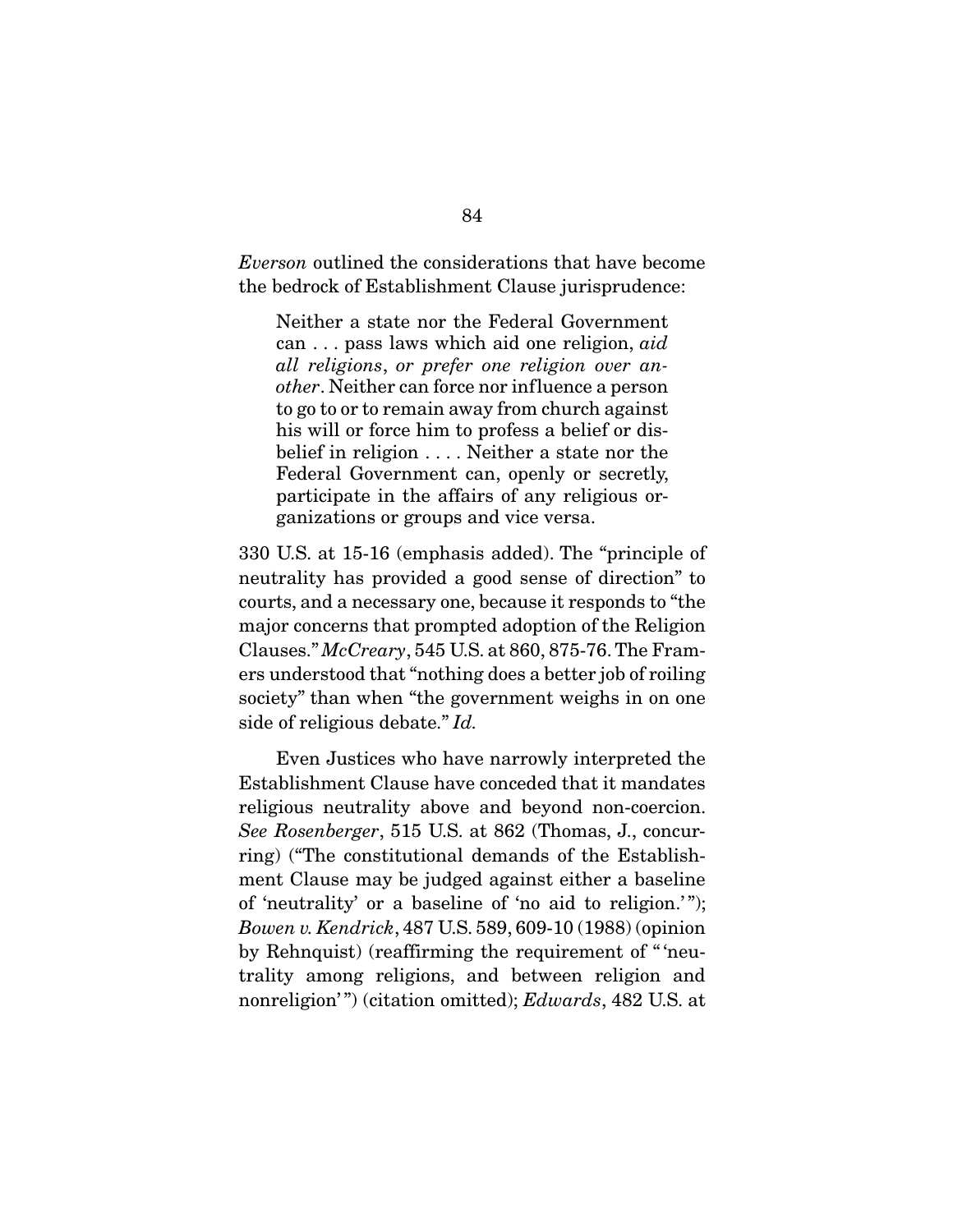*Everson* outlined the considerations that have become the bedrock of Establishment Clause jurisprudence:

> Neither a state nor the Federal Government can . . . pass laws which aid one religion, *aid all religions*, *or prefer one religion over another*. Neither can force nor influence a person to go to or to remain away from church against his will or force him to profess a belief or disbelief in religion . . . . Neither a state nor the Federal Government can, openly or secretly, participate in the affairs of any religious organizations or groups and vice versa.

330 U.S. at 15-16 (emphasis added). The "principle of neutrality has provided a good sense of direction" to courts, and a necessary one, because it responds to "the major concerns that prompted adoption of the Religion Clauses." *McCreary*, 545 U.S. at 860, 875-76. The Framers understood that "nothing does a better job of roiling society" than when "the government weighs in on one side of religious debate." *Id.*

Even Justices who have narrowly interpreted the Establishment Clause have conceded that it mandates religious neutrality above and beyond non-coercion. *See Rosenberger*, 515 U.S. at 862 (Thomas, J., concurring) ("The constitutional demands of the Establishment Clause may be judged against either a baseline of 'neutrality' or a baseline of 'no aid to religion.'"); *Bowen v. Kendrick*, 487 U.S. 589, 609-10 (1988) (opinion by Rehnquist) (reaffirming the requirement of "'neutrality among religions, and between religion and nonreligion'") (citation omitted); *Edwards*, 482 U.S. at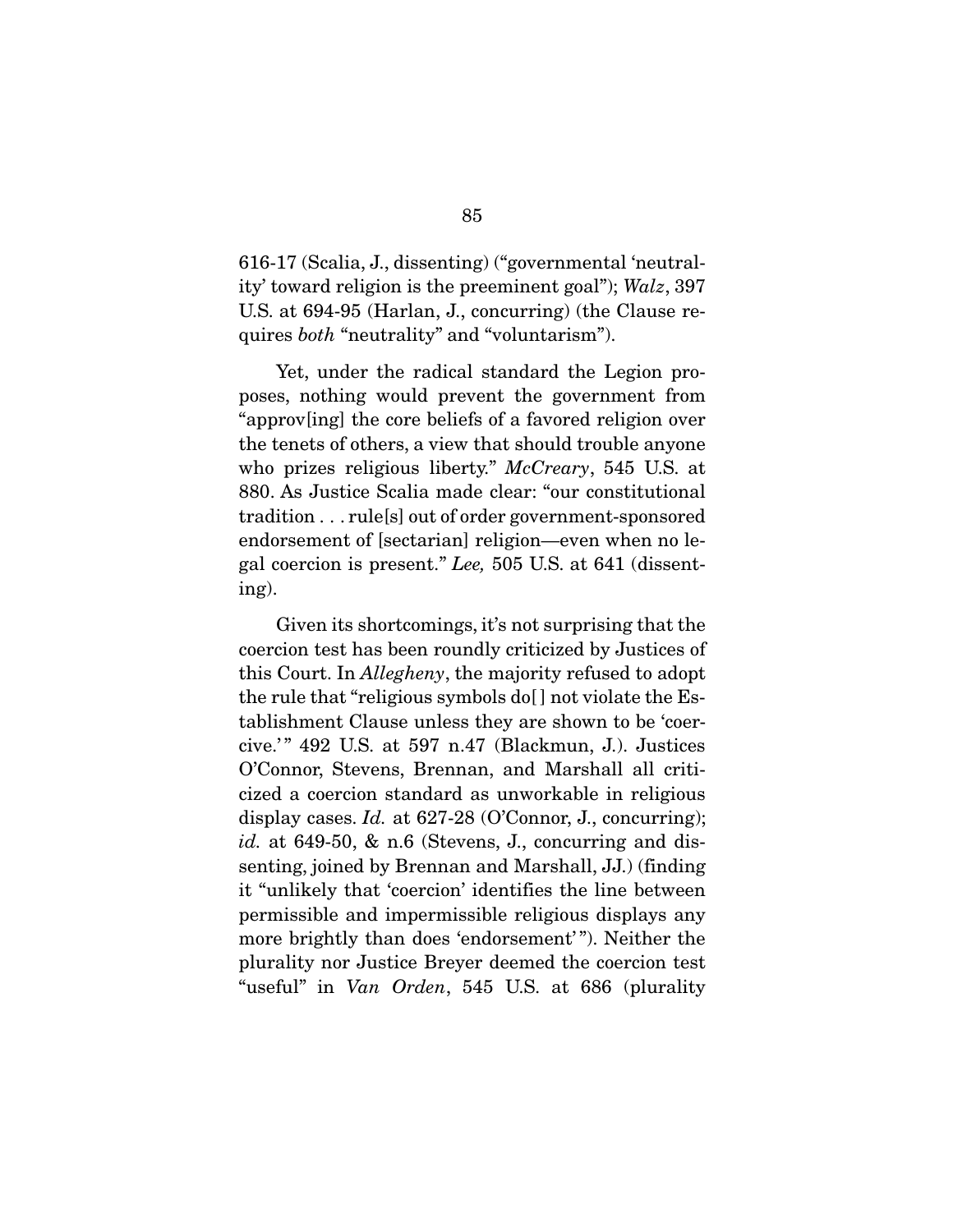616-17 (Scalia, J., dissenting) ("governmental 'neutrality' toward religion is the preeminent goal"); *Walz*, 397 U.S. at 694-95 (Harlan, J., concurring) (the Clause requires *both* "neutrality" and "voluntarism").

Yet, under the radical standard the Legion proposes, nothing would prevent the government from "approv[ing] the core beliefs of a favored religion over the tenets of others, a view that should trouble anyone who prizes religious liberty." *McCreary*, 545 U.S. at 880. As Justice Scalia made clear: "our constitutional tradition . . . rule[s] out of order government-sponsored endorsement of [sectarian] religion—even when no legal coercion is present." *Lee,* 505 U.S. at 641 (dissenting).

Given its shortcomings, it's not surprising that the coercion test has been roundly criticized by Justices of this Court. In *Allegheny*, the majority refused to adopt the rule that "religious symbols do[ ] not violate the Establishment Clause unless they are shown to be 'coercive.'" 492 U.S. at 597 n.47 (Blackmun, J.). Justices O'Connor, Stevens, Brennan, and Marshall all criticized a coercion standard as unworkable in religious display cases. *Id.* at 627-28 (O'Connor, J., concurring); *id.* at 649-50, & n.6 (Stevens, J., concurring and dissenting, joined by Brennan and Marshall, JJ.) (finding it "unlikely that 'coercion' identifies the line between permissible and impermissible religious displays any more brightly than does 'endorsement'"). Neither the plurality nor Justice Breyer deemed the coercion test "useful" in *Van Orden*, 545 U.S. at 686 (plurality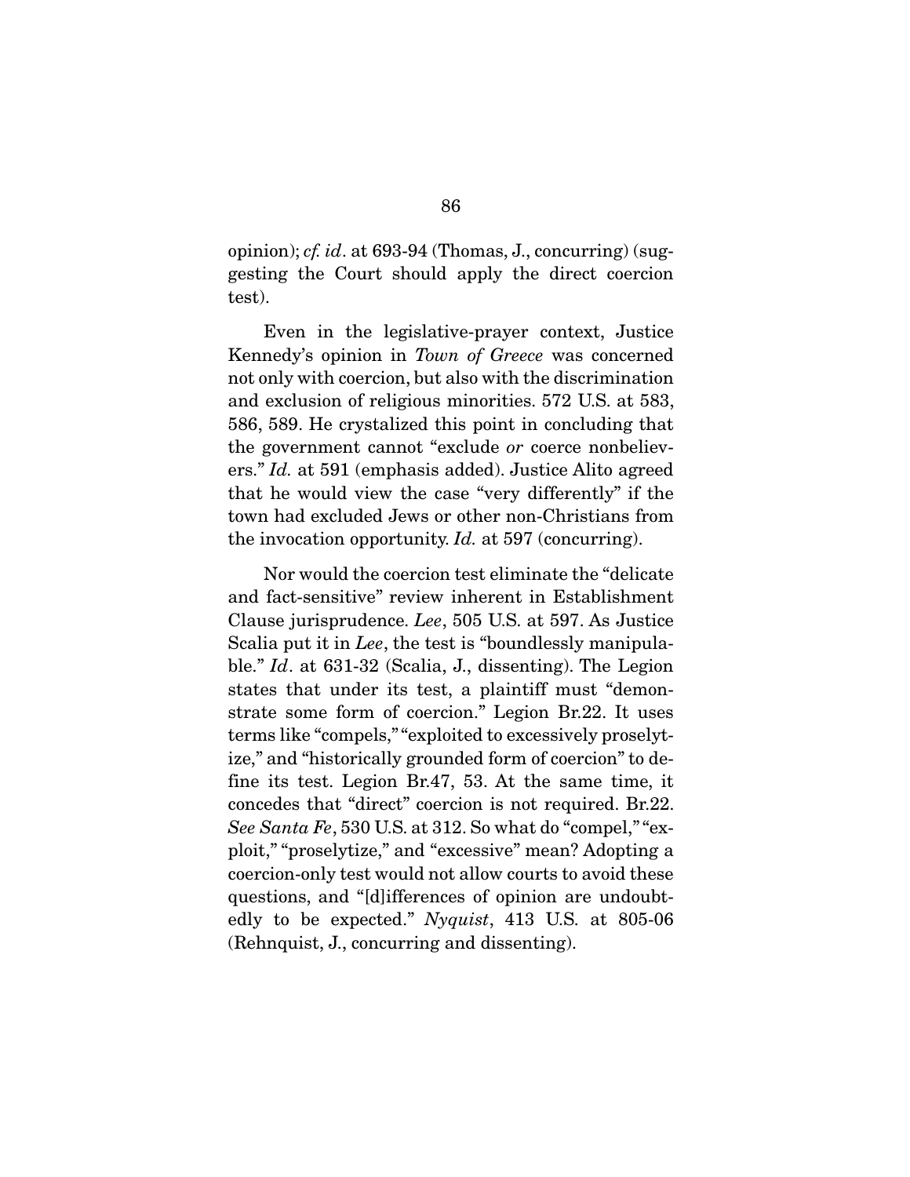opinion); *cf. id*. at 693-94 (Thomas, J., concurring) (suggesting the Court should apply the direct coercion test).

Even in the legislative-prayer context, Justice Kennedy's opinion in *Town of Greece* was concerned not only with coercion, but also with the discrimination and exclusion of religious minorities. 572 U.S. at 583, 586, 589. He crystalized this point in concluding that the government cannot "exclude *or* coerce nonbelievers." *Id.* at 591 (emphasis added). Justice Alito agreed that he would view the case "very differently" if the town had excluded Jews or other non-Christians from the invocation opportunity. *Id.* at 597 (concurring).

Nor would the coercion test eliminate the "delicate and fact-sensitive" review inherent in Establishment Clause jurisprudence. *Lee*, 505 U.S. at 597. As Justice Scalia put it in *Lee*, the test is "boundlessly manipulable." *Id*. at 631-32 (Scalia, J., dissenting). The Legion states that under its test, a plaintiff must "demonstrate some form of coercion." Legion Br.22. It uses terms like "compels," "exploited to excessively proselytize," and "historically grounded form of coercion" to define its test. Legion Br.47, 53. At the same time, it concedes that "direct" coercion is not required. Br.22. *See Santa Fe*, 530 U.S. at 312. So what do "compel," "exploit," "proselytize," and "excessive" mean? Adopting a coercion-only test would not allow courts to avoid these questions, and "[d]ifferences of opinion are undoubtedly to be expected." *Nyquist*, 413 U.S. at 805-06 (Rehnquist, J., concurring and dissenting).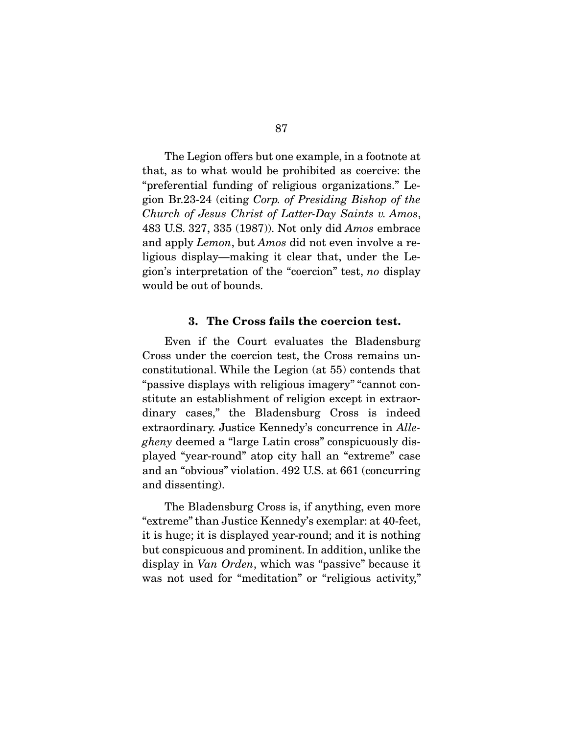The Legion offers but one example, in a footnote at that, as to what would be prohibited as coercive: the "preferential funding of religious organizations." Legion Br.23-24 (citing *Corp. of Presiding Bishop of the Church of Jesus Christ of Latter-Day Saints v. Amos*, 483 U.S. 327, 335 (1987)). Not only did *Amos* embrace and apply *Lemon*, but *Amos* did not even involve a religious display—making it clear that, under the Legion's interpretation of the "coercion" test, *no* display would be out of bounds.

### 3. The Cross fails the coercion test.

Even if the Court evaluates the Bladensburg Cross under the coercion test, the Cross remains unconstitutional. While the Legion (at 55) contends that "passive displays with religious imagery" "cannot constitute an establishment of religion except in extraordinary cases," the Bladensburg Cross is indeed extraordinary. Justice Kennedy's concurrence in *Allegheny* deemed a "large Latin cross" conspicuously displayed "year-round" atop city hall an "extreme" case and an "obvious" violation. 492 U.S. at 661 (concurring and dissenting).

The Bladensburg Cross is, if anything, even more "extreme" than Justice Kennedy's exemplar: at 40-feet, it is huge; it is displayed year-round; and it is nothing but conspicuous and prominent. In addition, unlike the display in *Van Orden*, which was "passive" because it was not used for "meditation" or "religious activity,"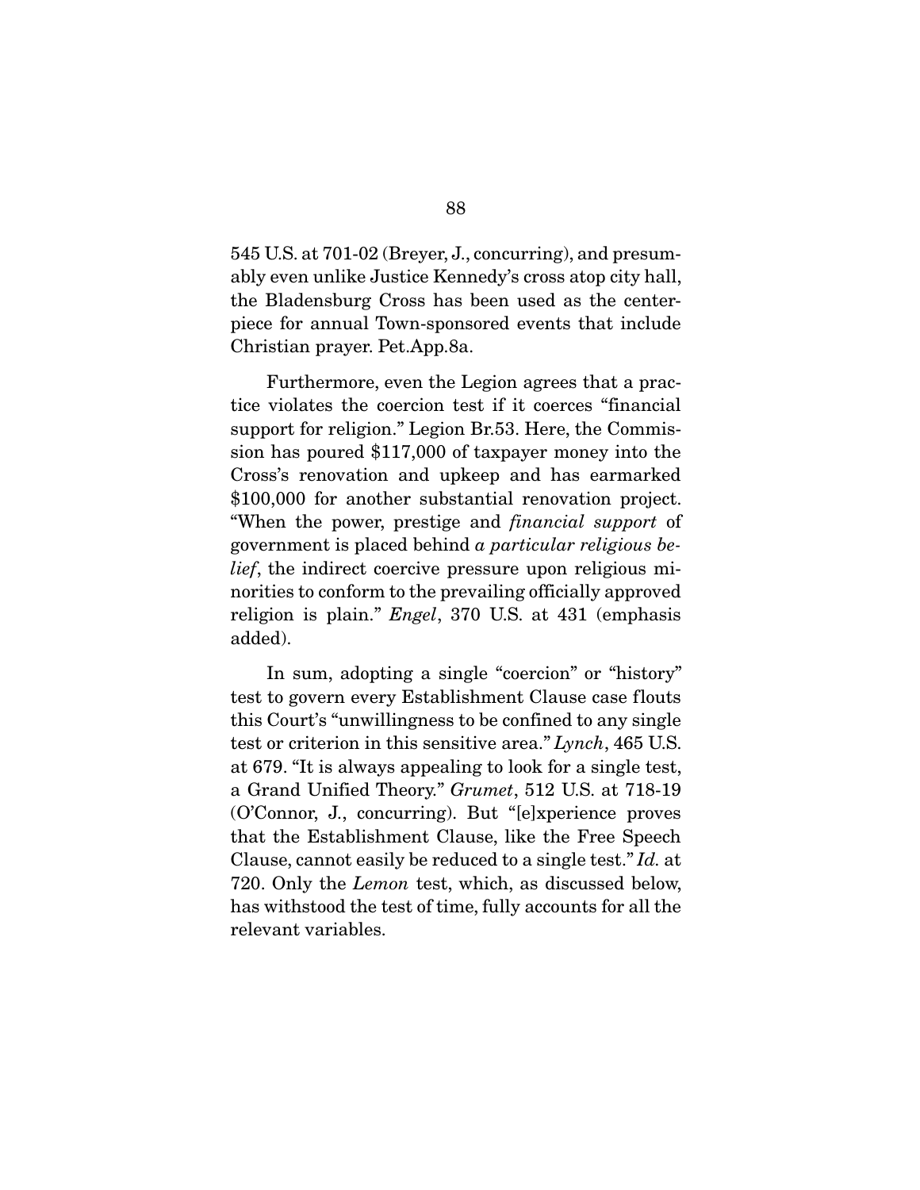545 U.S. at 701-02 (Breyer, J., concurring), and presumably even unlike Justice Kennedy's cross atop city hall, the Bladensburg Cross has been used as the centerpiece for annual Town-sponsored events that include Christian prayer. Pet.App.8a.

Furthermore, even the Legion agrees that a practice violates the coercion test if it coerces "financial support for religion." Legion Br.53. Here, the Commission has poured $117,000 of taxpayer money into the Cross's renovation and upkeep and has earmarked $100,000 for another substantial renovation project. "When the power, prestige and *financial support* of government is placed behind *a particular religious belief*, the indirect coercive pressure upon religious minorities to conform to the prevailing officially approved religion is plain." *Engel*, 370 U.S. at 431 (emphasis added).

In sum, adopting a single "coercion" or "history" test to govern every Establishment Clause case flouts this Court's "unwillingness to be confined to any single test or criterion in this sensitive area." *Lynch*, 465 U.S. at 679. "It is always appealing to look for a single test, a Grand Unified Theory." *Grumet*, 512 U.S. at 718-19 (O'Connor, J., concurring). But "[e]xperience proves that the Establishment Clause, like the Free Speech Clause, cannot easily be reduced to a single test." *Id.* at 720. Only the *Lemon* test, which, as discussed below, has withstood the test of time, fully accounts for all the relevant variables.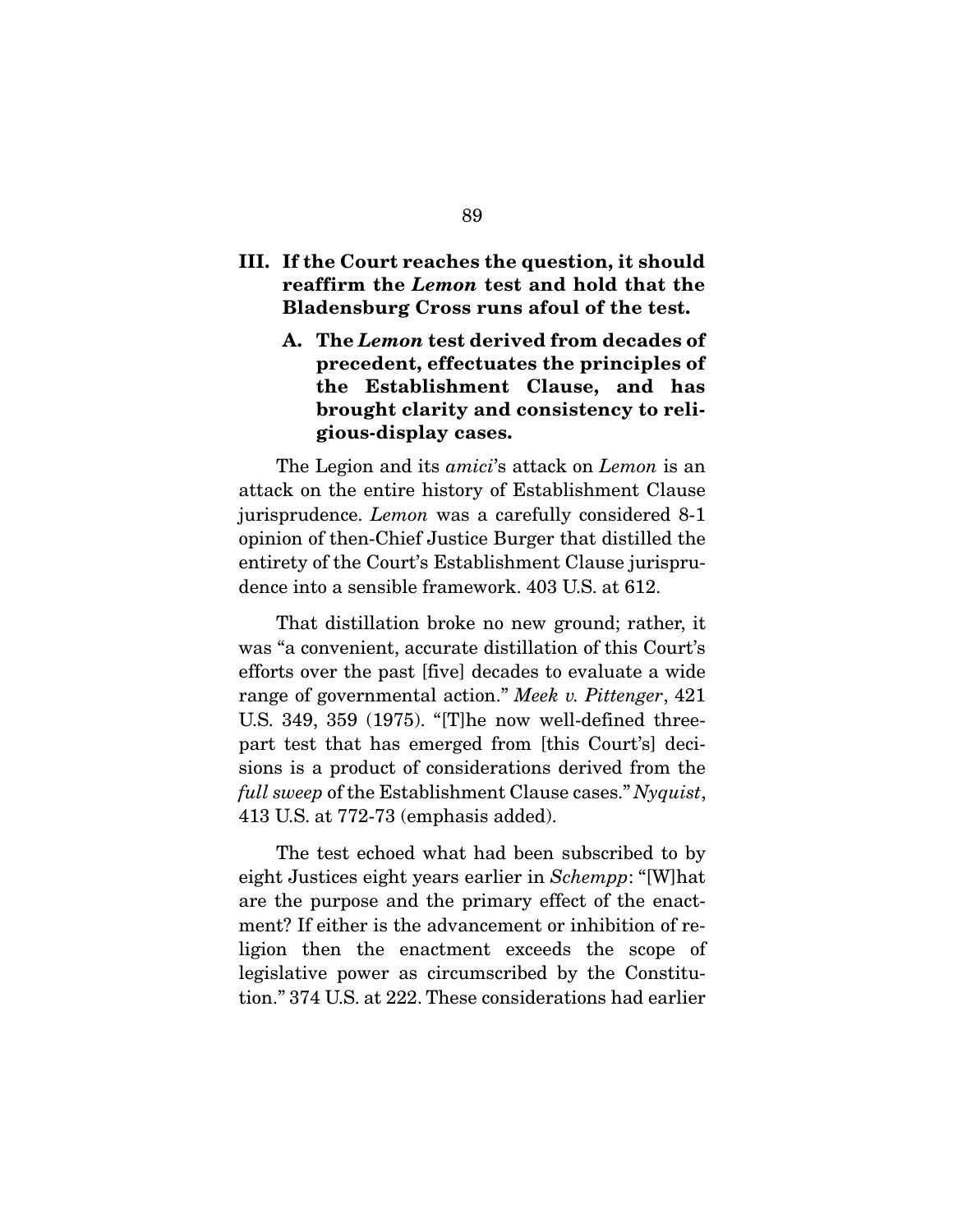## III. If the Court reaches the question, it should reaffirm the *Lemon* test and hold that the Bladensburg Cross runs afoul of the test.

### A. The *Lemon* test derived from decades of precedent, effectuates the principles of the Establishment Clause, and has brought clarity and consistency to religious-display cases.

The Legion and its *amici*'s attack on *Lemon* is an attack on the entire history of Establishment Clause jurisprudence. *Lemon* was a carefully considered 8-1 opinion of then-Chief Justice Burger that distilled the entirety of the Court's Establishment Clause jurisprudence into a sensible framework. 403 U.S. at 612.

That distillation broke no new ground; rather, it was "a convenient, accurate distillation of this Court's efforts over the past [five] decades to evaluate a wide range of governmental action." *Meek v. Pittenger*, 421 U.S. 349, 359 (1975). "[T]he now well-defined three-part test that has emerged from [this Court's] decisions is a product of considerations derived from the *full sweep* of the Establishment Clause cases." *Nyquist*, 413 U.S. at 772-73 (emphasis added).

The test echoed what had been subscribed to by eight Justices eight years earlier in *Schempp*: "[W]hat are the purpose and the primary effect of the enactment? If either is the advancement or inhibition of religion then the enactment exceeds the scope of legislative power as circumscribed by the Constitution." 374 U.S. at 222. These considerations had earlier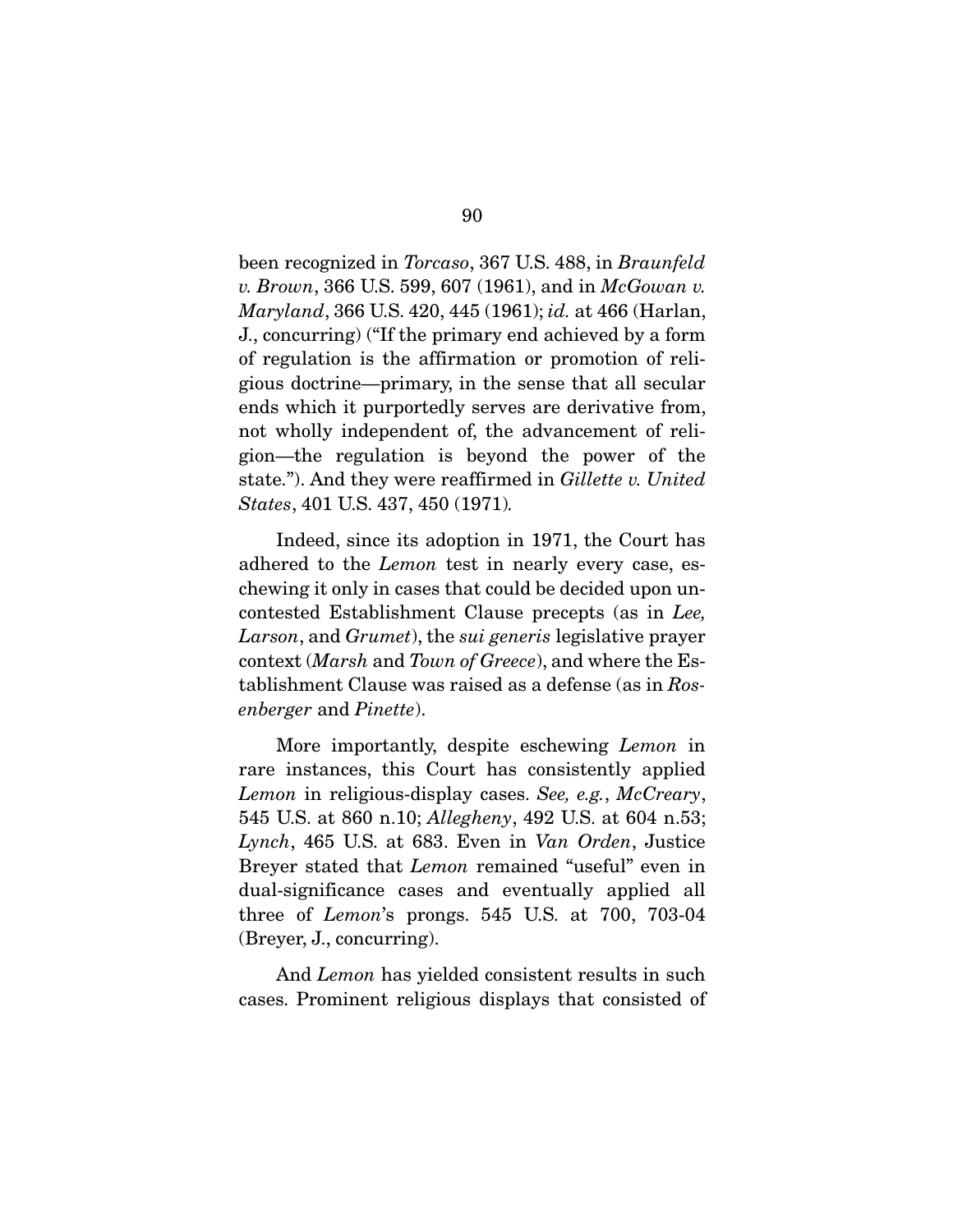been recognized in *Torcaso*, 367 U.S. 488, in *Braunfeld v. Brown*, 366 U.S. 599, 607 (1961), and in *McGowan v. Maryland*, 366 U.S. 420, 445 (1961); *id.* at 466 (Harlan, J., concurring) ("If the primary end achieved by a form of regulation is the affirmation or promotion of religious doctrine—primary, in the sense that all secular ends which it purportedly serves are derivative from, not wholly independent of, the advancement of religion—the regulation is beyond the power of the state."). And they were reaffirmed in *Gillette v. United States*, 401 U.S. 437, 450 (1971).

Indeed, since its adoption in 1971, the Court has adhered to the *Lemon* test in nearly every case, eschewing it only in cases that could be decided upon uncontested Establishment Clause precepts (as in *Lee, Larson*, and *Grumet*), the *sui generis* legislative prayer context (*Marsh* and *Town of Greece*), and where the Establishment Clause was raised as a defense (as in *Rosenberger* and *Pinette*).

More importantly, despite eschewing *Lemon* in rare instances, this Court has consistently applied *Lemon* in religious-display cases. *See, e.g.*, *McCreary*, 545 U.S. at 860 n.10; *Allegheny*, 492 U.S. at 604 n.53; *Lynch*, 465 U.S. at 683. Even in *Van Orden*, Justice Breyer stated that *Lemon* remained "useful" even in dual-significance cases and eventually applied all three of *Lemon*'s prongs. 545 U.S. at 700, 703-04 (Breyer, J., concurring).

And *Lemon* has yielded consistent results in such cases. Prominent religious displays that consisted of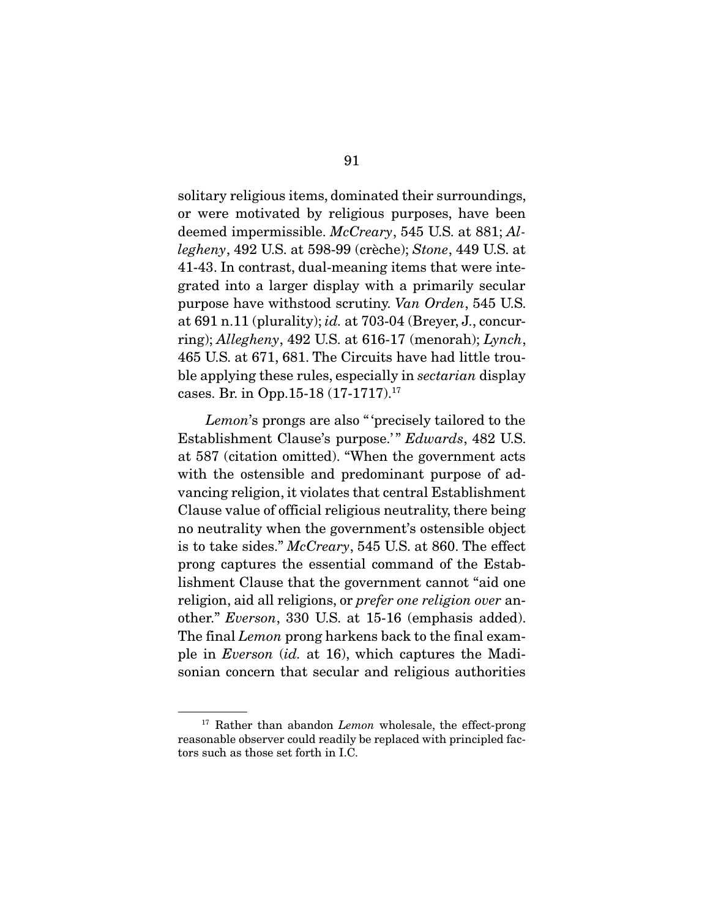solitary religious items, dominated their surroundings, or were motivated by religious purposes, have been deemed impermissible. *McCreary*, 545 U.S. at 881; *Allegheny*, 492 U.S. at 598-99 (crèche); *Stone*, 449 U.S. at 41-43. In contrast, dual-meaning items that were integrated into a larger display with a primarily secular purpose have withstood scrutiny. *Van Orden*, 545 U.S. at 691 n.11 (plurality); *id.* at 703-04 (Breyer, J., concurring); *Allegheny*, 492 U.S. at 616-17 (menorah); *Lynch*, 465 U.S. at 671, 681. The Circuits have had little trouble applying these rules, especially in *sectarian* display cases. Br. in Opp.15-18 (17-1717).[17]

*Lemon*'s prongs are also "'precisely tailored to the Establishment Clause's purpose.'" *Edwards*, 482 U.S. at 587 (citation omitted). "When the government acts with the ostensible and predominant purpose of advancing religion, it violates that central Establishment Clause value of official religious neutrality, there being no neutrality when the government's ostensible object is to take sides." *McCreary*, 545 U.S. at 860. The effect prong captures the essential command of the Establishment Clause that the government cannot "aid one religion, aid all religions, or *prefer one religion over* another." *Everson*, 330 U.S. at 15-16 (emphasis added). The final *Lemon* prong harkens back to the final example in *Everson* (*id.* at 16), which captures the Madisonian concern that secular and religious authorities

---

[17] Rather than abandon *Lemon* wholesale, the effect-prong reasonable observer could readily be replaced with principled factors such as those set forth in I.C.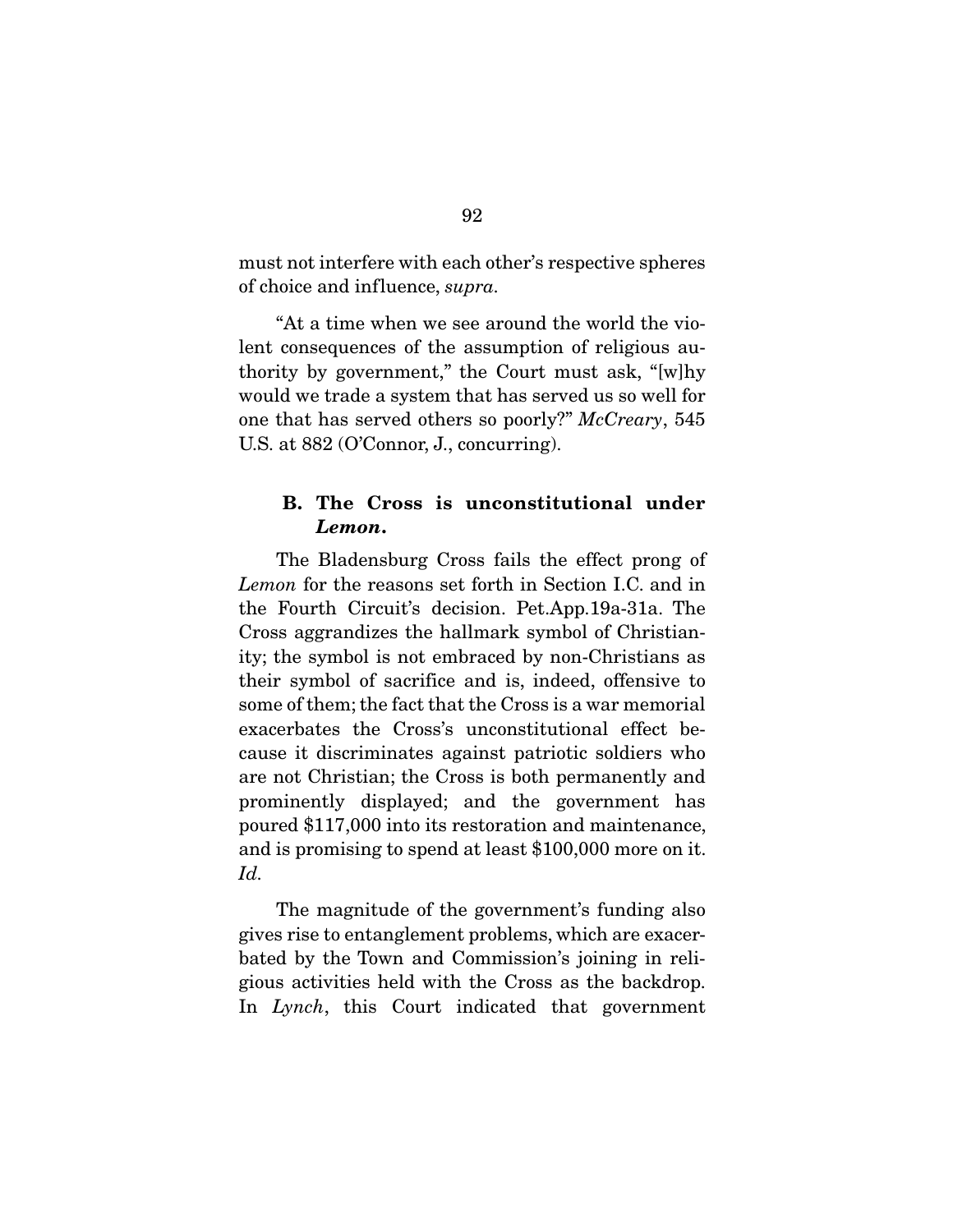must not interfere with each other's respective spheres of choice and influence, *supra*.

"At a time when we see around the world the violent consequences of the assumption of religious authority by government," the Court must ask, "[w]hy would we trade a system that has served us so well for one that has served others so poorly?" *McCreary*, 545 U.S. at 882 (O'Connor, J., concurring).

### B. The Cross is unconstitutional under *Lemon*.

The Bladensburg Cross fails the effect prong of *Lemon* for the reasons set forth in Section I.C. and in the Fourth Circuit's decision. Pet.App.19a-31a. The Cross aggrandizes the hallmark symbol of Christianity; the symbol is not embraced by non-Christians as their symbol of sacrifice and is, indeed, offensive to some of them; the fact that the Cross is a war memorial exacerbates the Cross's unconstitutional effect because it discriminates against patriotic soldiers who are not Christian; the Cross is both permanently and prominently displayed; and the government has poured $117,000 into its restoration and maintenance, and is promising to spend at least $100,000 more on it. *Id.*

The magnitude of the government's funding also gives rise to entanglement problems, which are exacerbated by the Town and Commission's joining in religious activities held with the Cross as the backdrop. In *Lynch*, this Court indicated that government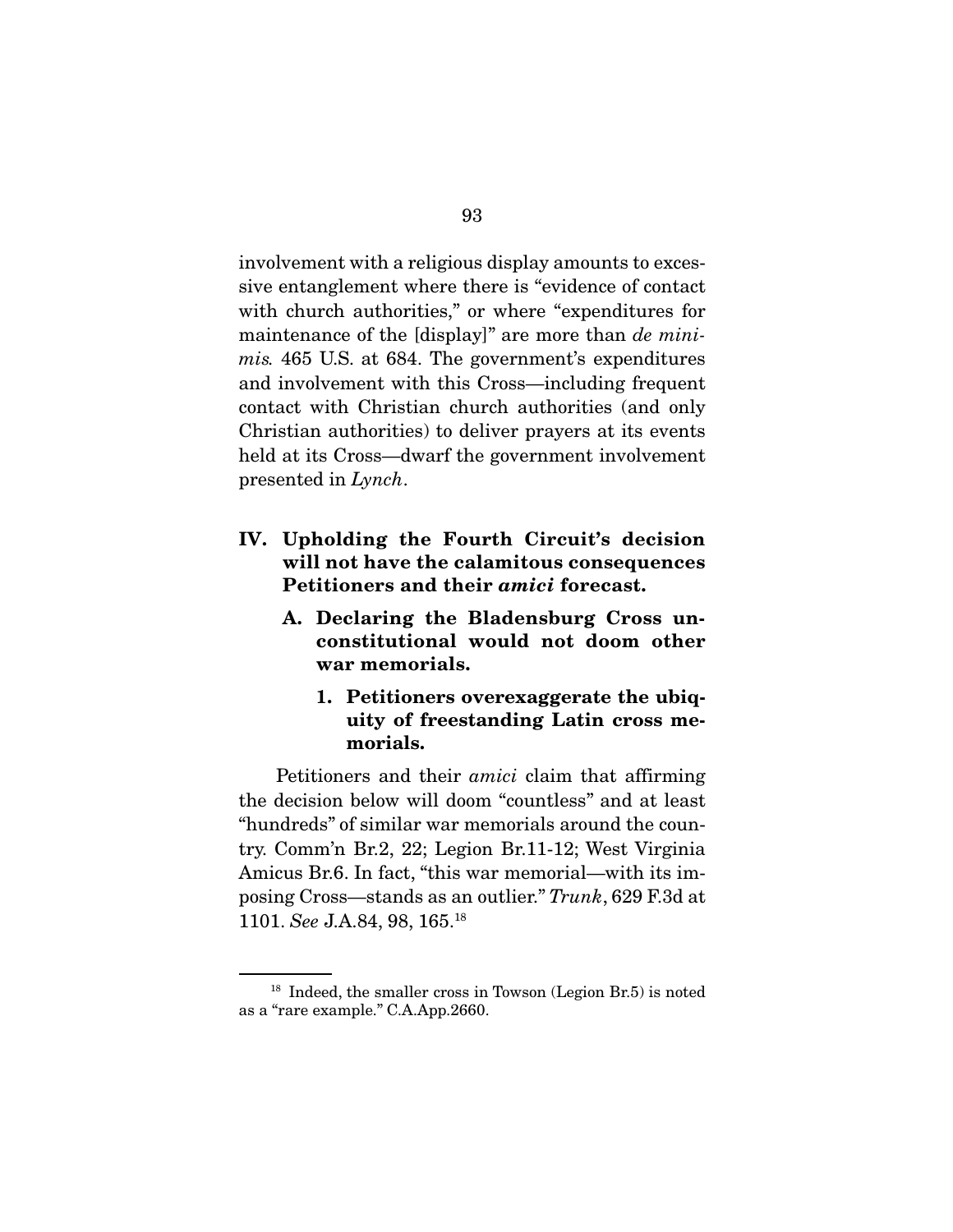involvement with a religious display amounts to excessive entanglement where there is "evidence of contact with church authorities," or where "expenditures for maintenance of the [display]" are more than *de minimis.* 465 U.S. at 684. The government's expenditures and involvement with this Cross—including frequent contact with Christian church authorities (and only Christian authorities) to deliver prayers at its events held at its Cross—dwarf the government involvement presented in *Lynch*.

## IV. Upholding the Fourth Circuit's decision will not have the calamitous consequences Petitioners and their *amici* forecast.

### A. Declaring the Bladensburg Cross unconstitutional would not doom other war memorials.

#### 1. Petitioners overexaggerate the ubiquity of freestanding Latin cross memorials.

Petitioners and their *amici* claim that affirming the decision below will doom "countless" and at least "hundreds" of similar war memorials around the country. Comm'n Br.2, 22; Legion Br.11-12; West Virginia Amicus Br.6. In fact, "this war memorial—with its imposing Cross—stands as an outlier." *Trunk*, 629 F.3d at 1101. *See* J.A.84, 98, 165.[18]

[18] Indeed, the smaller cross in Towson (Legion Br.5) is noted as a "rare example." C.A.App.2660.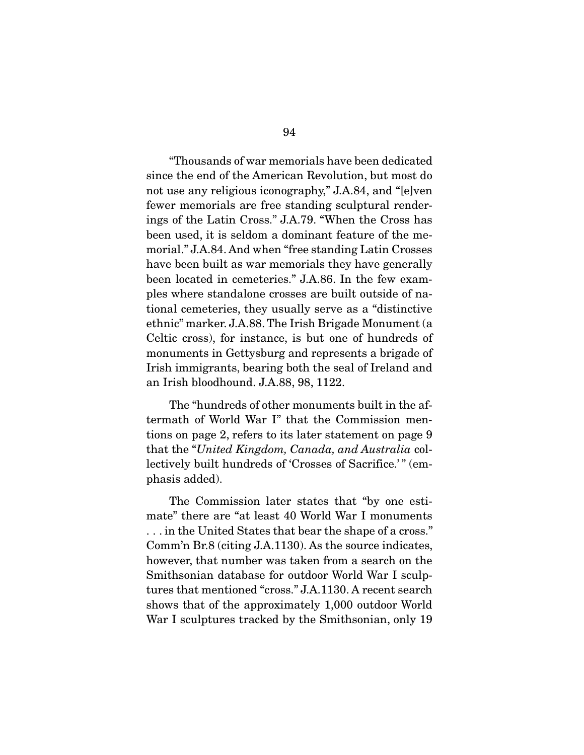"Thousands of war memorials have been dedicated since the end of the American Revolution, but most do not use any religious iconography," J.A.84, and "[e]ven fewer memorials are free standing sculptural renderings of the Latin Cross." J.A.79. "When the Cross has been used, it is seldom a dominant feature of the memorial." J.A.84. And when "free standing Latin Crosses have been built as war memorials they have generally been located in cemeteries." J.A.86. In the few examples where standalone crosses are built outside of national cemeteries, they usually serve as a "distinctive ethnic" marker. J.A.88. The Irish Brigade Monument (a Celtic cross), for instance, is but one of hundreds of monuments in Gettysburg and represents a brigade of Irish immigrants, bearing both the seal of Ireland and an Irish bloodhound. J.A.88, 98, 1122.

The "hundreds of other monuments built in the aftermath of World War I" that the Commission mentions on page 2, refers to its later statement on page 9 that the "*United Kingdom, Canada, and Australia* collectively built hundreds of 'Crosses of Sacrifice.'" (emphasis added).

The Commission later states that "by one estimate" there are "at least 40 World War I monuments . . . in the United States that bear the shape of a cross." Comm'n Br.8 (citing J.A.1130). As the source indicates, however, that number was taken from a search on the Smithsonian database for outdoor World War I sculptures that mentioned "cross." J.A.1130. A recent search shows that of the approximately 1,000 outdoor World War I sculptures tracked by the Smithsonian, only 19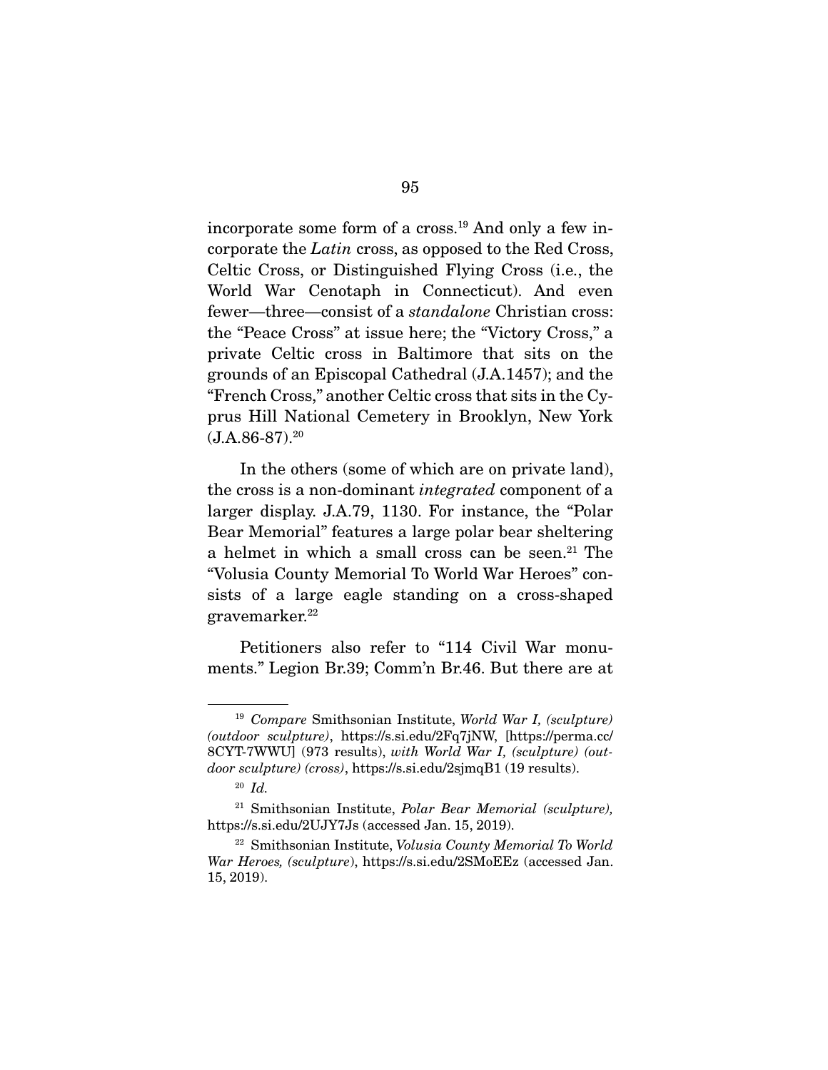incorporate some form of a cross.[19] And only a few incorporate the *Latin* cross, as opposed to the Red Cross, Celtic Cross, or Distinguished Flying Cross (i.e., the World War Cenotaph in Connecticut). And even fewer—three—consist of a *standalone* Christian cross: the "Peace Cross" at issue here; the "Victory Cross," a private Celtic cross in Baltimore that sits on the grounds of an Episcopal Cathedral (J.A.1457); and the "French Cross," another Celtic cross that sits in the Cyprus Hill National Cemetery in Brooklyn, New York (J.A.86-87).[20]

In the others (some of which are on private land), the cross is a non-dominant *integrated* component of a larger display. J.A.79, 1130. For instance, the "Polar Bear Memorial" features a large polar bear sheltering a helmet in which a small cross can be seen.[21] The "Volusia County Memorial To World War Heroes" consists of a large eagle standing on a cross-shaped gravemarker.[22]

Petitioners also refer to "114 Civil War monuments." Legion Br.39; Comm'n Br.46. But there are at

---

[19] *Compare* Smithsonian Institute, *World War I, (sculpture) (outdoor sculpture)*, https://s.si.edu/2Fq7jNW, [https://perma.cc/8CYT-7WWU] (973 results), *with World War I, (sculpture) (outdoor sculpture) (cross)*, https://s.si.edu/2sjmqB1 (19 results).

[20] *Id.*

[21] Smithsonian Institute, *Polar Bear Memorial (sculpture),* https://s.si.edu/2UJY7Js (accessed Jan. 15, 2019).

[22] Smithsonian Institute, *Volusia County Memorial To World War Heroes, (sculpture)*, https://s.si.edu/2SMoEEz (accessed Jan. 15, 2019).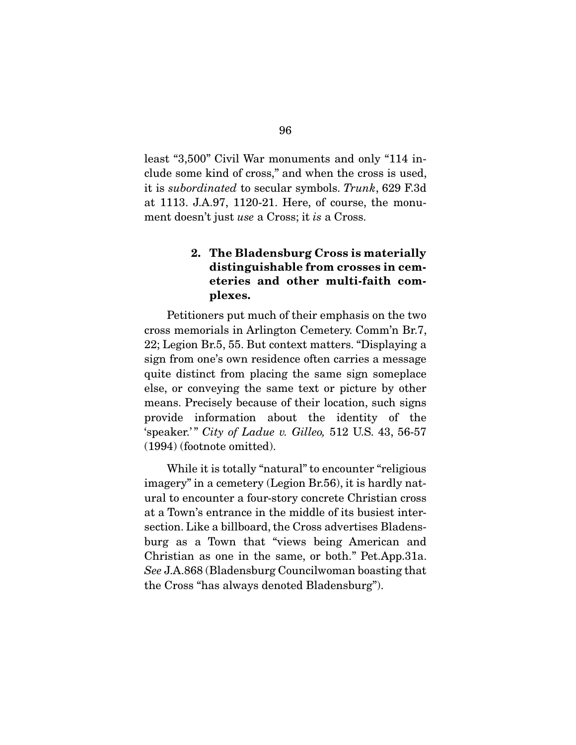least "3,500" Civil War monuments and only "114 include some kind of cross," and when the cross is used, it is *subordinated* to secular symbols. *Trunk*, 629 F.3d at 1113. J.A.97, 1120-21. Here, of course, the monument doesn't just *use* a Cross; it *is* a Cross.

#### 2. The Bladensburg Cross is materially distinguishable from crosses in cemeteries and other multi-faith complexes.

Petitioners put much of their emphasis on the two cross memorials in Arlington Cemetery. Comm'n Br.7, 22; Legion Br.5, 55. But context matters. "Displaying a sign from one's own residence often carries a message quite distinct from placing the same sign someplace else, or conveying the same text or picture by other means. Precisely because of their location, such signs provide information about the identity of the 'speaker.'" *City of Ladue v. Gilleo,* 512 U.S. 43, 56-57 (1994) (footnote omitted).

While it is totally "natural" to encounter "religious imagery" in a cemetery (Legion Br.56), it is hardly natural to encounter a four-story concrete Christian cross at a Town's entrance in the middle of its busiest intersection. Like a billboard, the Cross advertises Bladensburg as a Town that "views being American and Christian as one in the same, or both." Pet.App.31a. *See* J.A.868 (Bladensburg Councilwoman boasting that the Cross "has always denoted Bladensburg").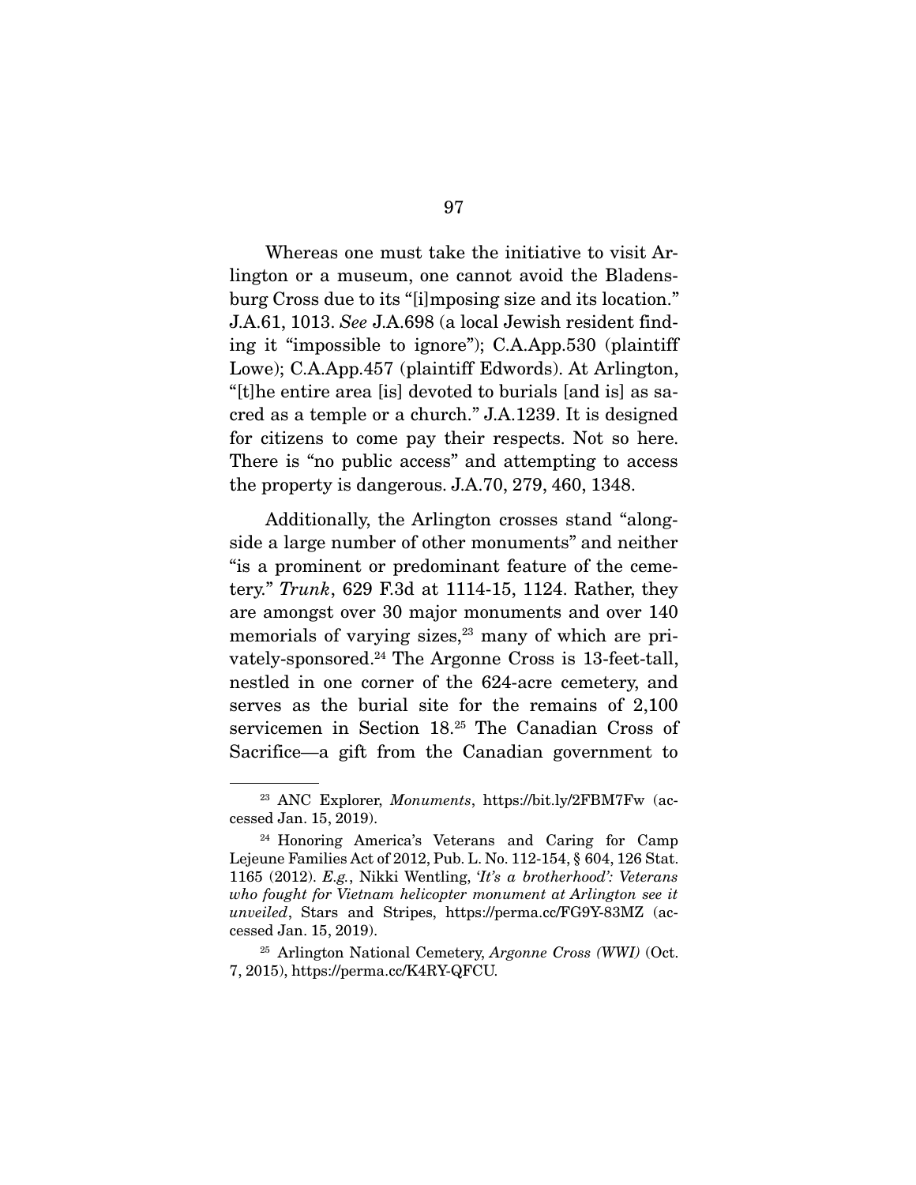Whereas one must take the initiative to visit Arlington or a museum, one cannot avoid the Bladensburg Cross due to its "[i]mposing size and its location." J.A.61, 1013. *See* J.A.698 (a local Jewish resident finding it "impossible to ignore"); C.A.App.530 (plaintiff Lowe); C.A.App.457 (plaintiff Edwords). At Arlington, "[t]he entire area [is] devoted to burials [and is] as sacred as a temple or a church." J.A.1239. It is designed for citizens to come pay their respects. Not so here. There is "no public access" and attempting to access the property is dangerous. J.A.70, 279, 460, 1348.

Additionally, the Arlington crosses stand "alongside a large number of other monuments" and neither "is a prominent or predominant feature of the cemetery." *Trunk*, 629 F.3d at 1114-15, 1124. Rather, they are amongst over 30 major monuments and over 140 memorials of varying sizes,[23] many of which are privately-sponsored.[24] The Argonne Cross is 13-feet-tall, nestled in one corner of the 624-acre cemetery, and serves as the burial site for the remains of 2,100 servicemen in Section 18.[25] The Canadian Cross of Sacrifice—a gift from the Canadian government to

---

[23] ANC Explorer, *Monuments*, https://bit.ly/2FBM7Fw (accessed Jan. 15, 2019).

[24] Honoring America's Veterans and Caring for Camp Lejeune Families Act of 2012, Pub. L. No. 112-154, § 604, 126 Stat. 1165 (2012). *E.g.*, Nikki Wentling, *'It's a brotherhood': Veterans who fought for Vietnam helicopter monument at Arlington see it unveiled*, Stars and Stripes, https://perma.cc/FG9Y-83MZ (accessed Jan. 15, 2019).

[25] Arlington National Cemetery, *Argonne Cross (WWI)* (Oct. 7, 2015), https://perma.cc/K4RY-QFCU.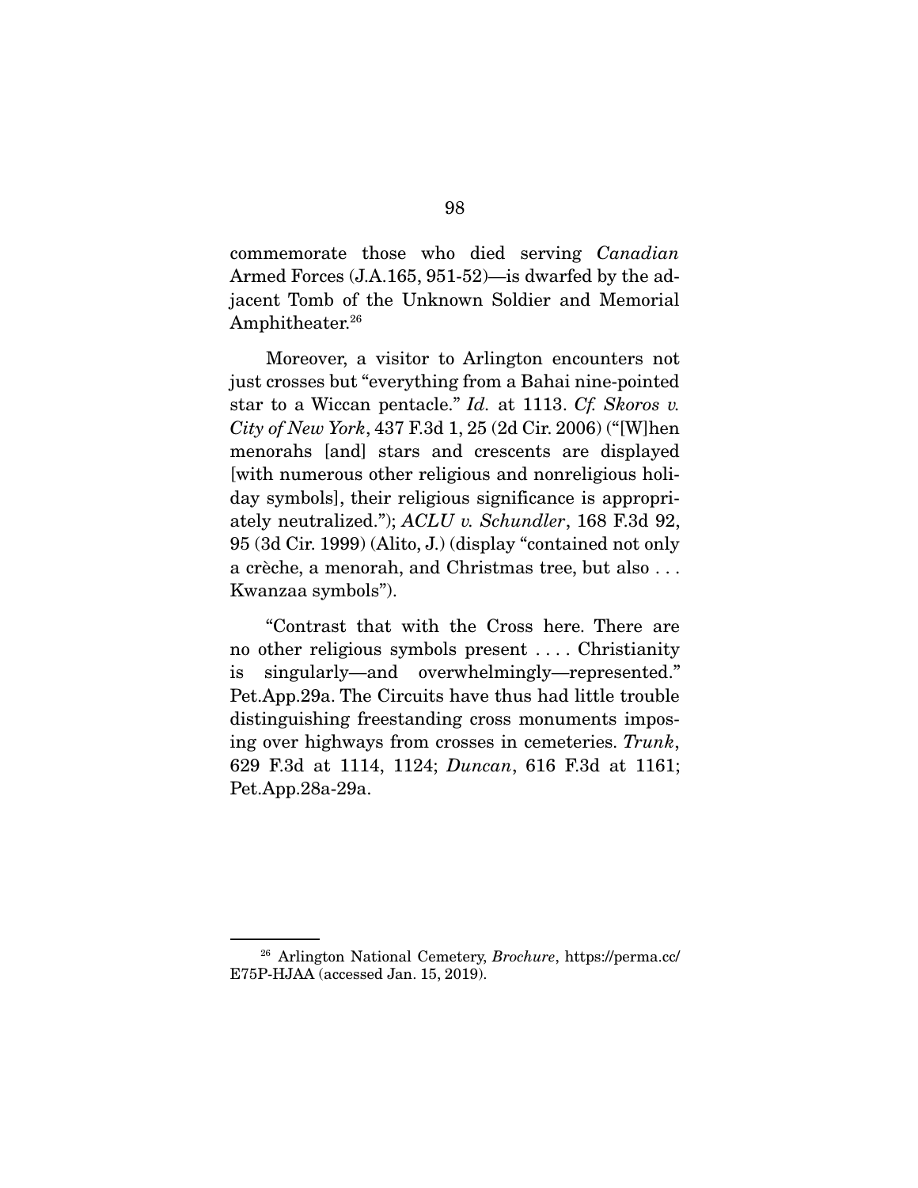commemorate those who died serving *Canadian* Armed Forces (J.A.165, 951-52)—is dwarfed by the adjacent Tomb of the Unknown Soldier and Memorial Amphitheater.[26]

Moreover, a visitor to Arlington encounters not just crosses but "everything from a Bahai nine-pointed star to a Wiccan pentacle." *Id.* at 1113. *Cf. Skoros v. City of New York*, 437 F.3d 1, 25 (2d Cir. 2006) ("[W]hen menorahs [and] stars and crescents are displayed [with numerous other religious and nonreligious holiday symbols], their religious significance is appropriately neutralized."); *ACLU v. Schundler*, 168 F.3d 92, 95 (3d Cir. 1999) (Alito, J.) (display "contained not only a crèche, a menorah, and Christmas tree, but also . . . Kwanzaa symbols").

"Contrast that with the Cross here. There are no other religious symbols present . . . . Christianity is singularly—and overwhelmingly—represented." Pet.App.29a. The Circuits have thus had little trouble distinguishing freestanding cross monuments imposing over highways from crosses in cemeteries. *Trunk*, 629 F.3d at 1114, 1124; *Duncan*, 616 F.3d at 1161; Pet.App.28a-29a.

---

[26] Arlington National Cemetery, *Brochure*, https://perma.cc/E75P-HJAA (accessed Jan. 15, 2019).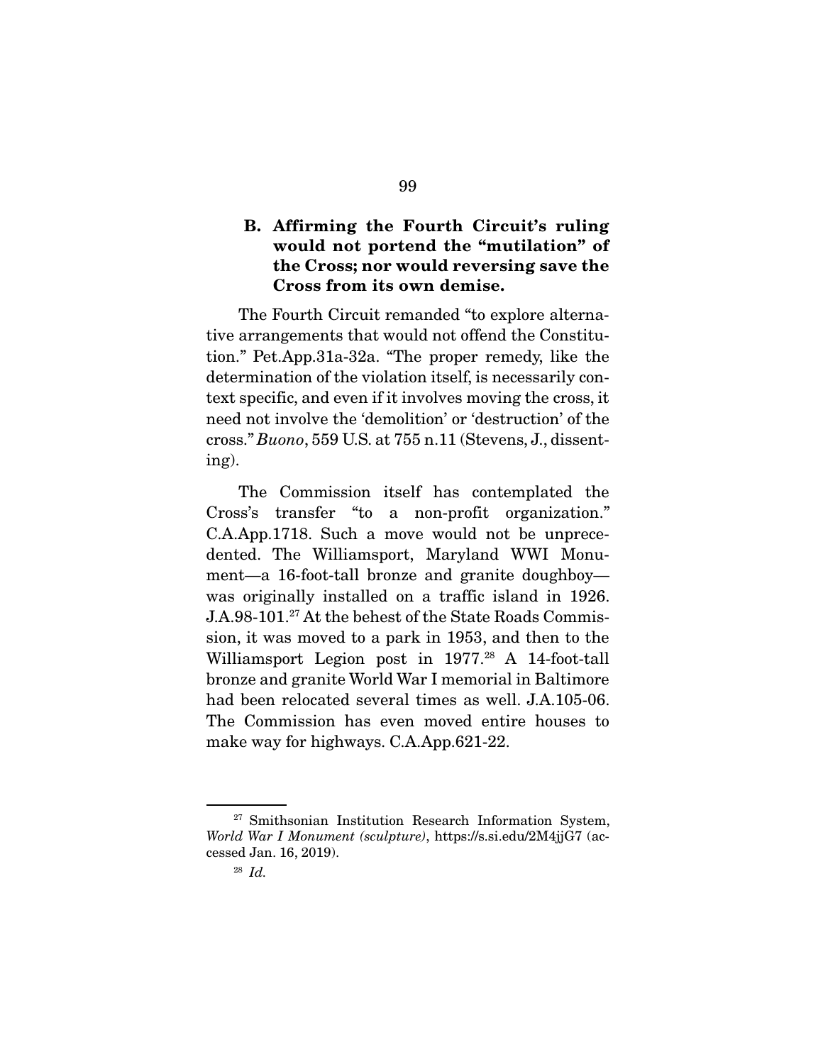### B. Affirming the Fourth Circuit's ruling would not portend the "mutilation" of the Cross; nor would reversing save the Cross from its own demise.

The Fourth Circuit remanded "to explore alternative arrangements that would not offend the Constitution." Pet.App.31a-32a. "The proper remedy, like the determination of the violation itself, is necessarily context specific, and even if it involves moving the cross, it need not involve the 'demolition' or 'destruction' of the cross." *Buono*, 559 U.S. at 755 n.11 (Stevens, J., dissenting).

The Commission itself has contemplated the Cross's transfer "to a non-profit organization." C.A.App.1718. Such a move would not be unprecedented. The Williamsport, Maryland WWI Monument—a 16-foot-tall bronze and granite doughboy—was originally installed on a traffic island in 1926. J.A.98-101.[27] At the behest of the State Roads Commission, it was moved to a park in 1953, and then to the Williamsport Legion post in 1977.[28] A 14-foot-tall bronze and granite World War I memorial in Baltimore had been relocated several times as well. J.A.105-06. The Commission has even moved entire houses to make way for highways. C.A.App.621-22.

---

[27] Smithsonian Institution Research Information System, *World War I Monument (sculpture)*, https://s.si.edu/2M4jjG7 (accessed Jan. 16, 2019).

[28] *Id.*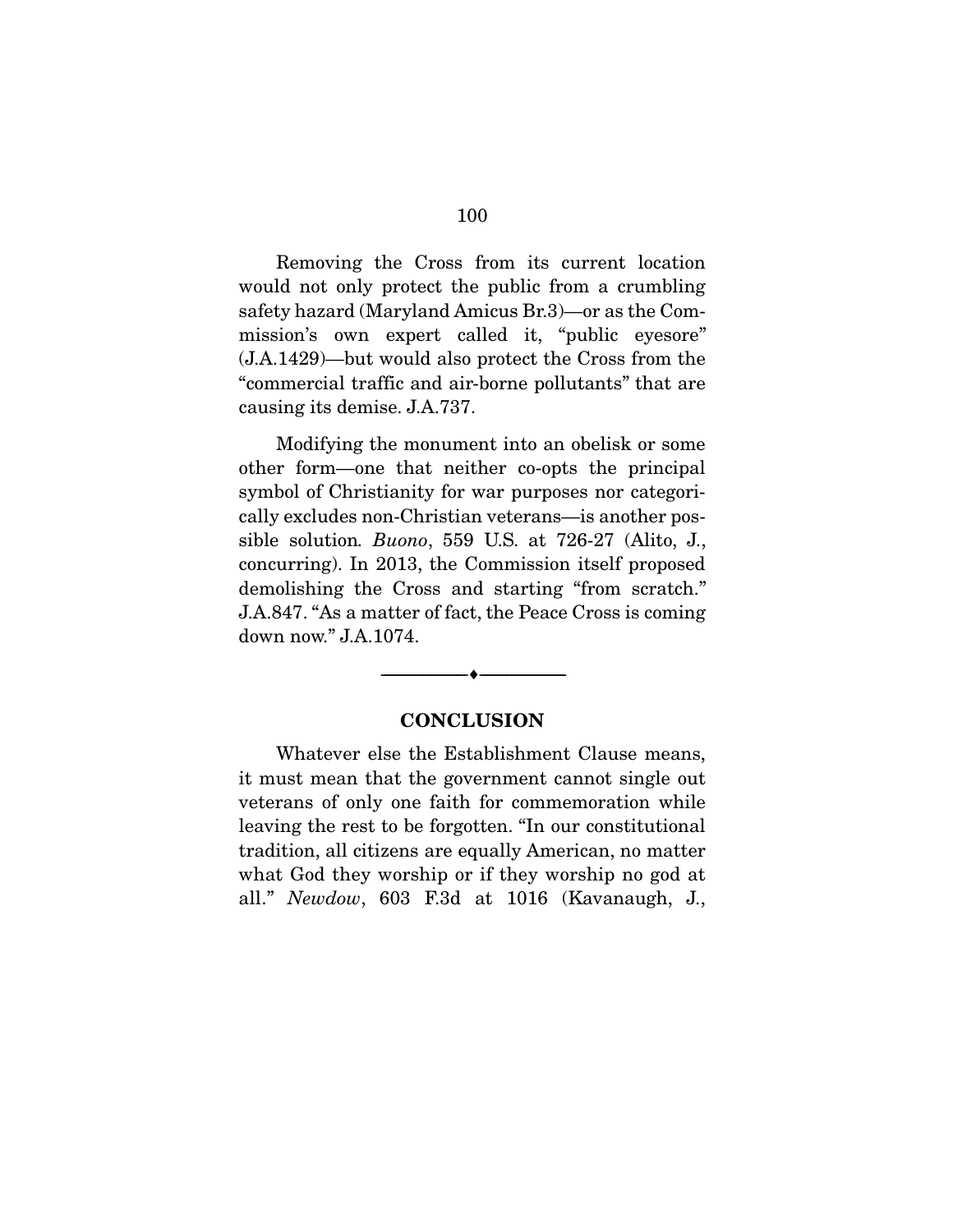Removing the Cross from its current location would not only protect the public from a crumbling safety hazard (Maryland Amicus Br.3)—or as the Commission's own expert called it, "public eyesore" (J.A.1429)—but would also protect the Cross from the "commercial traffic and air-borne pollutants" that are causing its demise. J.A.737.

Modifying the monument into an obelisk or some other form—one that neither co-opts the principal symbol of Christianity for war purposes nor categorically excludes non-Christian veterans—is another possible solution. *Buono*, 559 U.S. at 726-27 (Alito, J., concurring). In 2013, the Commission itself proposed demolishing the Cross and starting "from scratch." J.A.847. "As a matter of fact, the Peace Cross is coming down now." J.A.1074.

---

## CONCLUSION

Whatever else the Establishment Clause means, it must mean that the government cannot single out veterans of only one faith for commemoration while leaving the rest to be forgotten. "In our constitutional tradition, all citizens are equally American, no matter what God they worship or if they worship no god at all." *Newdow*, 603 F.3d at 1016 (Kavanaugh, J.,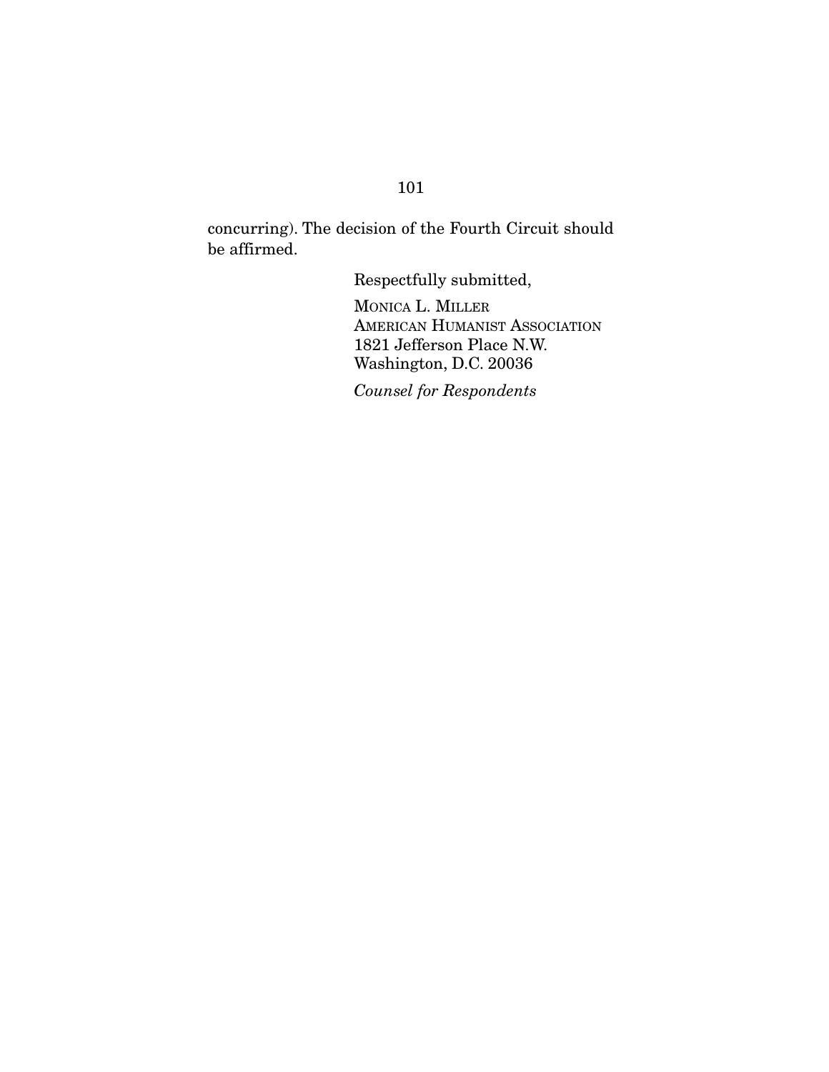concurring). The decision of the Fourth Circuit should be affirmed.

Respectfully submitted,

MONICA L. MILLER
AMERICAN HUMANIST ASSOCIATION
1821 Jefferson Place N.W.
Washington, D.C. 20036

*Counsel for Respondents*